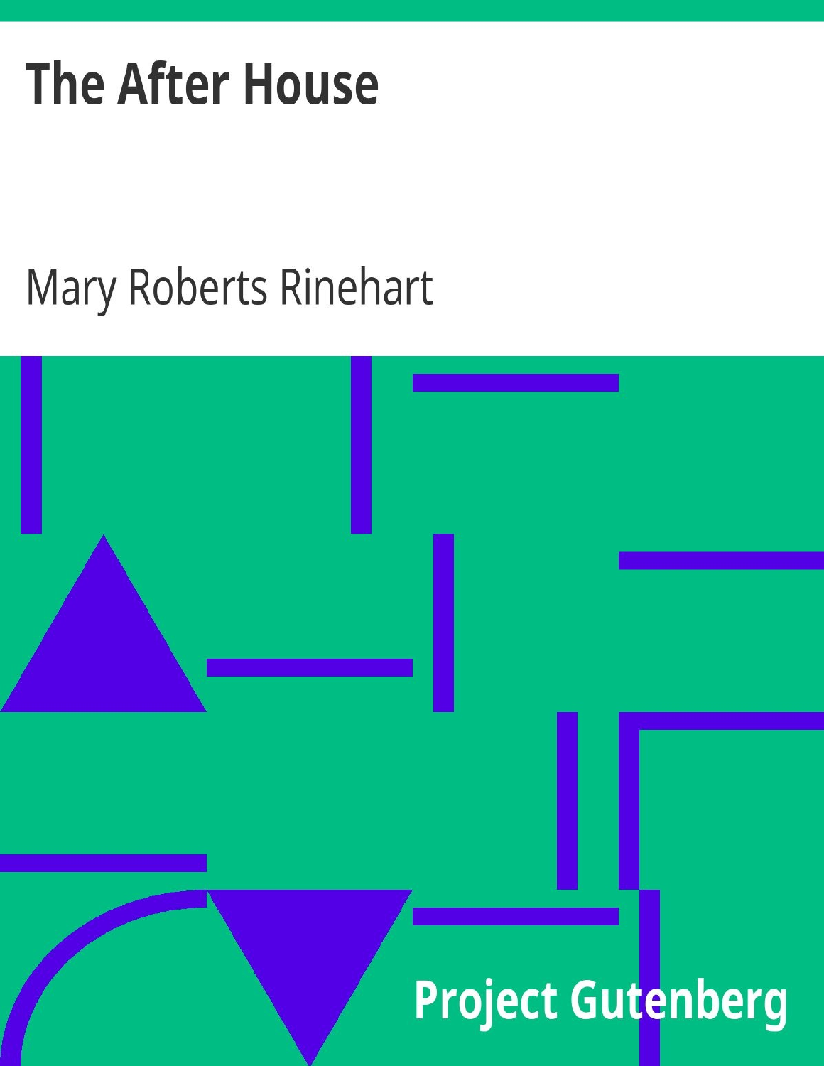# The After House

Mary Roberts Rinehart

Project Gutenberg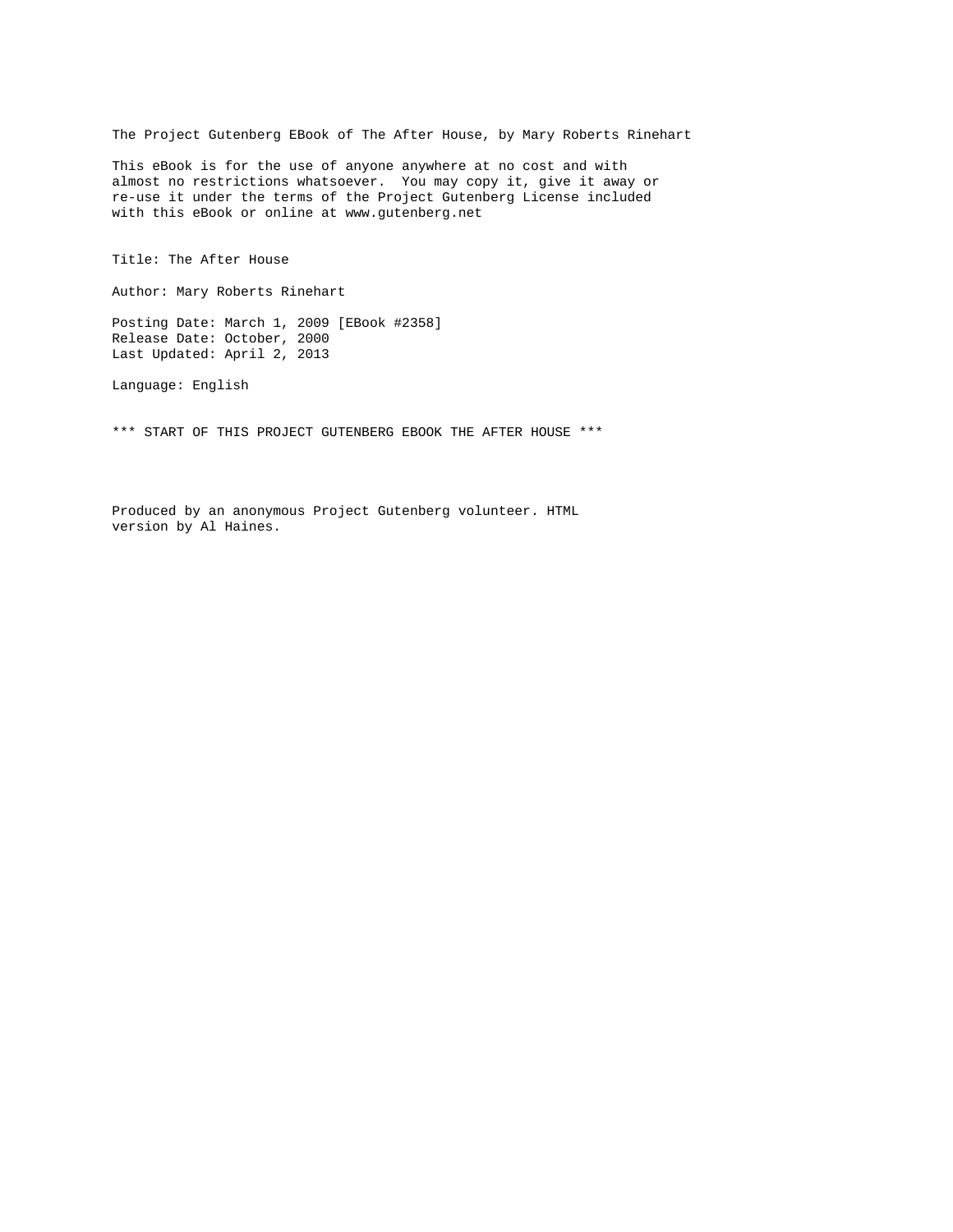The Project Gutenberg EBook of The After House, by Mary Roberts Rinehart

This eBook is for the use of anyone anywhere at no cost and with almost no restrictions whatsoever. You may copy it, give it away or re-use it under the terms of the Project Gutenberg License included with this eBook or online at www.gutenberg.net

Title: The After House

Author: Mary Roberts Rinehart

Posting Date: March 1, 2009 [EBook #2358]
Release Date: October, 2000
Last Updated: April 2, 2013

Language: English

*** START OF THIS PROJECT GUTENBERG EBOOK THE AFTER HOUSE ***

Produced by an anonymous Project Gutenberg volunteer. HTML version by Al Haines.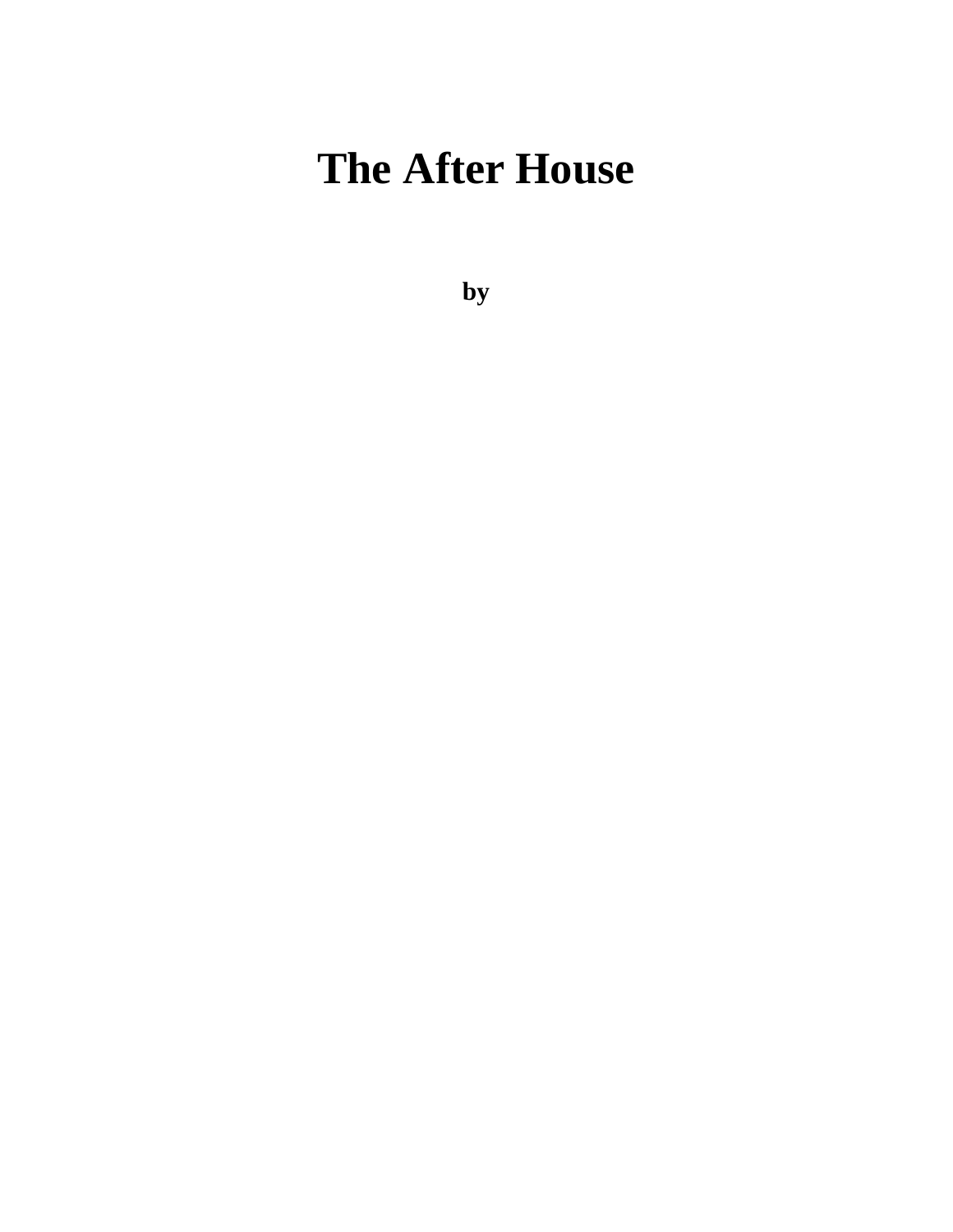# The After House

**by**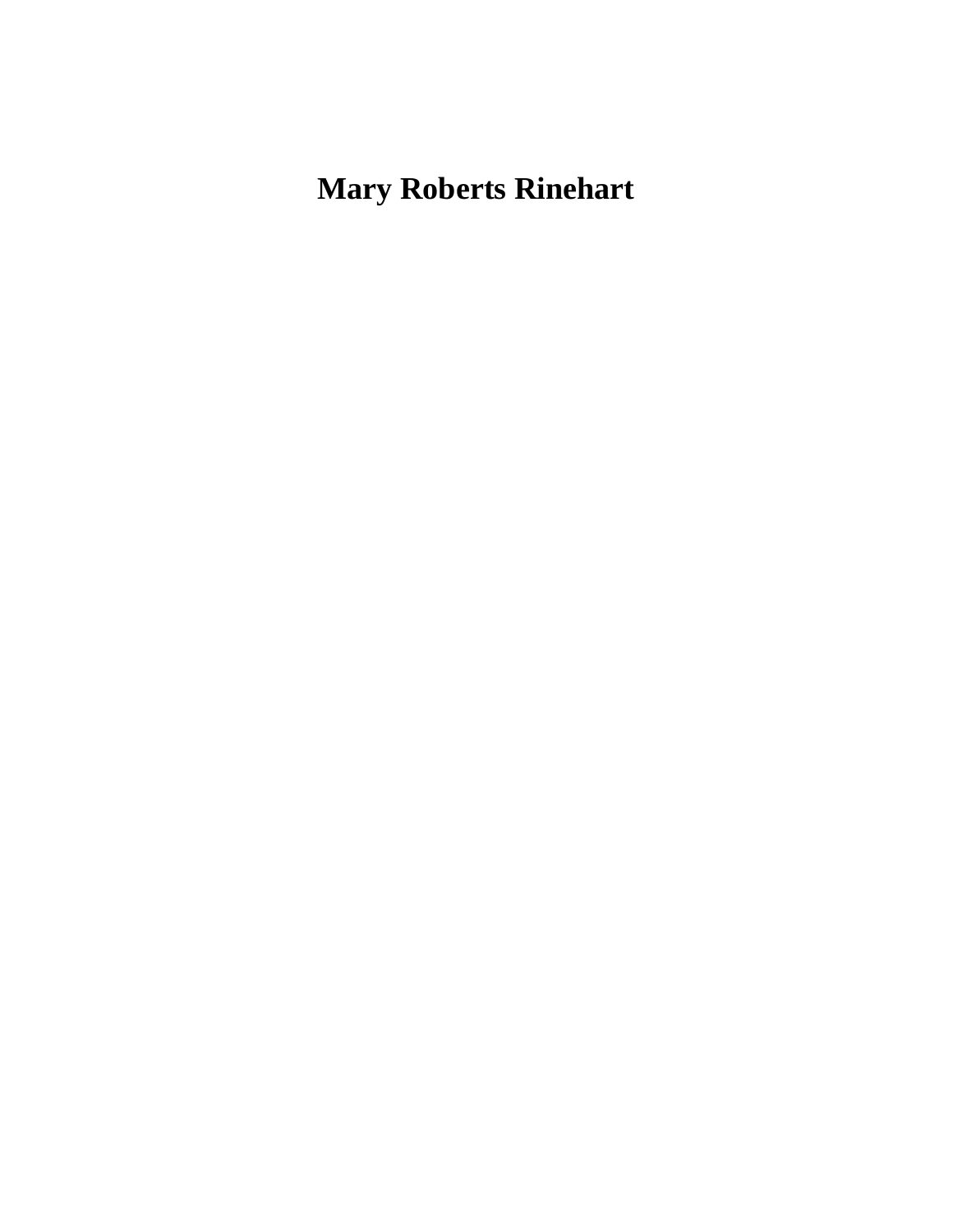# Mary Roberts Rinehart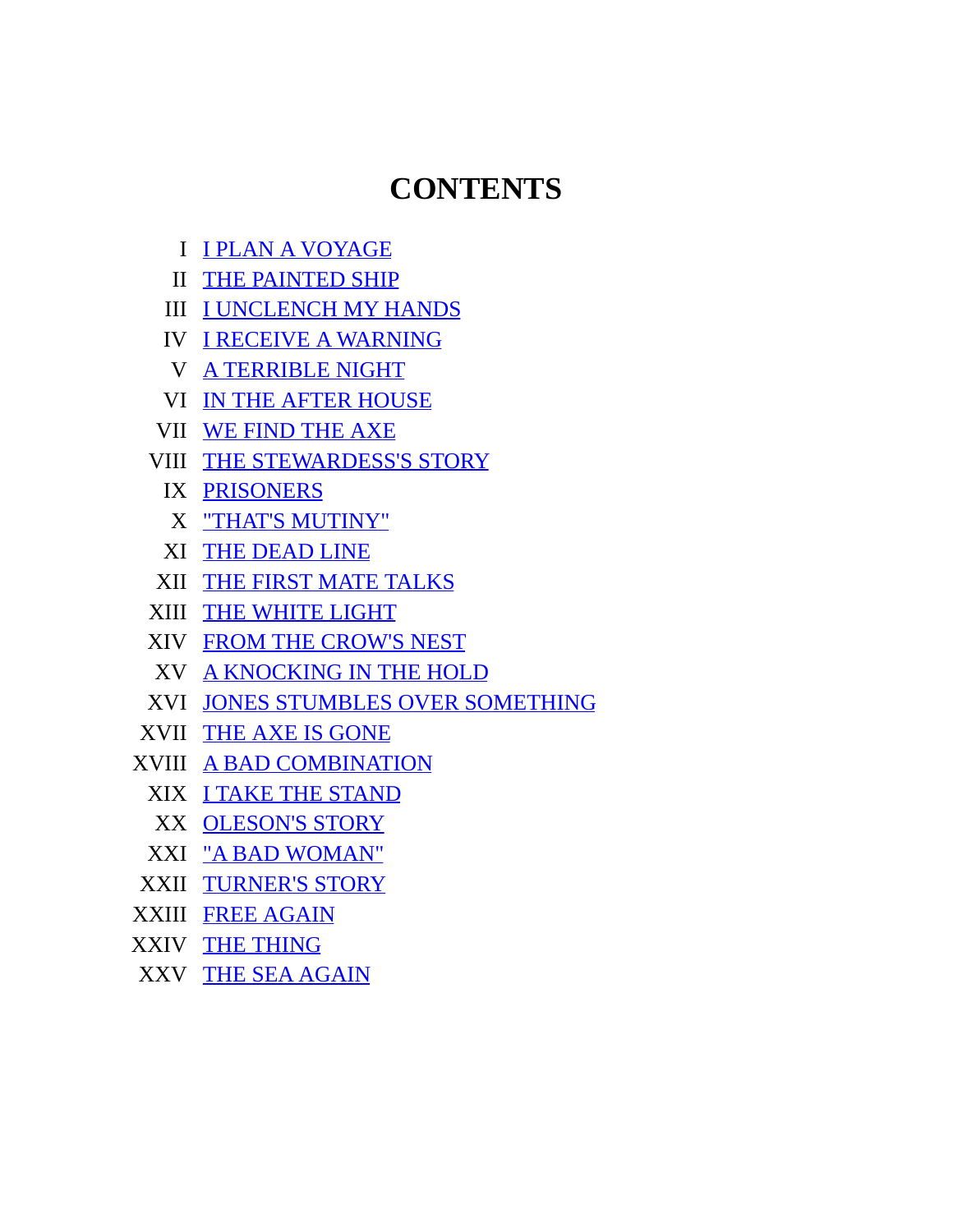# CONTENTS

| | |
|---|---|
| I | I PLAN A VOYAGE |
| II | THE PAINTED SHIP |
| III | I UNCLENCH MY HANDS |
| IV | I RECEIVE A WARNING |
| V | A TERRIBLE NIGHT |
| VI | IN THE AFTER HOUSE |
| VII | WE FIND THE AXE |
| VIII | THE STEWARDESS'S STORY |
| IX | PRISONERS |
| X | "THAT'S MUTINY" |
| XI | THE DEAD LINE |
| XII | THE FIRST MATE TALKS |
| XIII | THE WHITE LIGHT |
| XIV | FROM THE CROW'S NEST |
| XV | A KNOCKING IN THE HOLD |
| XVI | JONES STUMBLES OVER SOMETHING |
| XVII | THE AXE IS GONE |
| XVIII | A BAD COMBINATION |
| XIX | I TAKE THE STAND |
| XX | OLESON'S STORY |
| XXI | "A BAD WOMAN" |
| XXII | TURNER'S STORY |
| XXIII | FREE AGAIN |
| XXIV | THE THING |
| XXV | THE SEA AGAIN |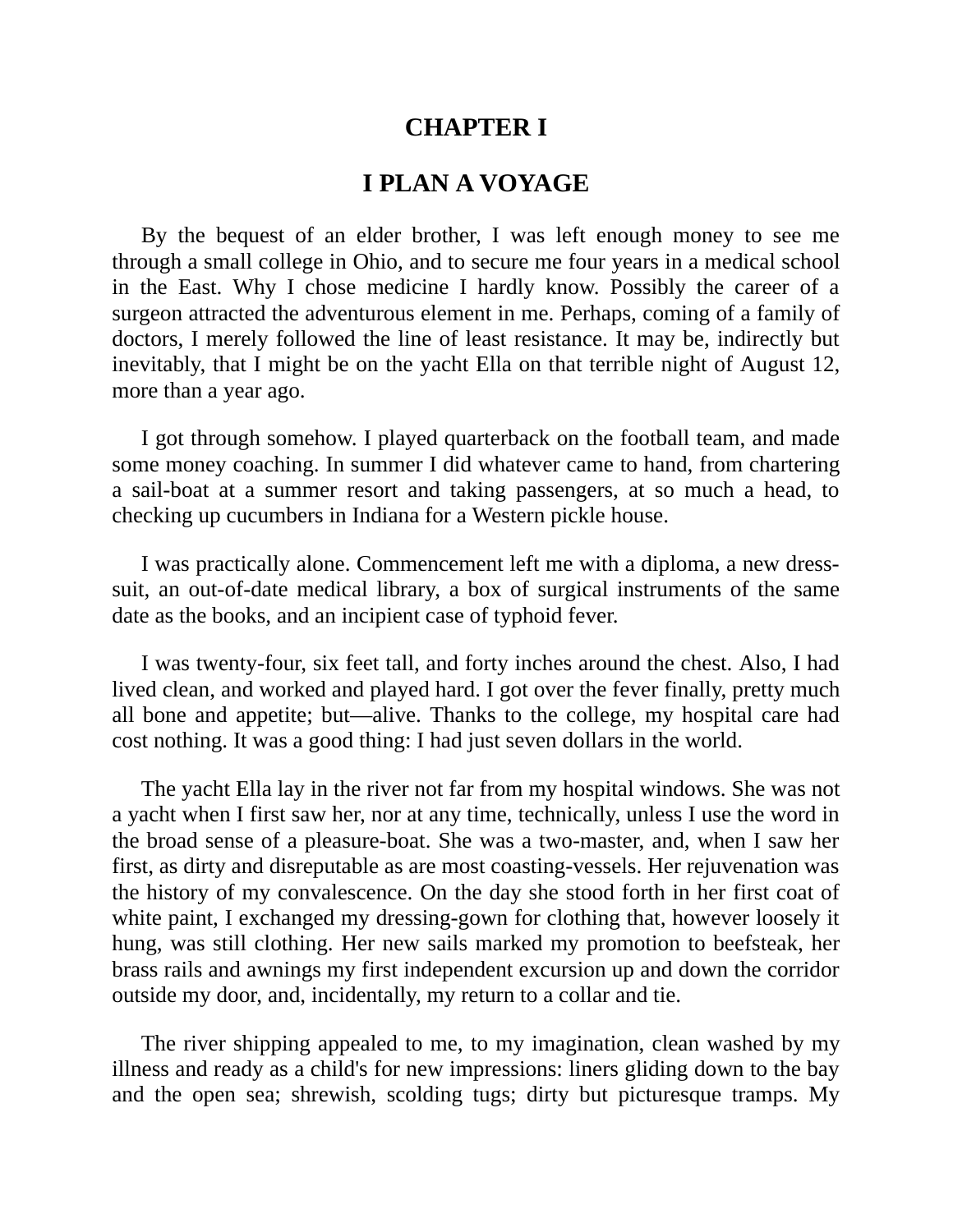# CHAPTER I

## I PLAN A VOYAGE

By the bequest of an elder brother, I was left enough money to see me through a small college in Ohio, and to secure me four years in a medical school in the East. Why I chose medicine I hardly know. Possibly the career of a surgeon attracted the adventurous element in me. Perhaps, coming of a family of doctors, I merely followed the line of least resistance. It may be, indirectly but inevitably, that I might be on the yacht Ella on that terrible night of August 12, more than a year ago.

I got through somehow. I played quarterback on the football team, and made some money coaching. In summer I did whatever came to hand, from chartering a sail-boat at a summer resort and taking passengers, at so much a head, to checking up cucumbers in Indiana for a Western pickle house.

I was practically alone. Commencement left me with a diploma, a new dress-suit, an out-of-date medical library, a box of surgical instruments of the same date as the books, and an incipient case of typhoid fever.

I was twenty-four, six feet tall, and forty inches around the chest. Also, I had lived clean, and worked and played hard. I got over the fever finally, pretty much all bone and appetite; but—alive. Thanks to the college, my hospital care had cost nothing. It was a good thing: I had just seven dollars in the world.

The yacht Ella lay in the river not far from my hospital windows. She was not a yacht when I first saw her, nor at any time, technically, unless I use the word in the broad sense of a pleasure-boat. She was a two-master, and, when I saw her first, as dirty and disreputable as are most coasting-vessels. Her rejuvenation was the history of my convalescence. On the day she stood forth in her first coat of white paint, I exchanged my dressing-gown for clothing that, however loosely it hung, was still clothing. Her new sails marked my promotion to beefsteak, her brass rails and awnings my first independent excursion up and down the corridor outside my door, and, incidentally, my return to a collar and tie.

The river shipping appealed to me, to my imagination, clean washed by my illness and ready as a child's for new impressions: liners gliding down to the bay and the open sea; shrewish, scolding tugs; dirty but picturesque tramps. My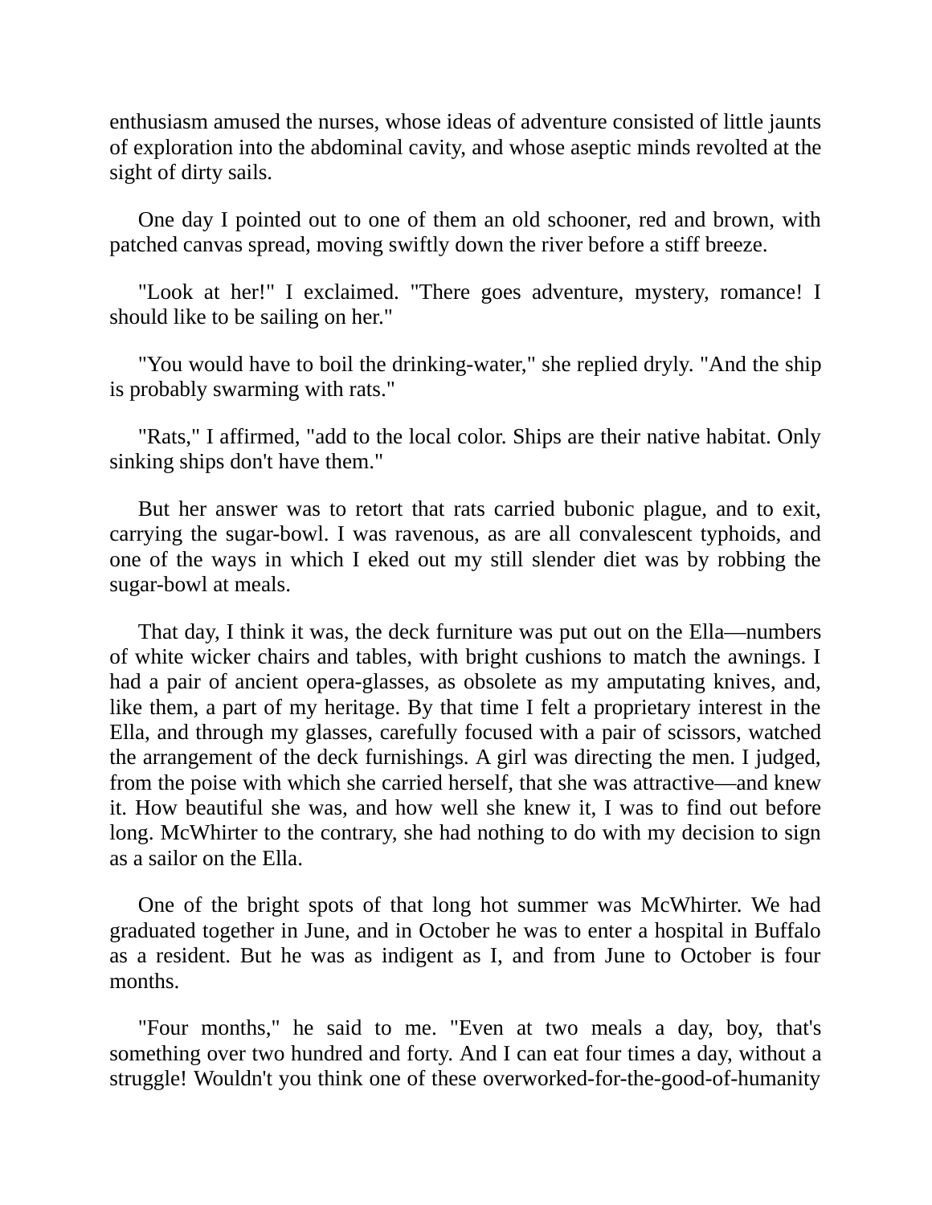enthusiasm amused the nurses, whose ideas of adventure consisted of little jaunts of exploration into the abdominal cavity, and whose aseptic minds revolted at the sight of dirty sails.

One day I pointed out to one of them an old schooner, red and brown, with patched canvas spread, moving swiftly down the river before a stiff breeze.

"Look at her!" I exclaimed. "There goes adventure, mystery, romance! I should like to be sailing on her."

"You would have to boil the drinking-water," she replied dryly. "And the ship is probably swarming with rats."

"Rats," I affirmed, "add to the local color. Ships are their native habitat. Only sinking ships don't have them."

But her answer was to retort that rats carried bubonic plague, and to exit, carrying the sugar-bowl. I was ravenous, as are all convalescent typhoids, and one of the ways in which I eked out my still slender diet was by robbing the sugar-bowl at meals.

That day, I think it was, the deck furniture was put out on the Ella—numbers of white wicker chairs and tables, with bright cushions to match the awnings. I had a pair of ancient opera-glasses, as obsolete as my amputating knives, and, like them, a part of my heritage. By that time I felt a proprietary interest in the Ella, and through my glasses, carefully focused with a pair of scissors, watched the arrangement of the deck furnishings. A girl was directing the men. I judged, from the poise with which she carried herself, that she was attractive—and knew it. How beautiful she was, and how well she knew it, I was to find out before long. McWhirter to the contrary, she had nothing to do with my decision to sign as a sailor on the Ella.

One of the bright spots of that long hot summer was McWhirter. We had graduated together in June, and in October he was to enter a hospital in Buffalo as a resident. But he was as indigent as I, and from June to October is four months.

"Four months," he said to me. "Even at two meals a day, boy, that's something over two hundred and forty. And I can eat four times a day, without a struggle! Wouldn't you think one of these overworked-for-the-good-of-humanity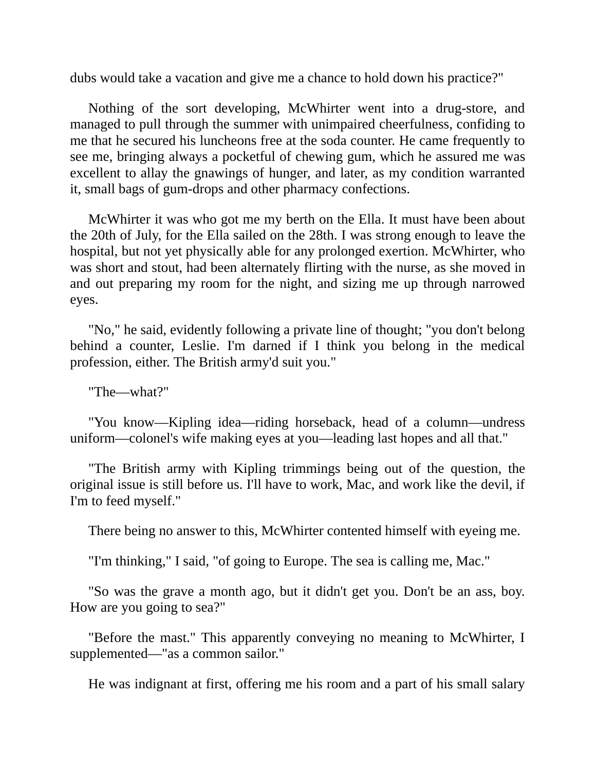dubs would take a vacation and give me a chance to hold down his practice?"

Nothing of the sort developing, McWhirter went into a drug-store, and managed to pull through the summer with unimpaired cheerfulness, confiding to me that he secured his luncheons free at the soda counter. He came frequently to see me, bringing always a pocketful of chewing gum, which he assured me was excellent to allay the gnawings of hunger, and later, as my condition warranted it, small bags of gum-drops and other pharmacy confections.

McWhirter it was who got me my berth on the Ella. It must have been about the 20th of July, for the Ella sailed on the 28th. I was strong enough to leave the hospital, but not yet physically able for any prolonged exertion. McWhirter, who was short and stout, had been alternately flirting with the nurse, as she moved in and out preparing my room for the night, and sizing me up through narrowed eyes.

"No," he said, evidently following a private line of thought; "you don't belong behind a counter, Leslie. I'm darned if I think you belong in the medical profession, either. The British army'd suit you."

"The—what?"

"You know—Kipling idea—riding horseback, head of a column—undress uniform—colonel's wife making eyes at you—leading last hopes and all that."

"The British army with Kipling trimmings being out of the question, the original issue is still before us. I'll have to work, Mac, and work like the devil, if I'm to feed myself."

There being no answer to this, McWhirter contented himself with eyeing me.

"I'm thinking," I said, "of going to Europe. The sea is calling me, Mac."

"So was the grave a month ago, but it didn't get you. Don't be an ass, boy. How are you going to sea?"

"Before the mast." This apparently conveying no meaning to McWhirter, I supplemented—"as a common sailor."

He was indignant at first, offering me his room and a part of his small salary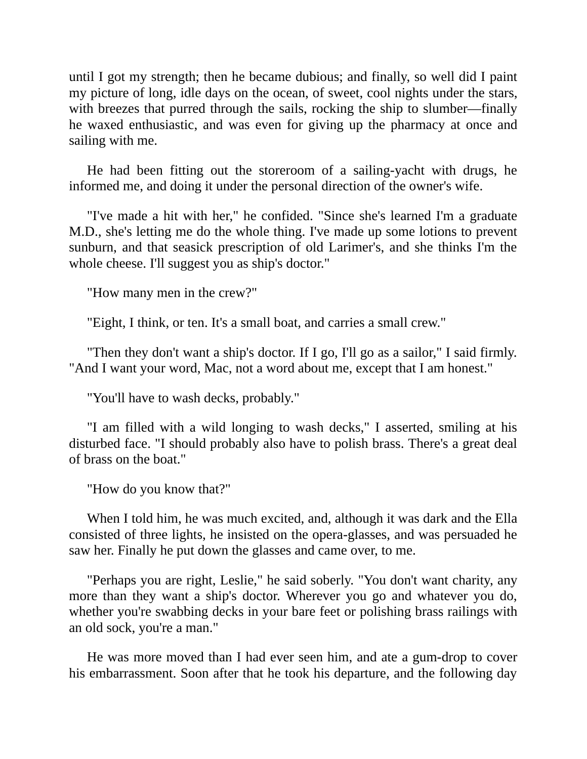until I got my strength; then he became dubious; and finally, so well did I paint my picture of long, idle days on the ocean, of sweet, cool nights under the stars, with breezes that purred through the sails, rocking the ship to slumber—finally he waxed enthusiastic, and was even for giving up the pharmacy at once and sailing with me.

He had been fitting out the storeroom of a sailing-yacht with drugs, he informed me, and doing it under the personal direction of the owner's wife.

"I've made a hit with her," he confided. "Since she's learned I'm a graduate M.D., she's letting me do the whole thing. I've made up some lotions to prevent sunburn, and that seasick prescription of old Larimer's, and she thinks I'm the whole cheese. I'll suggest you as ship's doctor."

"How many men in the crew?"

"Eight, I think, or ten. It's a small boat, and carries a small crew."

"Then they don't want a ship's doctor. If I go, I'll go as a sailor," I said firmly. "And I want your word, Mac, not a word about me, except that I am honest."

"You'll have to wash decks, probably."

"I am filled with a wild longing to wash decks," I asserted, smiling at his disturbed face. "I should probably also have to polish brass. There's a great deal of brass on the boat."

"How do you know that?"

When I told him, he was much excited, and, although it was dark and the Ella consisted of three lights, he insisted on the opera-glasses, and was persuaded he saw her. Finally he put down the glasses and came over, to me.

"Perhaps you are right, Leslie," he said soberly. "You don't want charity, any more than they want a ship's doctor. Wherever you go and whatever you do, whether you're swabbing decks in your bare feet or polishing brass railings with an old sock, you're a man."

He was more moved than I had ever seen him, and ate a gum-drop to cover his embarrassment. Soon after that he took his departure, and the following day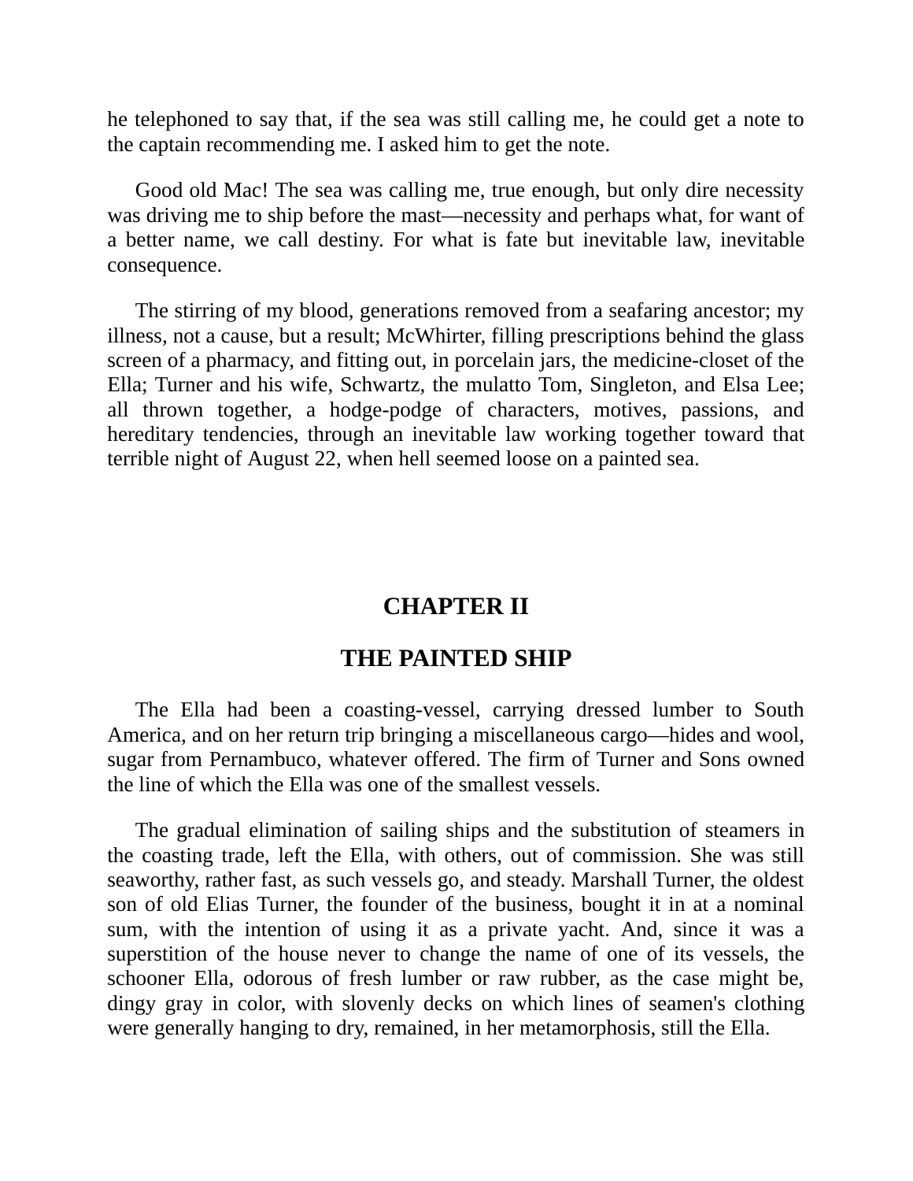he telephoned to say that, if the sea was still calling me, he could get a note to the captain recommending me. I asked him to get the note.

Good old Mac! The sea was calling me, true enough, but only dire necessity was driving me to ship before the mast—necessity and perhaps what, for want of a better name, we call destiny. For what is fate but inevitable law, inevitable consequence.

The stirring of my blood, generations removed from a seafaring ancestor; my illness, not a cause, but a result; McWhirter, filling prescriptions behind the glass screen of a pharmacy, and fitting out, in porcelain jars, the medicine-closet of the Ella; Turner and his wife, Schwartz, the mulatto Tom, Singleton, and Elsa Lee; all thrown together, a hodge-podge of characters, motives, passions, and hereditary tendencies, through an inevitable law working together toward that terrible night of August 22, when hell seemed loose on a painted sea.

## CHAPTER II

## THE PAINTED SHIP

The Ella had been a coasting-vessel, carrying dressed lumber to South America, and on her return trip bringing a miscellaneous cargo—hides and wool, sugar from Pernambuco, whatever offered. The firm of Turner and Sons owned the line of which the Ella was one of the smallest vessels.

The gradual elimination of sailing ships and the substitution of steamers in the coasting trade, left the Ella, with others, out of commission. She was still seaworthy, rather fast, as such vessels go, and steady. Marshall Turner, the oldest son of old Elias Turner, the founder of the business, bought it in at a nominal sum, with the intention of using it as a private yacht. And, since it was a superstition of the house never to change the name of one of its vessels, the schooner Ella, odorous of fresh lumber or raw rubber, as the case might be, dingy gray in color, with slovenly decks on which lines of seamen's clothing were generally hanging to dry, remained, in her metamorphosis, still the Ella.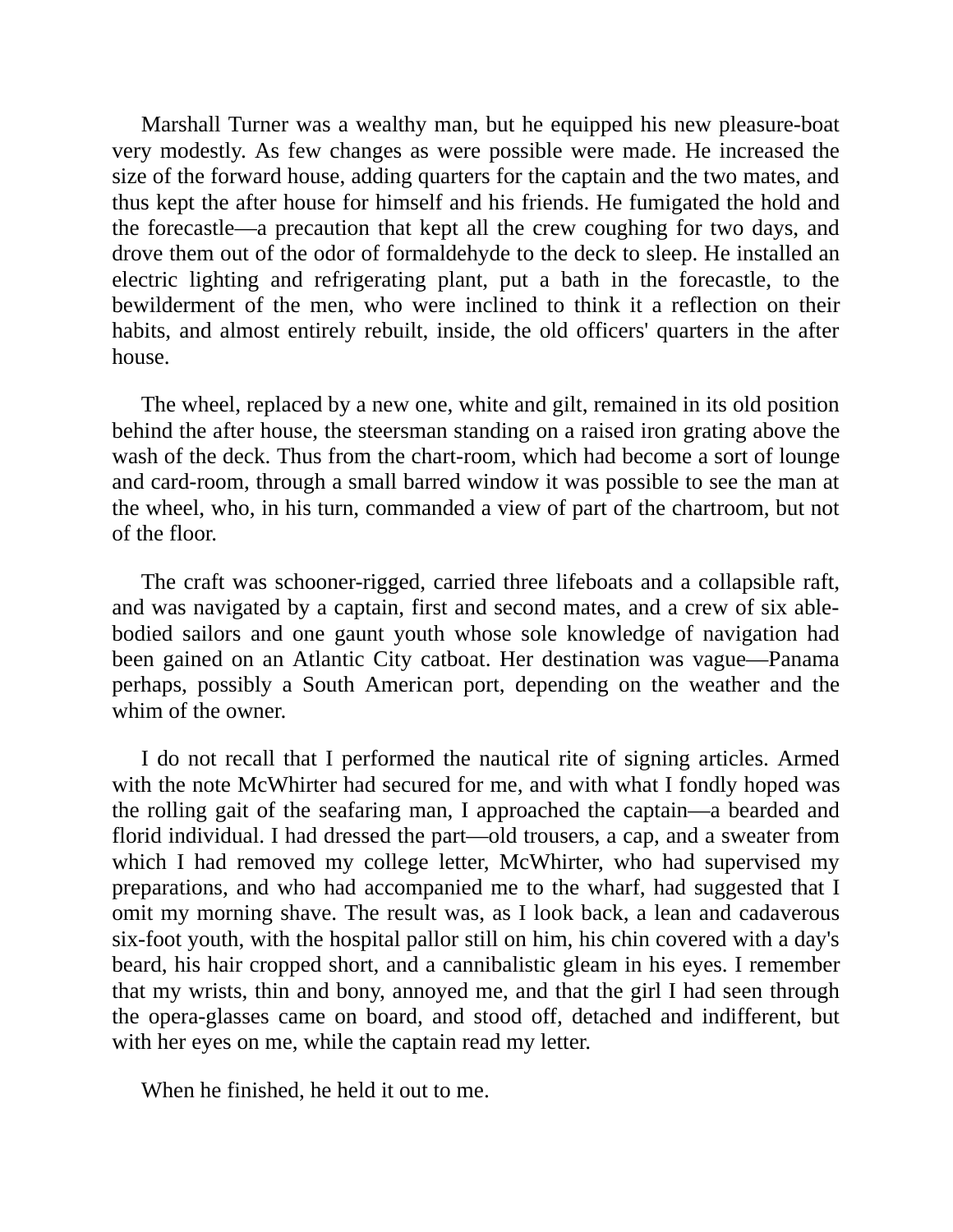Marshall Turner was a wealthy man, but he equipped his new pleasure-boat very modestly. As few changes as were possible were made. He increased the size of the forward house, adding quarters for the captain and the two mates, and thus kept the after house for himself and his friends. He fumigated the hold and the forecastle—a precaution that kept all the crew coughing for two days, and drove them out of the odor of formaldehyde to the deck to sleep. He installed an electric lighting and refrigerating plant, put a bath in the forecastle, to the bewilderment of the men, who were inclined to think it a reflection on their habits, and almost entirely rebuilt, inside, the old officers' quarters in the after house.

The wheel, replaced by a new one, white and gilt, remained in its old position behind the after house, the steersman standing on a raised iron grating above the wash of the deck. Thus from the chart-room, which had become a sort of lounge and card-room, through a small barred window it was possible to see the man at the wheel, who, in his turn, commanded a view of part of the chartroom, but not of the floor.

The craft was schooner-rigged, carried three lifeboats and a collapsible raft, and was navigated by a captain, first and second mates, and a crew of six able-bodied sailors and one gaunt youth whose sole knowledge of navigation had been gained on an Atlantic City catboat. Her destination was vague—Panama perhaps, possibly a South American port, depending on the weather and the whim of the owner.

I do not recall that I performed the nautical rite of signing articles. Armed with the note McWhirter had secured for me, and with what I fondly hoped was the rolling gait of the seafaring man, I approached the captain—a bearded and florid individual. I had dressed the part—old trousers, a cap, and a sweater from which I had removed my college letter, McWhirter, who had supervised my preparations, and who had accompanied me to the wharf, had suggested that I omit my morning shave. The result was, as I look back, a lean and cadaverous six-foot youth, with the hospital pallor still on him, his chin covered with a day's beard, his hair cropped short, and a cannibalistic gleam in his eyes. I remember that my wrists, thin and bony, annoyed me, and that the girl I had seen through the opera-glasses came on board, and stood off, detached and indifferent, but with her eyes on me, while the captain read my letter.

When he finished, he held it out to me.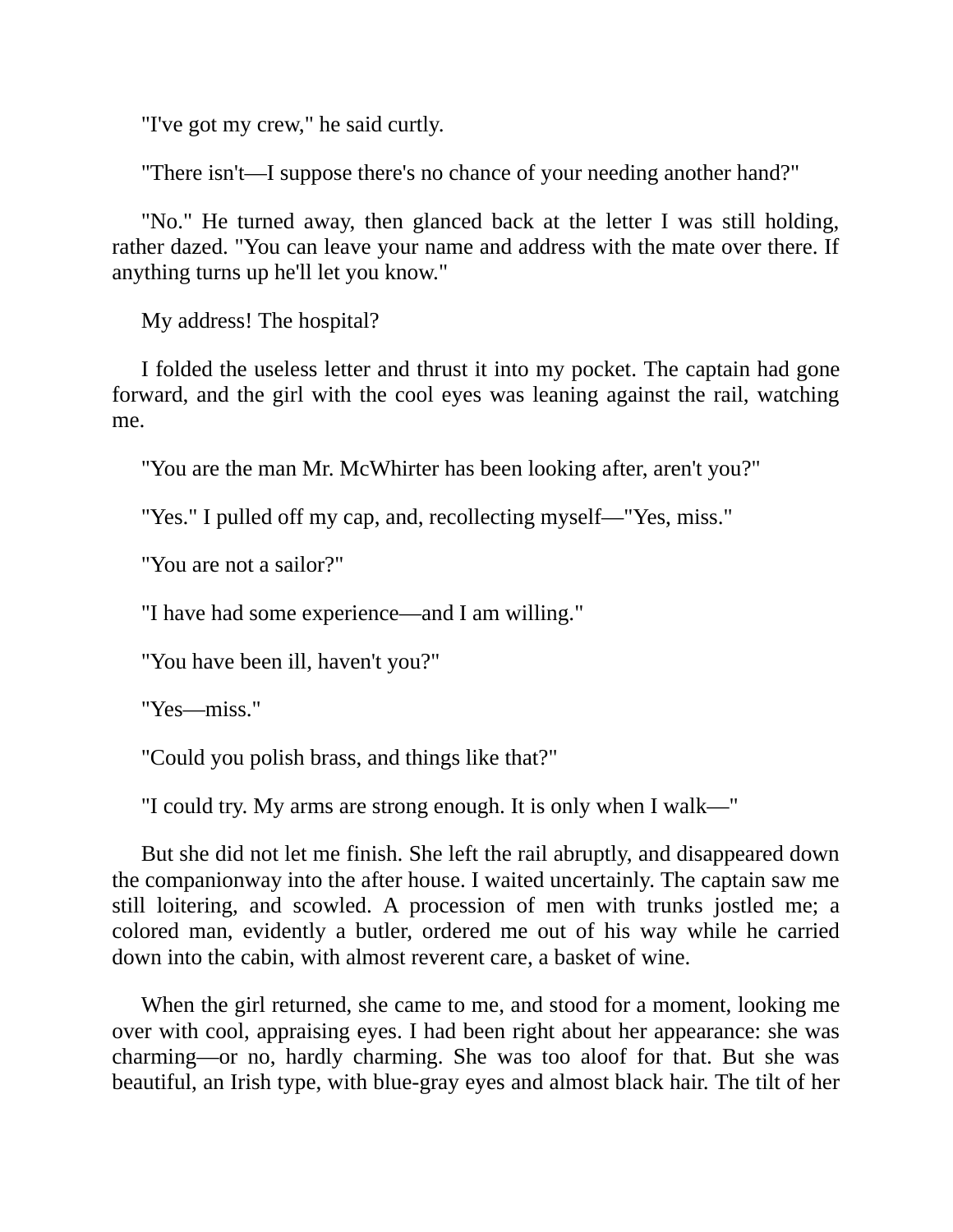"I've got my crew," he said curtly.

"There isn't—I suppose there's no chance of your needing another hand?"

"No." He turned away, then glanced back at the letter I was still holding, rather dazed. "You can leave your name and address with the mate over there. If anything turns up he'll let you know."

My address! The hospital?

I folded the useless letter and thrust it into my pocket. The captain had gone forward, and the girl with the cool eyes was leaning against the rail, watching me.

"You are the man Mr. McWhirter has been looking after, aren't you?"

"Yes." I pulled off my cap, and, recollecting myself—"Yes, miss."

"You are not a sailor?"

"I have had some experience—and I am willing."

"You have been ill, haven't you?"

"Yes—miss."

"Could you polish brass, and things like that?"

"I could try. My arms are strong enough. It is only when I walk—"

But she did not let me finish. She left the rail abruptly, and disappeared down the companionway into the after house. I waited uncertainly. The captain saw me still loitering, and scowled. A procession of men with trunks jostled me; a colored man, evidently a butler, ordered me out of his way while he carried down into the cabin, with almost reverent care, a basket of wine.

When the girl returned, she came to me, and stood for a moment, looking me over with cool, appraising eyes. I had been right about her appearance: she was charming—or no, hardly charming. She was too aloof for that. But she was beautiful, an Irish type, with blue-gray eyes and almost black hair. The tilt of her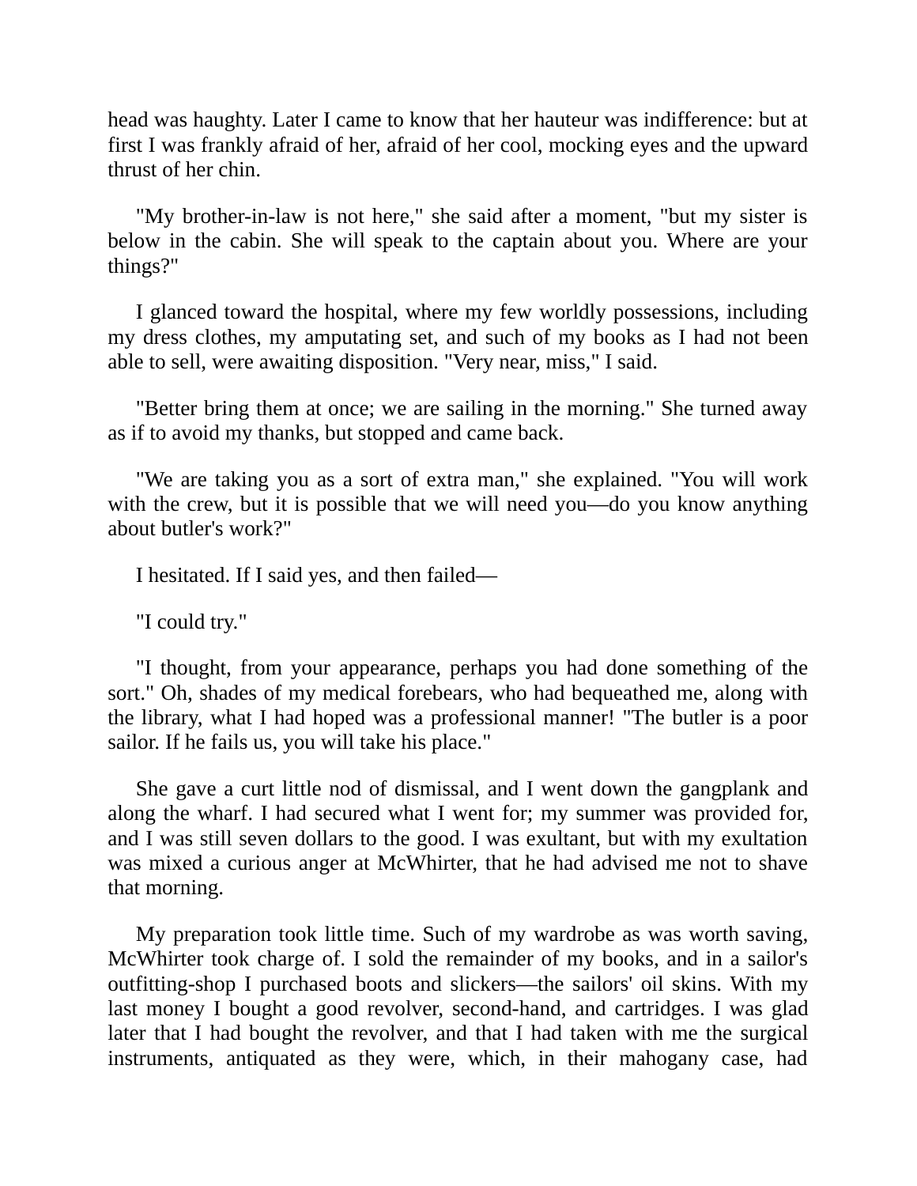head was haughty. Later I came to know that her hauteur was indifference: but at first I was frankly afraid of her, afraid of her cool, mocking eyes and the upward thrust of her chin.

"My brother-in-law is not here," she said after a moment, "but my sister is below in the cabin. She will speak to the captain about you. Where are your things?"

I glanced toward the hospital, where my few worldly possessions, including my dress clothes, my amputating set, and such of my books as I had not been able to sell, were awaiting disposition. "Very near, miss," I said.

"Better bring them at once; we are sailing in the morning." She turned away as if to avoid my thanks, but stopped and came back.

"We are taking you as a sort of extra man," she explained. "You will work with the crew, but it is possible that we will need you—do you know anything about butler's work?"

I hesitated. If I said yes, and then failed—

"I could try."

"I thought, from your appearance, perhaps you had done something of the sort." Oh, shades of my medical forebears, who had bequeathed me, along with the library, what I had hoped was a professional manner! "The butler is a poor sailor. If he fails us, you will take his place."

She gave a curt little nod of dismissal, and I went down the gangplank and along the wharf. I had secured what I went for; my summer was provided for, and I was still seven dollars to the good. I was exultant, but with my exultation was mixed a curious anger at McWhirter, that he had advised me not to shave that morning.

My preparation took little time. Such of my wardrobe as was worth saving, McWhirter took charge of. I sold the remainder of my books, and in a sailor's outfitting-shop I purchased boots and slickers—the sailors' oil skins. With my last money I bought a good revolver, second-hand, and cartridges. I was glad later that I had bought the revolver, and that I had taken with me the surgical instruments, antiquated as they were, which, in their mahogany case, had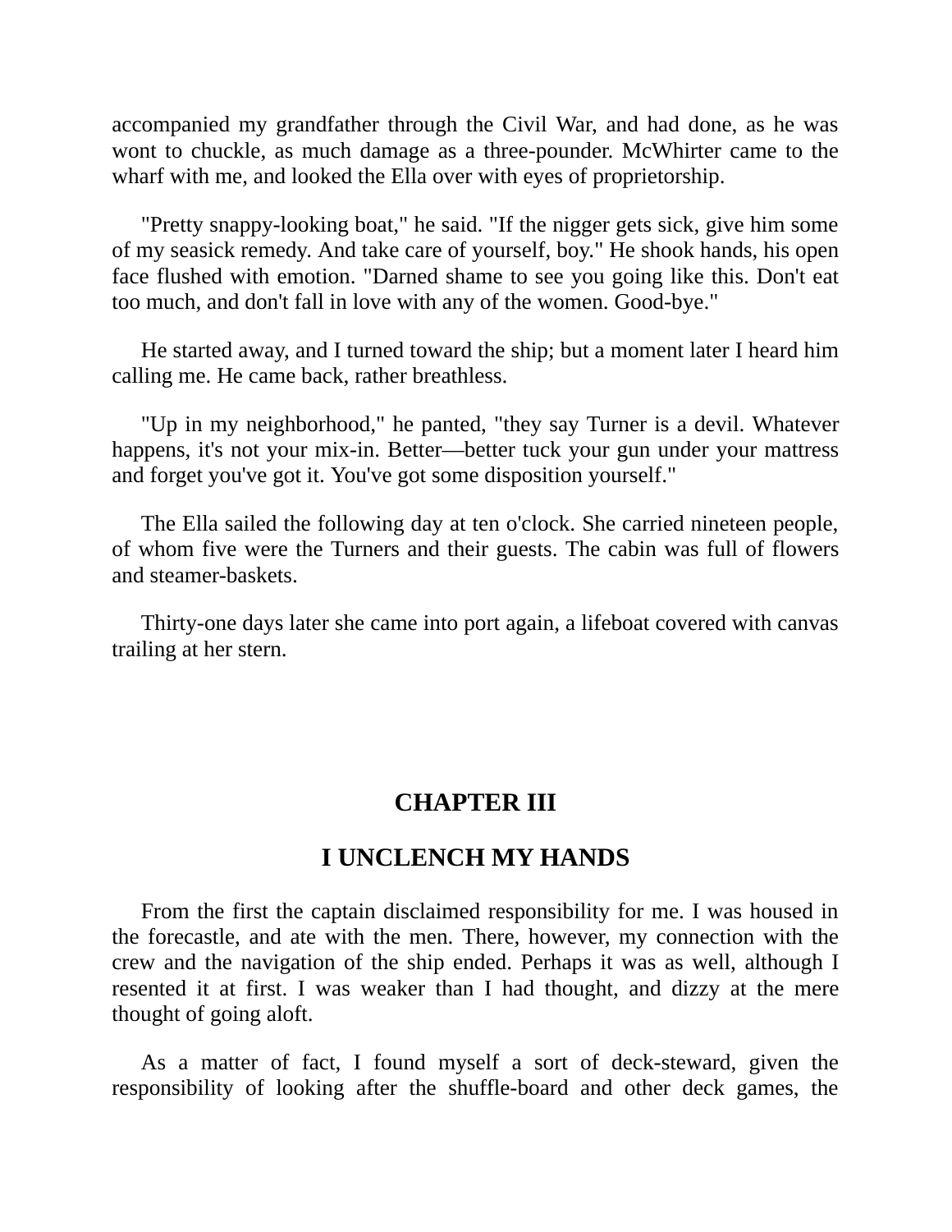accompanied my grandfather through the Civil War, and had done, as he was wont to chuckle, as much damage as a three-pounder. McWhirter came to the wharf with me, and looked the Ella over with eyes of proprietorship.

"Pretty snappy-looking boat," he said. "If the nigger gets sick, give him some of my seasick remedy. And take care of yourself, boy." He shook hands, his open face flushed with emotion. "Darned shame to see you going like this. Don't eat too much, and don't fall in love with any of the women. Good-bye."

He started away, and I turned toward the ship; but a moment later I heard him calling me. He came back, rather breathless.

"Up in my neighborhood," he panted, "they say Turner is a devil. Whatever happens, it's not your mix-in. Better—better tuck your gun under your mattress and forget you've got it. You've got some disposition yourself."

The Ella sailed the following day at ten o'clock. She carried nineteen people, of whom five were the Turners and their guests. The cabin was full of flowers and steamer-baskets.

Thirty-one days later she came into port again, a lifeboat covered with canvas trailing at her stern.

## CHAPTER III

## I UNCLENCH MY HANDS

From the first the captain disclaimed responsibility for me. I was housed in the forecastle, and ate with the men. There, however, my connection with the crew and the navigation of the ship ended. Perhaps it was as well, although I resented it at first. I was weaker than I had thought, and dizzy at the mere thought of going aloft.

As a matter of fact, I found myself a sort of deck-steward, given the responsibility of looking after the shuffle-board and other deck games, the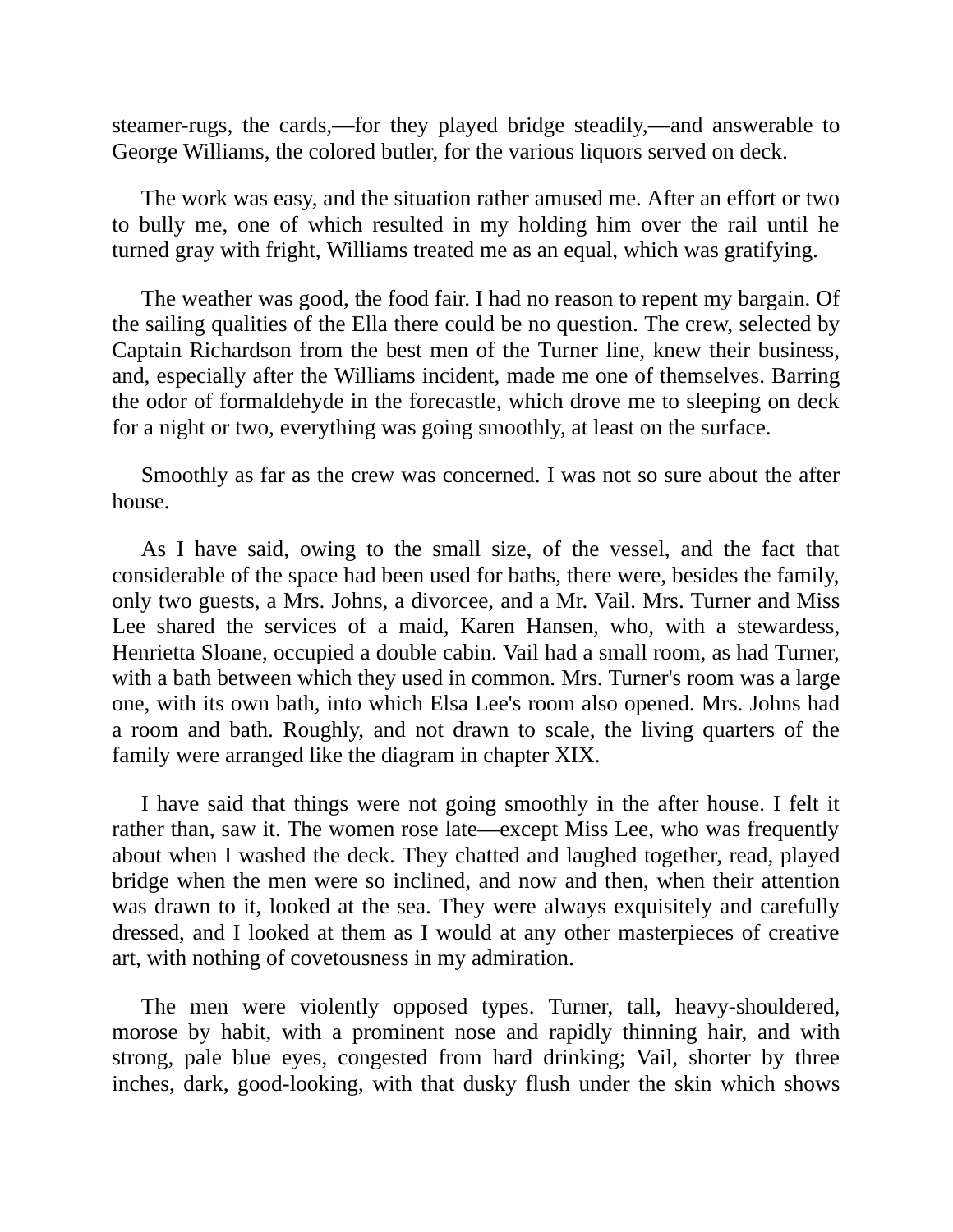steamer-rugs, the cards,—for they played bridge steadily,—and answerable to George Williams, the colored butler, for the various liquors served on deck.

The work was easy, and the situation rather amused me. After an effort or two to bully me, one of which resulted in my holding him over the rail until he turned gray with fright, Williams treated me as an equal, which was gratifying.

The weather was good, the food fair. I had no reason to repent my bargain. Of the sailing qualities of the Ella there could be no question. The crew, selected by Captain Richardson from the best men of the Turner line, knew their business, and, especially after the Williams incident, made me one of themselves. Barring the odor of formaldehyde in the forecastle, which drove me to sleeping on deck for a night or two, everything was going smoothly, at least on the surface.

Smoothly as far as the crew was concerned. I was not so sure about the after house.

As I have said, owing to the small size, of the vessel, and the fact that considerable of the space had been used for baths, there were, besides the family, only two guests, a Mrs. Johns, a divorcee, and a Mr. Vail. Mrs. Turner and Miss Lee shared the services of a maid, Karen Hansen, who, with a stewardess, Henrietta Sloane, occupied a double cabin. Vail had a small room, as had Turner, with a bath between which they used in common. Mrs. Turner's room was a large one, with its own bath, into which Elsa Lee's room also opened. Mrs. Johns had a room and bath. Roughly, and not drawn to scale, the living quarters of the family were arranged like the diagram in chapter XIX.

I have said that things were not going smoothly in the after house. I felt it rather than, saw it. The women rose late—except Miss Lee, who was frequently about when I washed the deck. They chatted and laughed together, read, played bridge when the men were so inclined, and now and then, when their attention was drawn to it, looked at the sea. They were always exquisitely and carefully dressed, and I looked at them as I would at any other masterpieces of creative art, with nothing of covetousness in my admiration.

The men were violently opposed types. Turner, tall, heavy-shouldered, morose by habit, with a prominent nose and rapidly thinning hair, and with strong, pale blue eyes, congested from hard drinking; Vail, shorter by three inches, dark, good-looking, with that dusky flush under the skin which shows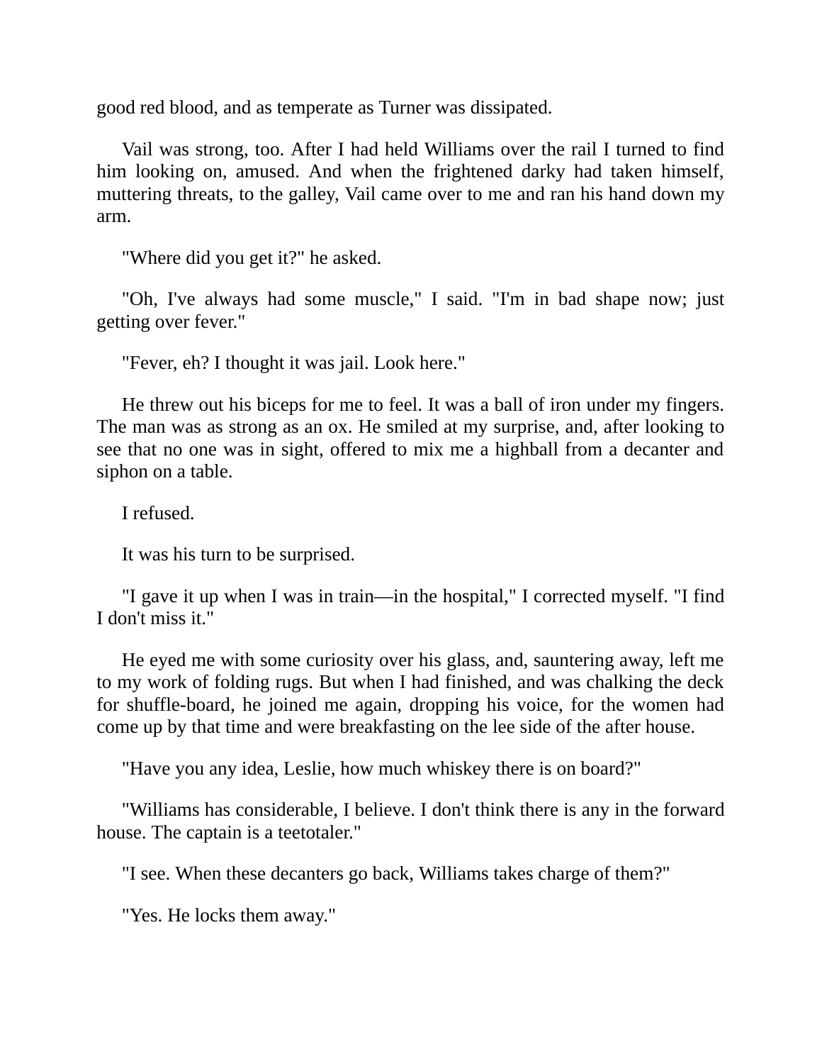good red blood, and as temperate as Turner was dissipated.

Vail was strong, too. After I had held Williams over the rail I turned to find him looking on, amused. And when the frightened darky had taken himself, muttering threats, to the galley, Vail came over to me and ran his hand down my arm.

"Where did you get it?" he asked.

"Oh, I've always had some muscle," I said. "I'm in bad shape now; just getting over fever."

"Fever, eh? I thought it was jail. Look here."

He threw out his biceps for me to feel. It was a ball of iron under my fingers. The man was as strong as an ox. He smiled at my surprise, and, after looking to see that no one was in sight, offered to mix me a highball from a decanter and siphon on a table.

I refused.

It was his turn to be surprised.

"I gave it up when I was in train—in the hospital," I corrected myself. "I find I don't miss it."

He eyed me with some curiosity over his glass, and, sauntering away, left me to my work of folding rugs. But when I had finished, and was chalking the deck for shuffle-board, he joined me again, dropping his voice, for the women had come up by that time and were breakfasting on the lee side of the after house.

"Have you any idea, Leslie, how much whiskey there is on board?"

"Williams has considerable, I believe. I don't think there is any in the forward house. The captain is a teetotaler."

"I see. When these decanters go back, Williams takes charge of them?"

"Yes. He locks them away."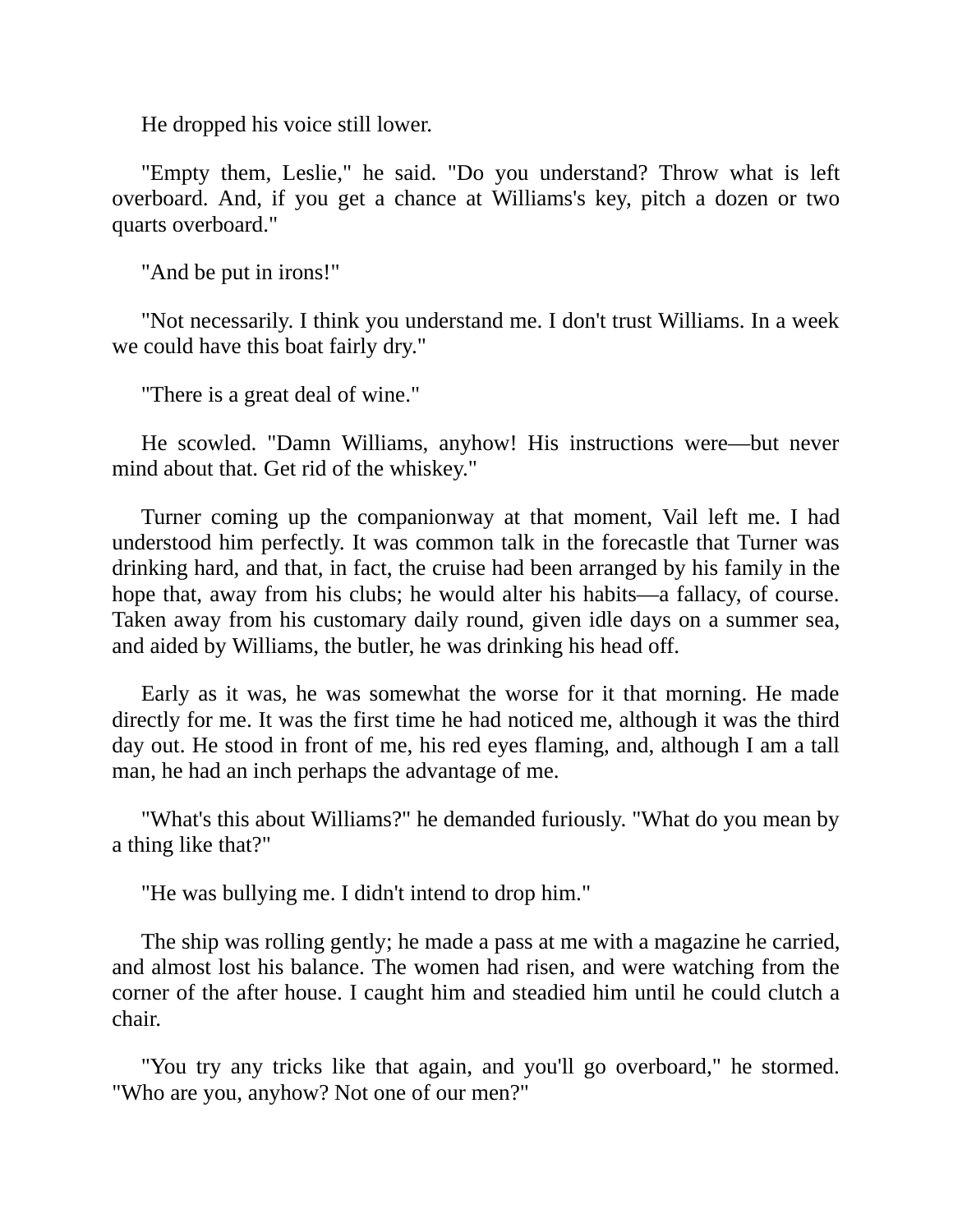He dropped his voice still lower.

"Empty them, Leslie," he said. "Do you understand? Throw what is left overboard. And, if you get a chance at Williams's key, pitch a dozen or two quarts overboard."

"And be put in irons!"

"Not necessarily. I think you understand me. I don't trust Williams. In a week we could have this boat fairly dry."

"There is a great deal of wine."

He scowled. "Damn Williams, anyhow! His instructions were—but never mind about that. Get rid of the whiskey."

Turner coming up the companionway at that moment, Vail left me. I had understood him perfectly. It was common talk in the forecastle that Turner was drinking hard, and that, in fact, the cruise had been arranged by his family in the hope that, away from his clubs; he would alter his habits—a fallacy, of course. Taken away from his customary daily round, given idle days on a summer sea, and aided by Williams, the butler, he was drinking his head off.

Early as it was, he was somewhat the worse for it that morning. He made directly for me. It was the first time he had noticed me, although it was the third day out. He stood in front of me, his red eyes flaming, and, although I am a tall man, he had an inch perhaps the advantage of me.

"What's this about Williams?" he demanded furiously. "What do you mean by a thing like that?"

"He was bullying me. I didn't intend to drop him."

The ship was rolling gently; he made a pass at me with a magazine he carried, and almost lost his balance. The women had risen, and were watching from the corner of the after house. I caught him and steadied him until he could clutch a chair.

"You try any tricks like that again, and you'll go overboard," he stormed. "Who are you, anyhow? Not one of our men?"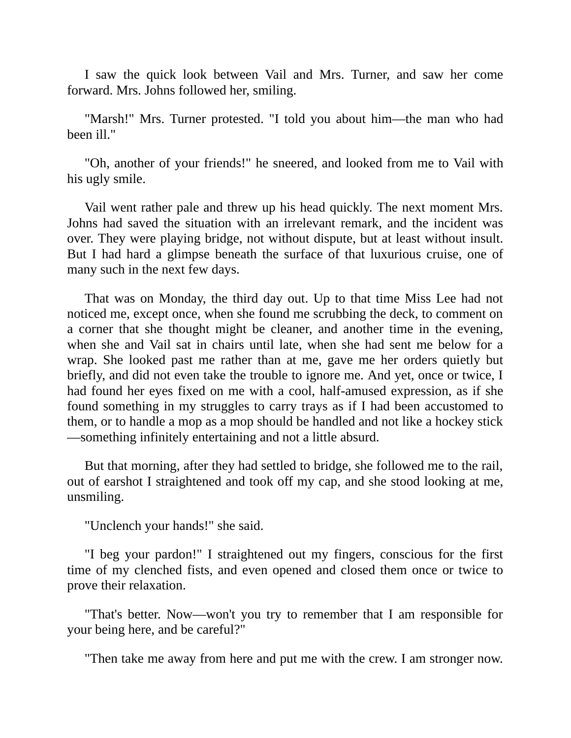I saw the quick look between Vail and Mrs. Turner, and saw her come forward. Mrs. Johns followed her, smiling.

"Marsh!" Mrs. Turner protested. "I told you about him—the man who had been ill."

"Oh, another of your friends!" he sneered, and looked from me to Vail with his ugly smile.

Vail went rather pale and threw up his head quickly. The next moment Mrs. Johns had saved the situation with an irrelevant remark, and the incident was over. They were playing bridge, not without dispute, but at least without insult. But I had hard a glimpse beneath the surface of that luxurious cruise, one of many such in the next few days.

That was on Monday, the third day out. Up to that time Miss Lee had not noticed me, except once, when she found me scrubbing the deck, to comment on a corner that she thought might be cleaner, and another time in the evening, when she and Vail sat in chairs until late, when she had sent me below for a wrap. She looked past me rather than at me, gave me her orders quietly but briefly, and did not even take the trouble to ignore me. And yet, once or twice, I had found her eyes fixed on me with a cool, half-amused expression, as if she found something in my struggles to carry trays as if I had been accustomed to them, or to handle a mop as a mop should be handled and not like a hockey stick—something infinitely entertaining and not a little absurd.

But that morning, after they had settled to bridge, she followed me to the rail, out of earshot I straightened and took off my cap, and she stood looking at me, unsmiling.

"Unclench your hands!" she said.

"I beg your pardon!" I straightened out my fingers, conscious for the first time of my clenched fists, and even opened and closed them once or twice to prove their relaxation.

"That's better. Now—won't you try to remember that I am responsible for your being here, and be careful?"

"Then take me away from here and put me with the crew. I am stronger now.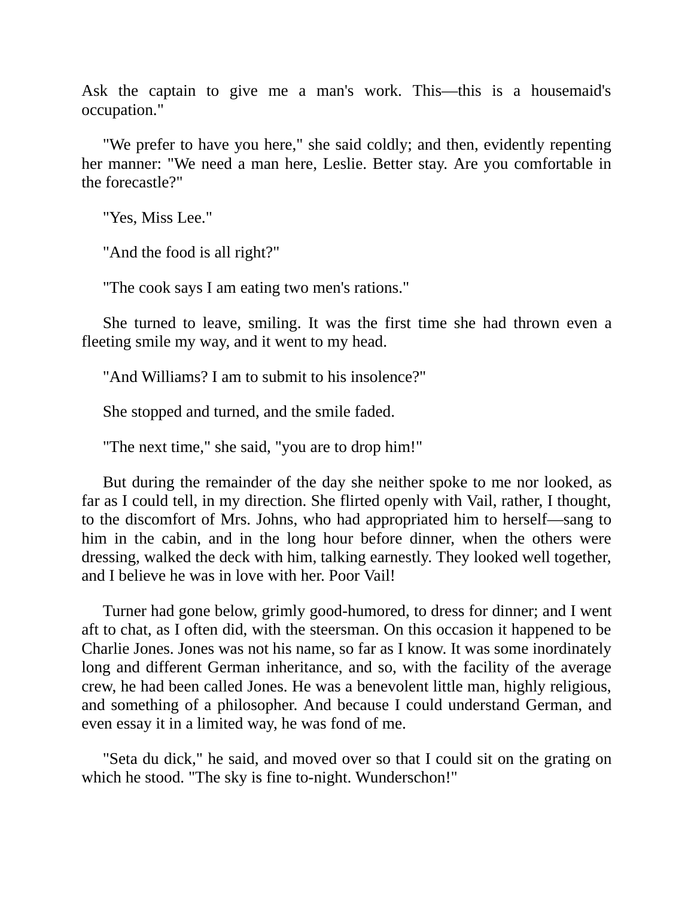Ask the captain to give me a man's work. This—this is a housemaid's occupation."

"We prefer to have you here," she said coldly; and then, evidently repenting her manner: "We need a man here, Leslie. Better stay. Are you comfortable in the forecastle?"

"Yes, Miss Lee."

"And the food is all right?"

"The cook says I am eating two men's rations."

She turned to leave, smiling. It was the first time she had thrown even a fleeting smile my way, and it went to my head.

"And Williams? I am to submit to his insolence?"

She stopped and turned, and the smile faded.

"The next time," she said, "you are to drop him!"

But during the remainder of the day she neither spoke to me nor looked, as far as I could tell, in my direction. She flirted openly with Vail, rather, I thought, to the discomfort of Mrs. Johns, who had appropriated him to herself—sang to him in the cabin, and in the long hour before dinner, when the others were dressing, walked the deck with him, talking earnestly. They looked well together, and I believe he was in love with her. Poor Vail!

Turner had gone below, grimly good-humored, to dress for dinner; and I went aft to chat, as I often did, with the steersman. On this occasion it happened to be Charlie Jones. Jones was not his name, so far as I know. It was some inordinately long and different German inheritance, and so, with the facility of the average crew, he had been called Jones. He was a benevolent little man, highly religious, and something of a philosopher. And because I could understand German, and even essay it in a limited way, he was fond of me.

"Seta du dick," he said, and moved over so that I could sit on the grating on which he stood. "The sky is fine to-night. Wunderschon!"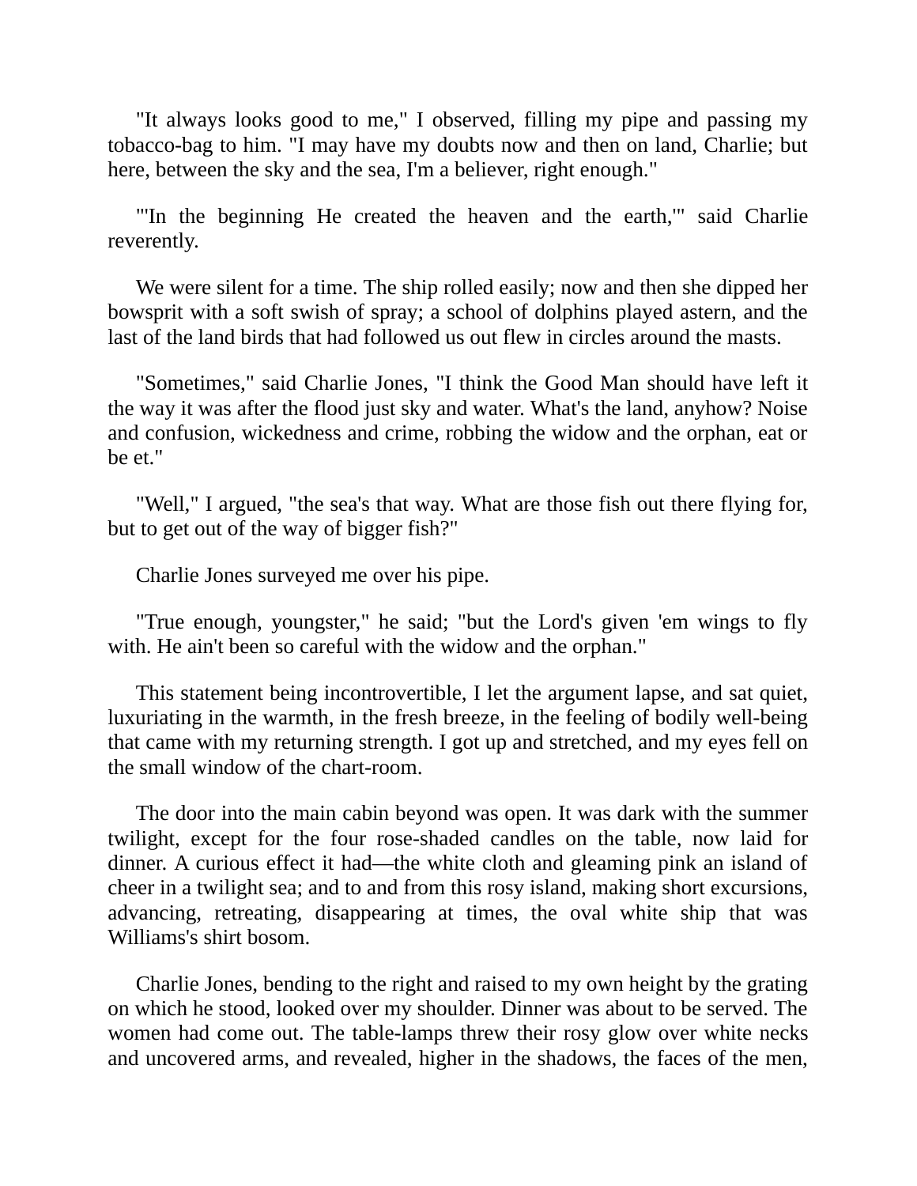"It always looks good to me," I observed, filling my pipe and passing my tobacco-bag to him. "I may have my doubts now and then on land, Charlie; but here, between the sky and the sea, I'm a believer, right enough."

"'In the beginning He created the heaven and the earth,'" said Charlie reverently.

We were silent for a time. The ship rolled easily; now and then she dipped her bowsprit with a soft swish of spray; a school of dolphins played astern, and the last of the land birds that had followed us out flew in circles around the masts.

"Sometimes," said Charlie Jones, "I think the Good Man should have left it the way it was after the flood just sky and water. What's the land, anyhow? Noise and confusion, wickedness and crime, robbing the widow and the orphan, eat or be et."

"Well," I argued, "the sea's that way. What are those fish out there flying for, but to get out of the way of bigger fish?"

Charlie Jones surveyed me over his pipe.

"True enough, youngster," he said; "but the Lord's given 'em wings to fly with. He ain't been so careful with the widow and the orphan."

This statement being incontrovertible, I let the argument lapse, and sat quiet, luxuriating in the warmth, in the fresh breeze, in the feeling of bodily well-being that came with my returning strength. I got up and stretched, and my eyes fell on the small window of the chart-room.

The door into the main cabin beyond was open. It was dark with the summer twilight, except for the four rose-shaded candles on the table, now laid for dinner. A curious effect it had—the white cloth and gleaming pink an island of cheer in a twilight sea; and to and from this rosy island, making short excursions, advancing, retreating, disappearing at times, the oval white ship that was Williams's shirt bosom.

Charlie Jones, bending to the right and raised to my own height by the grating on which he stood, looked over my shoulder. Dinner was about to be served. The women had come out. The table-lamps threw their rosy glow over white necks and uncovered arms, and revealed, higher in the shadows, the faces of the men,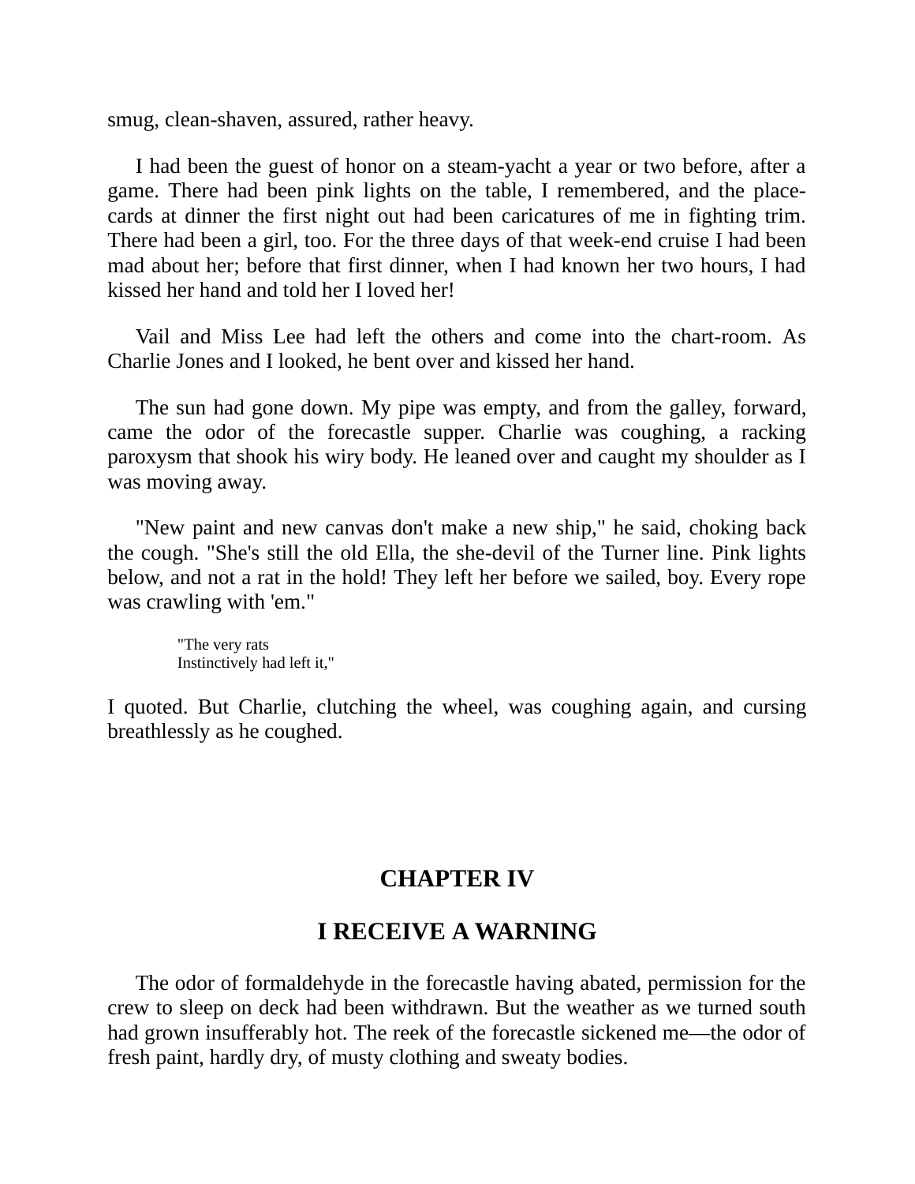smug, clean-shaven, assured, rather heavy.

I had been the guest of honor on a steam-yacht a year or two before, after a game. There had been pink lights on the table, I remembered, and the place-cards at dinner the first night out had been caricatures of me in fighting trim. There had been a girl, too. For the three days of that week-end cruise I had been mad about her; before that first dinner, when I had known her two hours, I had kissed her hand and told her I loved her!

Vail and Miss Lee had left the others and come into the chart-room. As Charlie Jones and I looked, he bent over and kissed her hand.

The sun had gone down. My pipe was empty, and from the galley, forward, came the odor of the forecastle supper. Charlie was coughing, a racking paroxysm that shook his wiry body. He leaned over and caught my shoulder as I was moving away.

"New paint and new canvas don't make a new ship," he said, choking back the cough. "She's still the old Ella, the she-devil of the Turner line. Pink lights below, and not a rat in the hold! They left her before we sailed, boy. Every rope was crawling with 'em."

> "The very rats
> Instinctively had left it,"

I quoted. But Charlie, clutching the wheel, was coughing again, and cursing breathlessly as he coughed.

## CHAPTER IV

## I RECEIVE A WARNING

The odor of formaldehyde in the forecastle having abated, permission for the crew to sleep on deck had been withdrawn. But the weather as we turned south had grown insufferably hot. The reek of the forecastle sickened me—the odor of fresh paint, hardly dry, of musty clothing and sweaty bodies.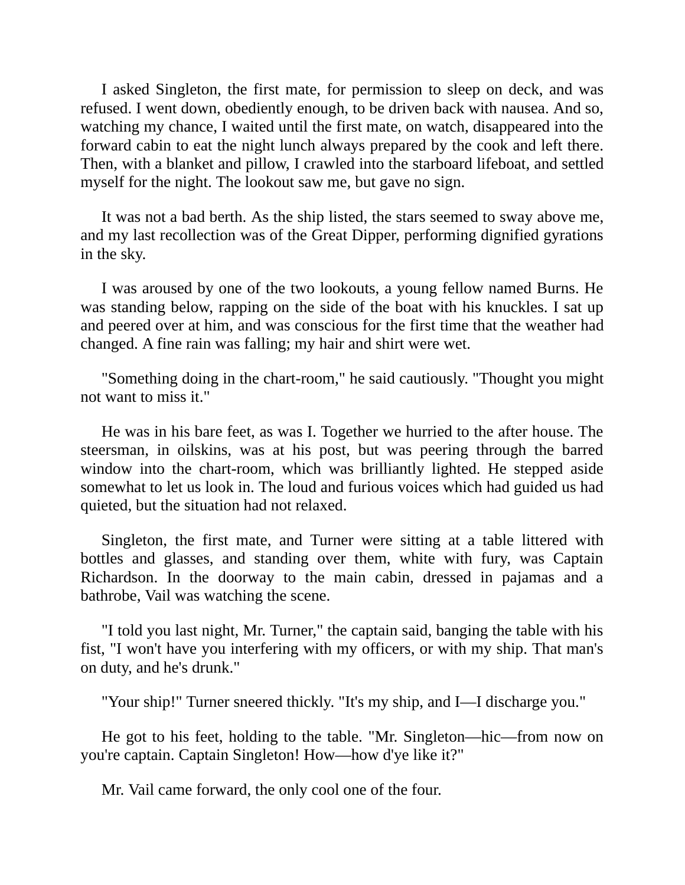I asked Singleton, the first mate, for permission to sleep on deck, and was refused. I went down, obediently enough, to be driven back with nausea. And so, watching my chance, I waited until the first mate, on watch, disappeared into the forward cabin to eat the night lunch always prepared by the cook and left there. Then, with a blanket and pillow, I crawled into the starboard lifeboat, and settled myself for the night. The lookout saw me, but gave no sign.

It was not a bad berth. As the ship listed, the stars seemed to sway above me, and my last recollection was of the Great Dipper, performing dignified gyrations in the sky.

I was aroused by one of the two lookouts, a young fellow named Burns. He was standing below, rapping on the side of the boat with his knuckles. I sat up and peered over at him, and was conscious for the first time that the weather had changed. A fine rain was falling; my hair and shirt were wet.

"Something doing in the chart-room," he said cautiously. "Thought you might not want to miss it."

He was in his bare feet, as was I. Together we hurried to the after house. The steersman, in oilskins, was at his post, but was peering through the barred window into the chart-room, which was brilliantly lighted. He stepped aside somewhat to let us look in. The loud and furious voices which had guided us had quieted, but the situation had not relaxed.

Singleton, the first mate, and Turner were sitting at a table littered with bottles and glasses, and standing over them, white with fury, was Captain Richardson. In the doorway to the main cabin, dressed in pajamas and a bathrobe, Vail was watching the scene.

"I told you last night, Mr. Turner," the captain said, banging the table with his fist, "I won't have you interfering with my officers, or with my ship. That man's on duty, and he's drunk."

"Your ship!" Turner sneered thickly. "It's my ship, and I—I discharge you."

He got to his feet, holding to the table. "Mr. Singleton—hic—from now on you're captain. Captain Singleton! How—how d'ye like it?"

Mr. Vail came forward, the only cool one of the four.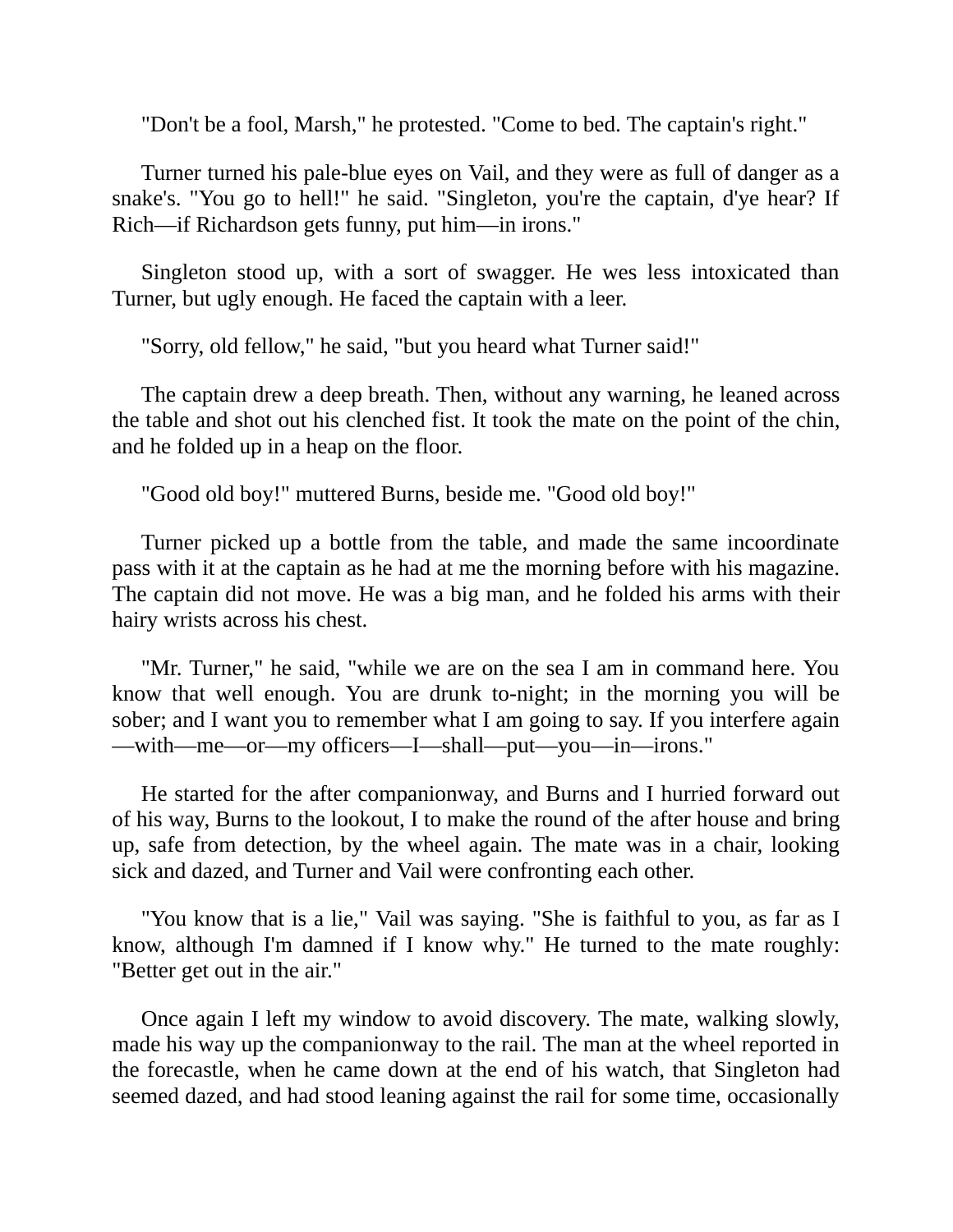"Don't be a fool, Marsh," he protested. "Come to bed. The captain's right."

Turner turned his pale-blue eyes on Vail, and they were as full of danger as a snake's. "You go to hell!" he said. "Singleton, you're the captain, d'ye hear? If Rich—if Richardson gets funny, put him—in irons."

Singleton stood up, with a sort of swagger. He wes less intoxicated than Turner, but ugly enough. He faced the captain with a leer.

"Sorry, old fellow," he said, "but you heard what Turner said!"

The captain drew a deep breath. Then, without any warning, he leaned across the table and shot out his clenched fist. It took the mate on the point of the chin, and he folded up in a heap on the floor.

"Good old boy!" muttered Burns, beside me. "Good old boy!"

Turner picked up a bottle from the table, and made the same incoordinate pass with it at the captain as he had at me the morning before with his magazine. The captain did not move. He was a big man, and he folded his arms with their hairy wrists across his chest.

"Mr. Turner," he said, "while we are on the sea I am in command here. You know that well enough. You are drunk to-night; in the morning you will be sober; and I want you to remember what I am going to say. If you interfere again—with—me—or—my officers—I—shall—put—you—in—irons."

He started for the after companionway, and Burns and I hurried forward out of his way, Burns to the lookout, I to make the round of the after house and bring up, safe from detection, by the wheel again. The mate was in a chair, looking sick and dazed, and Turner and Vail were confronting each other.

"You know that is a lie," Vail was saying. "She is faithful to you, as far as I know, although I'm damned if I know why." He turned to the mate roughly: "Better get out in the air."

Once again I left my window to avoid discovery. The mate, walking slowly, made his way up the companionway to the rail. The man at the wheel reported in the forecastle, when he came down at the end of his watch, that Singleton had seemed dazed, and had stood leaning against the rail for some time, occasionally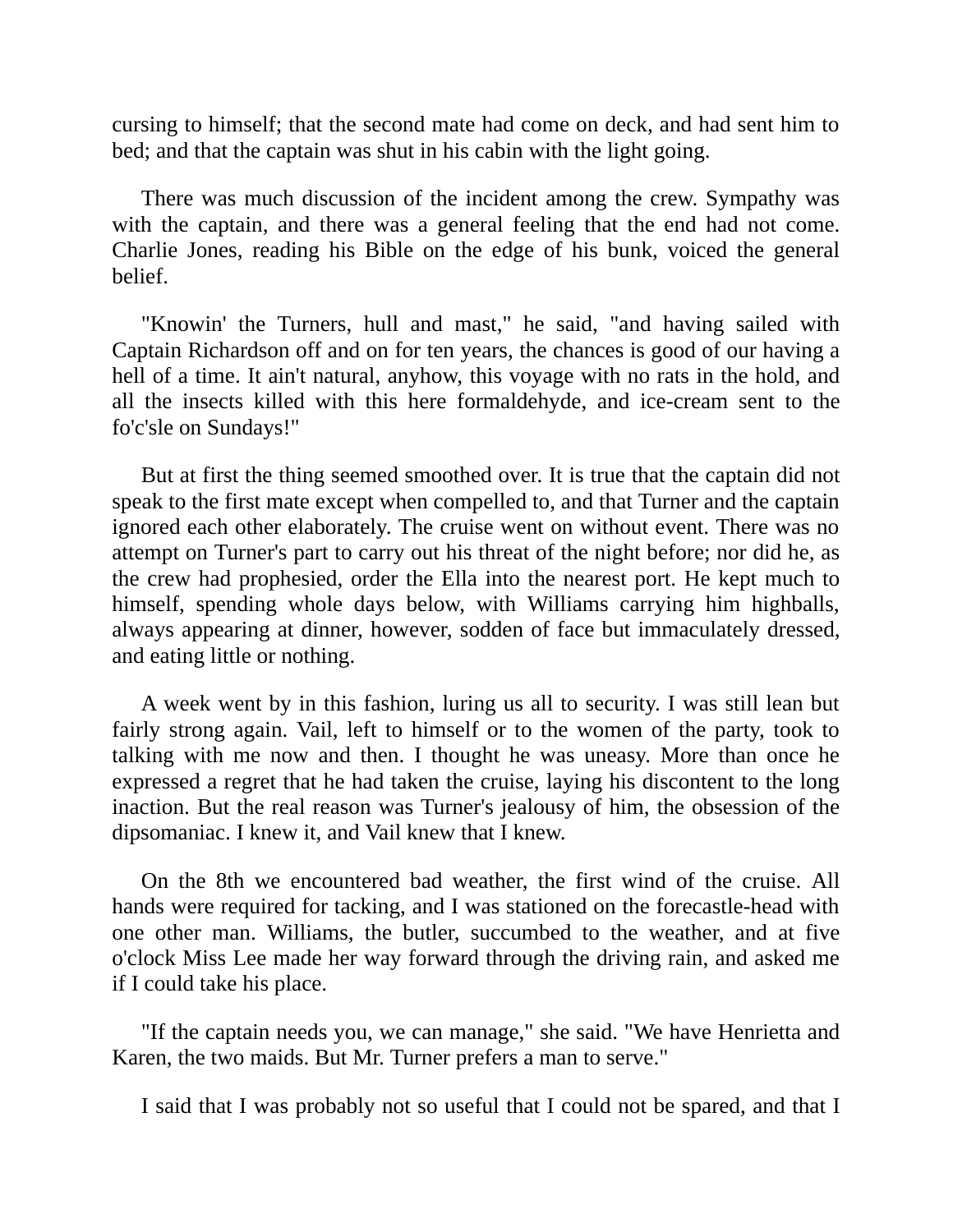cursing to himself; that the second mate had come on deck, and had sent him to bed; and that the captain was shut in his cabin with the light going.

There was much discussion of the incident among the crew. Sympathy was with the captain, and there was a general feeling that the end had not come. Charlie Jones, reading his Bible on the edge of his bunk, voiced the general belief.

"Knowin' the Turners, hull and mast," he said, "and having sailed with Captain Richardson off and on for ten years, the chances is good of our having a hell of a time. It ain't natural, anyhow, this voyage with no rats in the hold, and all the insects killed with this here formaldehyde, and ice-cream sent to the fo'c'sle on Sundays!"

But at first the thing seemed smoothed over. It is true that the captain did not speak to the first mate except when compelled to, and that Turner and the captain ignored each other elaborately. The cruise went on without event. There was no attempt on Turner's part to carry out his threat of the night before; nor did he, as the crew had prophesied, order the Ella into the nearest port. He kept much to himself, spending whole days below, with Williams carrying him highballs, always appearing at dinner, however, sodden of face but immaculately dressed, and eating little or nothing.

A week went by in this fashion, luring us all to security. I was still lean but fairly strong again. Vail, left to himself or to the women of the party, took to talking with me now and then. I thought he was uneasy. More than once he expressed a regret that he had taken the cruise, laying his discontent to the long inaction. But the real reason was Turner's jealousy of him, the obsession of the dipsomaniac. I knew it, and Vail knew that I knew.

On the 8th we encountered bad weather, the first wind of the cruise. All hands were required for tacking, and I was stationed on the forecastle-head with one other man. Williams, the butler, succumbed to the weather, and at five o'clock Miss Lee made her way forward through the driving rain, and asked me if I could take his place.

"If the captain needs you, we can manage," she said. "We have Henrietta and Karen, the two maids. But Mr. Turner prefers a man to serve."

I said that I was probably not so useful that I could not be spared, and that I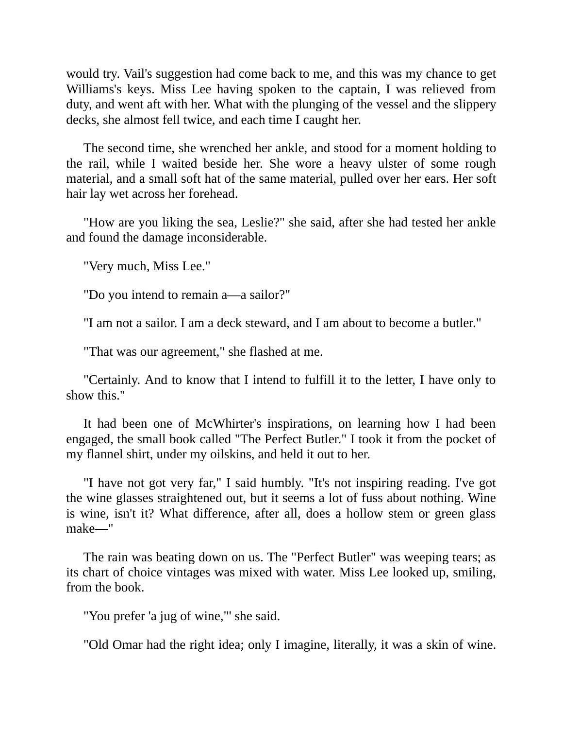would try. Vail's suggestion had come back to me, and this was my chance to get Williams's keys. Miss Lee having spoken to the captain, I was relieved from duty, and went aft with her. What with the plunging of the vessel and the slippery decks, she almost fell twice, and each time I caught her.

The second time, she wrenched her ankle, and stood for a moment holding to the rail, while I waited beside her. She wore a heavy ulster of some rough material, and a small soft hat of the same material, pulled over her ears. Her soft hair lay wet across her forehead.

"How are you liking the sea, Leslie?" she said, after she had tested her ankle and found the damage inconsiderable.

"Very much, Miss Lee."

"Do you intend to remain a—a sailor?"

"I am not a sailor. I am a deck steward, and I am about to become a butler."

"That was our agreement," she flashed at me.

"Certainly. And to know that I intend to fulfill it to the letter, I have only to show this."

It had been one of McWhirter's inspirations, on learning how I had been engaged, the small book called "The Perfect Butler." I took it from the pocket of my flannel shirt, under my oilskins, and held it out to her.

"I have not got very far," I said humbly. "It's not inspiring reading. I've got the wine glasses straightened out, but it seems a lot of fuss about nothing. Wine is wine, isn't it? What difference, after all, does a hollow stem or green glass make—"

The rain was beating down on us. The "Perfect Butler" was weeping tears; as its chart of choice vintages was mixed with water. Miss Lee looked up, smiling, from the book.

"You prefer 'a jug of wine,'" she said.

"Old Omar had the right idea; only I imagine, literally, it was a skin of wine.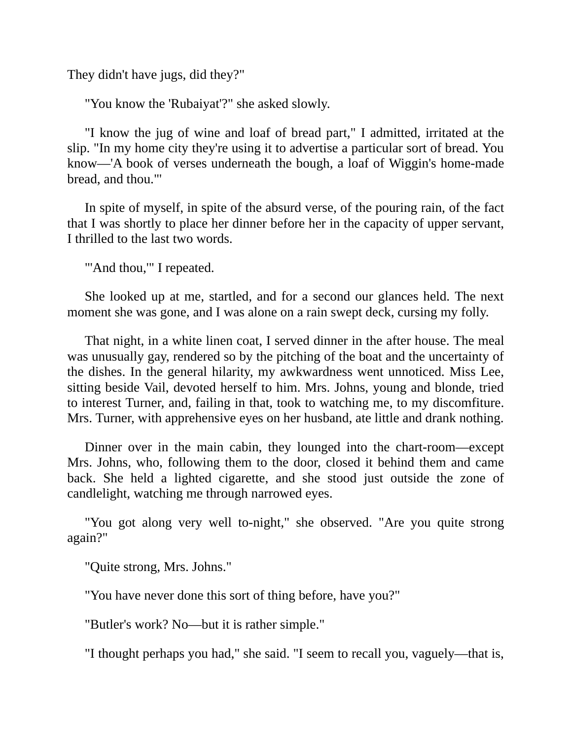They didn't have jugs, did they?"

"You know the 'Rubaiyat'?" she asked slowly.

"I know the jug of wine and loaf of bread part," I admitted, irritated at the slip. "In my home city they're using it to advertise a particular sort of bread. You know—'A book of verses underneath the bough, a loaf of Wiggin's home-made bread, and thou.'"

In spite of myself, in spite of the absurd verse, of the pouring rain, of the fact that I was shortly to place her dinner before her in the capacity of upper servant, I thrilled to the last two words.

"'And thou,'" I repeated.

She looked up at me, startled, and for a second our glances held. The next moment she was gone, and I was alone on a rain swept deck, cursing my folly.

That night, in a white linen coat, I served dinner in the after house. The meal was unusually gay, rendered so by the pitching of the boat and the uncertainty of the dishes. In the general hilarity, my awkwardness went unnoticed. Miss Lee, sitting beside Vail, devoted herself to him. Mrs. Johns, young and blonde, tried to interest Turner, and, failing in that, took to watching me, to my discomfiture. Mrs. Turner, with apprehensive eyes on her husband, ate little and drank nothing.

Dinner over in the main cabin, they lounged into the chart-room—except Mrs. Johns, who, following them to the door, closed it behind them and came back. She held a lighted cigarette, and she stood just outside the zone of candlelight, watching me through narrowed eyes.

"You got along very well to-night," she observed. "Are you quite strong again?"

"Quite strong, Mrs. Johns."

"You have never done this sort of thing before, have you?"

"Butler's work? No—but it is rather simple."

"I thought perhaps you had," she said. "I seem to recall you, vaguely—that is,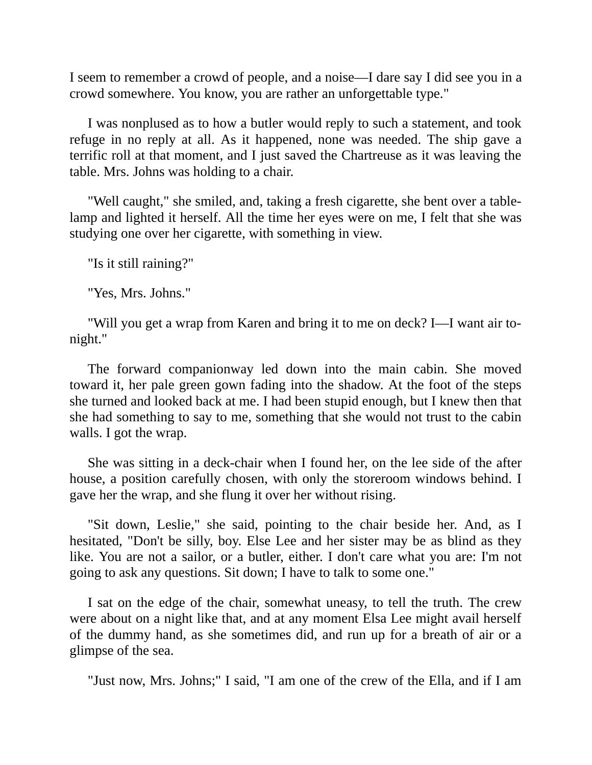I seem to remember a crowd of people, and a noise—I dare say I did see you in a crowd somewhere. You know, you are rather an unforgettable type."

I was nonplused as to how a butler would reply to such a statement, and took refuge in no reply at all. As it happened, none was needed. The ship gave a terrific roll at that moment, and I just saved the Chartreuse as it was leaving the table. Mrs. Johns was holding to a chair.

"Well caught," she smiled, and, taking a fresh cigarette, she bent over a table-lamp and lighted it herself. All the time her eyes were on me, I felt that she was studying one over her cigarette, with something in view.

"Is it still raining?"

"Yes, Mrs. Johns."

"Will you get a wrap from Karen and bring it to me on deck? I—I want air to-night."

The forward companionway led down into the main cabin. She moved toward it, her pale green gown fading into the shadow. At the foot of the steps she turned and looked back at me. I had been stupid enough, but I knew then that she had something to say to me, something that she would not trust to the cabin walls. I got the wrap.

She was sitting in a deck-chair when I found her, on the lee side of the after house, a position carefully chosen, with only the storeroom windows behind. I gave her the wrap, and she flung it over her without rising.

"Sit down, Leslie," she said, pointing to the chair beside her. And, as I hesitated, "Don't be silly, boy. Else Lee and her sister may be as blind as they like. You are not a sailor, or a butler, either. I don't care what you are: I'm not going to ask any questions. Sit down; I have to talk to some one."

I sat on the edge of the chair, somewhat uneasy, to tell the truth. The crew were about on a night like that, and at any moment Elsa Lee might avail herself of the dummy hand, as she sometimes did, and run up for a breath of air or a glimpse of the sea.

"Just now, Mrs. Johns;" I said, "I am one of the crew of the Ella, and if I am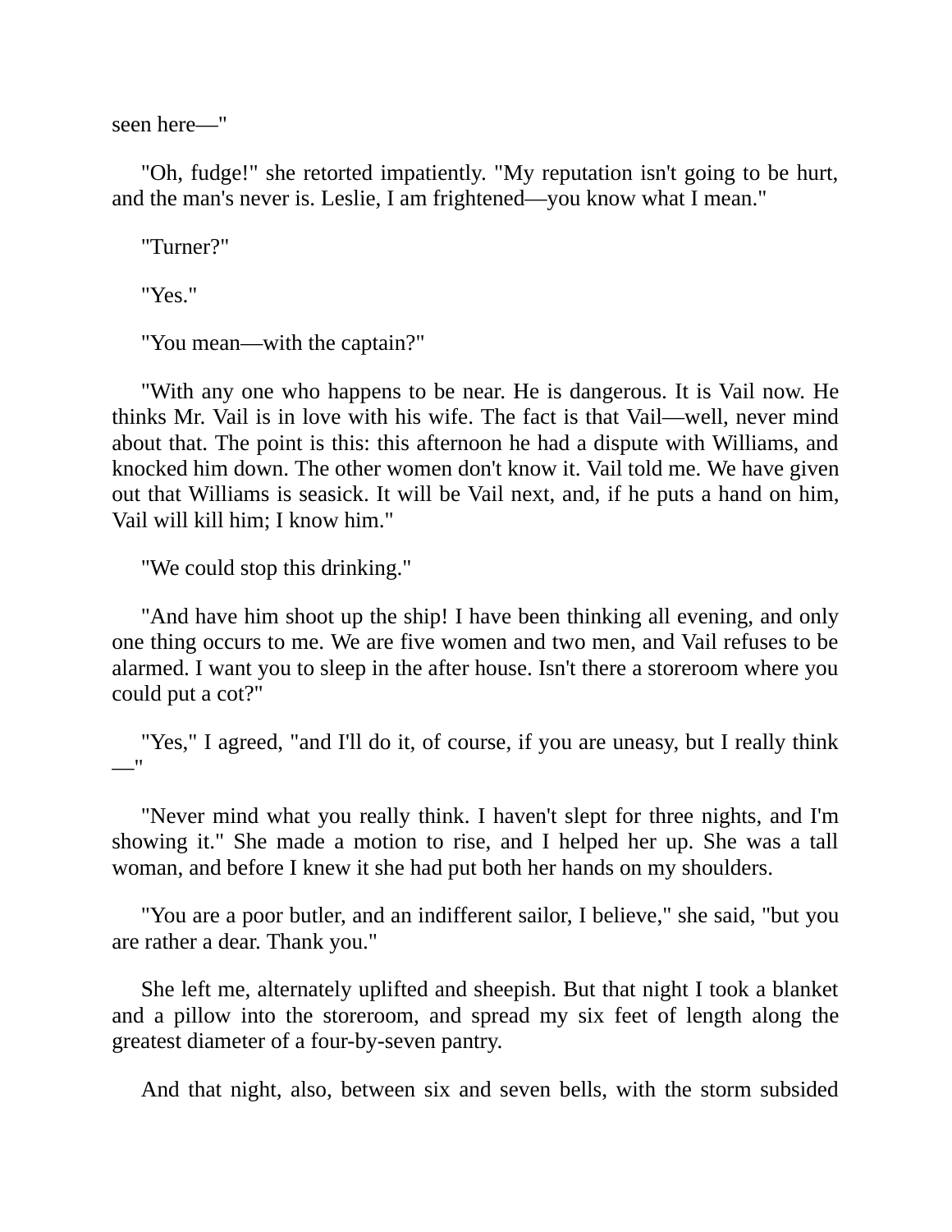seen here—"

"Oh, fudge!" she retorted impatiently. "My reputation isn't going to be hurt, and the man's never is. Leslie, I am frightened—you know what I mean."

"Turner?"

"Yes."

"You mean—with the captain?"

"With any one who happens to be near. He is dangerous. It is Vail now. He thinks Mr. Vail is in love with his wife. The fact is that Vail—well, never mind about that. The point is this: this afternoon he had a dispute with Williams, and knocked him down. The other women don't know it. Vail told me. We have given out that Williams is seasick. It will be Vail next, and, if he puts a hand on him, Vail will kill him; I know him."

"We could stop this drinking."

"And have him shoot up the ship! I have been thinking all evening, and only one thing occurs to me. We are five women and two men, and Vail refuses to be alarmed. I want you to sleep in the after house. Isn't there a storeroom where you could put a cot?"

"Yes," I agreed, "and I'll do it, of course, if you are uneasy, but I really think —"

"Never mind what you really think. I haven't slept for three nights, and I'm showing it." She made a motion to rise, and I helped her up. She was a tall woman, and before I knew it she had put both her hands on my shoulders.

"You are a poor butler, and an indifferent sailor, I believe," she said, "but you are rather a dear. Thank you."

She left me, alternately uplifted and sheepish. But that night I took a blanket and a pillow into the storeroom, and spread my six feet of length along the greatest diameter of a four-by-seven pantry.

And that night, also, between six and seven bells, with the storm subsided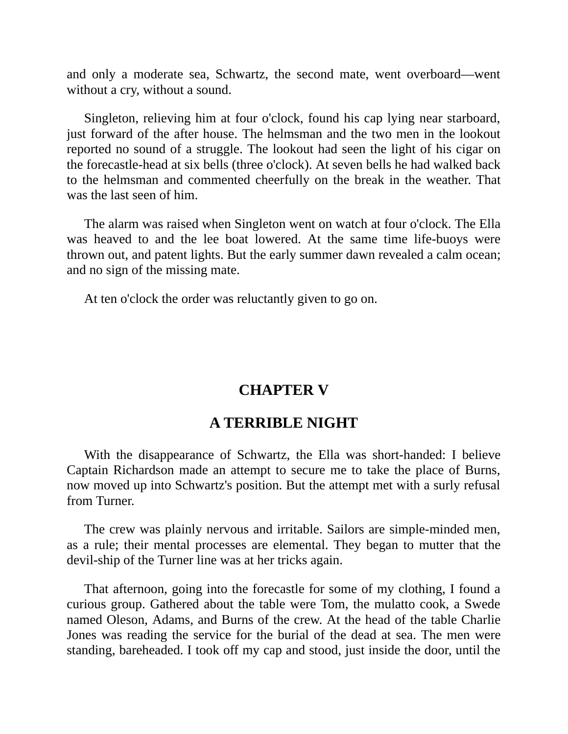and only a moderate sea, Schwartz, the second mate, went overboard—went without a cry, without a sound.

Singleton, relieving him at four o'clock, found his cap lying near starboard, just forward of the after house. The helmsman and the two men in the lookout reported no sound of a struggle. The lookout had seen the light of his cigar on the forecastle-head at six bells (three o'clock). At seven bells he had walked back to the helmsman and commented cheerfully on the break in the weather. That was the last seen of him.

The alarm was raised when Singleton went on watch at four o'clock. The Ella was heaved to and the lee boat lowered. At the same time life-buoys were thrown out, and patent lights. But the early summer dawn revealed a calm ocean; and no sign of the missing mate.

At ten o'clock the order was reluctantly given to go on.

## CHAPTER V

## A TERRIBLE NIGHT

With the disappearance of Schwartz, the Ella was short-handed: I believe Captain Richardson made an attempt to secure me to take the place of Burns, now moved up into Schwartz's position. But the attempt met with a surly refusal from Turner.

The crew was plainly nervous and irritable. Sailors are simple-minded men, as a rule; their mental processes are elemental. They began to mutter that the devil-ship of the Turner line was at her tricks again.

That afternoon, going into the forecastle for some of my clothing, I found a curious group. Gathered about the table were Tom, the mulatto cook, a Swede named Oleson, Adams, and Burns of the crew. At the head of the table Charlie Jones was reading the service for the burial of the dead at sea. The men were standing, bareheaded. I took off my cap and stood, just inside the door, until the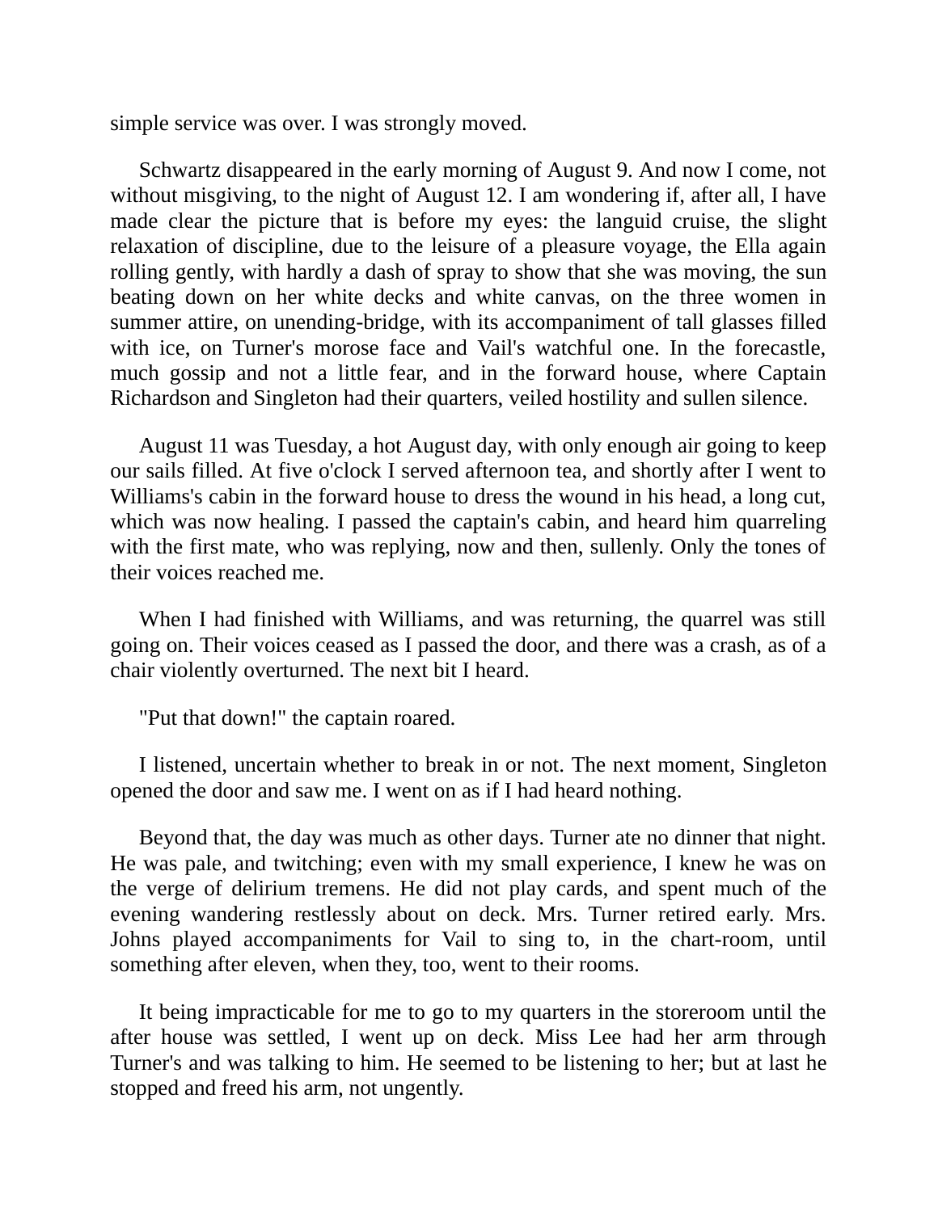simple service was over. I was strongly moved.

Schwartz disappeared in the early morning of August 9. And now I come, not without misgiving, to the night of August 12. I am wondering if, after all, I have made clear the picture that is before my eyes: the languid cruise, the slight relaxation of discipline, due to the leisure of a pleasure voyage, the Ella again rolling gently, with hardly a dash of spray to show that she was moving, the sun beating down on her white decks and white canvas, on the three women in summer attire, on unending-bridge, with its accompaniment of tall glasses filled with ice, on Turner's morose face and Vail's watchful one. In the forecastle, much gossip and not a little fear, and in the forward house, where Captain Richardson and Singleton had their quarters, veiled hostility and sullen silence.

August 11 was Tuesday, a hot August day, with only enough air going to keep our sails filled. At five o'clock I served afternoon tea, and shortly after I went to Williams's cabin in the forward house to dress the wound in his head, a long cut, which was now healing. I passed the captain's cabin, and heard him quarreling with the first mate, who was replying, now and then, sullenly. Only the tones of their voices reached me.

When I had finished with Williams, and was returning, the quarrel was still going on. Their voices ceased as I passed the door, and there was a crash, as of a chair violently overturned. The next bit I heard.

"Put that down!" the captain roared.

I listened, uncertain whether to break in or not. The next moment, Singleton opened the door and saw me. I went on as if I had heard nothing.

Beyond that, the day was much as other days. Turner ate no dinner that night. He was pale, and twitching; even with my small experience, I knew he was on the verge of delirium tremens. He did not play cards, and spent much of the evening wandering restlessly about on deck. Mrs. Turner retired early. Mrs. Johns played accompaniments for Vail to sing to, in the chart-room, until something after eleven, when they, too, went to their rooms.

It being impracticable for me to go to my quarters in the storeroom until the after house was settled, I went up on deck. Miss Lee had her arm through Turner's and was talking to him. He seemed to be listening to her; but at last he stopped and freed his arm, not ungently.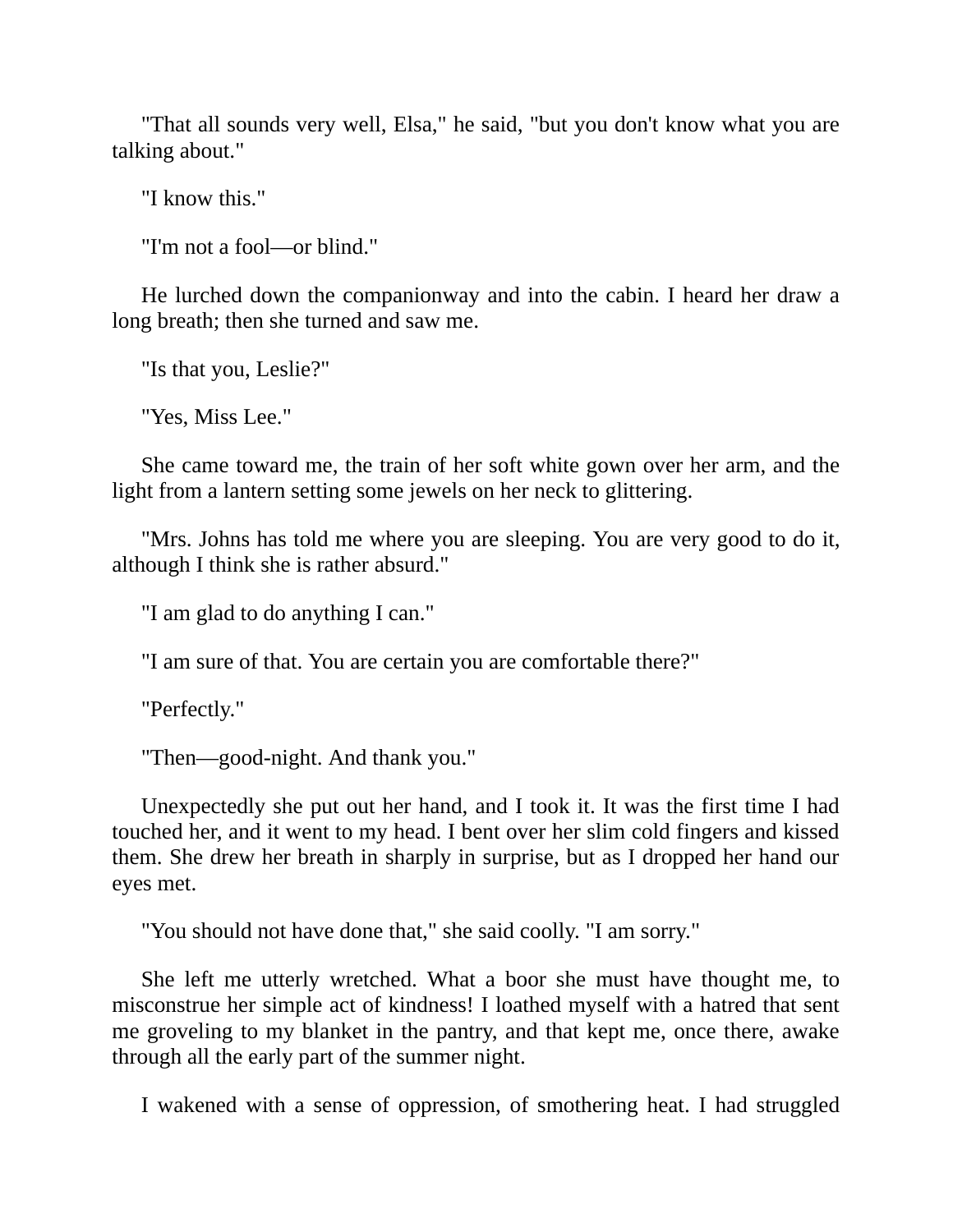"That all sounds very well, Elsa," he said, "but you don't know what you are talking about."

"I know this."

"I'm not a fool—or blind."

He lurched down the companionway and into the cabin. I heard her draw a long breath; then she turned and saw me.

"Is that you, Leslie?"

"Yes, Miss Lee."

She came toward me, the train of her soft white gown over her arm, and the light from a lantern setting some jewels on her neck to glittering.

"Mrs. Johns has told me where you are sleeping. You are very good to do it, although I think she is rather absurd."

"I am glad to do anything I can."

"I am sure of that. You are certain you are comfortable there?"

"Perfectly."

"Then—good-night. And thank you."

Unexpectedly she put out her hand, and I took it. It was the first time I had touched her, and it went to my head. I bent over her slim cold fingers and kissed them. She drew her breath in sharply in surprise, but as I dropped her hand our eyes met.

"You should not have done that," she said coolly. "I am sorry."

She left me utterly wretched. What a boor she must have thought me, to misconstrue her simple act of kindness! I loathed myself with a hatred that sent me groveling to my blanket in the pantry, and that kept me, once there, awake through all the early part of the summer night.

I wakened with a sense of oppression, of smothering heat. I had struggled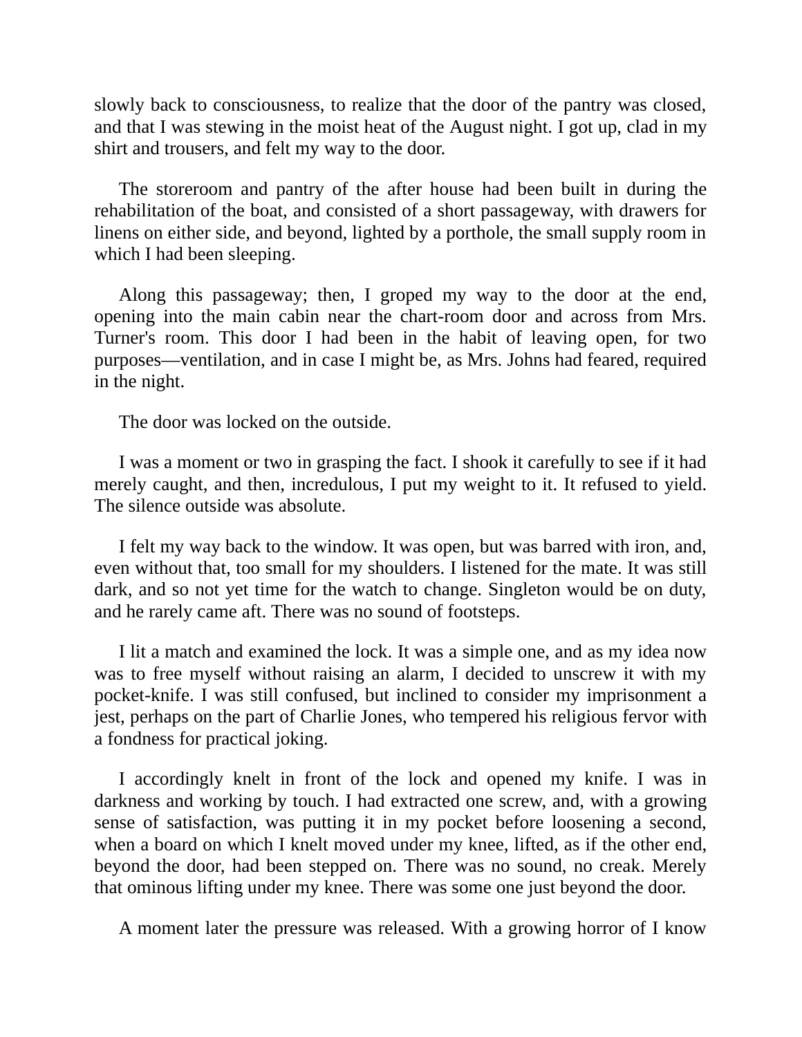slowly back to consciousness, to realize that the door of the pantry was closed, and that I was stewing in the moist heat of the August night. I got up, clad in my shirt and trousers, and felt my way to the door.

The storeroom and pantry of the after house had been built in during the rehabilitation of the boat, and consisted of a short passageway, with drawers for linens on either side, and beyond, lighted by a porthole, the small supply room in which I had been sleeping.

Along this passageway; then, I groped my way to the door at the end, opening into the main cabin near the chart-room door and across from Mrs. Turner's room. This door I had been in the habit of leaving open, for two purposes—ventilation, and in case I might be, as Mrs. Johns had feared, required in the night.

The door was locked on the outside.

I was a moment or two in grasping the fact. I shook it carefully to see if it had merely caught, and then, incredulous, I put my weight to it. It refused to yield. The silence outside was absolute.

I felt my way back to the window. It was open, but was barred with iron, and, even without that, too small for my shoulders. I listened for the mate. It was still dark, and so not yet time for the watch to change. Singleton would be on duty, and he rarely came aft. There was no sound of footsteps.

I lit a match and examined the lock. It was a simple one, and as my idea now was to free myself without raising an alarm, I decided to unscrew it with my pocket-knife. I was still confused, but inclined to consider my imprisonment a jest, perhaps on the part of Charlie Jones, who tempered his religious fervor with a fondness for practical joking.

I accordingly knelt in front of the lock and opened my knife. I was in darkness and working by touch. I had extracted one screw, and, with a growing sense of satisfaction, was putting it in my pocket before loosening a second, when a board on which I knelt moved under my knee, lifted, as if the other end, beyond the door, had been stepped on. There was no sound, no creak. Merely that ominous lifting under my knee. There was some one just beyond the door.

A moment later the pressure was released. With a growing horror of I know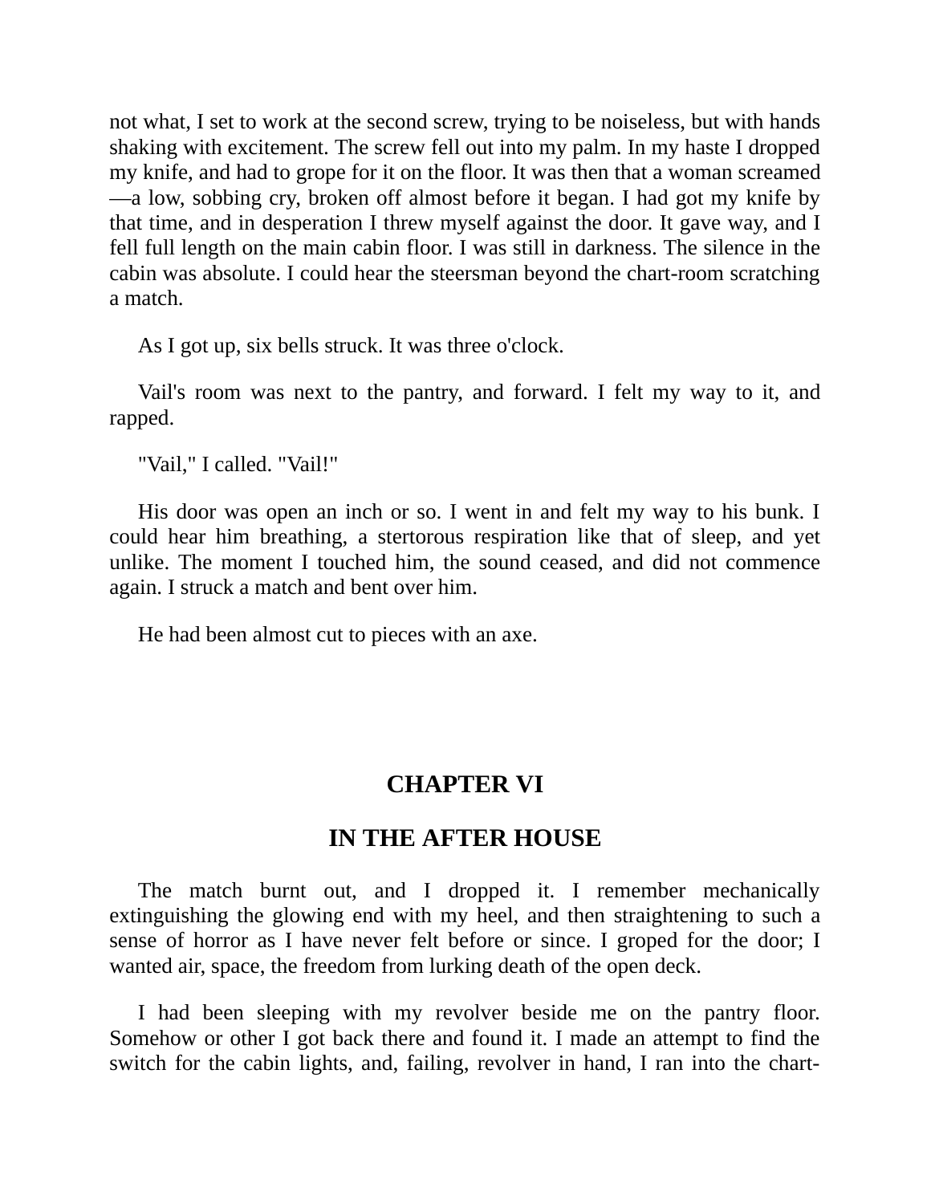not what, I set to work at the second screw, trying to be noiseless, but with hands shaking with excitement. The screw fell out into my palm. In my haste I dropped my knife, and had to grope for it on the floor. It was then that a woman screamed—a low, sobbing cry, broken off almost before it began. I had got my knife by that time, and in desperation I threw myself against the door. It gave way, and I fell full length on the main cabin floor. I was still in darkness. The silence in the cabin was absolute. I could hear the steersman beyond the chart-room scratching a match.

As I got up, six bells struck. It was three o'clock.

Vail's room was next to the pantry, and forward. I felt my way to it, and rapped.

"Vail," I called. "Vail!"

His door was open an inch or so. I went in and felt my way to his bunk. I could hear him breathing, a stertorous respiration like that of sleep, and yet unlike. The moment I touched him, the sound ceased, and did not commence again. I struck a match and bent over him.

He had been almost cut to pieces with an axe.

## CHAPTER VI

## IN THE AFTER HOUSE

The match burnt out, and I dropped it. I remember mechanically extinguishing the glowing end with my heel, and then straightening to such a sense of horror as I have never felt before or since. I groped for the door; I wanted air, space, the freedom from lurking death of the open deck.

I had been sleeping with my revolver beside me on the pantry floor. Somehow or other I got back there and found it. I made an attempt to find the switch for the cabin lights, and, failing, revolver in hand, I ran into the chart-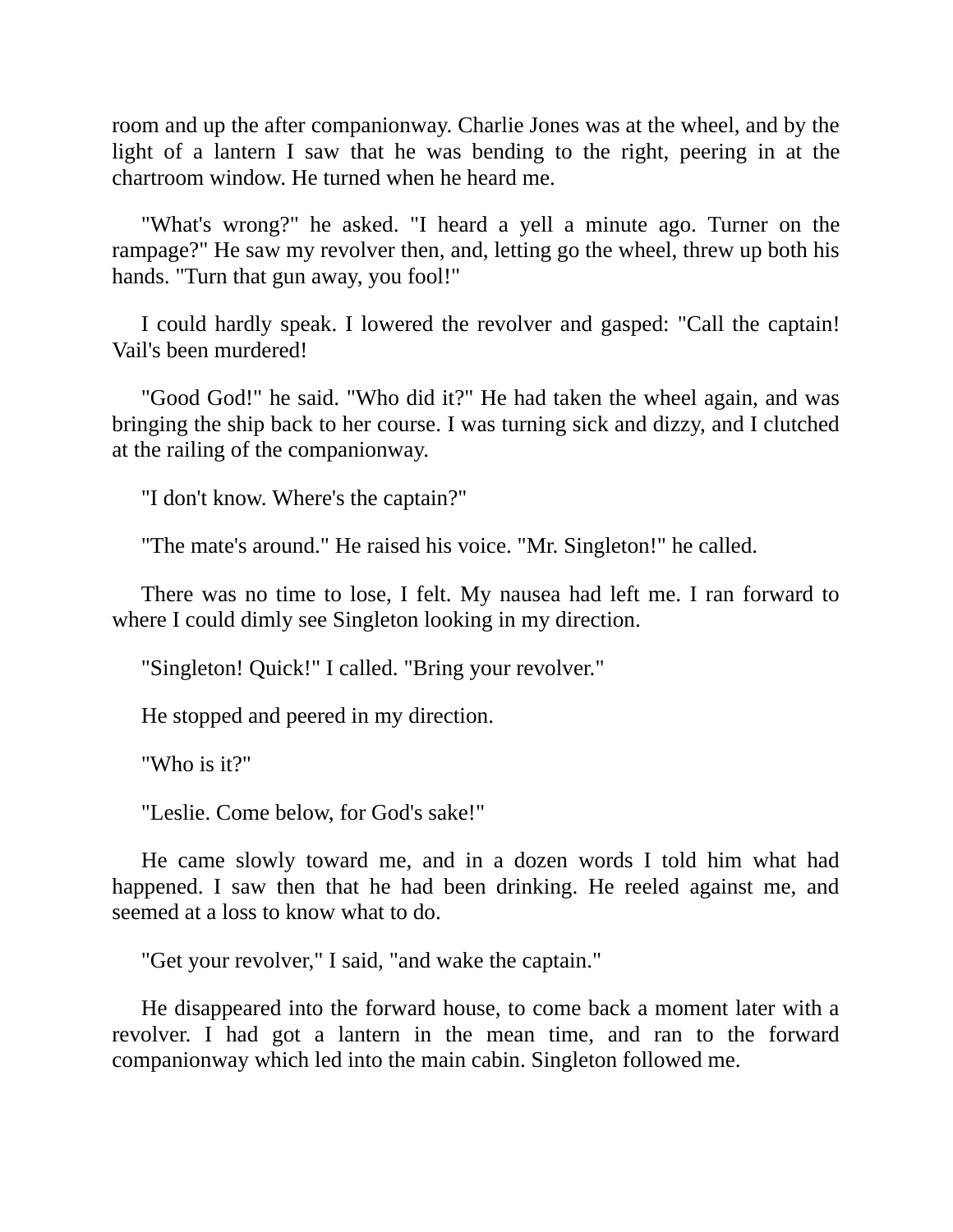room and up the after companionway. Charlie Jones was at the wheel, and by the light of a lantern I saw that he was bending to the right, peering in at the chartroom window. He turned when he heard me.

"What's wrong?" he asked. "I heard a yell a minute ago. Turner on the rampage?" He saw my revolver then, and, letting go the wheel, threw up both his hands. "Turn that gun away, you fool!"

I could hardly speak. I lowered the revolver and gasped: "Call the captain! Vail's been murdered!

"Good God!" he said. "Who did it?" He had taken the wheel again, and was bringing the ship back to her course. I was turning sick and dizzy, and I clutched at the railing of the companionway.

"I don't know. Where's the captain?"

"The mate's around." He raised his voice. "Mr. Singleton!" he called.

There was no time to lose, I felt. My nausea had left me. I ran forward to where I could dimly see Singleton looking in my direction.

"Singleton! Quick!" I called. "Bring your revolver."

He stopped and peered in my direction.

"Who is it?"

"Leslie. Come below, for God's sake!"

He came slowly toward me, and in a dozen words I told him what had happened. I saw then that he had been drinking. He reeled against me, and seemed at a loss to know what to do.

"Get your revolver," I said, "and wake the captain."

He disappeared into the forward house, to come back a moment later with a revolver. I had got a lantern in the mean time, and ran to the forward companionway which led into the main cabin. Singleton followed me.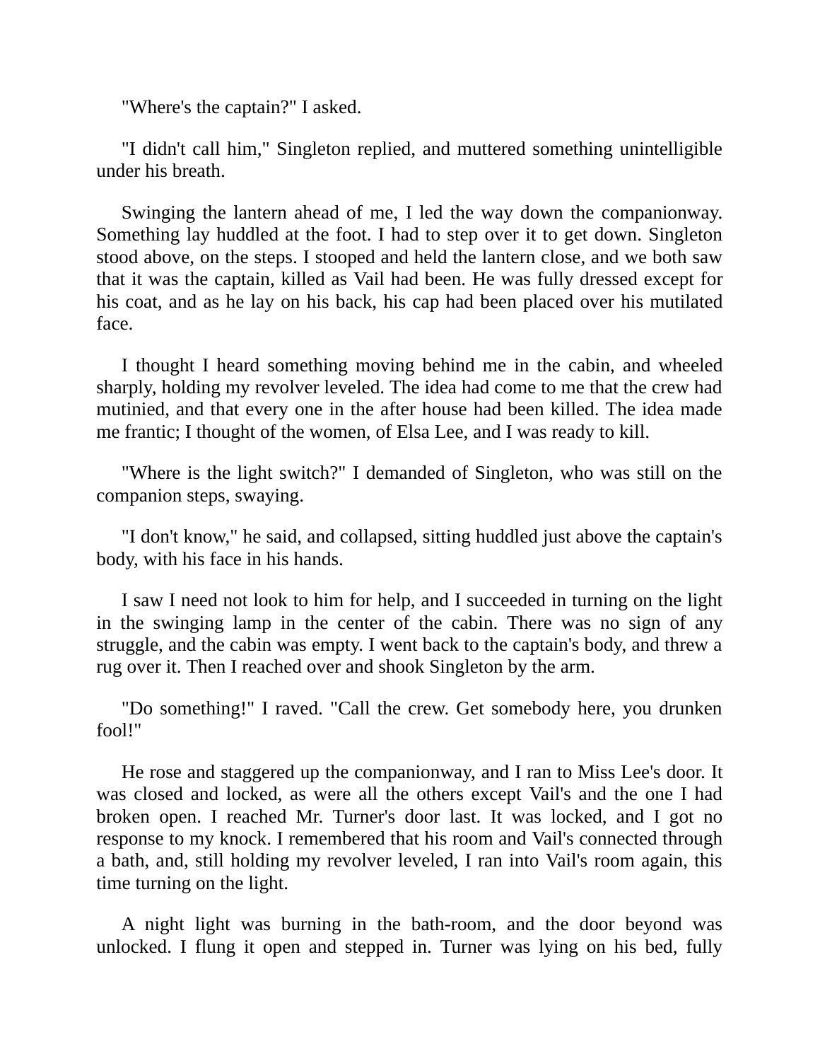"Where's the captain?" I asked.

"I didn't call him," Singleton replied, and muttered something unintelligible under his breath.

Swinging the lantern ahead of me, I led the way down the companionway. Something lay huddled at the foot. I had to step over it to get down. Singleton stood above, on the steps. I stooped and held the lantern close, and we both saw that it was the captain, killed as Vail had been. He was fully dressed except for his coat, and as he lay on his back, his cap had been placed over his mutilated face.

I thought I heard something moving behind me in the cabin, and wheeled sharply, holding my revolver leveled. The idea had come to me that the crew had mutinied, and that every one in the after house had been killed. The idea made me frantic; I thought of the women, of Elsa Lee, and I was ready to kill.

"Where is the light switch?" I demanded of Singleton, who was still on the companion steps, swaying.

"I don't know," he said, and collapsed, sitting huddled just above the captain's body, with his face in his hands.

I saw I need not look to him for help, and I succeeded in turning on the light in the swinging lamp in the center of the cabin. There was no sign of any struggle, and the cabin was empty. I went back to the captain's body, and threw a rug over it. Then I reached over and shook Singleton by the arm.

"Do something!" I raved. "Call the crew. Get somebody here, you drunken fool!"

He rose and staggered up the companionway, and I ran to Miss Lee's door. It was closed and locked, as were all the others except Vail's and the one I had broken open. I reached Mr. Turner's door last. It was locked, and I got no response to my knock. I remembered that his room and Vail's connected through a bath, and, still holding my revolver leveled, I ran into Vail's room again, this time turning on the light.

A night light was burning in the bath-room, and the door beyond was unlocked. I flung it open and stepped in. Turner was lying on his bed, fully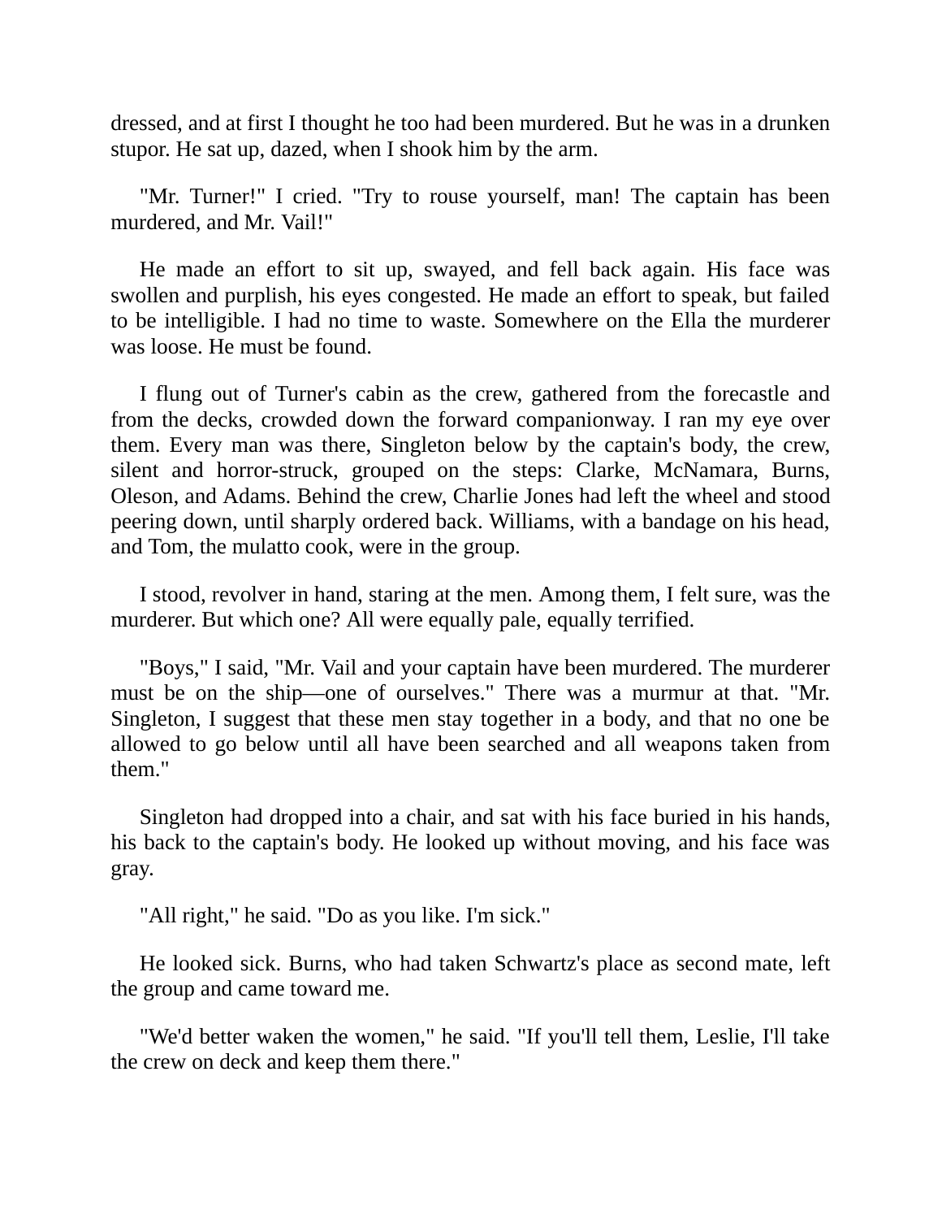dressed, and at first I thought he too had been murdered. But he was in a drunken stupor. He sat up, dazed, when I shook him by the arm.

"Mr. Turner!" I cried. "Try to rouse yourself, man! The captain has been murdered, and Mr. Vail!"

He made an effort to sit up, swayed, and fell back again. His face was swollen and purplish, his eyes congested. He made an effort to speak, but failed to be intelligible. I had no time to waste. Somewhere on the Ella the murderer was loose. He must be found.

I flung out of Turner's cabin as the crew, gathered from the forecastle and from the decks, crowded down the forward companionway. I ran my eye over them. Every man was there, Singleton below by the captain's body, the crew, silent and horror-struck, grouped on the steps: Clarke, McNamara, Burns, Oleson, and Adams. Behind the crew, Charlie Jones had left the wheel and stood peering down, until sharply ordered back. Williams, with a bandage on his head, and Tom, the mulatto cook, were in the group.

I stood, revolver in hand, staring at the men. Among them, I felt sure, was the murderer. But which one? All were equally pale, equally terrified.

"Boys," I said, "Mr. Vail and your captain have been murdered. The murderer must be on the ship—one of ourselves." There was a murmur at that. "Mr. Singleton, I suggest that these men stay together in a body, and that no one be allowed to go below until all have been searched and all weapons taken from them."

Singleton had dropped into a chair, and sat with his face buried in his hands, his back to the captain's body. He looked up without moving, and his face was gray.

"All right," he said. "Do as you like. I'm sick."

He looked sick. Burns, who had taken Schwartz's place as second mate, left the group and came toward me.

"We'd better waken the women," he said. "If you'll tell them, Leslie, I'll take the crew on deck and keep them there."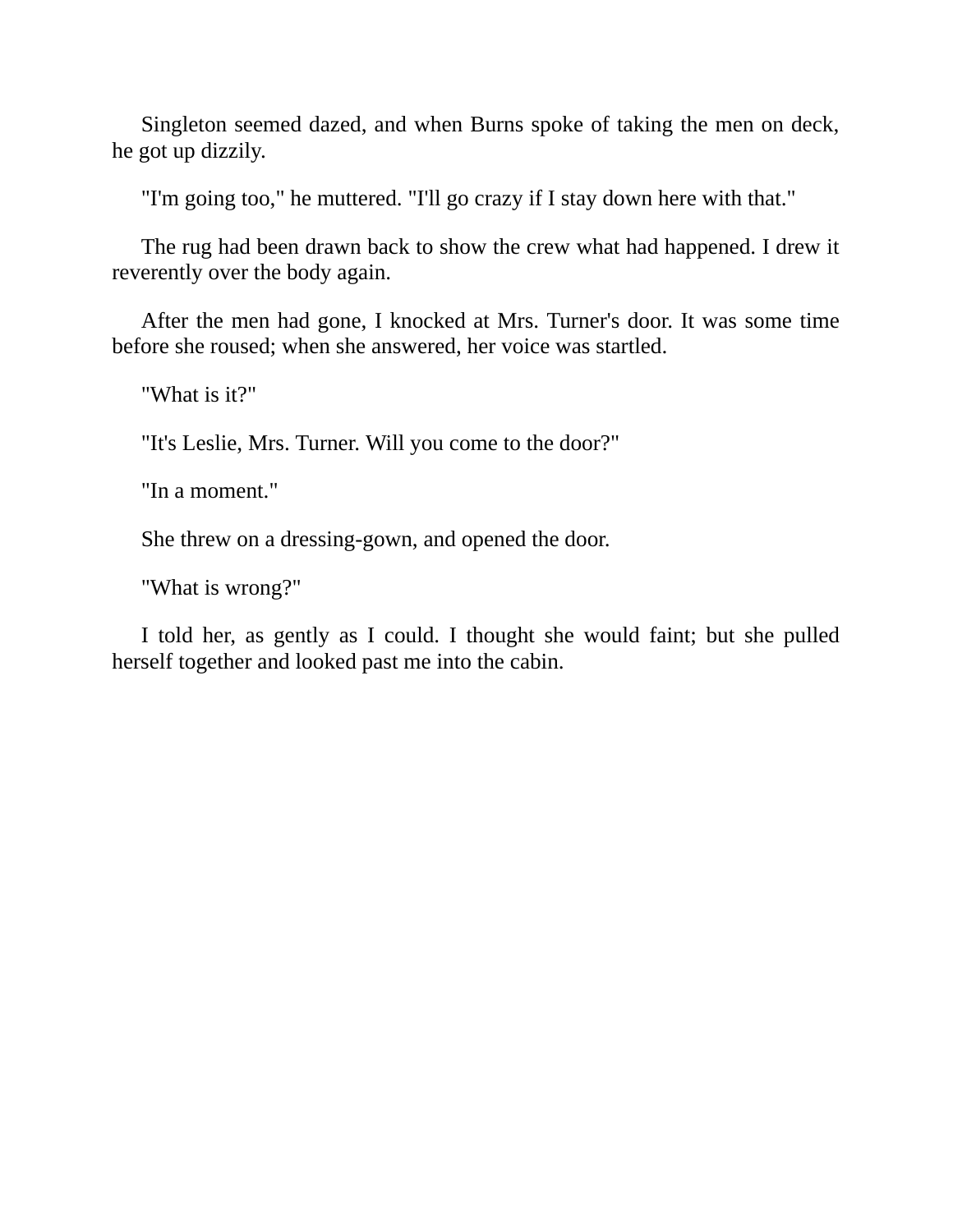Singleton seemed dazed, and when Burns spoke of taking the men on deck, he got up dizzily.

"I'm going too," he muttered. "I'll go crazy if I stay down here with that."

The rug had been drawn back to show the crew what had happened. I drew it reverently over the body again.

After the men had gone, I knocked at Mrs. Turner's door. It was some time before she roused; when she answered, her voice was startled.

"What is it?"

"It's Leslie, Mrs. Turner. Will you come to the door?"

"In a moment."

She threw on a dressing-gown, and opened the door.

"What is wrong?"

I told her, as gently as I could. I thought she would faint; but she pulled herself together and looked past me into the cabin.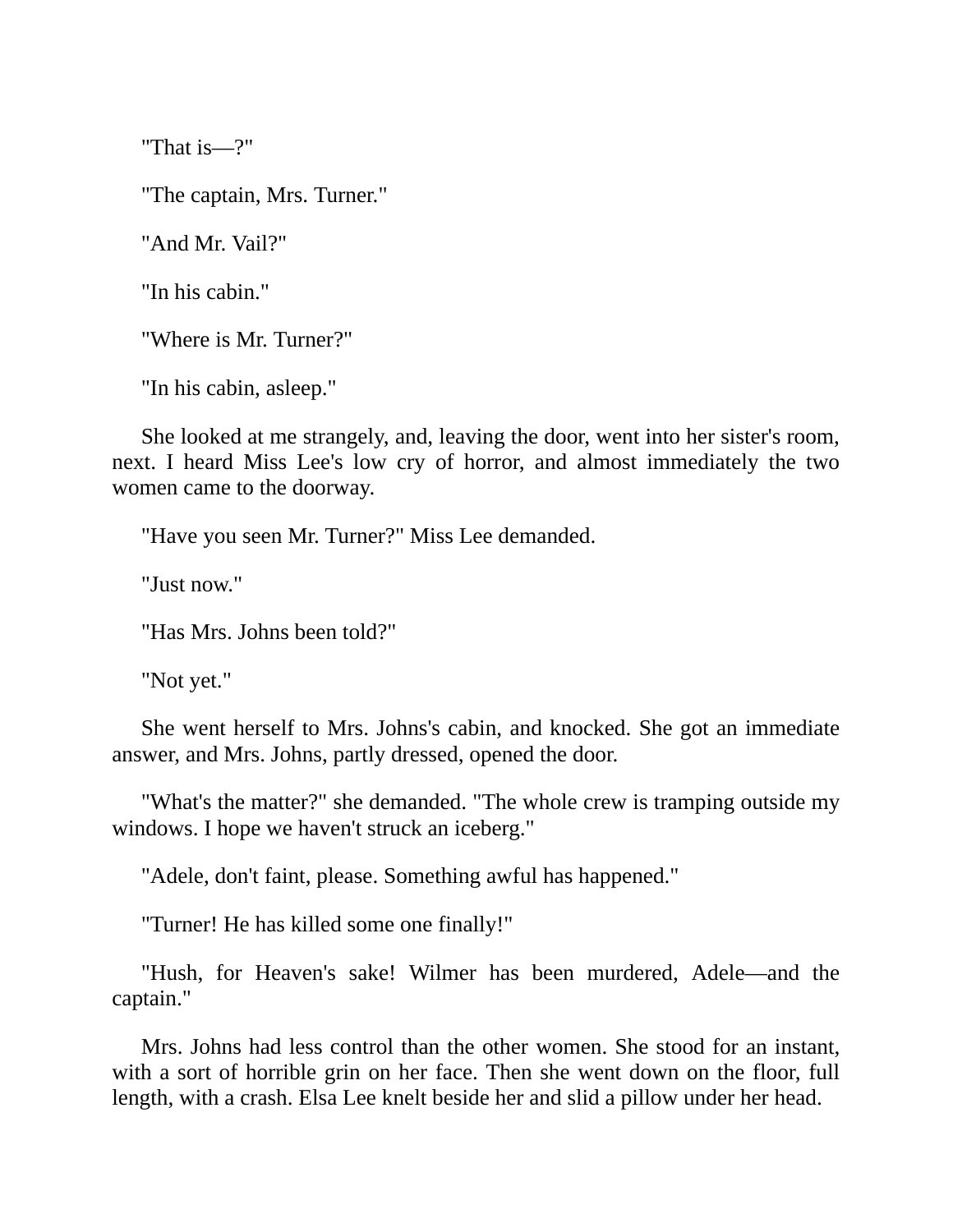"That is—?"

"The captain, Mrs. Turner."

"And Mr. Vail?"

"In his cabin."

"Where is Mr. Turner?"

"In his cabin, asleep."

She looked at me strangely, and, leaving the door, went into her sister's room, next. I heard Miss Lee's low cry of horror, and almost immediately the two women came to the doorway.

"Have you seen Mr. Turner?" Miss Lee demanded.

"Just now."

"Has Mrs. Johns been told?"

"Not yet."

She went herself to Mrs. Johns's cabin, and knocked. She got an immediate answer, and Mrs. Johns, partly dressed, opened the door.

"What's the matter?" she demanded. "The whole crew is tramping outside my windows. I hope we haven't struck an iceberg."

"Adele, don't faint, please. Something awful has happened."

"Turner! He has killed some one finally!"

"Hush, for Heaven's sake! Wilmer has been murdered, Adele—and the captain."

Mrs. Johns had less control than the other women. She stood for an instant, with a sort of horrible grin on her face. Then she went down on the floor, full length, with a crash. Elsa Lee knelt beside her and slid a pillow under her head.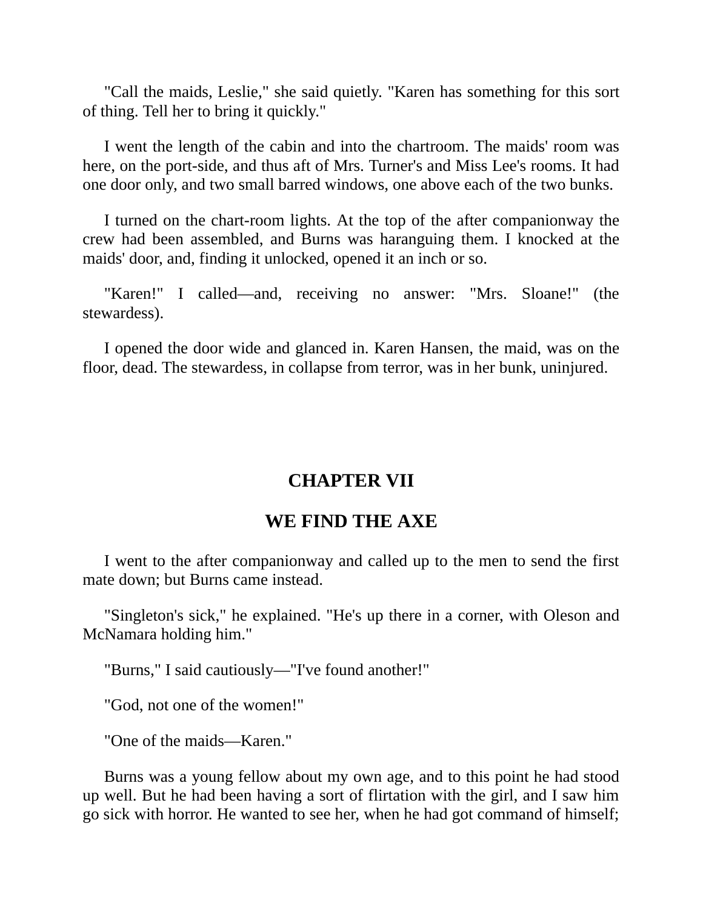"Call the maids, Leslie," she said quietly. "Karen has something for this sort of thing. Tell her to bring it quickly."

I went the length of the cabin and into the chartroom. The maids' room was here, on the port-side, and thus aft of Mrs. Turner's and Miss Lee's rooms. It had one door only, and two small barred windows, one above each of the two bunks.

I turned on the chart-room lights. At the top of the after companionway the crew had been assembled, and Burns was haranguing them. I knocked at the maids' door, and, finding it unlocked, opened it an inch or so.

"Karen!" I called—and, receiving no answer: "Mrs. Sloane!" (the stewardess).

I opened the door wide and glanced in. Karen Hansen, the maid, was on the floor, dead. The stewardess, in collapse from terror, was in her bunk, uninjured.

## CHAPTER VII

## WE FIND THE AXE

I went to the after companionway and called up to the men to send the first mate down; but Burns came instead.

"Singleton's sick," he explained. "He's up there in a corner, with Oleson and McNamara holding him."

"Burns," I said cautiously—"I've found another!"

"God, not one of the women!"

"One of the maids—Karen."

Burns was a young fellow about my own age, and to this point he had stood up well. But he had been having a sort of flirtation with the girl, and I saw him go sick with horror. He wanted to see her, when he had got command of himself;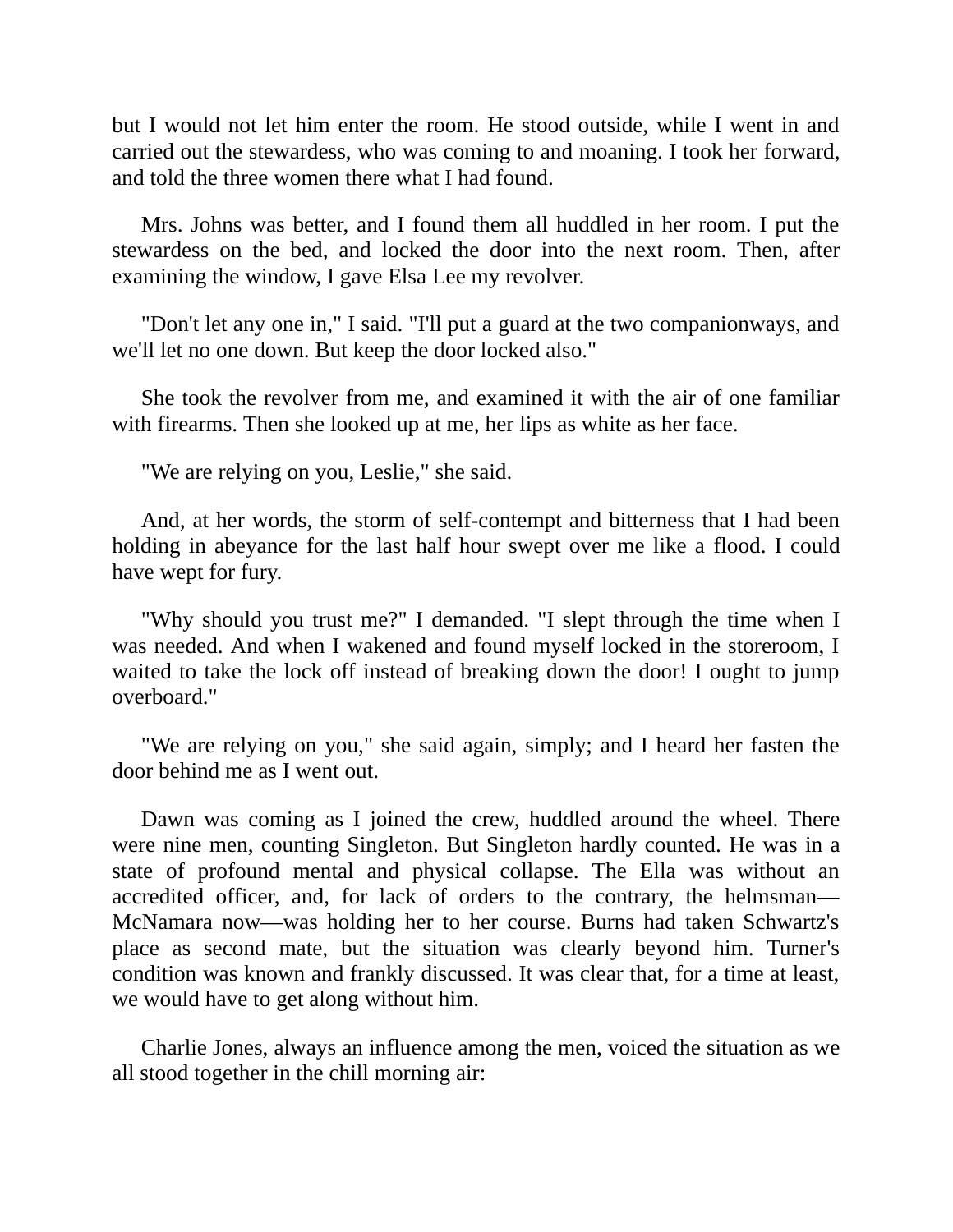but I would not let him enter the room. He stood outside, while I went in and carried out the stewardess, who was coming to and moaning. I took her forward, and told the three women there what I had found.

Mrs. Johns was better, and I found them all huddled in her room. I put the stewardess on the bed, and locked the door into the next room. Then, after examining the window, I gave Elsa Lee my revolver.

"Don't let any one in," I said. "I'll put a guard at the two companionways, and we'll let no one down. But keep the door locked also."

She took the revolver from me, and examined it with the air of one familiar with firearms. Then she looked up at me, her lips as white as her face.

"We are relying on you, Leslie," she said.

And, at her words, the storm of self-contempt and bitterness that I had been holding in abeyance for the last half hour swept over me like a flood. I could have wept for fury.

"Why should you trust me?" I demanded. "I slept through the time when I was needed. And when I wakened and found myself locked in the storeroom, I waited to take the lock off instead of breaking down the door! I ought to jump overboard."

"We are relying on you," she said again, simply; and I heard her fasten the door behind me as I went out.

Dawn was coming as I joined the crew, huddled around the wheel. There were nine men, counting Singleton. But Singleton hardly counted. He was in a state of profound mental and physical collapse. The Ella was without an accredited officer, and, for lack of orders to the contrary, the helmsman—McNamara now—was holding her to her course. Burns had taken Schwartz's place as second mate, but the situation was clearly beyond him. Turner's condition was known and frankly discussed. It was clear that, for a time at least, we would have to get along without him.

Charlie Jones, always an influence among the men, voiced the situation as we all stood together in the chill morning air: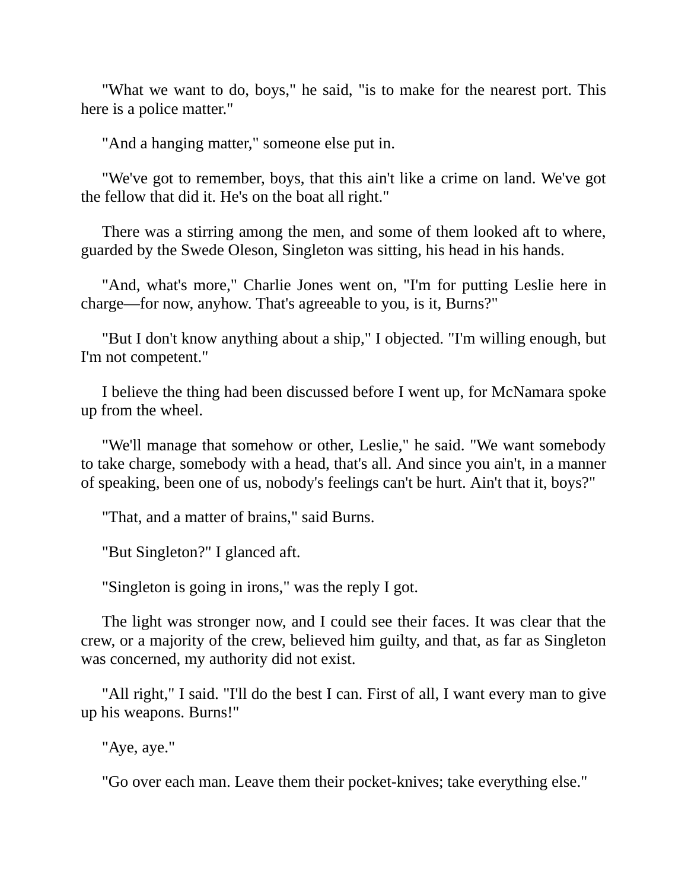"What we want to do, boys," he said, "is to make for the nearest port. This here is a police matter."

"And a hanging matter," someone else put in.

"We've got to remember, boys, that this ain't like a crime on land. We've got the fellow that did it. He's on the boat all right."

There was a stirring among the men, and some of them looked aft to where, guarded by the Swede Oleson, Singleton was sitting, his head in his hands.

"And, what's more," Charlie Jones went on, "I'm for putting Leslie here in charge—for now, anyhow. That's agreeable to you, is it, Burns?"

"But I don't know anything about a ship," I objected. "I'm willing enough, but I'm not competent."

I believe the thing had been discussed before I went up, for McNamara spoke up from the wheel.

"We'll manage that somehow or other, Leslie," he said. "We want somebody to take charge, somebody with a head, that's all. And since you ain't, in a manner of speaking, been one of us, nobody's feelings can't be hurt. Ain't that it, boys?"

"That, and a matter of brains," said Burns.

"But Singleton?" I glanced aft.

"Singleton is going in irons," was the reply I got.

The light was stronger now, and I could see their faces. It was clear that the crew, or a majority of the crew, believed him guilty, and that, as far as Singleton was concerned, my authority did not exist.

"All right," I said. "I'll do the best I can. First of all, I want every man to give up his weapons. Burns!"

"Aye, aye."

"Go over each man. Leave them their pocket-knives; take everything else."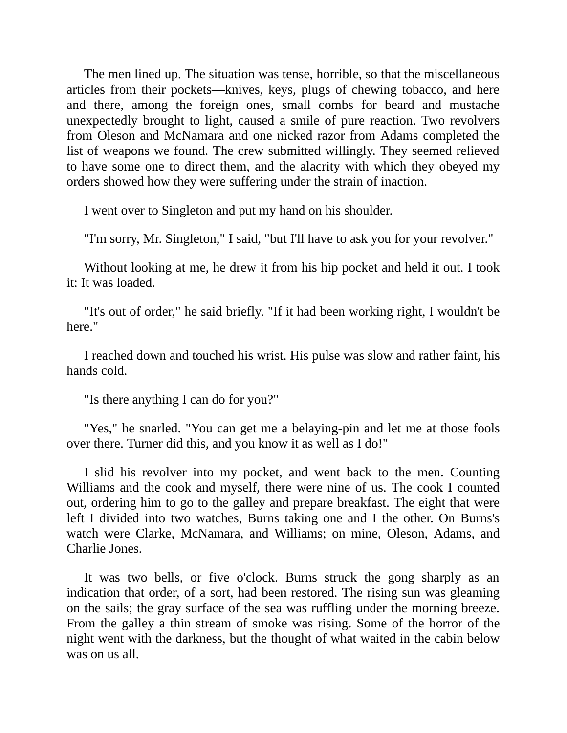The men lined up. The situation was tense, horrible, so that the miscellaneous articles from their pockets—knives, keys, plugs of chewing tobacco, and here and there, among the foreign ones, small combs for beard and mustache unexpectedly brought to light, caused a smile of pure reaction. Two revolvers from Oleson and McNamara and one nicked razor from Adams completed the list of weapons we found. The crew submitted willingly. They seemed relieved to have some one to direct them, and the alacrity with which they obeyed my orders showed how they were suffering under the strain of inaction.

I went over to Singleton and put my hand on his shoulder.

"I'm sorry, Mr. Singleton," I said, "but I'll have to ask you for your revolver."

Without looking at me, he drew it from his hip pocket and held it out. I took it: It was loaded.

"It's out of order," he said briefly. "If it had been working right, I wouldn't be here."

I reached down and touched his wrist. His pulse was slow and rather faint, his hands cold.

"Is there anything I can do for you?"

"Yes," he snarled. "You can get me a belaying-pin and let me at those fools over there. Turner did this, and you know it as well as I do!"

I slid his revolver into my pocket, and went back to the men. Counting Williams and the cook and myself, there were nine of us. The cook I counted out, ordering him to go to the galley and prepare breakfast. The eight that were left I divided into two watches, Burns taking one and I the other. On Burns's watch were Clarke, McNamara, and Williams; on mine, Oleson, Adams, and Charlie Jones.

It was two bells, or five o'clock. Burns struck the gong sharply as an indication that order, of a sort, had been restored. The rising sun was gleaming on the sails; the gray surface of the sea was ruffling under the morning breeze. From the galley a thin stream of smoke was rising. Some of the horror of the night went with the darkness, but the thought of what waited in the cabin below was on us all.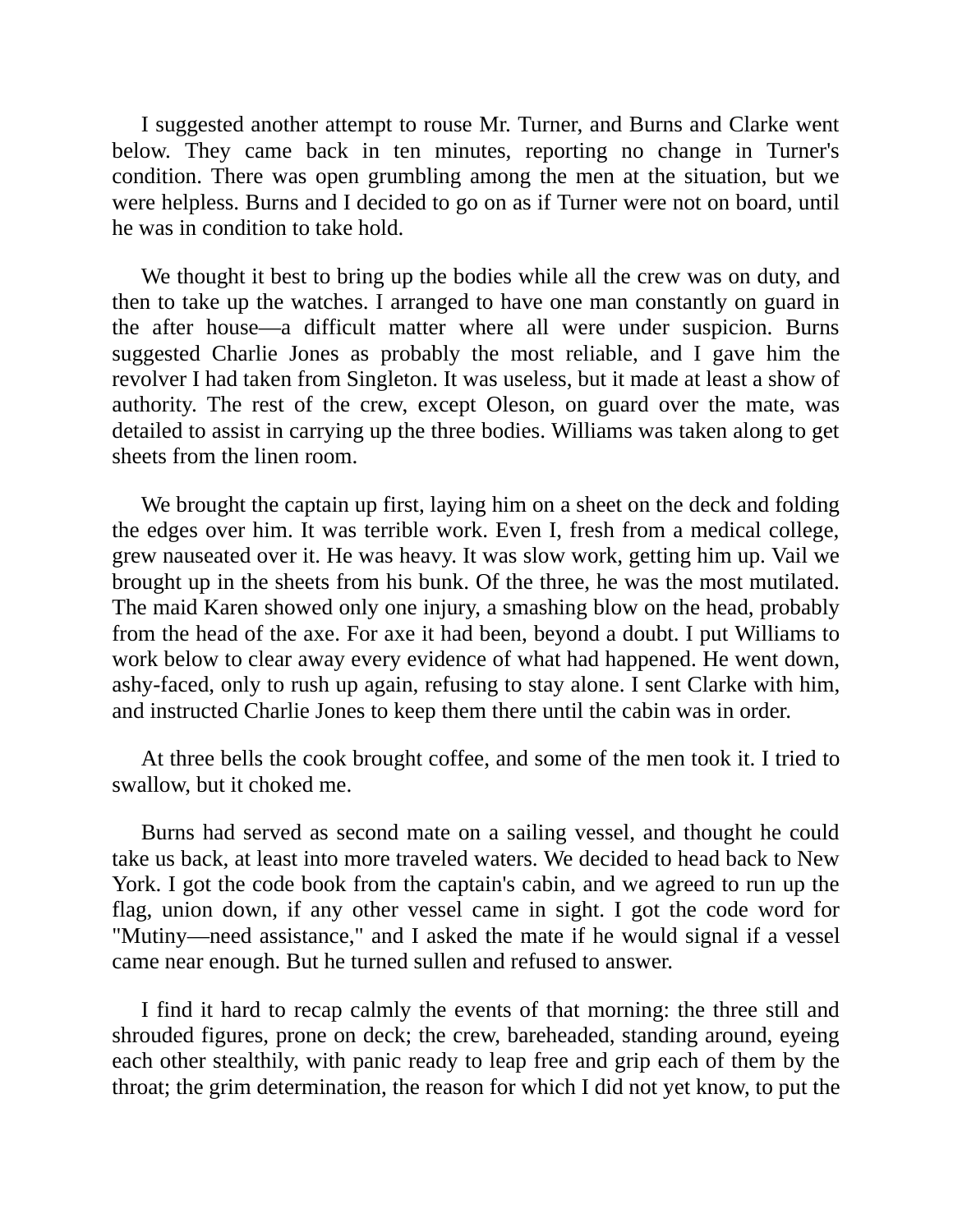I suggested another attempt to rouse Mr. Turner, and Burns and Clarke went below. They came back in ten minutes, reporting no change in Turner's condition. There was open grumbling among the men at the situation, but we were helpless. Burns and I decided to go on as if Turner were not on board, until he was in condition to take hold.

We thought it best to bring up the bodies while all the crew was on duty, and then to take up the watches. I arranged to have one man constantly on guard in the after house—a difficult matter where all were under suspicion. Burns suggested Charlie Jones as probably the most reliable, and I gave him the revolver I had taken from Singleton. It was useless, but it made at least a show of authority. The rest of the crew, except Oleson, on guard over the mate, was detailed to assist in carrying up the three bodies. Williams was taken along to get sheets from the linen room.

We brought the captain up first, laying him on a sheet on the deck and folding the edges over him. It was terrible work. Even I, fresh from a medical college, grew nauseated over it. He was heavy. It was slow work, getting him up. Vail we brought up in the sheets from his bunk. Of the three, he was the most mutilated. The maid Karen showed only one injury, a smashing blow on the head, probably from the head of the axe. For axe it had been, beyond a doubt. I put Williams to work below to clear away every evidence of what had happened. He went down, ashy-faced, only to rush up again, refusing to stay alone. I sent Clarke with him, and instructed Charlie Jones to keep them there until the cabin was in order.

At three bells the cook brought coffee, and some of the men took it. I tried to swallow, but it choked me.

Burns had served as second mate on a sailing vessel, and thought he could take us back, at least into more traveled waters. We decided to head back to New York. I got the code book from the captain's cabin, and we agreed to run up the flag, union down, if any other vessel came in sight. I got the code word for "Mutiny—need assistance," and I asked the mate if he would signal if a vessel came near enough. But he turned sullen and refused to answer.

I find it hard to recap calmly the events of that morning: the three still and shrouded figures, prone on deck; the crew, bareheaded, standing around, eyeing each other stealthily, with panic ready to leap free and grip each of them by the throat; the grim determination, the reason for which I did not yet know, to put the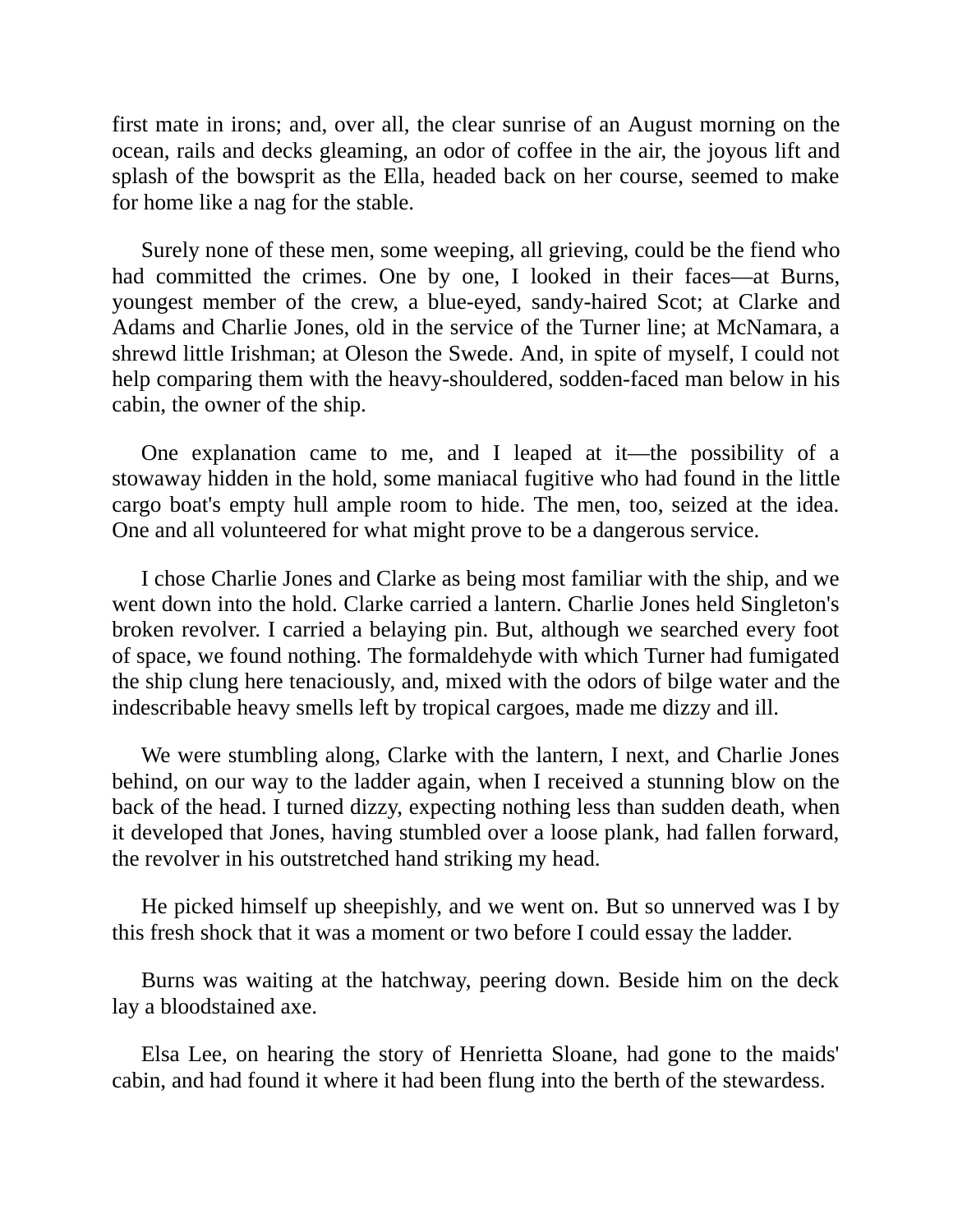first mate in irons; and, over all, the clear sunrise of an August morning on the ocean, rails and decks gleaming, an odor of coffee in the air, the joyous lift and splash of the bowsprit as the Ella, headed back on her course, seemed to make for home like a nag for the stable.

Surely none of these men, some weeping, all grieving, could be the fiend who had committed the crimes. One by one, I looked in their faces—at Burns, youngest member of the crew, a blue-eyed, sandy-haired Scot; at Clarke and Adams and Charlie Jones, old in the service of the Turner line; at McNamara, a shrewd little Irishman; at Oleson the Swede. And, in spite of myself, I could not help comparing them with the heavy-shouldered, sodden-faced man below in his cabin, the owner of the ship.

One explanation came to me, and I leaped at it—the possibility of a stowaway hidden in the hold, some maniacal fugitive who had found in the little cargo boat's empty hull ample room to hide. The men, too, seized at the idea. One and all volunteered for what might prove to be a dangerous service.

I chose Charlie Jones and Clarke as being most familiar with the ship, and we went down into the hold. Clarke carried a lantern. Charlie Jones held Singleton's broken revolver. I carried a belaying pin. But, although we searched every foot of space, we found nothing. The formaldehyde with which Turner had fumigated the ship clung here tenaciously, and, mixed with the odors of bilge water and the indescribable heavy smells left by tropical cargoes, made me dizzy and ill.

We were stumbling along, Clarke with the lantern, I next, and Charlie Jones behind, on our way to the ladder again, when I received a stunning blow on the back of the head. I turned dizzy, expecting nothing less than sudden death, when it developed that Jones, having stumbled over a loose plank, had fallen forward, the revolver in his outstretched hand striking my head.

He picked himself up sheepishly, and we went on. But so unnerved was I by this fresh shock that it was a moment or two before I could essay the ladder.

Burns was waiting at the hatchway, peering down. Beside him on the deck lay a bloodstained axe.

Elsa Lee, on hearing the story of Henrietta Sloane, had gone to the maids' cabin, and had found it where it had been flung into the berth of the stewardess.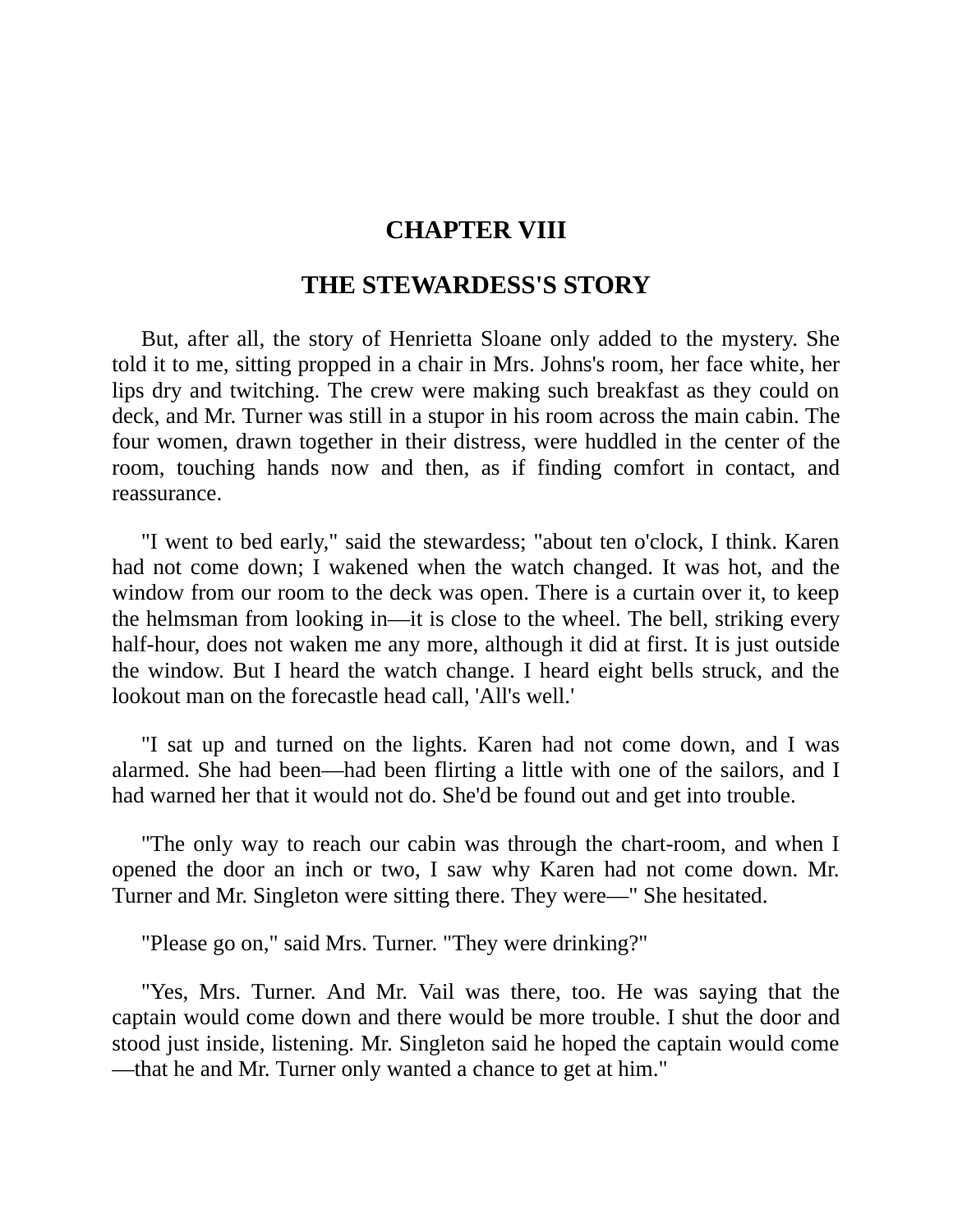## CHAPTER VIII

## THE STEWARDESS'S STORY

But, after all, the story of Henrietta Sloane only added to the mystery. She told it to me, sitting propped in a chair in Mrs. Johns's room, her face white, her lips dry and twitching. The crew were making such breakfast as they could on deck, and Mr. Turner was still in a stupor in his room across the main cabin. The four women, drawn together in their distress, were huddled in the center of the room, touching hands now and then, as if finding comfort in contact, and reassurance.

"I went to bed early," said the stewardess; "about ten o'clock, I think. Karen had not come down; I wakened when the watch changed. It was hot, and the window from our room to the deck was open. There is a curtain over it, to keep the helmsman from looking in—it is close to the wheel. The bell, striking every half-hour, does not waken me any more, although it did at first. It is just outside the window. But I heard the watch change. I heard eight bells struck, and the lookout man on the forecastle head call, 'All's well.'

"I sat up and turned on the lights. Karen had not come down, and I was alarmed. She had been—had been flirting a little with one of the sailors, and I had warned her that it would not do. She'd be found out and get into trouble.

"The only way to reach our cabin was through the chart-room, and when I opened the door an inch or two, I saw why Karen had not come down. Mr. Turner and Mr. Singleton were sitting there. They were—" She hesitated.

"Please go on," said Mrs. Turner. "They were drinking?"

"Yes, Mrs. Turner. And Mr. Vail was there, too. He was saying that the captain would come down and there would be more trouble. I shut the door and stood just inside, listening. Mr. Singleton said he hoped the captain would come—that he and Mr. Turner only wanted a chance to get at him."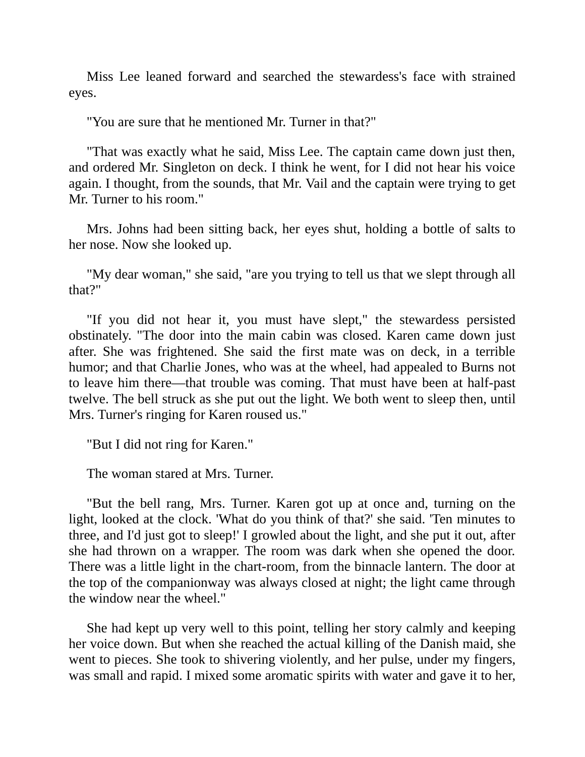Miss Lee leaned forward and searched the stewardess's face with strained eyes.

"You are sure that he mentioned Mr. Turner in that?"

"That was exactly what he said, Miss Lee. The captain came down just then, and ordered Mr. Singleton on deck. I think he went, for I did not hear his voice again. I thought, from the sounds, that Mr. Vail and the captain were trying to get Mr. Turner to his room."

Mrs. Johns had been sitting back, her eyes shut, holding a bottle of salts to her nose. Now she looked up.

"My dear woman," she said, "are you trying to tell us that we slept through all that?"

"If you did not hear it, you must have slept," the stewardess persisted obstinately. "The door into the main cabin was closed. Karen came down just after. She was frightened. She said the first mate was on deck, in a terrible humor; and that Charlie Jones, who was at the wheel, had appealed to Burns not to leave him there—that trouble was coming. That must have been at half-past twelve. The bell struck as she put out the light. We both went to sleep then, until Mrs. Turner's ringing for Karen roused us."

"But I did not ring for Karen."

The woman stared at Mrs. Turner.

"But the bell rang, Mrs. Turner. Karen got up at once and, turning on the light, looked at the clock. 'What do you think of that?' she said. 'Ten minutes to three, and I'd just got to sleep!' I growled about the light, and she put it out, after she had thrown on a wrapper. The room was dark when she opened the door. There was a little light in the chart-room, from the binnacle lantern. The door at the top of the companionway was always closed at night; the light came through the window near the wheel."

She had kept up very well to this point, telling her story calmly and keeping her voice down. But when she reached the actual killing of the Danish maid, she went to pieces. She took to shivering violently, and her pulse, under my fingers, was small and rapid. I mixed some aromatic spirits with water and gave it to her,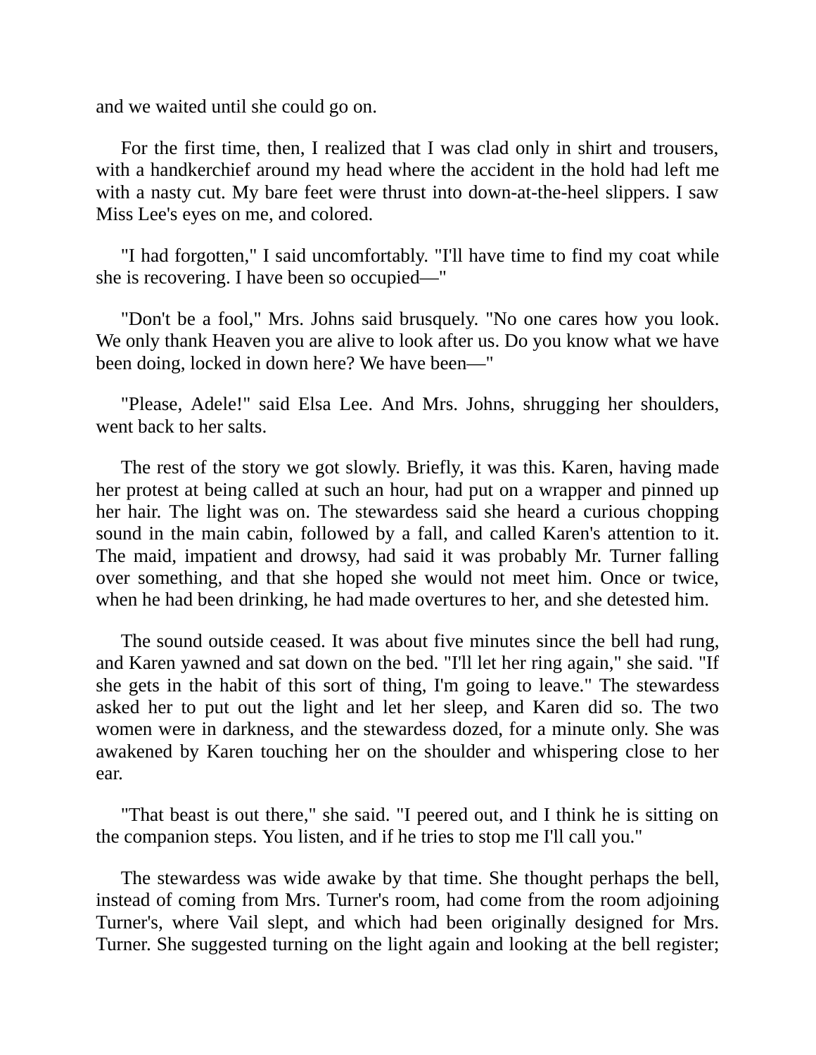and we waited until she could go on.

For the first time, then, I realized that I was clad only in shirt and trousers, with a handkerchief around my head where the accident in the hold had left me with a nasty cut. My bare feet were thrust into down-at-the-heel slippers. I saw Miss Lee's eyes on me, and colored.

"I had forgotten," I said uncomfortably. "I'll have time to find my coat while she is recovering. I have been so occupied—"

"Don't be a fool," Mrs. Johns said brusquely. "No one cares how you look. We only thank Heaven you are alive to look after us. Do you know what we have been doing, locked in down here? We have been—"

"Please, Adele!" said Elsa Lee. And Mrs. Johns, shrugging her shoulders, went back to her salts.

The rest of the story we got slowly. Briefly, it was this. Karen, having made her protest at being called at such an hour, had put on a wrapper and pinned up her hair. The light was on. The stewardess said she heard a curious chopping sound in the main cabin, followed by a fall, and called Karen's attention to it. The maid, impatient and drowsy, had said it was probably Mr. Turner falling over something, and that she hoped she would not meet him. Once or twice, when he had been drinking, he had made overtures to her, and she detested him.

The sound outside ceased. It was about five minutes since the bell had rung, and Karen yawned and sat down on the bed. "I'll let her ring again," she said. "If she gets in the habit of this sort of thing, I'm going to leave." The stewardess asked her to put out the light and let her sleep, and Karen did so. The two women were in darkness, and the stewardess dozed, for a minute only. She was awakened by Karen touching her on the shoulder and whispering close to her ear.

"That beast is out there," she said. "I peered out, and I think he is sitting on the companion steps. You listen, and if he tries to stop me I'll call you."

The stewardess was wide awake by that time. She thought perhaps the bell, instead of coming from Mrs. Turner's room, had come from the room adjoining Turner's, where Vail slept, and which had been originally designed for Mrs. Turner. She suggested turning on the light again and looking at the bell register;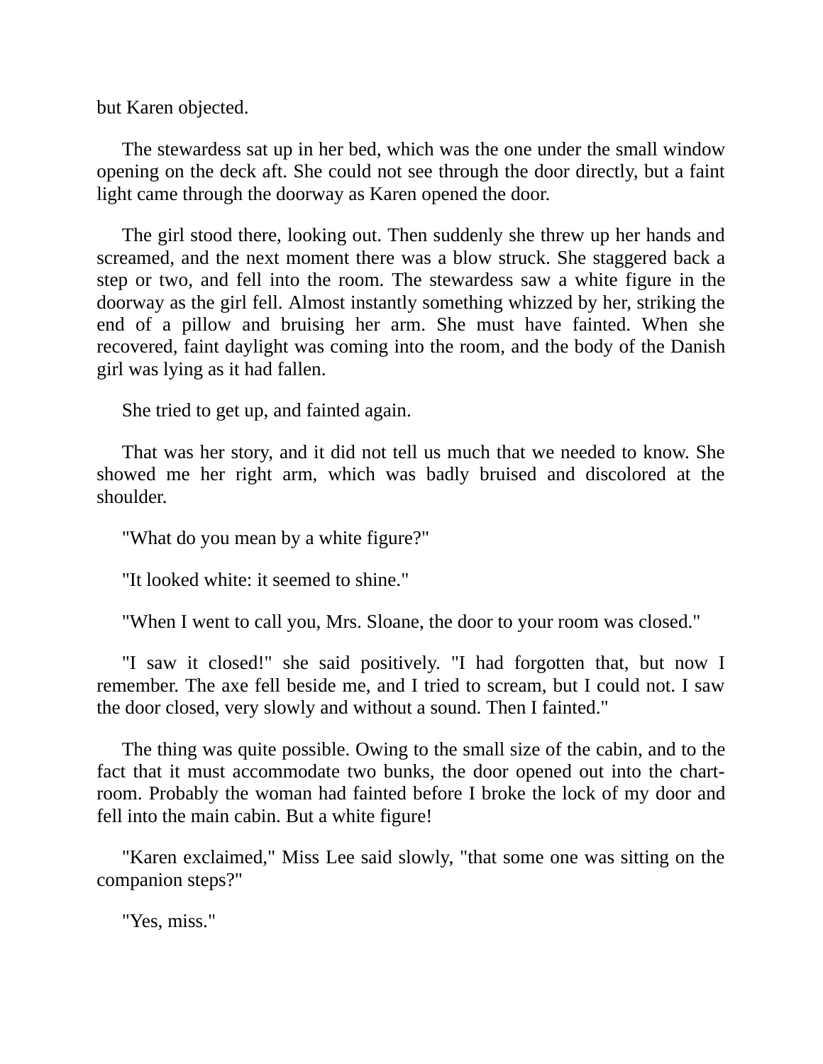but Karen objected.

The stewardess sat up in her bed, which was the one under the small window opening on the deck aft. She could not see through the door directly, but a faint light came through the doorway as Karen opened the door.

The girl stood there, looking out. Then suddenly she threw up her hands and screamed, and the next moment there was a blow struck. She staggered back a step or two, and fell into the room. The stewardess saw a white figure in the doorway as the girl fell. Almost instantly something whizzed by her, striking the end of a pillow and bruising her arm. She must have fainted. When she recovered, faint daylight was coming into the room, and the body of the Danish girl was lying as it had fallen.

She tried to get up, and fainted again.

That was her story, and it did not tell us much that we needed to know. She showed me her right arm, which was badly bruised and discolored at the shoulder.

"What do you mean by a white figure?"

"It looked white: it seemed to shine."

"When I went to call you, Mrs. Sloane, the door to your room was closed."

"I saw it closed!" she said positively. "I had forgotten that, but now I remember. The axe fell beside me, and I tried to scream, but I could not. I saw the door closed, very slowly and without a sound. Then I fainted."

The thing was quite possible. Owing to the small size of the cabin, and to the fact that it must accommodate two bunks, the door opened out into the chart-room. Probably the woman had fainted before I broke the lock of my door and fell into the main cabin. But a white figure!

"Karen exclaimed," Miss Lee said slowly, "that some one was sitting on the companion steps?"

"Yes, miss."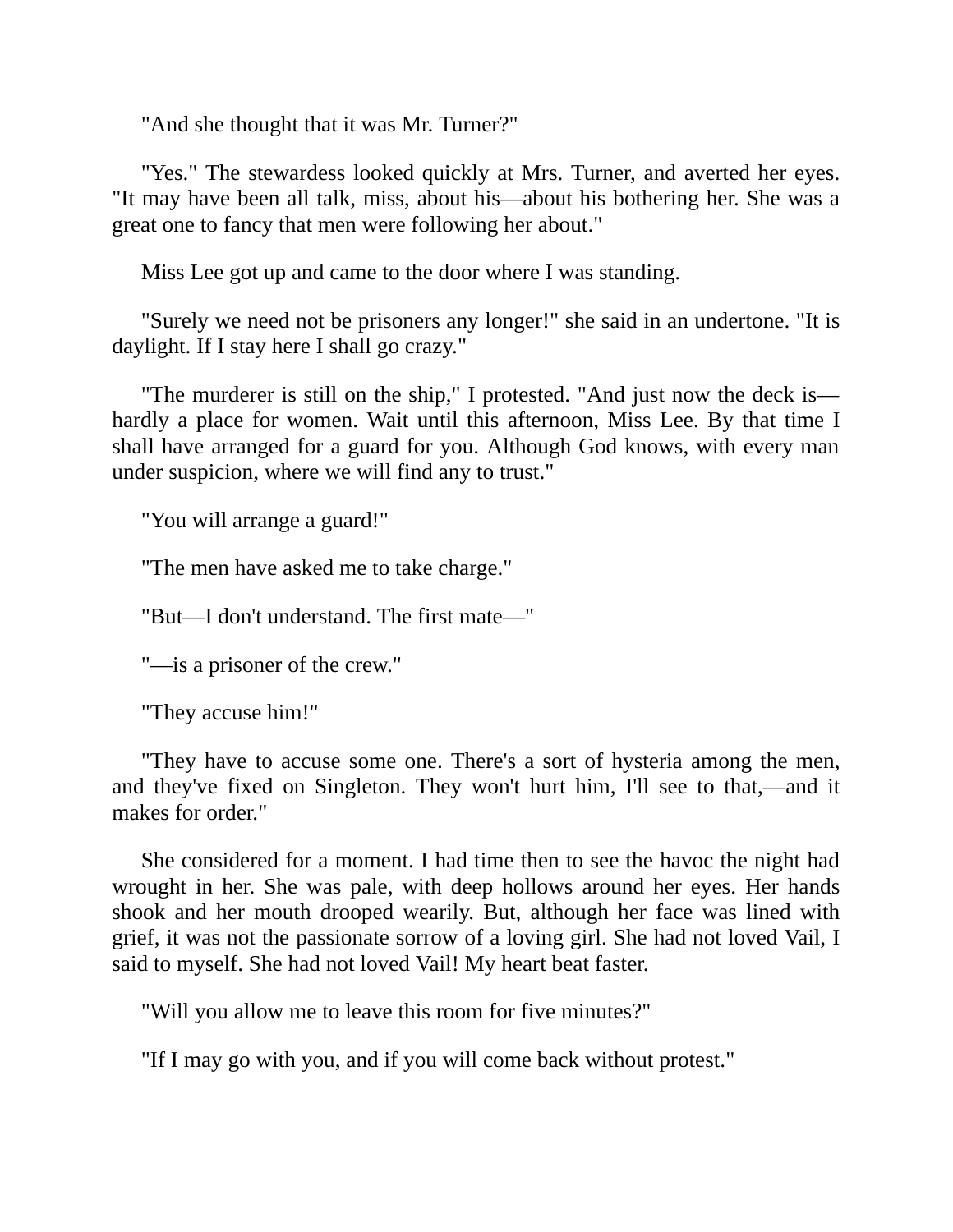"And she thought that it was Mr. Turner?"

"Yes." The stewardess looked quickly at Mrs. Turner, and averted her eyes. "It may have been all talk, miss, about his—about his bothering her. She was a great one to fancy that men were following her about."

Miss Lee got up and came to the door where I was standing.

"Surely we need not be prisoners any longer!" she said in an undertone. "It is daylight. If I stay here I shall go crazy."

"The murderer is still on the ship," I protested. "And just now the deck is—hardly a place for women. Wait until this afternoon, Miss Lee. By that time I shall have arranged for a guard for you. Although God knows, with every man under suspicion, where we will find any to trust."

"You will arrange a guard!"

"The men have asked me to take charge."

"But—I don't understand. The first mate—"

"—is a prisoner of the crew."

"They accuse him!"

"They have to accuse some one. There's a sort of hysteria among the men, and they've fixed on Singleton. They won't hurt him, I'll see to that,—and it makes for order."

She considered for a moment. I had time then to see the havoc the night had wrought in her. She was pale, with deep hollows around her eyes. Her hands shook and her mouth drooped wearily. But, although her face was lined with grief, it was not the passionate sorrow of a loving girl. She had not loved Vail, I said to myself. She had not loved Vail! My heart beat faster.

"Will you allow me to leave this room for five minutes?"

"If I may go with you, and if you will come back without protest."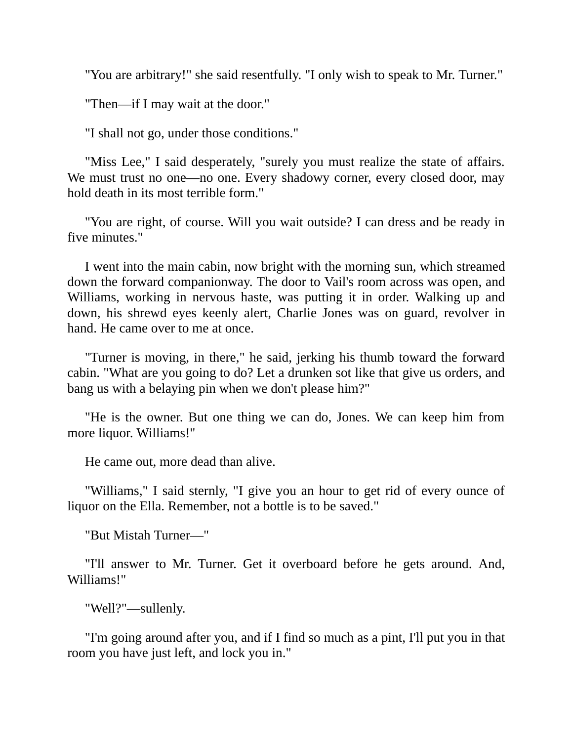"You are arbitrary!" she said resentfully. "I only wish to speak to Mr. Turner."

"Then—if I may wait at the door."

"I shall not go, under those conditions."

"Miss Lee," I said desperately, "surely you must realize the state of affairs. We must trust no one—no one. Every shadowy corner, every closed door, may hold death in its most terrible form."

"You are right, of course. Will you wait outside? I can dress and be ready in five minutes."

I went into the main cabin, now bright with the morning sun, which streamed down the forward companionway. The door to Vail's room across was open, and Williams, working in nervous haste, was putting it in order. Walking up and down, his shrewd eyes keenly alert, Charlie Jones was on guard, revolver in hand. He came over to me at once.

"Turner is moving, in there," he said, jerking his thumb toward the forward cabin. "What are you going to do? Let a drunken sot like that give us orders, and bang us with a belaying pin when we don't please him?"

"He is the owner. But one thing we can do, Jones. We can keep him from more liquor. Williams!"

He came out, more dead than alive.

"Williams," I said sternly, "I give you an hour to get rid of every ounce of liquor on the Ella. Remember, not a bottle is to be saved."

"But Mistah Turner—"

"I'll answer to Mr. Turner. Get it overboard before he gets around. And, Williams!"

"Well?"—sullenly.

"I'm going around after you, and if I find so much as a pint, I'll put you in that room you have just left, and lock you in."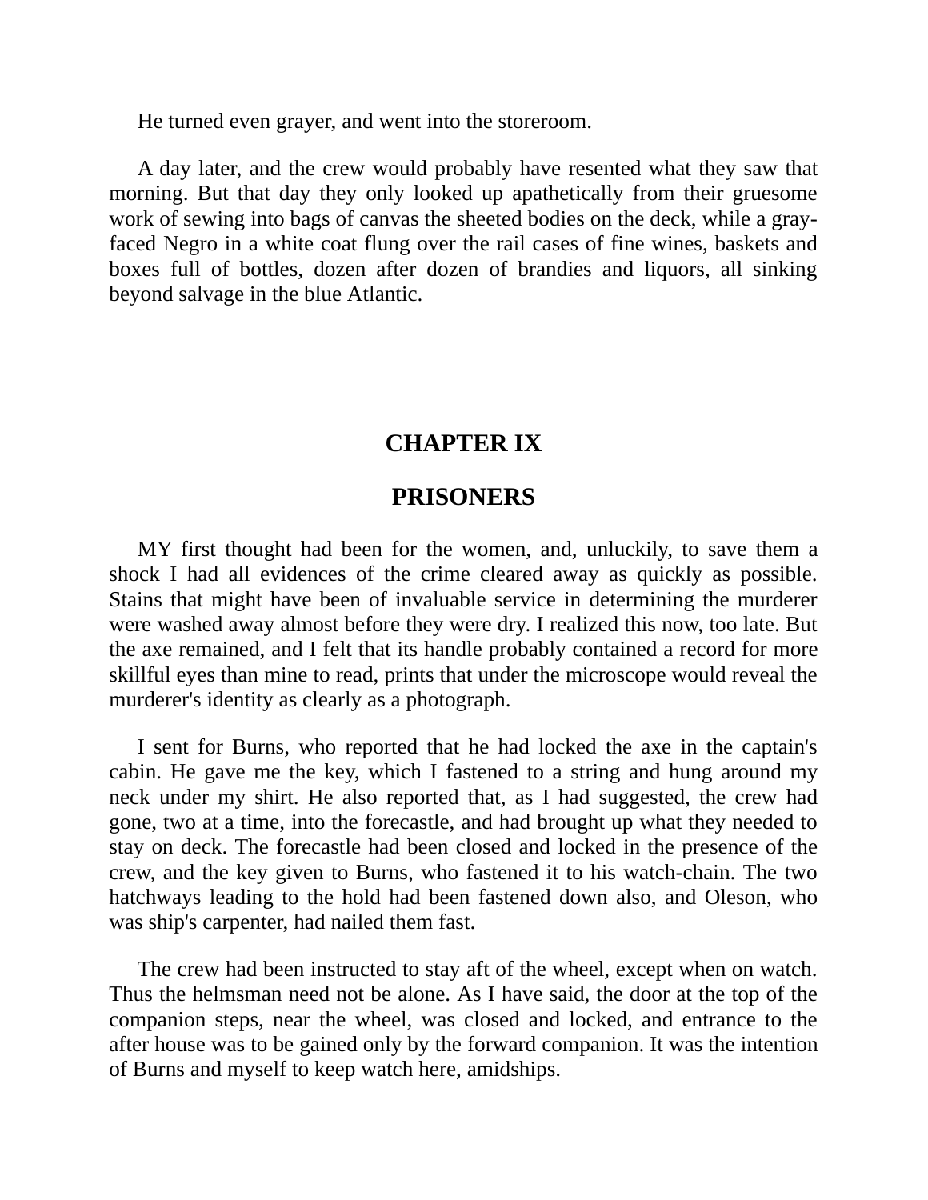He turned even grayer, and went into the storeroom.

A day later, and the crew would probably have resented what they saw that morning. But that day they only looked up apathetically from their gruesome work of sewing into bags of canvas the sheeted bodies on the deck, while a gray-faced Negro in a white coat flung over the rail cases of fine wines, baskets and boxes full of bottles, dozen after dozen of brandies and liquors, all sinking beyond salvage in the blue Atlantic.

## CHAPTER IX

## PRISONERS

MY first thought had been for the women, and, unluckily, to save them a shock I had all evidences of the crime cleared away as quickly as possible. Stains that might have been of invaluable service in determining the murderer were washed away almost before they were dry. I realized this now, too late. But the axe remained, and I felt that its handle probably contained a record for more skillful eyes than mine to read, prints that under the microscope would reveal the murderer's identity as clearly as a photograph.

I sent for Burns, who reported that he had locked the axe in the captain's cabin. He gave me the key, which I fastened to a string and hung around my neck under my shirt. He also reported that, as I had suggested, the crew had gone, two at a time, into the forecastle, and had brought up what they needed to stay on deck. The forecastle had been closed and locked in the presence of the crew, and the key given to Burns, who fastened it to his watch-chain. The two hatchways leading to the hold had been fastened down also, and Oleson, who was ship's carpenter, had nailed them fast.

The crew had been instructed to stay aft of the wheel, except when on watch. Thus the helmsman need not be alone. As I have said, the door at the top of the companion steps, near the wheel, was closed and locked, and entrance to the after house was to be gained only by the forward companion. It was the intention of Burns and myself to keep watch here, amidships.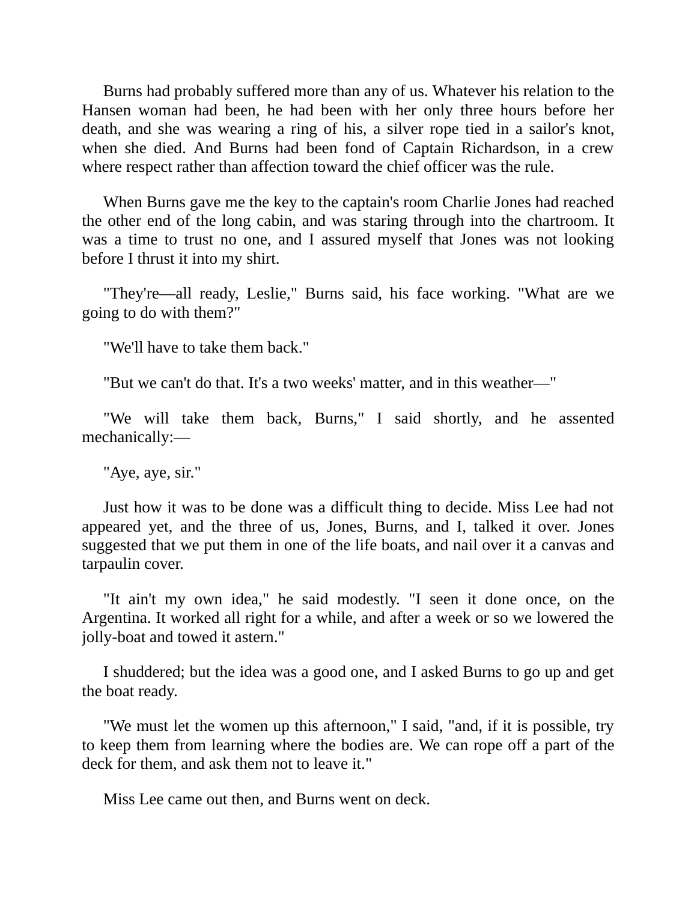Burns had probably suffered more than any of us. Whatever his relation to the Hansen woman had been, he had been with her only three hours before her death, and she was wearing a ring of his, a silver rope tied in a sailor's knot, when she died. And Burns had been fond of Captain Richardson, in a crew where respect rather than affection toward the chief officer was the rule.

When Burns gave me the key to the captain's room Charlie Jones had reached the other end of the long cabin, and was staring through into the chartroom. It was a time to trust no one, and I assured myself that Jones was not looking before I thrust it into my shirt.

"They're—all ready, Leslie," Burns said, his face working. "What are we going to do with them?"

"We'll have to take them back."

"But we can't do that. It's a two weeks' matter, and in this weather—"

"We will take them back, Burns," I said shortly, and he assented mechanically:—

"Aye, aye, sir."

Just how it was to be done was a difficult thing to decide. Miss Lee had not appeared yet, and the three of us, Jones, Burns, and I, talked it over. Jones suggested that we put them in one of the life boats, and nail over it a canvas and tarpaulin cover.

"It ain't my own idea," he said modestly. "I seen it done once, on the Argentina. It worked all right for a while, and after a week or so we lowered the jolly-boat and towed it astern."

I shuddered; but the idea was a good one, and I asked Burns to go up and get the boat ready.

"We must let the women up this afternoon," I said, "and, if it is possible, try to keep them from learning where the bodies are. We can rope off a part of the deck for them, and ask them not to leave it."

Miss Lee came out then, and Burns went on deck.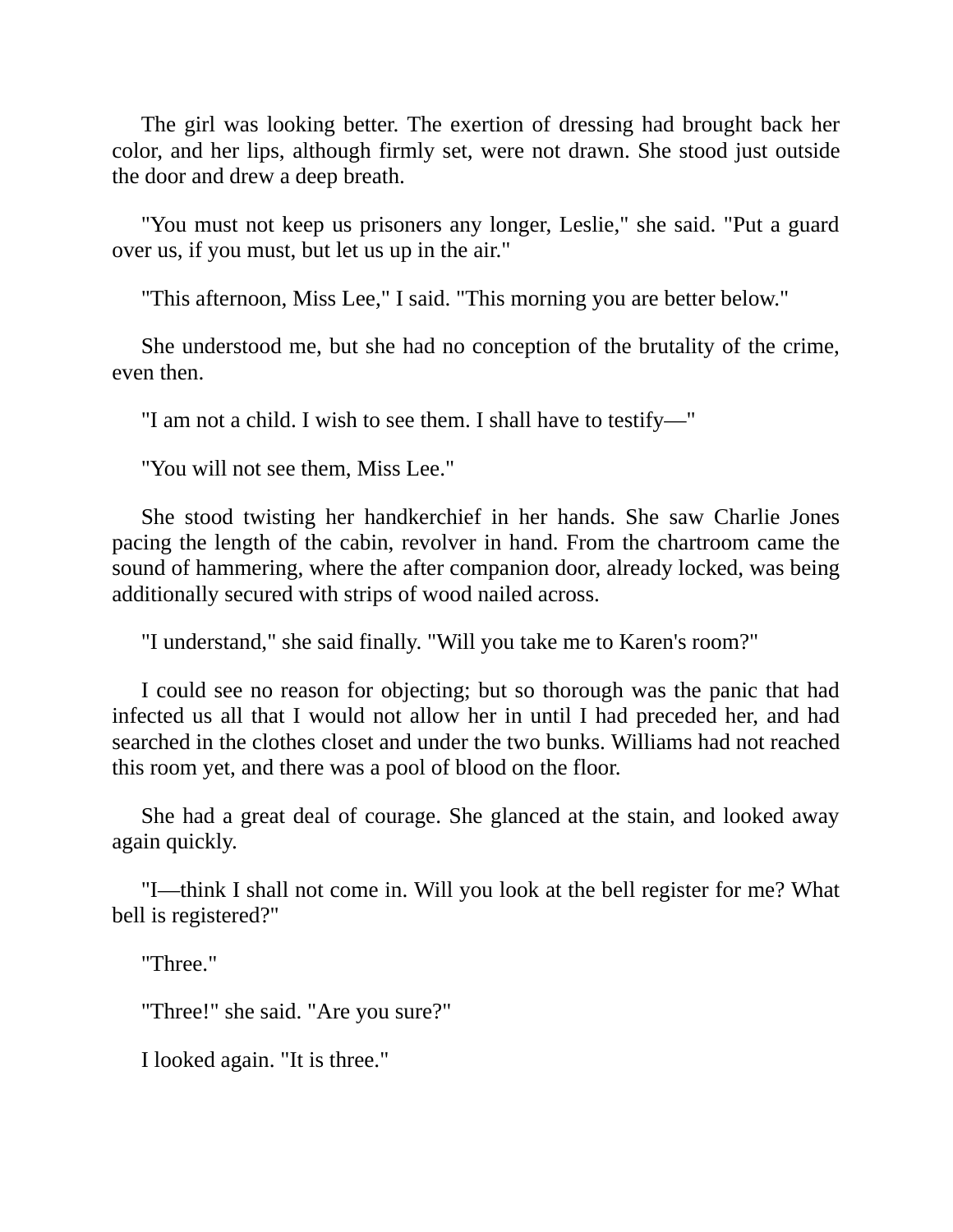The girl was looking better. The exertion of dressing had brought back her color, and her lips, although firmly set, were not drawn. She stood just outside the door and drew a deep breath.

"You must not keep us prisoners any longer, Leslie," she said. "Put a guard over us, if you must, but let us up in the air."

"This afternoon, Miss Lee," I said. "This morning you are better below."

She understood me, but she had no conception of the brutality of the crime, even then.

"I am not a child. I wish to see them. I shall have to testify—"

"You will not see them, Miss Lee."

She stood twisting her handkerchief in her hands. She saw Charlie Jones pacing the length of the cabin, revolver in hand. From the chartroom came the sound of hammering, where the after companion door, already locked, was being additionally secured with strips of wood nailed across.

"I understand," she said finally. "Will you take me to Karen's room?"

I could see no reason for objecting; but so thorough was the panic that had infected us all that I would not allow her in until I had preceded her, and had searched in the clothes closet and under the two bunks. Williams had not reached this room yet, and there was a pool of blood on the floor.

She had a great deal of courage. She glanced at the stain, and looked away again quickly.

"I—think I shall not come in. Will you look at the bell register for me? What bell is registered?"

"Three."

"Three!" she said. "Are you sure?"

I looked again. "It is three."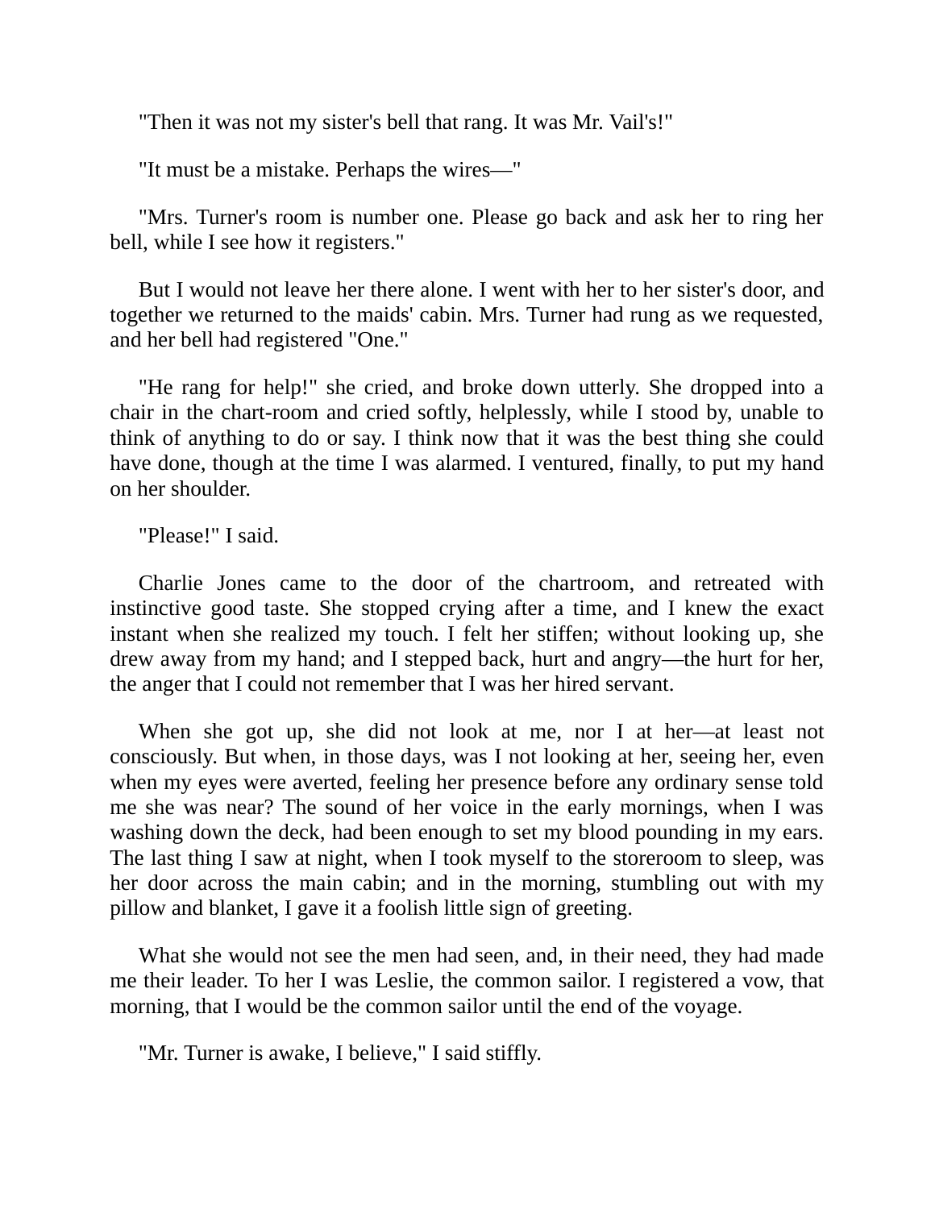"Then it was not my sister's bell that rang. It was Mr. Vail's!"

"It must be a mistake. Perhaps the wires—"

"Mrs. Turner's room is number one. Please go back and ask her to ring her bell, while I see how it registers."

But I would not leave her there alone. I went with her to her sister's door, and together we returned to the maids' cabin. Mrs. Turner had rung as we requested, and her bell had registered "One."

"He rang for help!" she cried, and broke down utterly. She dropped into a chair in the chart-room and cried softly, helplessly, while I stood by, unable to think of anything to do or say. I think now that it was the best thing she could have done, though at the time I was alarmed. I ventured, finally, to put my hand on her shoulder.

"Please!" I said.

Charlie Jones came to the door of the chartroom, and retreated with instinctive good taste. She stopped crying after a time, and I knew the exact instant when she realized my touch. I felt her stiffen; without looking up, she drew away from my hand; and I stepped back, hurt and angry—the hurt for her, the anger that I could not remember that I was her hired servant.

When she got up, she did not look at me, nor I at her—at least not consciously. But when, in those days, was I not looking at her, seeing her, even when my eyes were averted, feeling her presence before any ordinary sense told me she was near? The sound of her voice in the early mornings, when I was washing down the deck, had been enough to set my blood pounding in my ears. The last thing I saw at night, when I took myself to the storeroom to sleep, was her door across the main cabin; and in the morning, stumbling out with my pillow and blanket, I gave it a foolish little sign of greeting.

What she would not see the men had seen, and, in their need, they had made me their leader. To her I was Leslie, the common sailor. I registered a vow, that morning, that I would be the common sailor until the end of the voyage.

"Mr. Turner is awake, I believe," I said stiffly.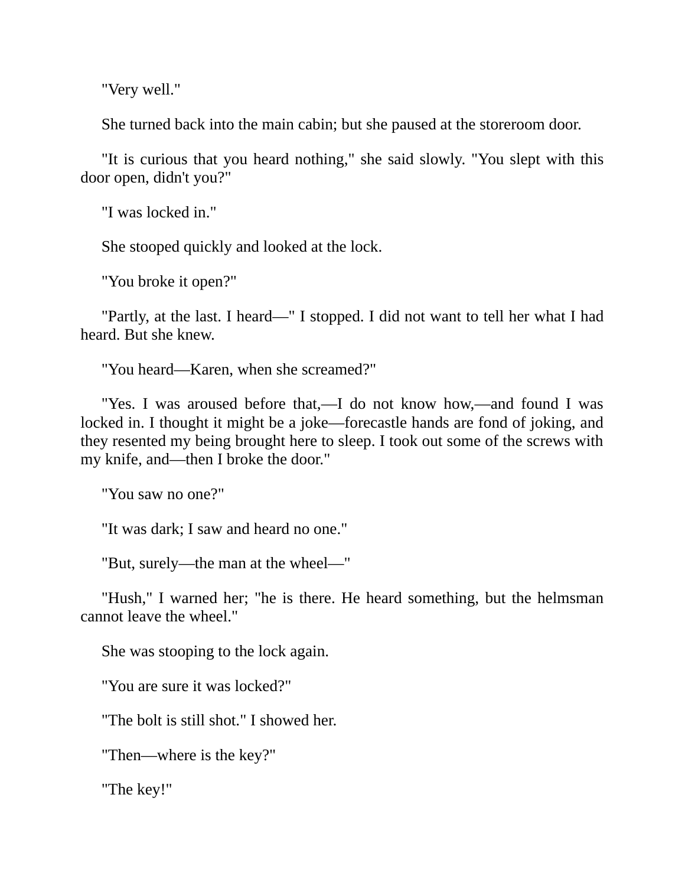"Very well."

She turned back into the main cabin; but she paused at the storeroom door.

"It is curious that you heard nothing," she said slowly. "You slept with this door open, didn't you?"

"I was locked in."

She stooped quickly and looked at the lock.

"You broke it open?"

"Partly, at the last. I heard—" I stopped. I did not want to tell her what I had heard. But she knew.

"You heard—Karen, when she screamed?"

"Yes. I was aroused before that,—I do not know how,—and found I was locked in. I thought it might be a joke—forecastle hands are fond of joking, and they resented my being brought here to sleep. I took out some of the screws with my knife, and—then I broke the door."

"You saw no one?"

"It was dark; I saw and heard no one."

"But, surely—the man at the wheel—"

"Hush," I warned her; "he is there. He heard something, but the helmsman cannot leave the wheel."

She was stooping to the lock again.

"You are sure it was locked?"

"The bolt is still shot." I showed her.

"Then—where is the key?"

"The key!"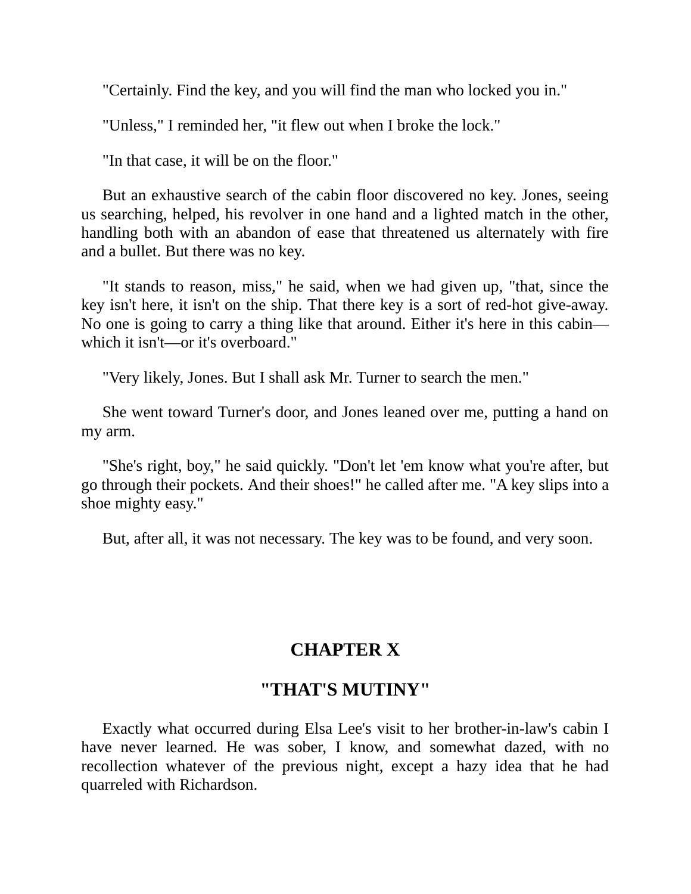"Certainly. Find the key, and you will find the man who locked you in."

"Unless," I reminded her, "it flew out when I broke the lock."

"In that case, it will be on the floor."

But an exhaustive search of the cabin floor discovered no key. Jones, seeing us searching, helped, his revolver in one hand and a lighted match in the other, handling both with an abandon of ease that threatened us alternately with fire and a bullet. But there was no key.

"It stands to reason, miss," he said, when we had given up, "that, since the key isn't here, it isn't on the ship. That there key is a sort of red-hot give-away. No one is going to carry a thing like that around. Either it's here in this cabin—which it isn't—or it's overboard."

"Very likely, Jones. But I shall ask Mr. Turner to search the men."

She went toward Turner's door, and Jones leaned over me, putting a hand on my arm.

"She's right, boy," he said quickly. "Don't let 'em know what you're after, but go through their pockets. And their shoes!" he called after me. "A key slips into a shoe mighty easy."

But, after all, it was not necessary. The key was to be found, and very soon.

## CHAPTER X

## "THAT'S MUTINY"

Exactly what occurred during Elsa Lee's visit to her brother-in-law's cabin I have never learned. He was sober, I know, and somewhat dazed, with no recollection whatever of the previous night, except a hazy idea that he had quarreled with Richardson.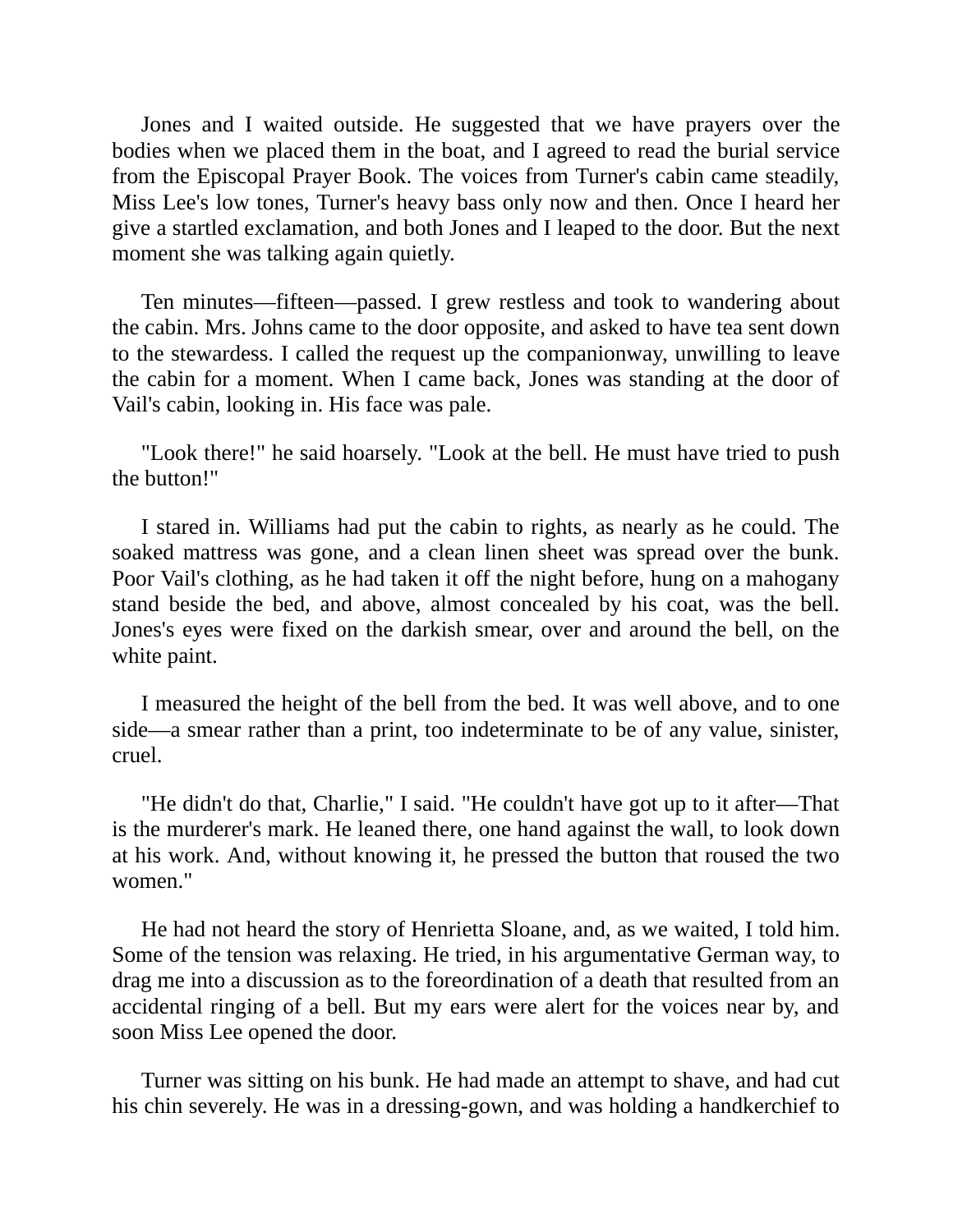Jones and I waited outside. He suggested that we have prayers over the bodies when we placed them in the boat, and I agreed to read the burial service from the Episcopal Prayer Book. The voices from Turner's cabin came steadily, Miss Lee's low tones, Turner's heavy bass only now and then. Once I heard her give a startled exclamation, and both Jones and I leaped to the door. But the next moment she was talking again quietly.

Ten minutes—fifteen—passed. I grew restless and took to wandering about the cabin. Mrs. Johns came to the door opposite, and asked to have tea sent down to the stewardess. I called the request up the companionway, unwilling to leave the cabin for a moment. When I came back, Jones was standing at the door of Vail's cabin, looking in. His face was pale.

"Look there!" he said hoarsely. "Look at the bell. He must have tried to push the button!"

I stared in. Williams had put the cabin to rights, as nearly as he could. The soaked mattress was gone, and a clean linen sheet was spread over the bunk. Poor Vail's clothing, as he had taken it off the night before, hung on a mahogany stand beside the bed, and above, almost concealed by his coat, was the bell. Jones's eyes were fixed on the darkish smear, over and around the bell, on the white paint.

I measured the height of the bell from the bed. It was well above, and to one side—a smear rather than a print, too indeterminate to be of any value, sinister, cruel.

"He didn't do that, Charlie," I said. "He couldn't have got up to it after—That is the murderer's mark. He leaned there, one hand against the wall, to look down at his work. And, without knowing it, he pressed the button that roused the two women."

He had not heard the story of Henrietta Sloane, and, as we waited, I told him. Some of the tension was relaxing. He tried, in his argumentative German way, to drag me into a discussion as to the foreordination of a death that resulted from an accidental ringing of a bell. But my ears were alert for the voices near by, and soon Miss Lee opened the door.

Turner was sitting on his bunk. He had made an attempt to shave, and had cut his chin severely. He was in a dressing-gown, and was holding a handkerchief to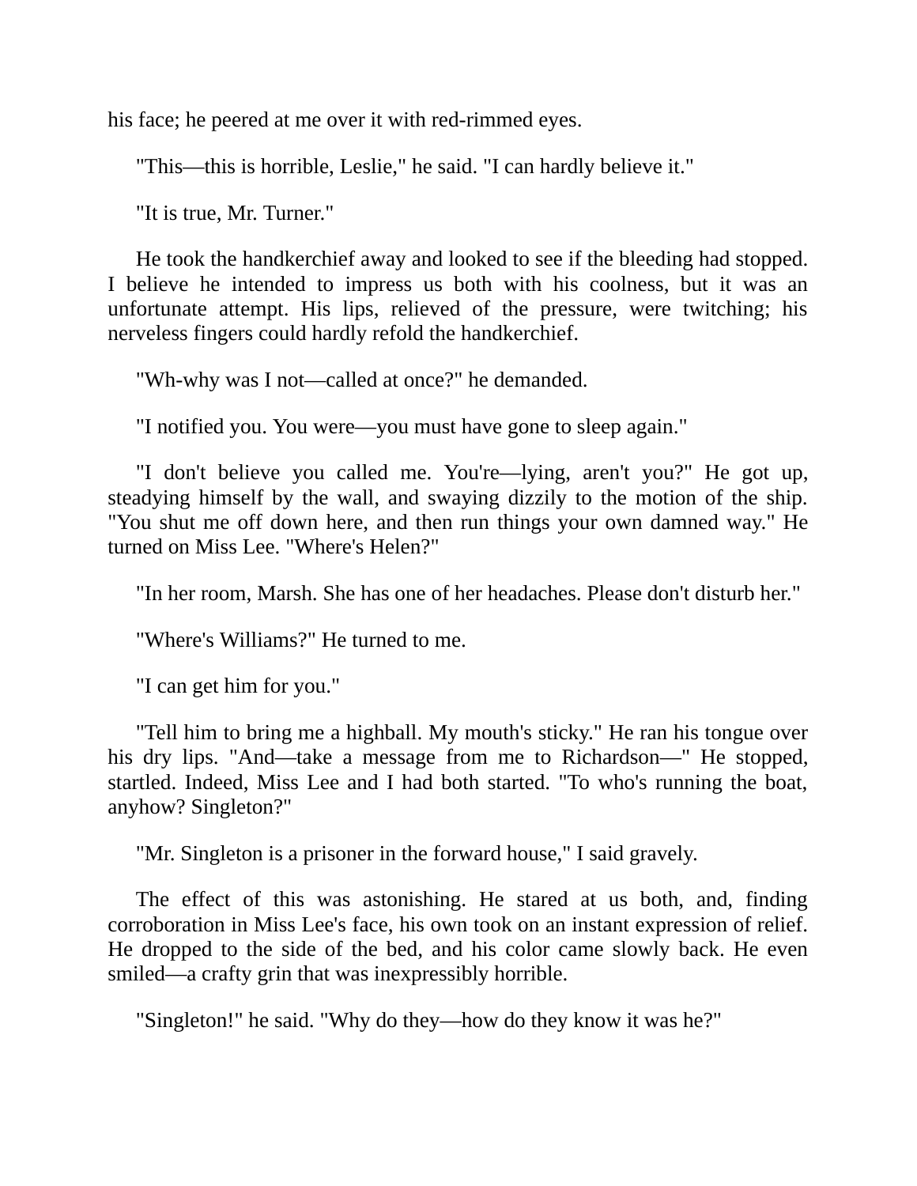his face; he peered at me over it with red-rimmed eyes.

"This—this is horrible, Leslie," he said. "I can hardly believe it."

"It is true, Mr. Turner."

He took the handkerchief away and looked to see if the bleeding had stopped. I believe he intended to impress us both with his coolness, but it was an unfortunate attempt. His lips, relieved of the pressure, were twitching; his nerveless fingers could hardly refold the handkerchief.

"Wh-why was I not—called at once?" he demanded.

"I notified you. You were—you must have gone to sleep again."

"I don't believe you called me. You're—lying, aren't you?" He got up, steadying himself by the wall, and swaying dizzily to the motion of the ship. "You shut me off down here, and then run things your own damned way." He turned on Miss Lee. "Where's Helen?"

"In her room, Marsh. She has one of her headaches. Please don't disturb her."

"Where's Williams?" He turned to me.

"I can get him for you."

"Tell him to bring me a highball. My mouth's sticky." He ran his tongue over his dry lips. "And—take a message from me to Richardson—" He stopped, startled. Indeed, Miss Lee and I had both started. "To who's running the boat, anyhow? Singleton?"

"Mr. Singleton is a prisoner in the forward house," I said gravely.

The effect of this was astonishing. He stared at us both, and, finding corroboration in Miss Lee's face, his own took on an instant expression of relief. He dropped to the side of the bed, and his color came slowly back. He even smiled—a crafty grin that was inexpressibly horrible.

"Singleton!" he said. "Why do they—how do they know it was he?"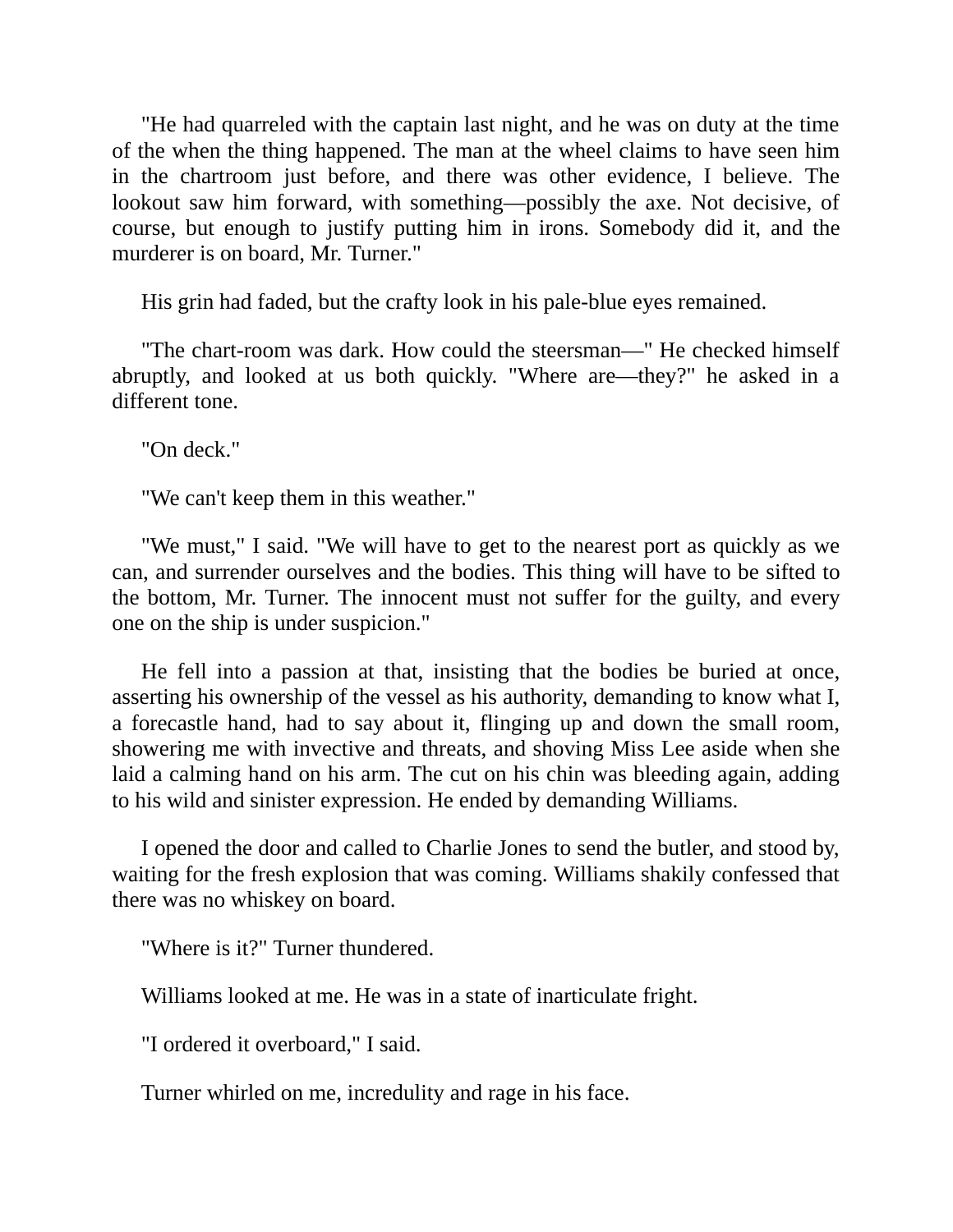"He had quarreled with the captain last night, and he was on duty at the time of the when the thing happened. The man at the wheel claims to have seen him in the chartroom just before, and there was other evidence, I believe. The lookout saw him forward, with something—possibly the axe. Not decisive, of course, but enough to justify putting him in irons. Somebody did it, and the murderer is on board, Mr. Turner."

His grin had faded, but the crafty look in his pale-blue eyes remained.

"The chart-room was dark. How could the steersman—" He checked himself abruptly, and looked at us both quickly. "Where are—they?" he asked in a different tone.

"On deck."

"We can't keep them in this weather."

"We must," I said. "We will have to get to the nearest port as quickly as we can, and surrender ourselves and the bodies. This thing will have to be sifted to the bottom, Mr. Turner. The innocent must not suffer for the guilty, and every one on the ship is under suspicion."

He fell into a passion at that, insisting that the bodies be buried at once, asserting his ownership of the vessel as his authority, demanding to know what I, a forecastle hand, had to say about it, flinging up and down the small room, showering me with invective and threats, and shoving Miss Lee aside when she laid a calming hand on his arm. The cut on his chin was bleeding again, adding to his wild and sinister expression. He ended by demanding Williams.

I opened the door and called to Charlie Jones to send the butler, and stood by, waiting for the fresh explosion that was coming. Williams shakily confessed that there was no whiskey on board.

"Where is it?" Turner thundered.

Williams looked at me. He was in a state of inarticulate fright.

"I ordered it overboard," I said.

Turner whirled on me, incredulity and rage in his face.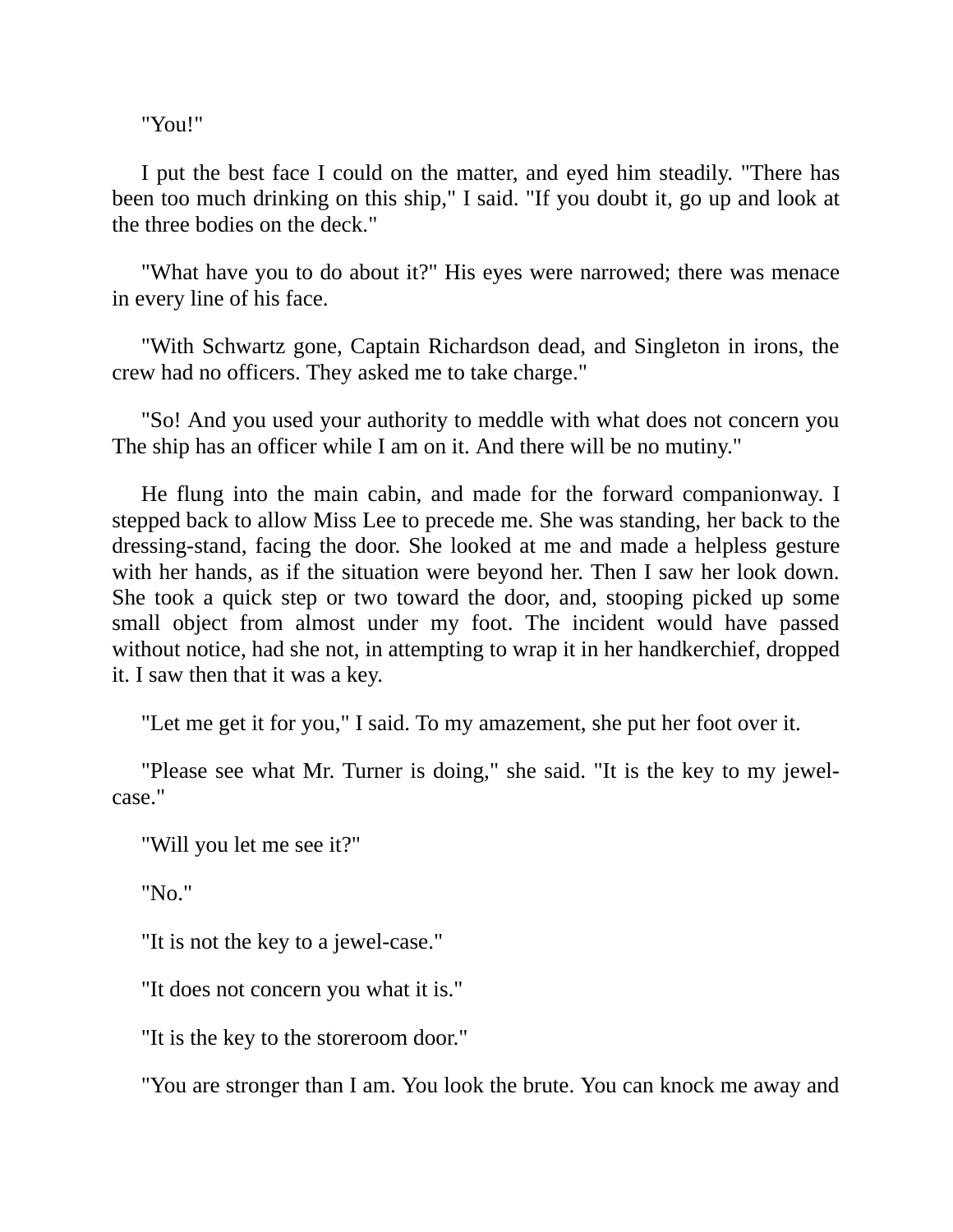"You!"

I put the best face I could on the matter, and eyed him steadily. "There has been too much drinking on this ship," I said. "If you doubt it, go up and look at the three bodies on the deck."

"What have you to do about it?" His eyes were narrowed; there was menace in every line of his face.

"With Schwartz gone, Captain Richardson dead, and Singleton in irons, the crew had no officers. They asked me to take charge."

"So! And you used your authority to meddle with what does not concern you The ship has an officer while I am on it. And there will be no mutiny."

He flung into the main cabin, and made for the forward companionway. I stepped back to allow Miss Lee to precede me. She was standing, her back to the dressing-stand, facing the door. She looked at me and made a helpless gesture with her hands, as if the situation were beyond her. Then I saw her look down. She took a quick step or two toward the door, and, stooping picked up some small object from almost under my foot. The incident would have passed without notice, had she not, in attempting to wrap it in her handkerchief, dropped it. I saw then that it was a key.

"Let me get it for you," I said. To my amazement, she put her foot over it.

"Please see what Mr. Turner is doing," she said. "It is the key to my jewel-case."

"Will you let me see it?"

"No."

"It is not the key to a jewel-case."

"It does not concern you what it is."

"It is the key to the storeroom door."

"You are stronger than I am. You look the brute. You can knock me away and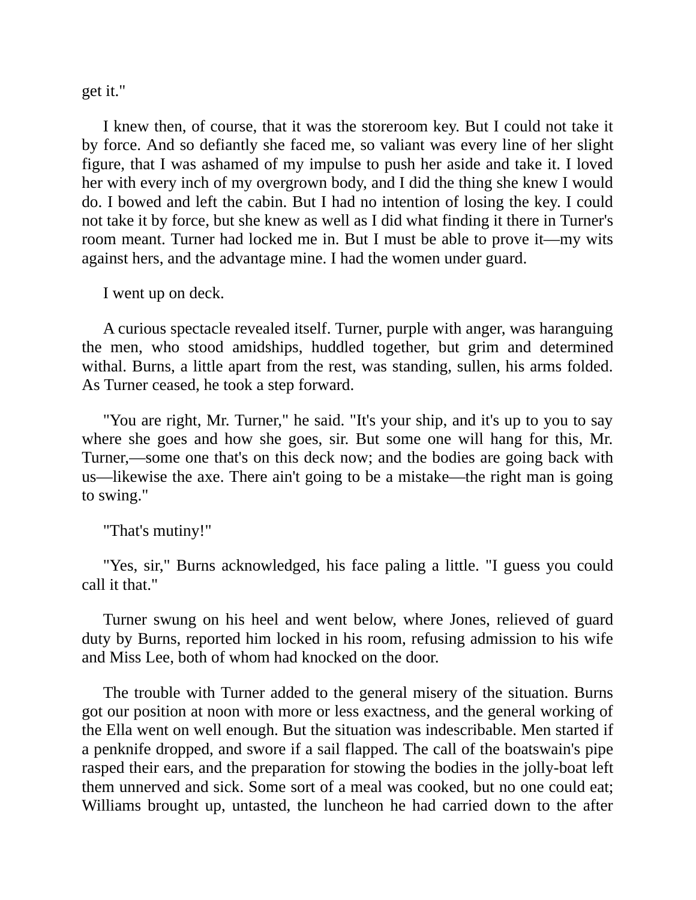get it."

I knew then, of course, that it was the storeroom key. But I could not take it by force. And so defiantly she faced me, so valiant was every line of her slight figure, that I was ashamed of my impulse to push her aside and take it. I loved her with every inch of my overgrown body, and I did the thing she knew I would do. I bowed and left the cabin. But I had no intention of losing the key. I could not take it by force, but she knew as well as I did what finding it there in Turner's room meant. Turner had locked me in. But I must be able to prove it—my wits against hers, and the advantage mine. I had the women under guard.

I went up on deck.

A curious spectacle revealed itself. Turner, purple with anger, was haranguing the men, who stood amidships, huddled together, but grim and determined withal. Burns, a little apart from the rest, was standing, sullen, his arms folded. As Turner ceased, he took a step forward.

"You are right, Mr. Turner," he said. "It's your ship, and it's up to you to say where she goes and how she goes, sir. But some one will hang for this, Mr. Turner,—some one that's on this deck now; and the bodies are going back with us—likewise the axe. There ain't going to be a mistake—the right man is going to swing."

"That's mutiny!"

"Yes, sir," Burns acknowledged, his face paling a little. "I guess you could call it that."

Turner swung on his heel and went below, where Jones, relieved of guard duty by Burns, reported him locked in his room, refusing admission to his wife and Miss Lee, both of whom had knocked on the door.

The trouble with Turner added to the general misery of the situation. Burns got our position at noon with more or less exactness, and the general working of the Ella went on well enough. But the situation was indescribable. Men started if a penknife dropped, and swore if a sail flapped. The call of the boatswain's pipe rasped their ears, and the preparation for stowing the bodies in the jolly-boat left them unnerved and sick. Some sort of a meal was cooked, but no one could eat; Williams brought up, untasted, the luncheon he had carried down to the after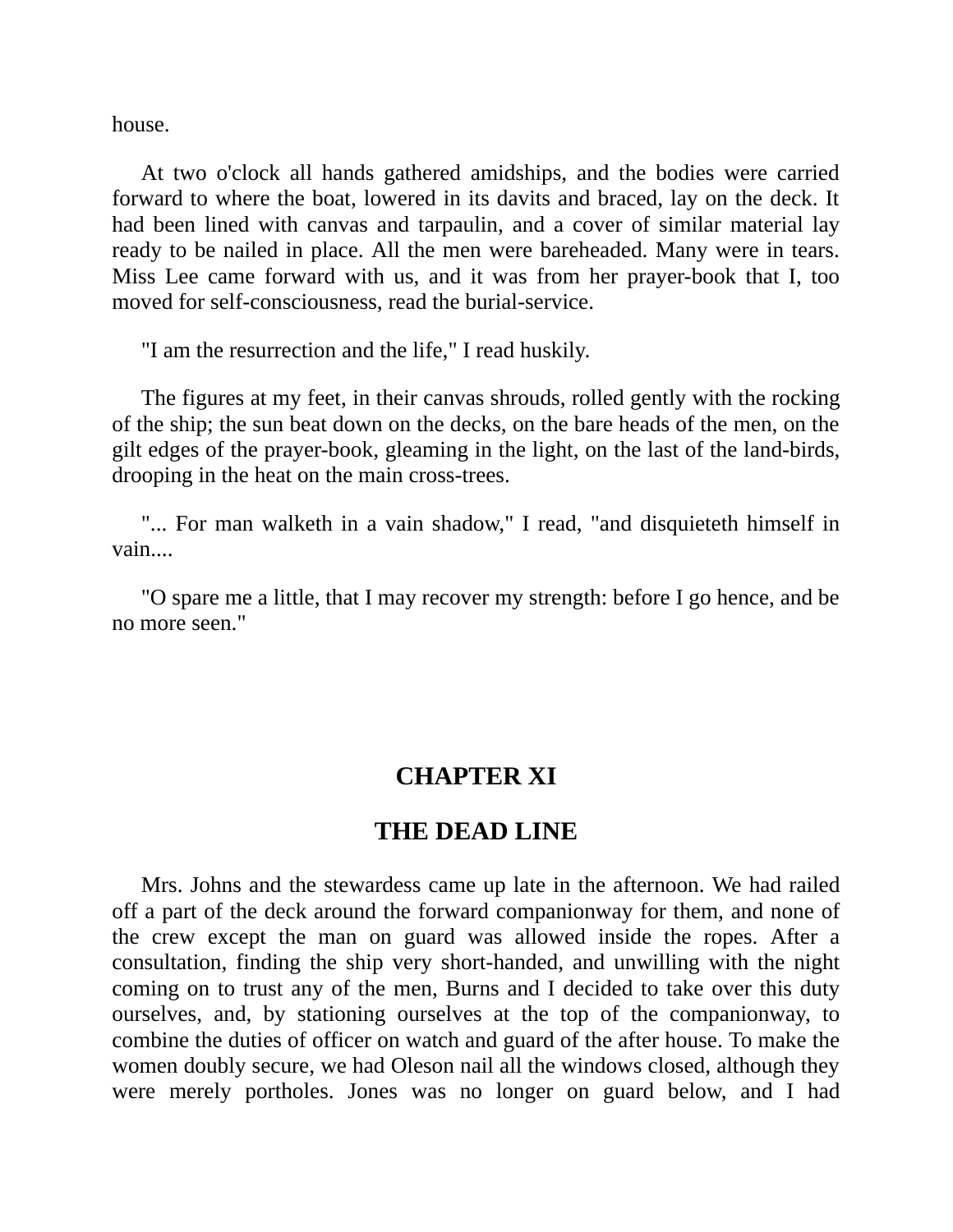house.

At two o'clock all hands gathered amidships, and the bodies were carried forward to where the boat, lowered in its davits and braced, lay on the deck. It had been lined with canvas and tarpaulin, and a cover of similar material lay ready to be nailed in place. All the men were bareheaded. Many were in tears. Miss Lee came forward with us, and it was from her prayer-book that I, too moved for self-consciousness, read the burial-service.

"I am the resurrection and the life," I read huskily.

The figures at my feet, in their canvas shrouds, rolled gently with the rocking of the ship; the sun beat down on the decks, on the bare heads of the men, on the gilt edges of the prayer-book, gleaming in the light, on the last of the land-birds, drooping in the heat on the main cross-trees.

"... For man walketh in a vain shadow," I read, "and disquieteth himself in vain....

"O spare me a little, that I may recover my strength: before I go hence, and be no more seen."

## CHAPTER XI

## THE DEAD LINE

Mrs. Johns and the stewardess came up late in the afternoon. We had railed off a part of the deck around the forward companionway for them, and none of the crew except the man on guard was allowed inside the ropes. After a consultation, finding the ship very short-handed, and unwilling with the night coming on to trust any of the men, Burns and I decided to take over this duty ourselves, and, by stationing ourselves at the top of the companionway, to combine the duties of officer on watch and guard of the after house. To make the women doubly secure, we had Oleson nail all the windows closed, although they were merely portholes. Jones was no longer on guard below, and I had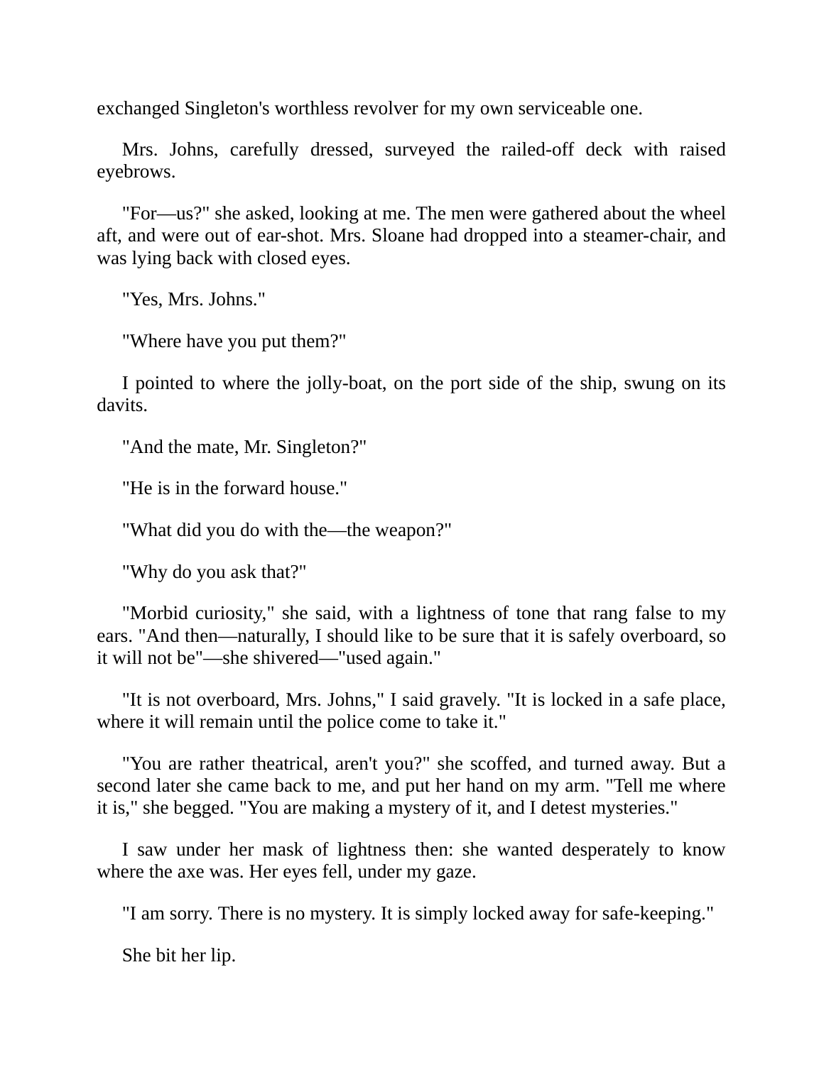exchanged Singleton's worthless revolver for my own serviceable one.

Mrs. Johns, carefully dressed, surveyed the railed-off deck with raised eyebrows.

"For—us?" she asked, looking at me. The men were gathered about the wheel aft, and were out of ear-shot. Mrs. Sloane had dropped into a steamer-chair, and was lying back with closed eyes.

"Yes, Mrs. Johns."

"Where have you put them?"

I pointed to where the jolly-boat, on the port side of the ship, swung on its davits.

"And the mate, Mr. Singleton?"

"He is in the forward house."

"What did you do with the—the weapon?"

"Why do you ask that?"

"Morbid curiosity," she said, with a lightness of tone that rang false to my ears. "And then—naturally, I should like to be sure that it is safely overboard, so it will not be"—she shivered—"used again."

"It is not overboard, Mrs. Johns," I said gravely. "It is locked in a safe place, where it will remain until the police come to take it."

"You are rather theatrical, aren't you?" she scoffed, and turned away. But a second later she came back to me, and put her hand on my arm. "Tell me where it is," she begged. "You are making a mystery of it, and I detest mysteries."

I saw under her mask of lightness then: she wanted desperately to know where the axe was. Her eyes fell, under my gaze.

"I am sorry. There is no mystery. It is simply locked away for safe-keeping."

She bit her lip.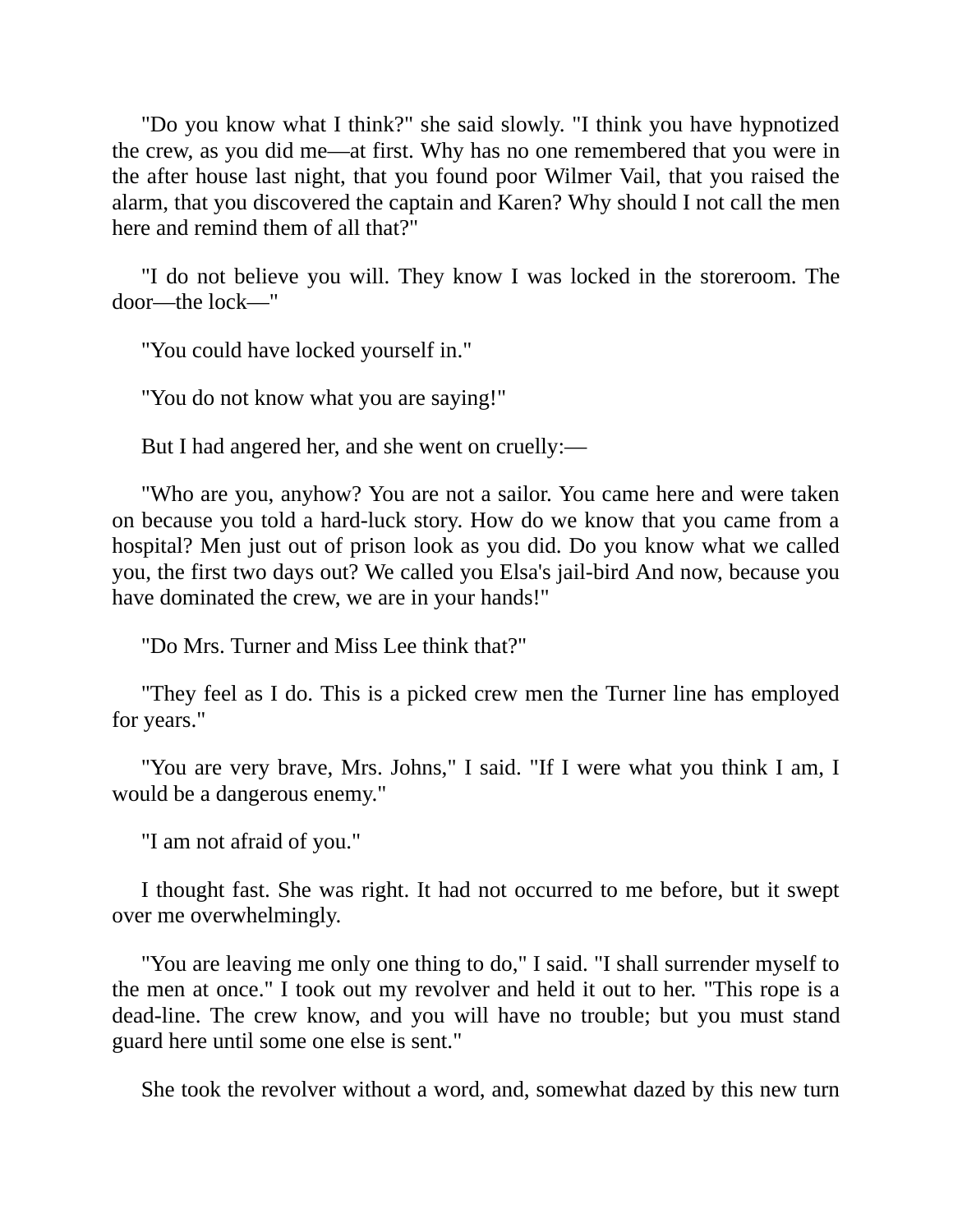"Do you know what I think?" she said slowly. "I think you have hypnotized the crew, as you did me—at first. Why has no one remembered that you were in the after house last night, that you found poor Wilmer Vail, that you raised the alarm, that you discovered the captain and Karen? Why should I not call the men here and remind them of all that?"

"I do not believe you will. They know I was locked in the storeroom. The door—the lock—"

"You could have locked yourself in."

"You do not know what you are saying!"

But I had angered her, and she went on cruelly:—

"Who are you, anyhow? You are not a sailor. You came here and were taken on because you told a hard-luck story. How do we know that you came from a hospital? Men just out of prison look as you did. Do you know what we called you, the first two days out? We called you Elsa's jail-bird And now, because you have dominated the crew, we are in your hands!"

"Do Mrs. Turner and Miss Lee think that?"

"They feel as I do. This is a picked crew men the Turner line has employed for years."

"You are very brave, Mrs. Johns," I said. "If I were what you think I am, I would be a dangerous enemy."

"I am not afraid of you."

I thought fast. She was right. It had not occurred to me before, but it swept over me overwhelmingly.

"You are leaving me only one thing to do," I said. "I shall surrender myself to the men at once." I took out my revolver and held it out to her. "This rope is a dead-line. The crew know, and you will have no trouble; but you must stand guard here until some one else is sent."

She took the revolver without a word, and, somewhat dazed by this new turn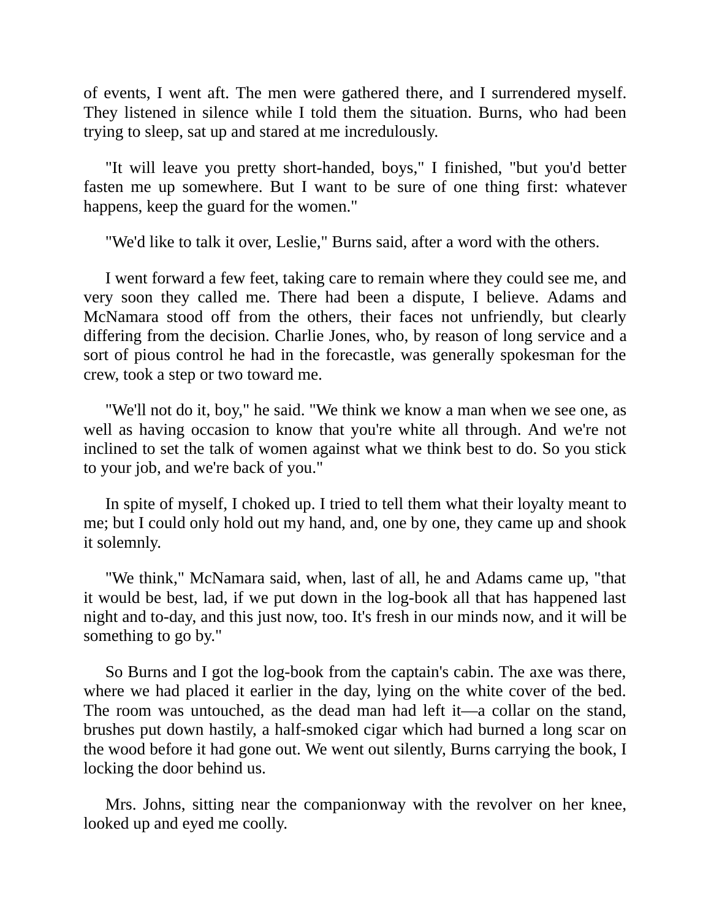of events, I went aft. The men were gathered there, and I surrendered myself. They listened in silence while I told them the situation. Burns, who had been trying to sleep, sat up and stared at me incredulously.

"It will leave you pretty short-handed, boys," I finished, "but you'd better fasten me up somewhere. But I want to be sure of one thing first: whatever happens, keep the guard for the women."

"We'd like to talk it over, Leslie," Burns said, after a word with the others.

I went forward a few feet, taking care to remain where they could see me, and very soon they called me. There had been a dispute, I believe. Adams and McNamara stood off from the others, their faces not unfriendly, but clearly differing from the decision. Charlie Jones, who, by reason of long service and a sort of pious control he had in the forecastle, was generally spokesman for the crew, took a step or two toward me.

"We'll not do it, boy," he said. "We think we know a man when we see one, as well as having occasion to know that you're white all through. And we're not inclined to set the talk of women against what we think best to do. So you stick to your job, and we're back of you."

In spite of myself, I choked up. I tried to tell them what their loyalty meant to me; but I could only hold out my hand, and, one by one, they came up and shook it solemnly.

"We think," McNamara said, when, last of all, he and Adams came up, "that it would be best, lad, if we put down in the log-book all that has happened last night and to-day, and this just now, too. It's fresh in our minds now, and it will be something to go by."

So Burns and I got the log-book from the captain's cabin. The axe was there, where we had placed it earlier in the day, lying on the white cover of the bed. The room was untouched, as the dead man had left it—a collar on the stand, brushes put down hastily, a half-smoked cigar which had burned a long scar on the wood before it had gone out. We went out silently, Burns carrying the book, I locking the door behind us.

Mrs. Johns, sitting near the companionway with the revolver on her knee, looked up and eyed me coolly.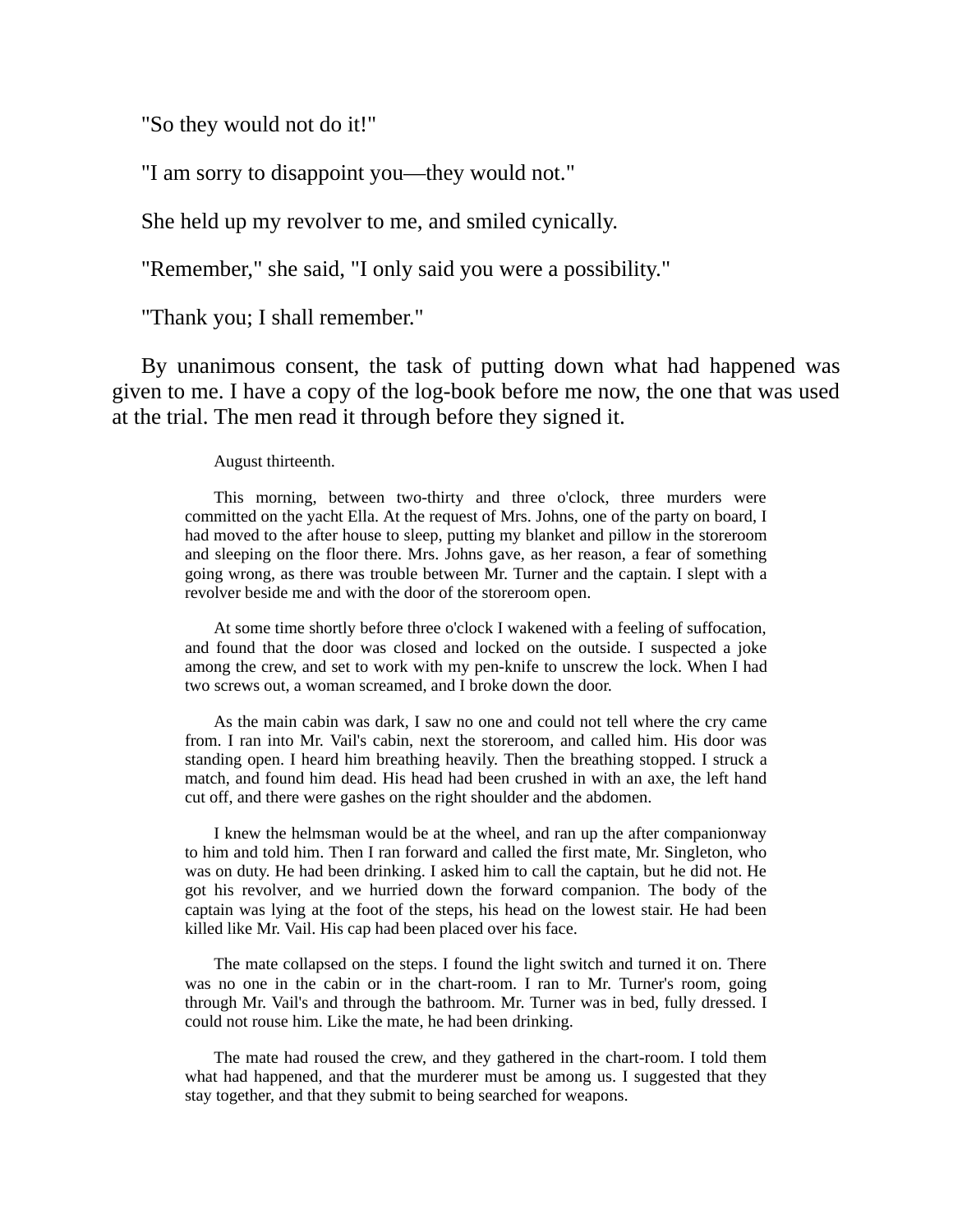"So they would not do it!"

"I am sorry to disappoint you—they would not."

She held up my revolver to me, and smiled cynically.

"Remember," she said, "I only said you were a possibility."

"Thank you; I shall remember."

By unanimous consent, the task of putting down what had happened was given to me. I have a copy of the log-book before me now, the one that was used at the trial. The men read it through before they signed it.

> August thirteenth.
>
> This morning, between two-thirty and three o'clock, three murders were committed on the yacht Ella. At the request of Mrs. Johns, one of the party on board, I had moved to the after house to sleep, putting my blanket and pillow in the storeroom and sleeping on the floor there. Mrs. Johns gave, as her reason, a fear of something going wrong, as there was trouble between Mr. Turner and the captain. I slept with a revolver beside me and with the door of the storeroom open.
>
> At some time shortly before three o'clock I wakened with a feeling of suffocation, and found that the door was closed and locked on the outside. I suspected a joke among the crew, and set to work with my pen-knife to unscrew the lock. When I had two screws out, a woman screamed, and I broke down the door.
>
> As the main cabin was dark, I saw no one and could not tell where the cry came from. I ran into Mr. Vail's cabin, next the storeroom, and called him. His door was standing open. I heard him breathing heavily. Then the breathing stopped. I struck a match, and found him dead. His head had been crushed in with an axe, the left hand cut off, and there were gashes on the right shoulder and the abdomen.
>
> I knew the helmsman would be at the wheel, and ran up the after companionway to him and told him. Then I ran forward and called the first mate, Mr. Singleton, who was on duty. He had been drinking. I asked him to call the captain, but he did not. He got his revolver, and we hurried down the forward companion. The body of the captain was lying at the foot of the steps, his head on the lowest stair. He had been killed like Mr. Vail. His cap had been placed over his face.
>
> The mate collapsed on the steps. I found the light switch and turned it on. There was no one in the cabin or in the chart-room. I ran to Mr. Turner's room, going through Mr. Vail's and through the bathroom. Mr. Turner was in bed, fully dressed. I could not rouse him. Like the mate, he had been drinking.
>
> The mate had roused the crew, and they gathered in the chart-room. I told them what had happened, and that the murderer must be among us. I suggested that they stay together, and that they submit to being searched for weapons.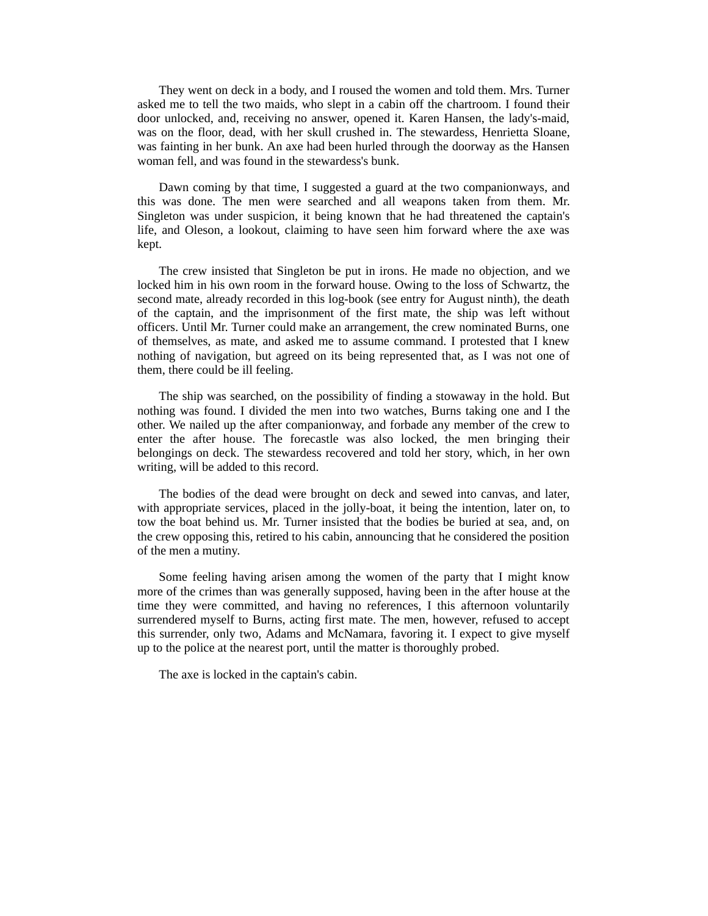They went on deck in a body, and I roused the women and told them. Mrs. Turner asked me to tell the two maids, who slept in a cabin off the chartroom. I found their door unlocked, and, receiving no answer, opened it. Karen Hansen, the lady's-maid, was on the floor, dead, with her skull crushed in. The stewardess, Henrietta Sloane, was fainting in her bunk. An axe had been hurled through the doorway as the Hansen woman fell, and was found in the stewardess's bunk.

Dawn coming by that time, I suggested a guard at the two companionways, and this was done. The men were searched and all weapons taken from them. Mr. Singleton was under suspicion, it being known that he had threatened the captain's life, and Oleson, a lookout, claiming to have seen him forward where the axe was kept.

The crew insisted that Singleton be put in irons. He made no objection, and we locked him in his own room in the forward house. Owing to the loss of Schwartz, the second mate, already recorded in this log-book (see entry for August ninth), the death of the captain, and the imprisonment of the first mate, the ship was left without officers. Until Mr. Turner could make an arrangement, the crew nominated Burns, one of themselves, as mate, and asked me to assume command. I protested that I knew nothing of navigation, but agreed on its being represented that, as I was not one of them, there could be ill feeling.

The ship was searched, on the possibility of finding a stowaway in the hold. But nothing was found. I divided the men into two watches, Burns taking one and I the other. We nailed up the after companionway, and forbade any member of the crew to enter the after house. The forecastle was also locked, the men bringing their belongings on deck. The stewardess recovered and told her story, which, in her own writing, will be added to this record.

The bodies of the dead were brought on deck and sewed into canvas, and later, with appropriate services, placed in the jolly-boat, it being the intention, later on, to tow the boat behind us. Mr. Turner insisted that the bodies be buried at sea, and, on the crew opposing this, retired to his cabin, announcing that he considered the position of the men a mutiny.

Some feeling having arisen among the women of the party that I might know more of the crimes than was generally supposed, having been in the after house at the time they were committed, and having no references, I this afternoon voluntarily surrendered myself to Burns, acting first mate. The men, however, refused to accept this surrender, only two, Adams and McNamara, favoring it. I expect to give myself up to the police at the nearest port, until the matter is thoroughly probed.

The axe is locked in the captain's cabin.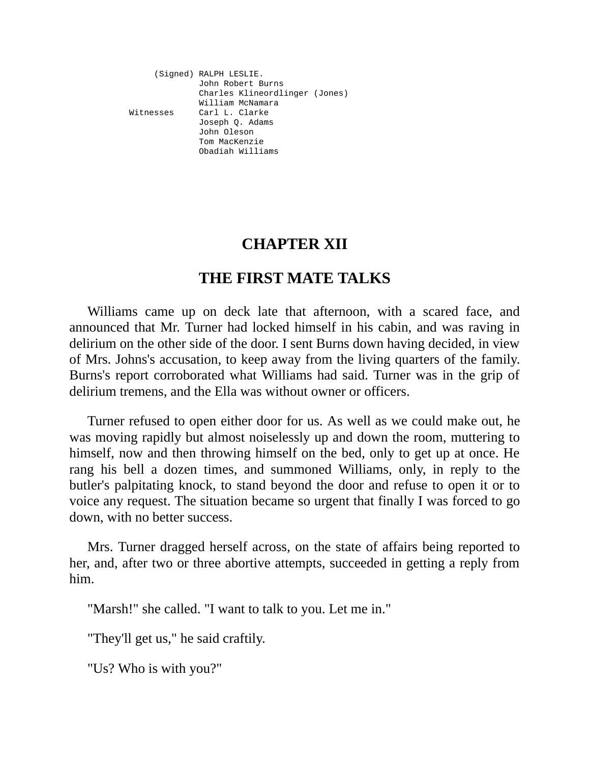```
     (Signed) RALPH LESLIE.
              John Robert Burns
              Charles Klineordlinger (Jones)
              William McNamara
Witnesses     Carl L. Clarke
              Joseph Q. Adams
              John Oleson
              Tom MacKenzie
              Obadiah Williams
```

# CHAPTER XII

## THE FIRST MATE TALKS

Williams came up on deck late that afternoon, with a scared face, and announced that Mr. Turner had locked himself in his cabin, and was raving in delirium on the other side of the door. I sent Burns down having decided, in view of Mrs. Johns's accusation, to keep away from the living quarters of the family. Burns's report corroborated what Williams had said. Turner was in the grip of delirium tremens, and the Ella was without owner or officers.

Turner refused to open either door for us. As well as we could make out, he was moving rapidly but almost noiselessly up and down the room, muttering to himself, now and then throwing himself on the bed, only to get up at once. He rang his bell a dozen times, and summoned Williams, only, in reply to the butler's palpitating knock, to stand beyond the door and refuse to open it or to voice any request. The situation became so urgent that finally I was forced to go down, with no better success.

Mrs. Turner dragged herself across, on the state of affairs being reported to her, and, after two or three abortive attempts, succeeded in getting a reply from him.

"Marsh!" she called. "I want to talk to you. Let me in."

"They'll get us," he said craftily.

"Us? Who is with you?"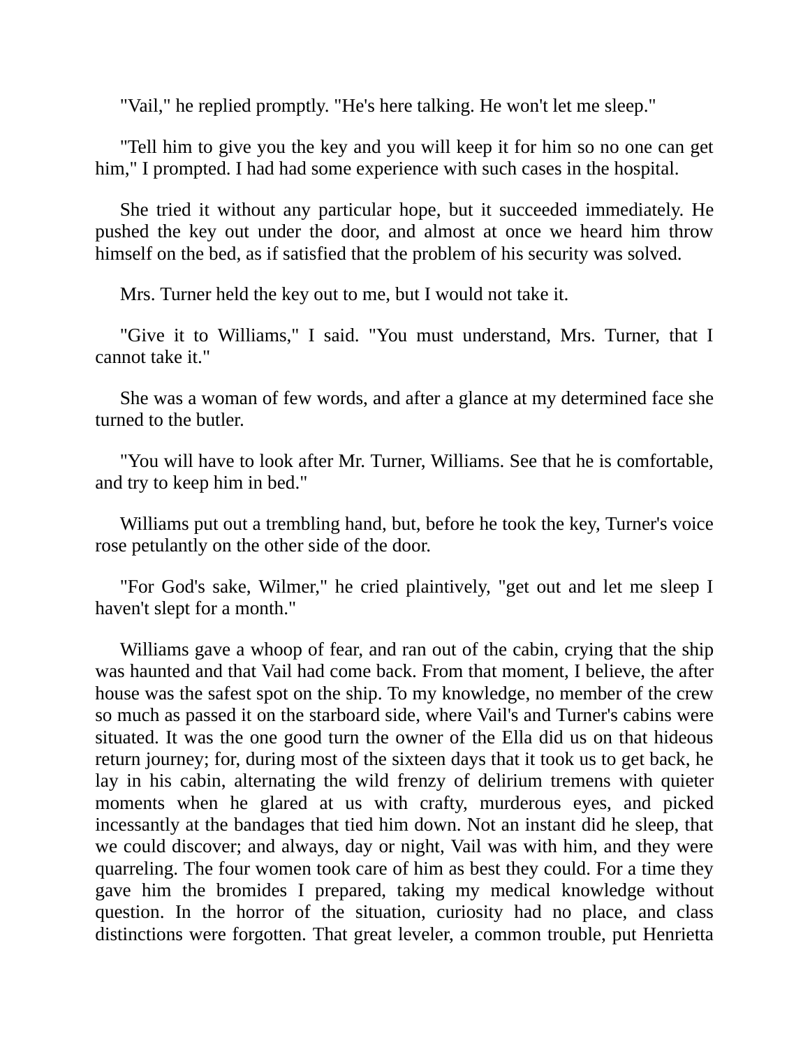"Vail," he replied promptly. "He's here talking. He won't let me sleep."

"Tell him to give you the key and you will keep it for him so no one can get him," I prompted. I had had some experience with such cases in the hospital.

She tried it without any particular hope, but it succeeded immediately. He pushed the key out under the door, and almost at once we heard him throw himself on the bed, as if satisfied that the problem of his security was solved.

Mrs. Turner held the key out to me, but I would not take it.

"Give it to Williams," I said. "You must understand, Mrs. Turner, that I cannot take it."

She was a woman of few words, and after a glance at my determined face she turned to the butler.

"You will have to look after Mr. Turner, Williams. See that he is comfortable, and try to keep him in bed."

Williams put out a trembling hand, but, before he took the key, Turner's voice rose petulantly on the other side of the door.

"For God's sake, Wilmer," he cried plaintively, "get out and let me sleep I haven't slept for a month."

Williams gave a whoop of fear, and ran out of the cabin, crying that the ship was haunted and that Vail had come back. From that moment, I believe, the after house was the safest spot on the ship. To my knowledge, no member of the crew so much as passed it on the starboard side, where Vail's and Turner's cabins were situated. It was the one good turn the owner of the Ella did us on that hideous return journey; for, during most of the sixteen days that it took us to get back, he lay in his cabin, alternating the wild frenzy of delirium tremens with quieter moments when he glared at us with crafty, murderous eyes, and picked incessantly at the bandages that tied him down. Not an instant did he sleep, that we could discover; and always, day or night, Vail was with him, and they were quarreling. The four women took care of him as best they could. For a time they gave him the bromides I prepared, taking my medical knowledge without question. In the horror of the situation, curiosity had no place, and class distinctions were forgotten. That great leveler, a common trouble, put Henrietta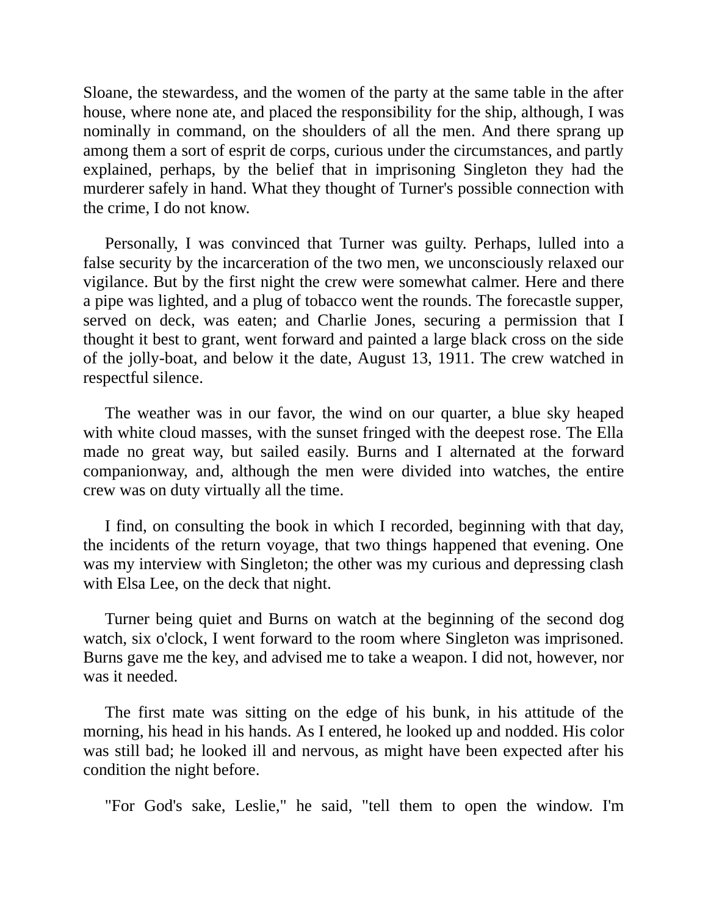Sloane, the stewardess, and the women of the party at the same table in the after house, where none ate, and placed the responsibility for the ship, although, I was nominally in command, on the shoulders of all the men. And there sprang up among them a sort of esprit de corps, curious under the circumstances, and partly explained, perhaps, by the belief that in imprisoning Singleton they had the murderer safely in hand. What they thought of Turner's possible connection with the crime, I do not know.

Personally, I was convinced that Turner was guilty. Perhaps, lulled into a false security by the incarceration of the two men, we unconsciously relaxed our vigilance. But by the first night the crew were somewhat calmer. Here and there a pipe was lighted, and a plug of tobacco went the rounds. The forecastle supper, served on deck, was eaten; and Charlie Jones, securing a permission that I thought it best to grant, went forward and painted a large black cross on the side of the jolly-boat, and below it the date, August 13, 1911. The crew watched in respectful silence.

The weather was in our favor, the wind on our quarter, a blue sky heaped with white cloud masses, with the sunset fringed with the deepest rose. The Ella made no great way, but sailed easily. Burns and I alternated at the forward companionway, and, although the men were divided into watches, the entire crew was on duty virtually all the time.

I find, on consulting the book in which I recorded, beginning with that day, the incidents of the return voyage, that two things happened that evening. One was my interview with Singleton; the other was my curious and depressing clash with Elsa Lee, on the deck that night.

Turner being quiet and Burns on watch at the beginning of the second dog watch, six o'clock, I went forward to the room where Singleton was imprisoned. Burns gave me the key, and advised me to take a weapon. I did not, however, nor was it needed.

The first mate was sitting on the edge of his bunk, in his attitude of the morning, his head in his hands. As I entered, he looked up and nodded. His color was still bad; he looked ill and nervous, as might have been expected after his condition the night before.

"For God's sake, Leslie," he said, "tell them to open the window. I'm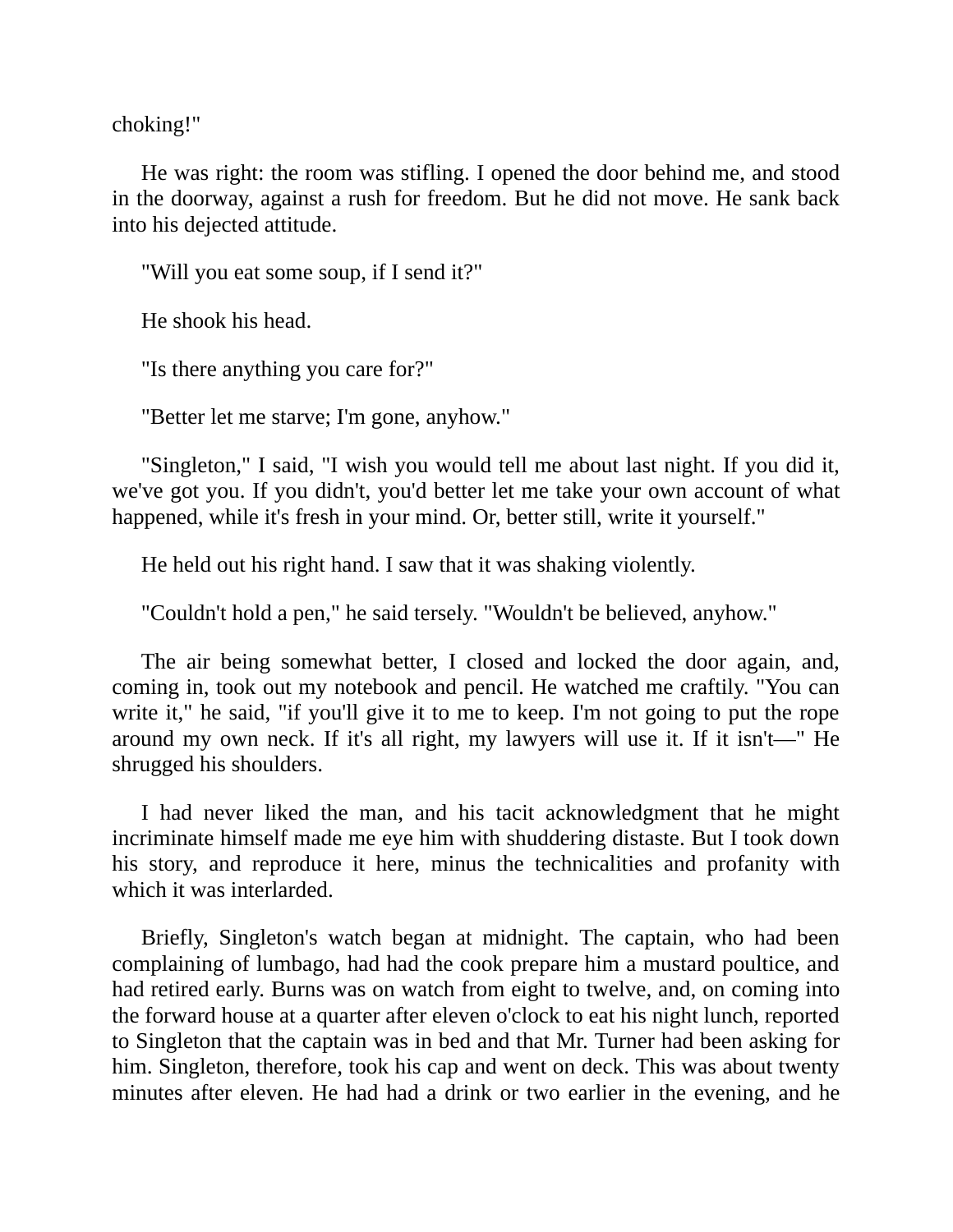choking!"

He was right: the room was stifling. I opened the door behind me, and stood in the doorway, against a rush for freedom. But he did not move. He sank back into his dejected attitude.

"Will you eat some soup, if I send it?"

He shook his head.

"Is there anything you care for?"

"Better let me starve; I'm gone, anyhow."

"Singleton," I said, "I wish you would tell me about last night. If you did it, we've got you. If you didn't, you'd better let me take your own account of what happened, while it's fresh in your mind. Or, better still, write it yourself."

He held out his right hand. I saw that it was shaking violently.

"Couldn't hold a pen," he said tersely. "Wouldn't be believed, anyhow."

The air being somewhat better, I closed and locked the door again, and, coming in, took out my notebook and pencil. He watched me craftily. "You can write it," he said, "if you'll give it to me to keep. I'm not going to put the rope around my own neck. If it's all right, my lawyers will use it. If it isn't—" He shrugged his shoulders.

I had never liked the man, and his tacit acknowledgment that he might incriminate himself made me eye him with shuddering distaste. But I took down his story, and reproduce it here, minus the technicalities and profanity with which it was interlarded.

Briefly, Singleton's watch began at midnight. The captain, who had been complaining of lumbago, had had the cook prepare him a mustard poultice, and had retired early. Burns was on watch from eight to twelve, and, on coming into the forward house at a quarter after eleven o'clock to eat his night lunch, reported to Singleton that the captain was in bed and that Mr. Turner had been asking for him. Singleton, therefore, took his cap and went on deck. This was about twenty minutes after eleven. He had had a drink or two earlier in the evening, and he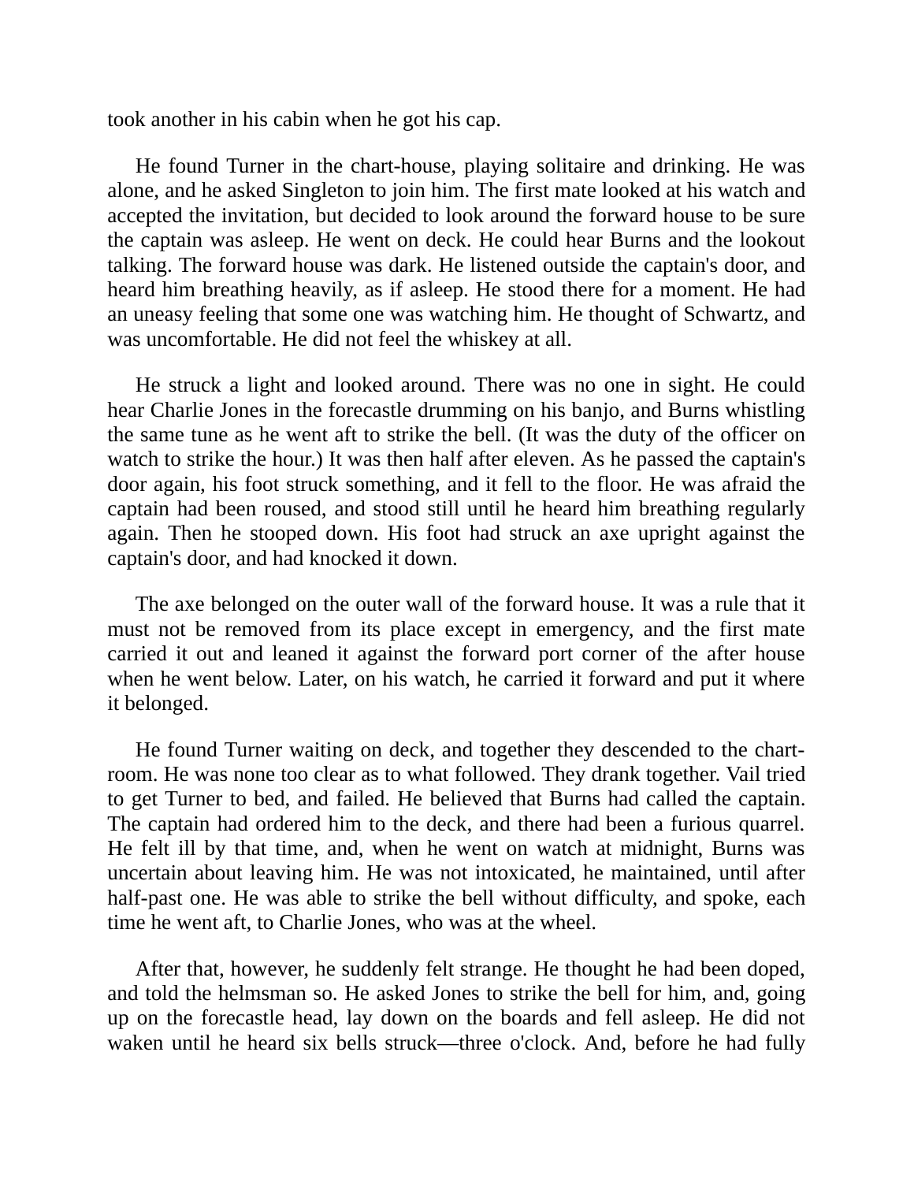took another in his cabin when he got his cap.

He found Turner in the chart-house, playing solitaire and drinking. He was alone, and he asked Singleton to join him. The first mate looked at his watch and accepted the invitation, but decided to look around the forward house to be sure the captain was asleep. He went on deck. He could hear Burns and the lookout talking. The forward house was dark. He listened outside the captain's door, and heard him breathing heavily, as if asleep. He stood there for a moment. He had an uneasy feeling that some one was watching him. He thought of Schwartz, and was uncomfortable. He did not feel the whiskey at all.

He struck a light and looked around. There was no one in sight. He could hear Charlie Jones in the forecastle drumming on his banjo, and Burns whistling the same tune as he went aft to strike the bell. (It was the duty of the officer on watch to strike the hour.) It was then half after eleven. As he passed the captain's door again, his foot struck something, and it fell to the floor. He was afraid the captain had been roused, and stood still until he heard him breathing regularly again. Then he stooped down. His foot had struck an axe upright against the captain's door, and had knocked it down.

The axe belonged on the outer wall of the forward house. It was a rule that it must not be removed from its place except in emergency, and the first mate carried it out and leaned it against the forward port corner of the after house when he went below. Later, on his watch, he carried it forward and put it where it belonged.

He found Turner waiting on deck, and together they descended to the chart-room. He was none too clear as to what followed. They drank together. Vail tried to get Turner to bed, and failed. He believed that Burns had called the captain. The captain had ordered him to the deck, and there had been a furious quarrel. He felt ill by that time, and, when he went on watch at midnight, Burns was uncertain about leaving him. He was not intoxicated, he maintained, until after half-past one. He was able to strike the bell without difficulty, and spoke, each time he went aft, to Charlie Jones, who was at the wheel.

After that, however, he suddenly felt strange. He thought he had been doped, and told the helmsman so. He asked Jones to strike the bell for him, and, going up on the forecastle head, lay down on the boards and fell asleep. He did not waken until he heard six bells struck—three o'clock. And, before he had fully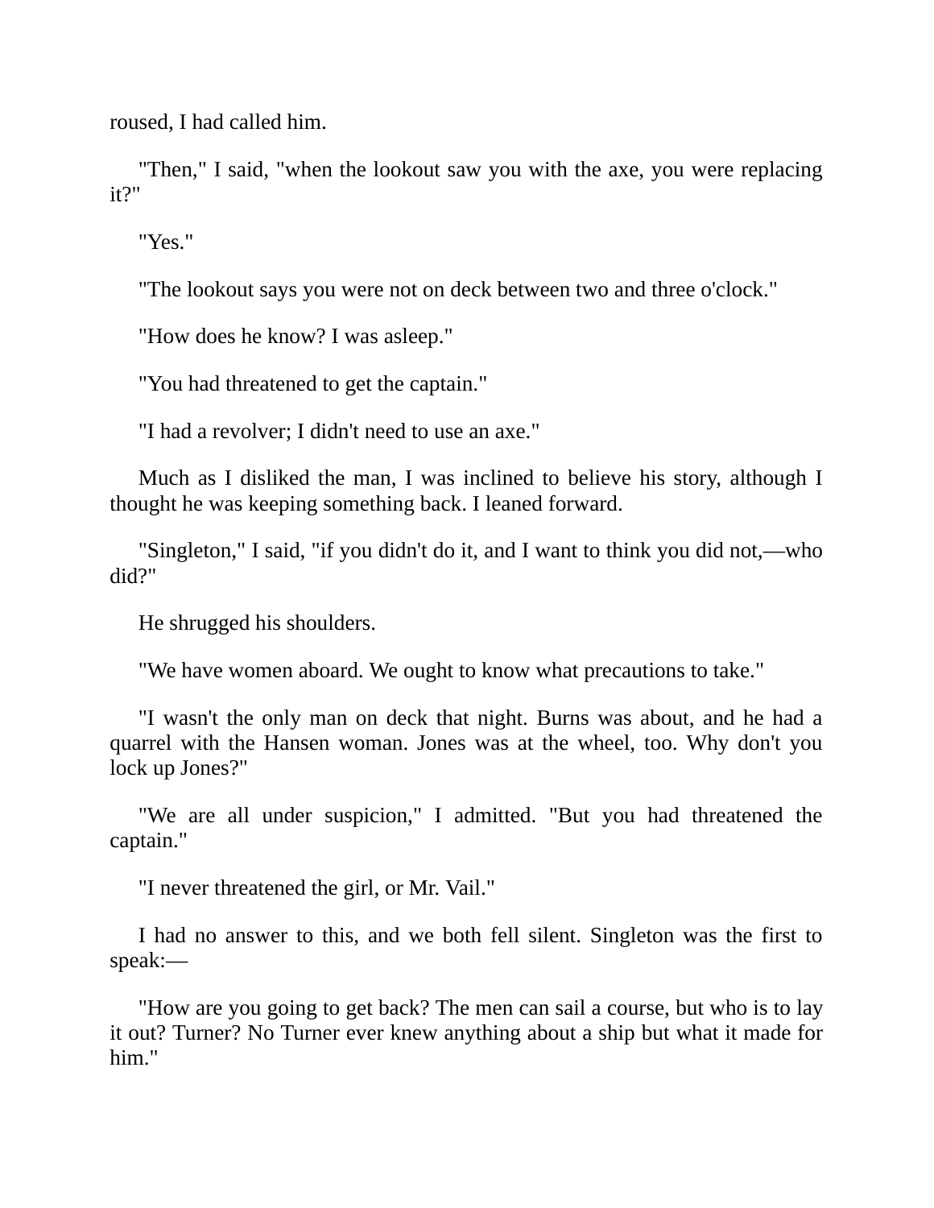roused, I had called him.

"Then," I said, "when the lookout saw you with the axe, you were replacing it?"

"Yes."

"The lookout says you were not on deck between two and three o'clock."

"How does he know? I was asleep."

"You had threatened to get the captain."

"I had a revolver; I didn't need to use an axe."

Much as I disliked the man, I was inclined to believe his story, although I thought he was keeping something back. I leaned forward.

"Singleton," I said, "if you didn't do it, and I want to think you did not,—who did?"

He shrugged his shoulders.

"We have women aboard. We ought to know what precautions to take."

"I wasn't the only man on deck that night. Burns was about, and he had a quarrel with the Hansen woman. Jones was at the wheel, too. Why don't you lock up Jones?"

"We are all under suspicion," I admitted. "But you had threatened the captain."

"I never threatened the girl, or Mr. Vail."

I had no answer to this, and we both fell silent. Singleton was the first to speak:—

"How are you going to get back? The men can sail a course, but who is to lay it out? Turner? No Turner ever knew anything about a ship but what it made for him."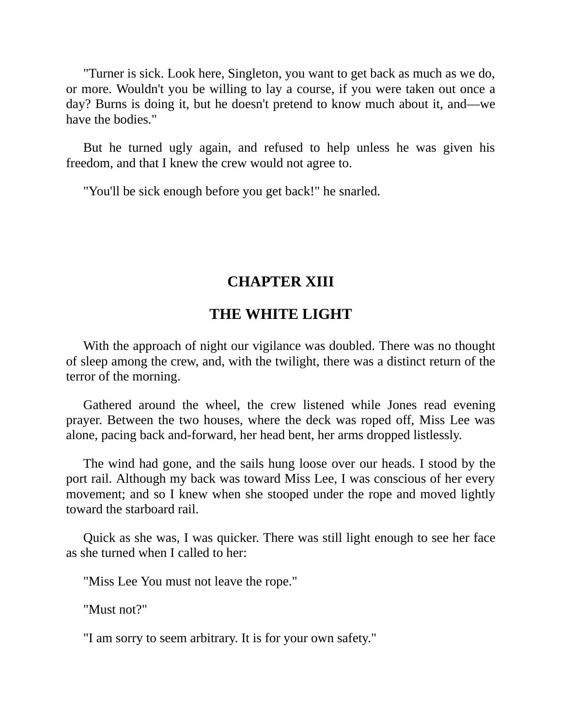"Turner is sick. Look here, Singleton, you want to get back as much as we do, or more. Wouldn't you be willing to lay a course, if you were taken out once a day? Burns is doing it, but he doesn't pretend to know much about it, and—we have the bodies."

But he turned ugly again, and refused to help unless he was given his freedom, and that I knew the crew would not agree to.

"You'll be sick enough before you get back!" he snarled.

## CHAPTER XIII

## THE WHITE LIGHT

With the approach of night our vigilance was doubled. There was no thought of sleep among the crew, and, with the twilight, there was a distinct return of the terror of the morning.

Gathered around the wheel, the crew listened while Jones read evening prayer. Between the two houses, where the deck was roped off, Miss Lee was alone, pacing back and-forward, her head bent, her arms dropped listlessly.

The wind had gone, and the sails hung loose over our heads. I stood by the port rail. Although my back was toward Miss Lee, I was conscious of her every movement; and so I knew when she stooped under the rope and moved lightly toward the starboard rail.

Quick as she was, I was quicker. There was still light enough to see her face as she turned when I called to her:

"Miss Lee You must not leave the rope."

"Must not?"

"I am sorry to seem arbitrary. It is for your own safety."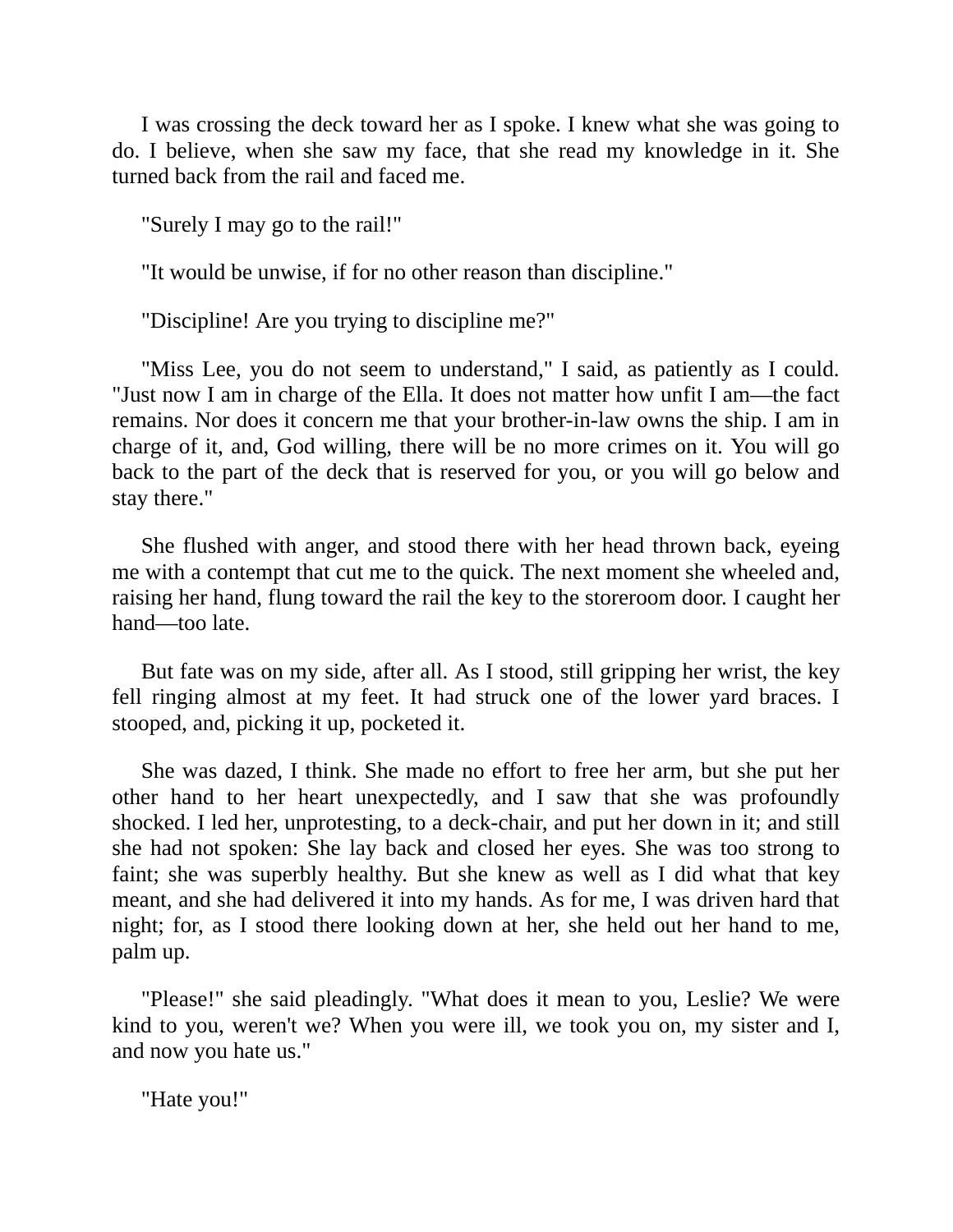I was crossing the deck toward her as I spoke. I knew what she was going to do. I believe, when she saw my face, that she read my knowledge in it. She turned back from the rail and faced me.

"Surely I may go to the rail!"

"It would be unwise, if for no other reason than discipline."

"Discipline! Are you trying to discipline me?"

"Miss Lee, you do not seem to understand," I said, as patiently as I could. "Just now I am in charge of the Ella. It does not matter how unfit I am—the fact remains. Nor does it concern me that your brother-in-law owns the ship. I am in charge of it, and, God willing, there will be no more crimes on it. You will go back to the part of the deck that is reserved for you, or you will go below and stay there."

She flushed with anger, and stood there with her head thrown back, eyeing me with a contempt that cut me to the quick. The next moment she wheeled and, raising her hand, flung toward the rail the key to the storeroom door. I caught her hand—too late.

But fate was on my side, after all. As I stood, still gripping her wrist, the key fell ringing almost at my feet. It had struck one of the lower yard braces. I stooped, and, picking it up, pocketed it.

She was dazed, I think. She made no effort to free her arm, but she put her other hand to her heart unexpectedly, and I saw that she was profoundly shocked. I led her, unprotesting, to a deck-chair, and put her down in it; and still she had not spoken: She lay back and closed her eyes. She was too strong to faint; she was superbly healthy. But she knew as well as I did what that key meant, and she had delivered it into my hands. As for me, I was driven hard that night; for, as I stood there looking down at her, she held out her hand to me, palm up.

"Please!" she said pleadingly. "What does it mean to you, Leslie? We were kind to you, weren't we? When you were ill, we took you on, my sister and I, and now you hate us."

"Hate you!"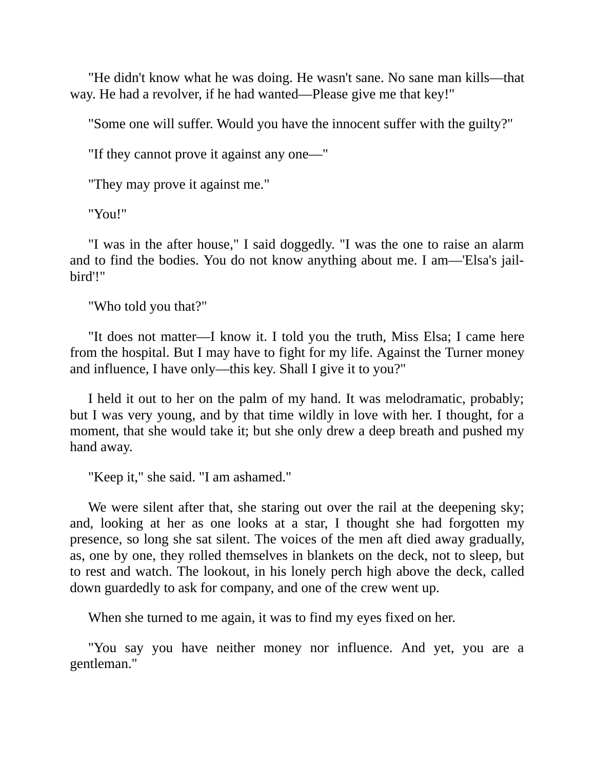"He didn't know what he was doing. He wasn't sane. No sane man kills—that way. He had a revolver, if he had wanted—Please give me that key!"

"Some one will suffer. Would you have the innocent suffer with the guilty?"

"If they cannot prove it against any one—"

"They may prove it against me."

"You!"

"I was in the after house," I said doggedly. "I was the one to raise an alarm and to find the bodies. You do not know anything about me. I am—'Elsa's jail-bird'!"

"Who told you that?"

"It does not matter—I know it. I told you the truth, Miss Elsa; I came here from the hospital. But I may have to fight for my life. Against the Turner money and influence, I have only—this key. Shall I give it to you?"

I held it out to her on the palm of my hand. It was melodramatic, probably; but I was very young, and by that time wildly in love with her. I thought, for a moment, that she would take it; but she only drew a deep breath and pushed my hand away.

"Keep it," she said. "I am ashamed."

We were silent after that, she staring out over the rail at the deepening sky; and, looking at her as one looks at a star, I thought she had forgotten my presence, so long she sat silent. The voices of the men aft died away gradually, as, one by one, they rolled themselves in blankets on the deck, not to sleep, but to rest and watch. The lookout, in his lonely perch high above the deck, called down guardedly to ask for company, and one of the crew went up.

When she turned to me again, it was to find my eyes fixed on her.

"You say you have neither money nor influence. And yet, you are a gentleman."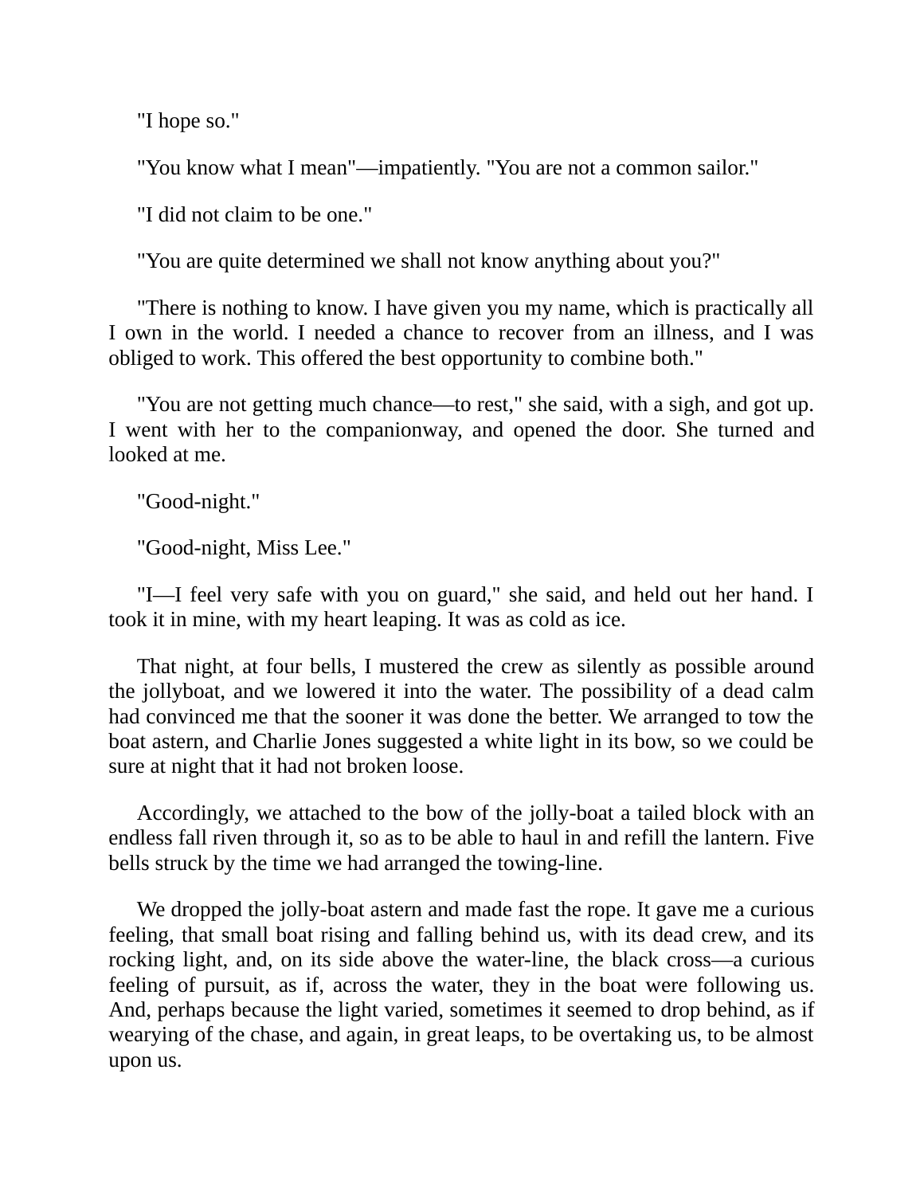"I hope so."

"You know what I mean"—impatiently. "You are not a common sailor."

"I did not claim to be one."

"You are quite determined we shall not know anything about you?"

"There is nothing to know. I have given you my name, which is practically all I own in the world. I needed a chance to recover from an illness, and I was obliged to work. This offered the best opportunity to combine both."

"You are not getting much chance—to rest," she said, with a sigh, and got up. I went with her to the companionway, and opened the door. She turned and looked at me.

"Good-night."

"Good-night, Miss Lee."

"I—I feel very safe with you on guard," she said, and held out her hand. I took it in mine, with my heart leaping. It was as cold as ice.

That night, at four bells, I mustered the crew as silently as possible around the jollyboat, and we lowered it into the water. The possibility of a dead calm had convinced me that the sooner it was done the better. We arranged to tow the boat astern, and Charlie Jones suggested a white light in its bow, so we could be sure at night that it had not broken loose.

Accordingly, we attached to the bow of the jolly-boat a tailed block with an endless fall riven through it, so as to be able to haul in and refill the lantern. Five bells struck by the time we had arranged the towing-line.

We dropped the jolly-boat astern and made fast the rope. It gave me a curious feeling, that small boat rising and falling behind us, with its dead crew, and its rocking light, and, on its side above the water-line, the black cross—a curious feeling of pursuit, as if, across the water, they in the boat were following us. And, perhaps because the light varied, sometimes it seemed to drop behind, as if wearying of the chase, and again, in great leaps, to be overtaking us, to be almost upon us.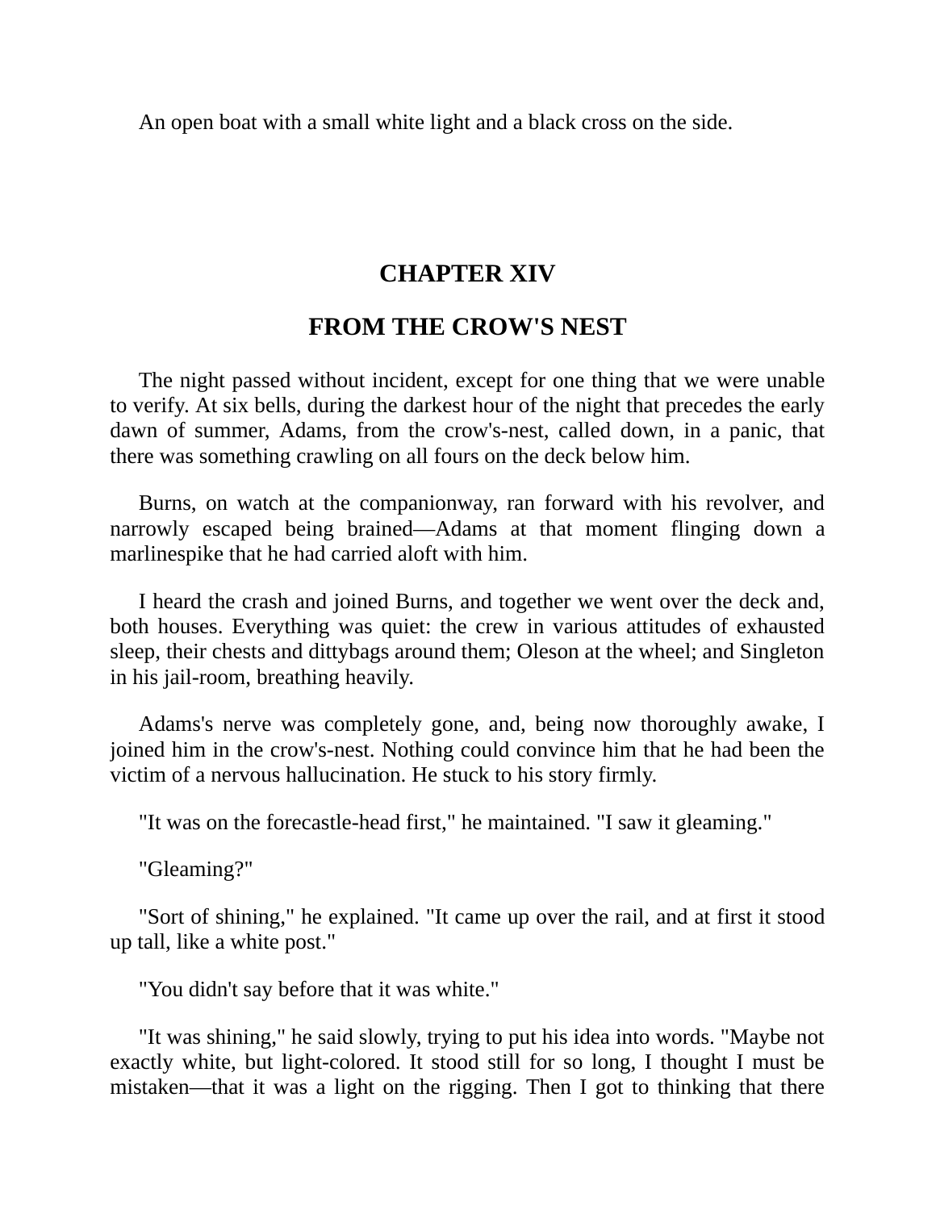An open boat with a small white light and a black cross on the side.

## CHAPTER XIV

## FROM THE CROW'S NEST

The night passed without incident, except for one thing that we were unable to verify. At six bells, during the darkest hour of the night that precedes the early dawn of summer, Adams, from the crow's-nest, called down, in a panic, that there was something crawling on all fours on the deck below him.

Burns, on watch at the companionway, ran forward with his revolver, and narrowly escaped being brained—Adams at that moment flinging down a marlinespike that he had carried aloft with him.

I heard the crash and joined Burns, and together we went over the deck and, both houses. Everything was quiet: the crew in various attitudes of exhausted sleep, their chests and dittybags around them; Oleson at the wheel; and Singleton in his jail-room, breathing heavily.

Adams's nerve was completely gone, and, being now thoroughly awake, I joined him in the crow's-nest. Nothing could convince him that he had been the victim of a nervous hallucination. He stuck to his story firmly.

"It was on the forecastle-head first," he maintained. "I saw it gleaming."

"Gleaming?"

"Sort of shining," he explained. "It came up over the rail, and at first it stood up tall, like a white post."

"You didn't say before that it was white."

"It was shining," he said slowly, trying to put his idea into words. "Maybe not exactly white, but light-colored. It stood still for so long, I thought I must be mistaken—that it was a light on the rigging. Then I got to thinking that there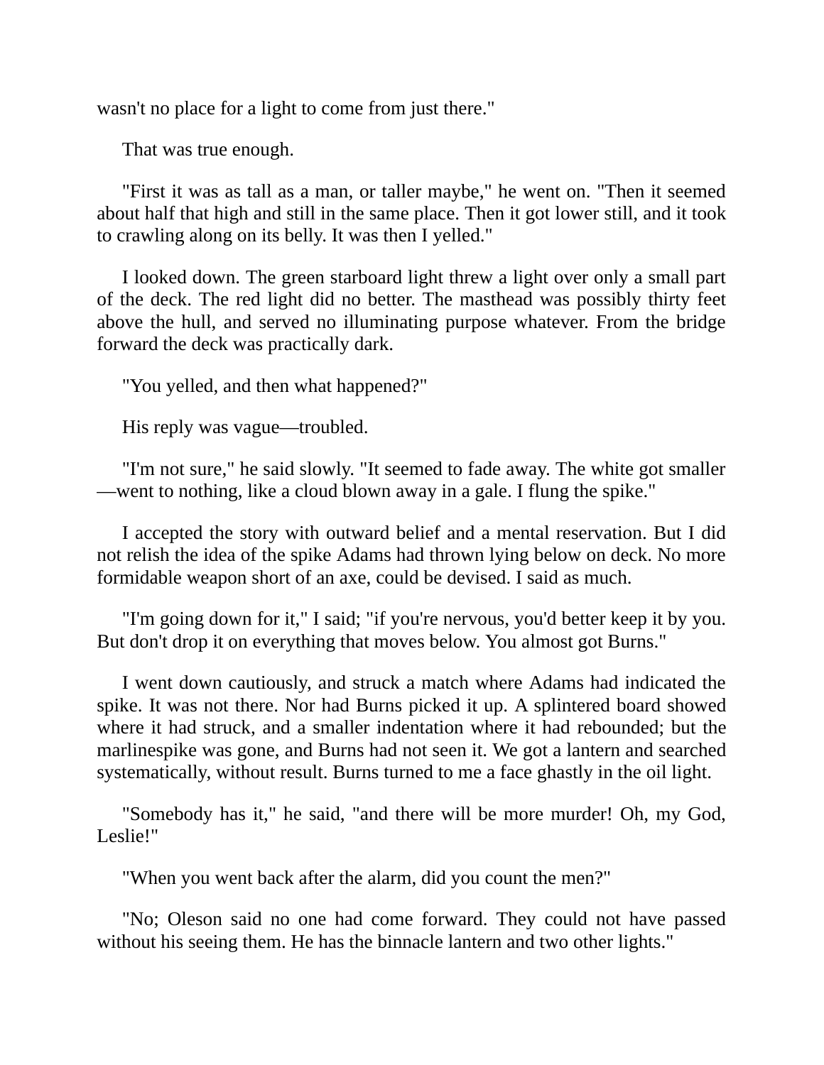wasn't no place for a light to come from just there."

That was true enough.

"First it was as tall as a man, or taller maybe," he went on. "Then it seemed about half that high and still in the same place. Then it got lower still, and it took to crawling along on its belly. It was then I yelled."

I looked down. The green starboard light threw a light over only a small part of the deck. The red light did no better. The masthead was possibly thirty feet above the hull, and served no illuminating purpose whatever. From the bridge forward the deck was practically dark.

"You yelled, and then what happened?"

His reply was vague—troubled.

"I'm not sure," he said slowly. "It seemed to fade away. The white got smaller—went to nothing, like a cloud blown away in a gale. I flung the spike."

I accepted the story with outward belief and a mental reservation. But I did not relish the idea of the spike Adams had thrown lying below on deck. No more formidable weapon short of an axe, could be devised. I said as much.

"I'm going down for it," I said; "if you're nervous, you'd better keep it by you. But don't drop it on everything that moves below. You almost got Burns."

I went down cautiously, and struck a match where Adams had indicated the spike. It was not there. Nor had Burns picked it up. A splintered board showed where it had struck, and a smaller indentation where it had rebounded; but the marlinespike was gone, and Burns had not seen it. We got a lantern and searched systematically, without result. Burns turned to me a face ghastly in the oil light.

"Somebody has it," he said, "and there will be more murder! Oh, my God, Leslie!"

"When you went back after the alarm, did you count the men?"

"No; Oleson said no one had come forward. They could not have passed without his seeing them. He has the binnacle lantern and two other lights."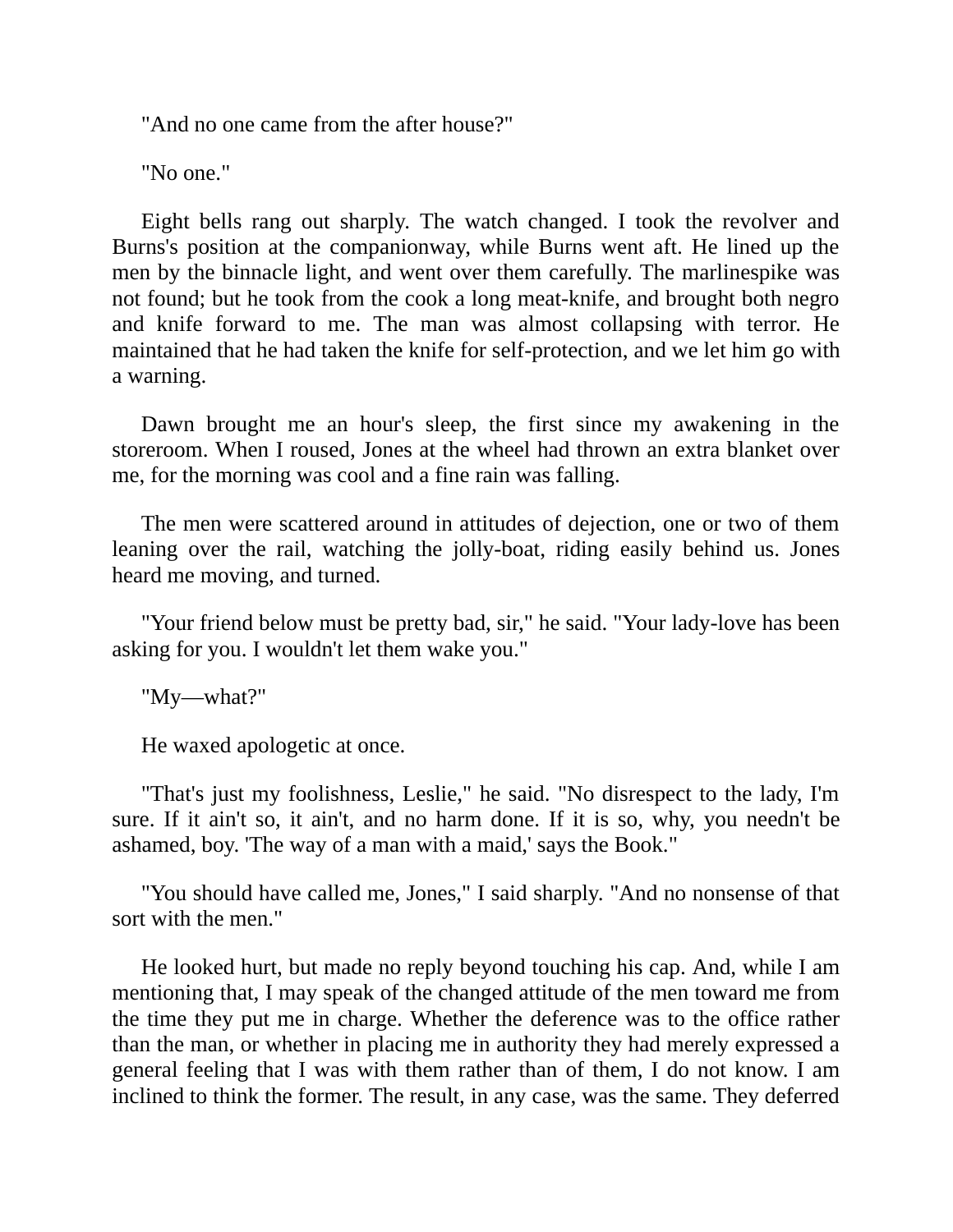"And no one came from the after house?"

"No one."

Eight bells rang out sharply. The watch changed. I took the revolver and Burns's position at the companionway, while Burns went aft. He lined up the men by the binnacle light, and went over them carefully. The marlinespike was not found; but he took from the cook a long meat-knife, and brought both negro and knife forward to me. The man was almost collapsing with terror. He maintained that he had taken the knife for self-protection, and we let him go with a warning.

Dawn brought me an hour's sleep, the first since my awakening in the storeroom. When I roused, Jones at the wheel had thrown an extra blanket over me, for the morning was cool and a fine rain was falling.

The men were scattered around in attitudes of dejection, one or two of them leaning over the rail, watching the jolly-boat, riding easily behind us. Jones heard me moving, and turned.

"Your friend below must be pretty bad, sir," he said. "Your lady-love has been asking for you. I wouldn't let them wake you."

"My—what?"

He waxed apologetic at once.

"That's just my foolishness, Leslie," he said. "No disrespect to the lady, I'm sure. If it ain't so, it ain't, and no harm done. If it is so, why, you needn't be ashamed, boy. 'The way of a man with a maid,' says the Book."

"You should have called me, Jones," I said sharply. "And no nonsense of that sort with the men."

He looked hurt, but made no reply beyond touching his cap. And, while I am mentioning that, I may speak of the changed attitude of the men toward me from the time they put me in charge. Whether the deference was to the office rather than the man, or whether in placing me in authority they had merely expressed a general feeling that I was with them rather than of them, I do not know. I am inclined to think the former. The result, in any case, was the same. They deferred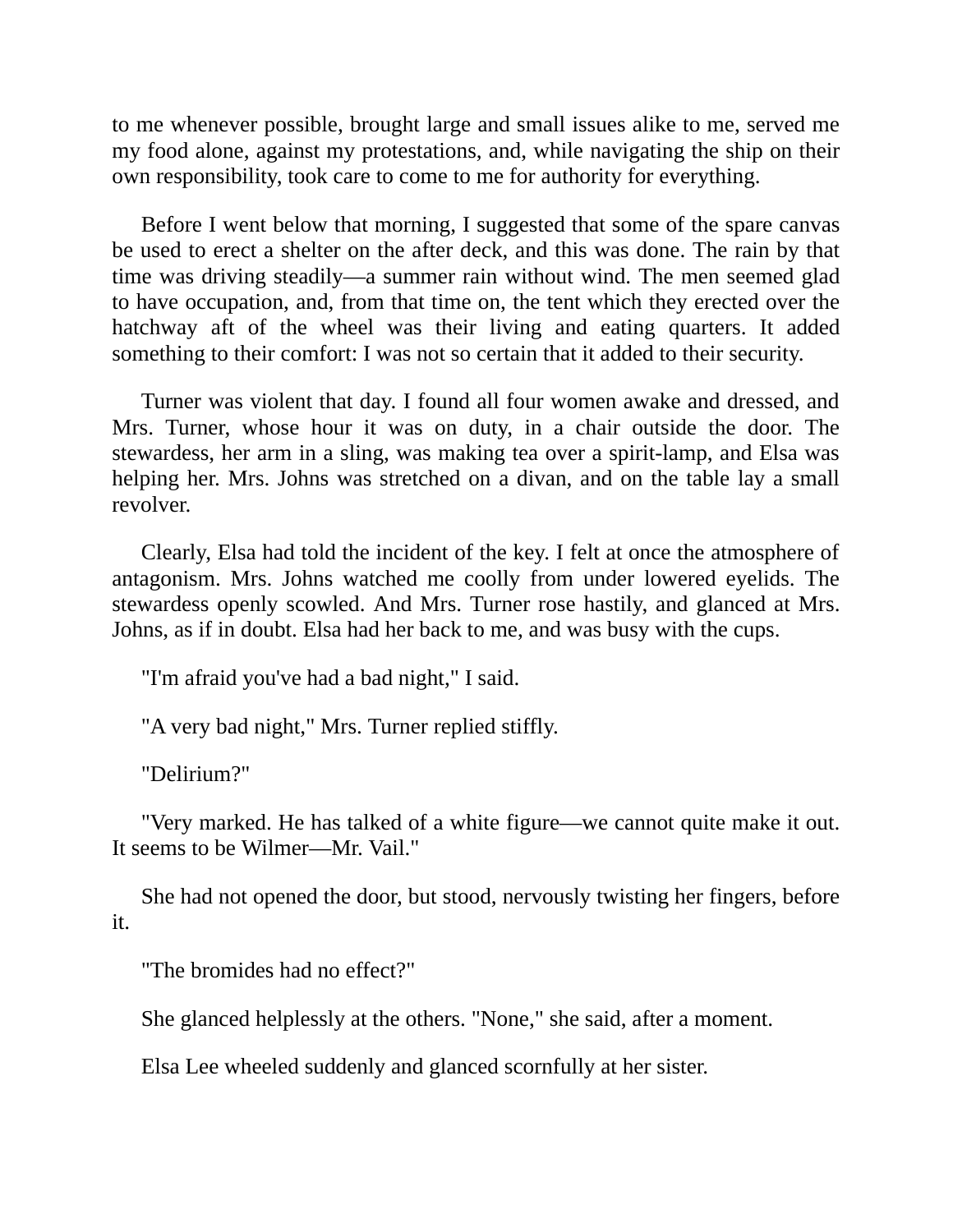to me whenever possible, brought large and small issues alike to me, served me my food alone, against my protestations, and, while navigating the ship on their own responsibility, took care to come to me for authority for everything.

Before I went below that morning, I suggested that some of the spare canvas be used to erect a shelter on the after deck, and this was done. The rain by that time was driving steadily—a summer rain without wind. The men seemed glad to have occupation, and, from that time on, the tent which they erected over the hatchway aft of the wheel was their living and eating quarters. It added something to their comfort: I was not so certain that it added to their security.

Turner was violent that day. I found all four women awake and dressed, and Mrs. Turner, whose hour it was on duty, in a chair outside the door. The stewardess, her arm in a sling, was making tea over a spirit-lamp, and Elsa was helping her. Mrs. Johns was stretched on a divan, and on the table lay a small revolver.

Clearly, Elsa had told the incident of the key. I felt at once the atmosphere of antagonism. Mrs. Johns watched me coolly from under lowered eyelids. The stewardess openly scowled. And Mrs. Turner rose hastily, and glanced at Mrs. Johns, as if in doubt. Elsa had her back to me, and was busy with the cups.

"I'm afraid you've had a bad night," I said.

"A very bad night," Mrs. Turner replied stiffly.

"Delirium?"

"Very marked. He has talked of a white figure—we cannot quite make it out. It seems to be Wilmer—Mr. Vail."

She had not opened the door, but stood, nervously twisting her fingers, before it.

"The bromides had no effect?"

She glanced helplessly at the others. "None," she said, after a moment.

Elsa Lee wheeled suddenly and glanced scornfully at her sister.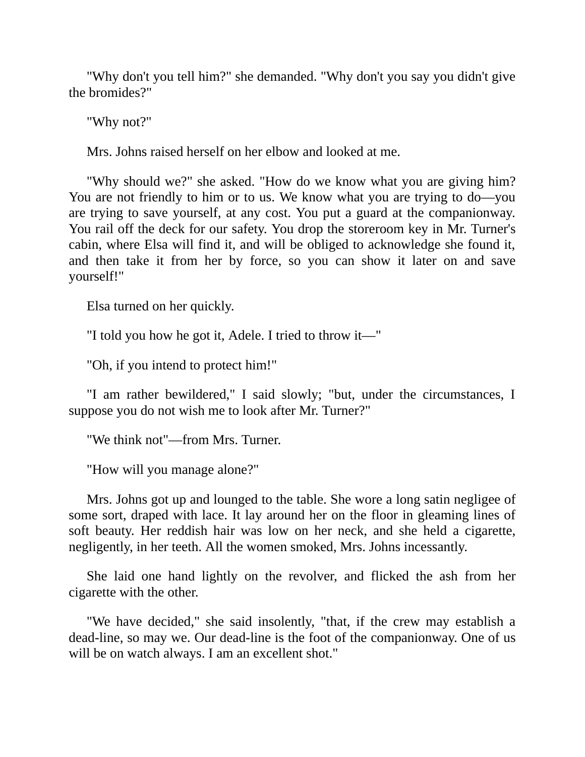"Why don't you tell him?" she demanded. "Why don't you say you didn't give the bromides?"

"Why not?"

Mrs. Johns raised herself on her elbow and looked at me.

"Why should we?" she asked. "How do we know what you are giving him? You are not friendly to him or to us. We know what you are trying to do—you are trying to save yourself, at any cost. You put a guard at the companionway. You rail off the deck for our safety. You drop the storeroom key in Mr. Turner's cabin, where Elsa will find it, and will be obliged to acknowledge she found it, and then take it from her by force, so you can show it later on and save yourself!"

Elsa turned on her quickly.

"I told you how he got it, Adele. I tried to throw it—"

"Oh, if you intend to protect him!"

"I am rather bewildered," I said slowly; "but, under the circumstances, I suppose you do not wish me to look after Mr. Turner?"

"We think not"—from Mrs. Turner.

"How will you manage alone?"

Mrs. Johns got up and lounged to the table. She wore a long satin negligee of some sort, draped with lace. It lay around her on the floor in gleaming lines of soft beauty. Her reddish hair was low on her neck, and she held a cigarette, negligently, in her teeth. All the women smoked, Mrs. Johns incessantly.

She laid one hand lightly on the revolver, and flicked the ash from her cigarette with the other.

"We have decided," she said insolently, "that, if the crew may establish a dead-line, so may we. Our dead-line is the foot of the companionway. One of us will be on watch always. I am an excellent shot."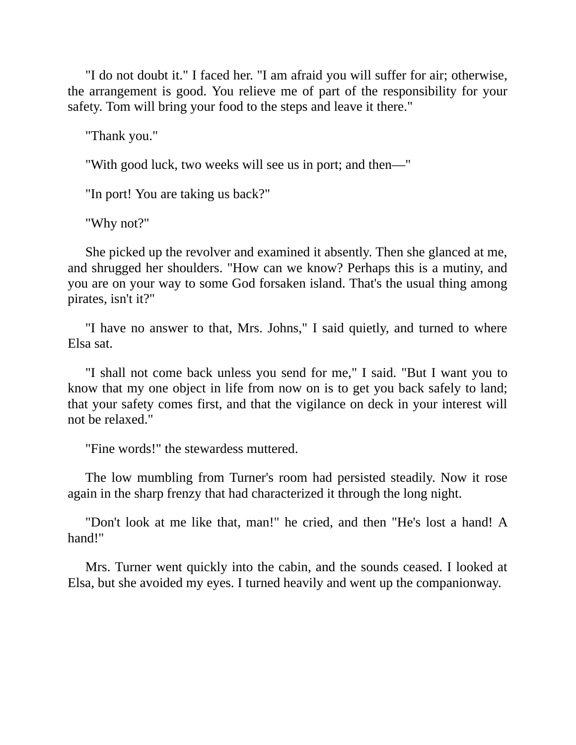"I do not doubt it." I faced her. "I am afraid you will suffer for air; otherwise, the arrangement is good. You relieve me of part of the responsibility for your safety. Tom will bring your food to the steps and leave it there."

"Thank you."

"With good luck, two weeks will see us in port; and then—"

"In port! You are taking us back?"

"Why not?"

She picked up the revolver and examined it absently. Then she glanced at me, and shrugged her shoulders. "How can we know? Perhaps this is a mutiny, and you are on your way to some God forsaken island. That's the usual thing among pirates, isn't it?"

"I have no answer to that, Mrs. Johns," I said quietly, and turned to where Elsa sat.

"I shall not come back unless you send for me," I said. "But I want you to know that my one object in life from now on is to get you back safely to land; that your safety comes first, and that the vigilance on deck in your interest will not be relaxed."

"Fine words!" the stewardess muttered.

The low mumbling from Turner's room had persisted steadily. Now it rose again in the sharp frenzy that had characterized it through the long night.

"Don't look at me like that, man!" he cried, and then "He's lost a hand! A hand!"

Mrs. Turner went quickly into the cabin, and the sounds ceased. I looked at Elsa, but she avoided my eyes. I turned heavily and went up the companionway.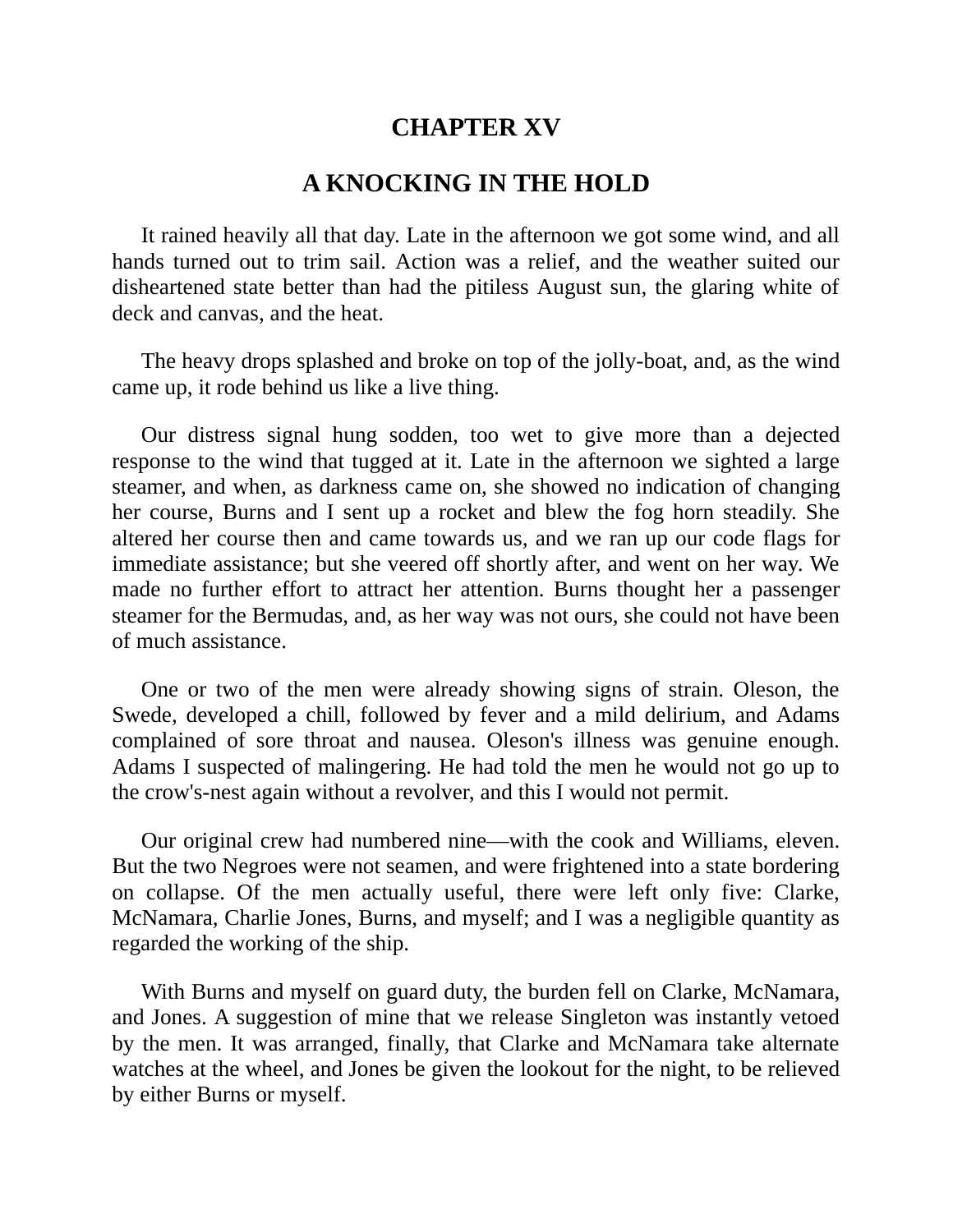## CHAPTER XV

## A KNOCKING IN THE HOLD

It rained heavily all that day. Late in the afternoon we got some wind, and all hands turned out to trim sail. Action was a relief, and the weather suited our disheartened state better than had the pitiless August sun, the glaring white of deck and canvas, and the heat.

The heavy drops splashed and broke on top of the jolly-boat, and, as the wind came up, it rode behind us like a live thing.

Our distress signal hung sodden, too wet to give more than a dejected response to the wind that tugged at it. Late in the afternoon we sighted a large steamer, and when, as darkness came on, she showed no indication of changing her course, Burns and I sent up a rocket and blew the fog horn steadily. She altered her course then and came towards us, and we ran up our code flags for immediate assistance; but she veered off shortly after, and went on her way. We made no further effort to attract her attention. Burns thought her a passenger steamer for the Bermudas, and, as her way was not ours, she could not have been of much assistance.

One or two of the men were already showing signs of strain. Oleson, the Swede, developed a chill, followed by fever and a mild delirium, and Adams complained of sore throat and nausea. Oleson's illness was genuine enough. Adams I suspected of malingering. He had told the men he would not go up to the crow's-nest again without a revolver, and this I would not permit.

Our original crew had numbered nine—with the cook and Williams, eleven. But the two Negroes were not seamen, and were frightened into a state bordering on collapse. Of the men actually useful, there were left only five: Clarke, McNamara, Charlie Jones, Burns, and myself; and I was a negligible quantity as regarded the working of the ship.

With Burns and myself on guard duty, the burden fell on Clarke, McNamara, and Jones. A suggestion of mine that we release Singleton was instantly vetoed by the men. It was arranged, finally, that Clarke and McNamara take alternate watches at the wheel, and Jones be given the lookout for the night, to be relieved by either Burns or myself.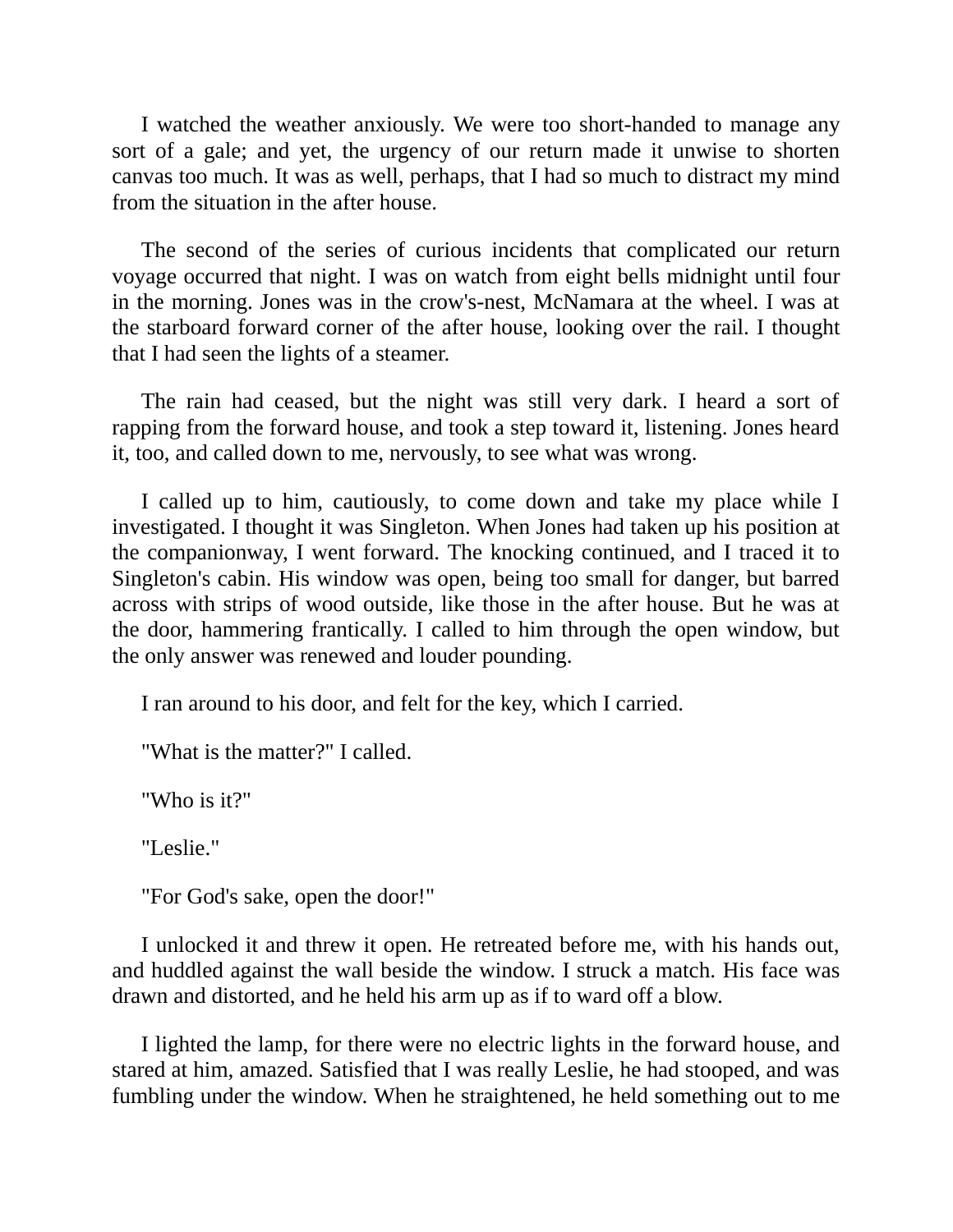I watched the weather anxiously. We were too short-handed to manage any sort of a gale; and yet, the urgency of our return made it unwise to shorten canvas too much. It was as well, perhaps, that I had so much to distract my mind from the situation in the after house.

The second of the series of curious incidents that complicated our return voyage occurred that night. I was on watch from eight bells midnight until four in the morning. Jones was in the crow's-nest, McNamara at the wheel. I was at the starboard forward corner of the after house, looking over the rail. I thought that I had seen the lights of a steamer.

The rain had ceased, but the night was still very dark. I heard a sort of rapping from the forward house, and took a step toward it, listening. Jones heard it, too, and called down to me, nervously, to see what was wrong.

I called up to him, cautiously, to come down and take my place while I investigated. I thought it was Singleton. When Jones had taken up his position at the companionway, I went forward. The knocking continued, and I traced it to Singleton's cabin. His window was open, being too small for danger, but barred across with strips of wood outside, like those in the after house. But he was at the door, hammering frantically. I called to him through the open window, but the only answer was renewed and louder pounding.

I ran around to his door, and felt for the key, which I carried.

"What is the matter?" I called.

"Who is it?"

"Leslie."

"For God's sake, open the door!"

I unlocked it and threw it open. He retreated before me, with his hands out, and huddled against the wall beside the window. I struck a match. His face was drawn and distorted, and he held his arm up as if to ward off a blow.

I lighted the lamp, for there were no electric lights in the forward house, and stared at him, amazed. Satisfied that I was really Leslie, he had stooped, and was fumbling under the window. When he straightened, he held something out to me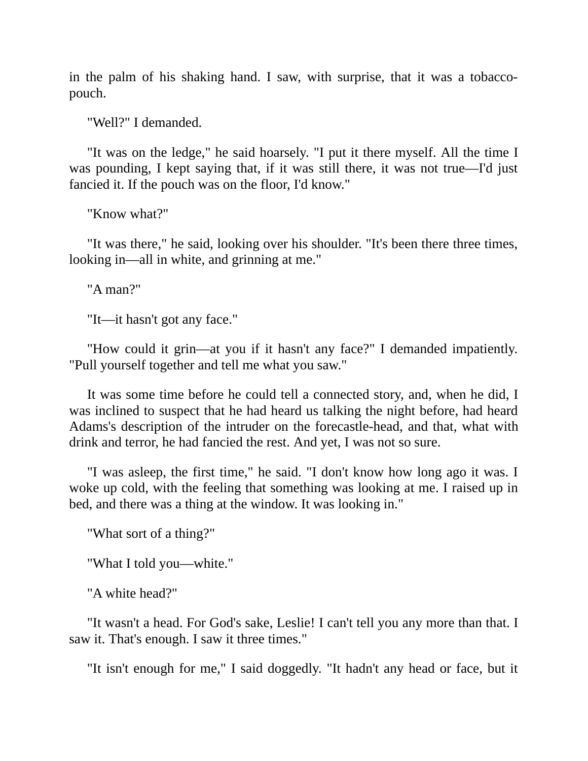in the palm of his shaking hand. I saw, with surprise, that it was a tobacco-pouch.

"Well?" I demanded.

"It was on the ledge," he said hoarsely. "I put it there myself. All the time I was pounding, I kept saying that, if it was still there, it was not true—I'd just fancied it. If the pouch was on the floor, I'd know."

"Know what?"

"It was there," he said, looking over his shoulder. "It's been there three times, looking in—all in white, and grinning at me."

"A man?"

"It—it hasn't got any face."

"How could it grin—at you if it hasn't any face?" I demanded impatiently. "Pull yourself together and tell me what you saw."

It was some time before he could tell a connected story, and, when he did, I was inclined to suspect that he had heard us talking the night before, had heard Adams's description of the intruder on the forecastle-head, and that, what with drink and terror, he had fancied the rest. And yet, I was not so sure.

"I was asleep, the first time," he said. "I don't know how long ago it was. I woke up cold, with the feeling that something was looking at me. I raised up in bed, and there was a thing at the window. It was looking in."

"What sort of a thing?"

"What I told you—white."

"A white head?"

"It wasn't a head. For God's sake, Leslie! I can't tell you any more than that. I saw it. That's enough. I saw it three times."

"It isn't enough for me," I said doggedly. "It hadn't any head or face, but it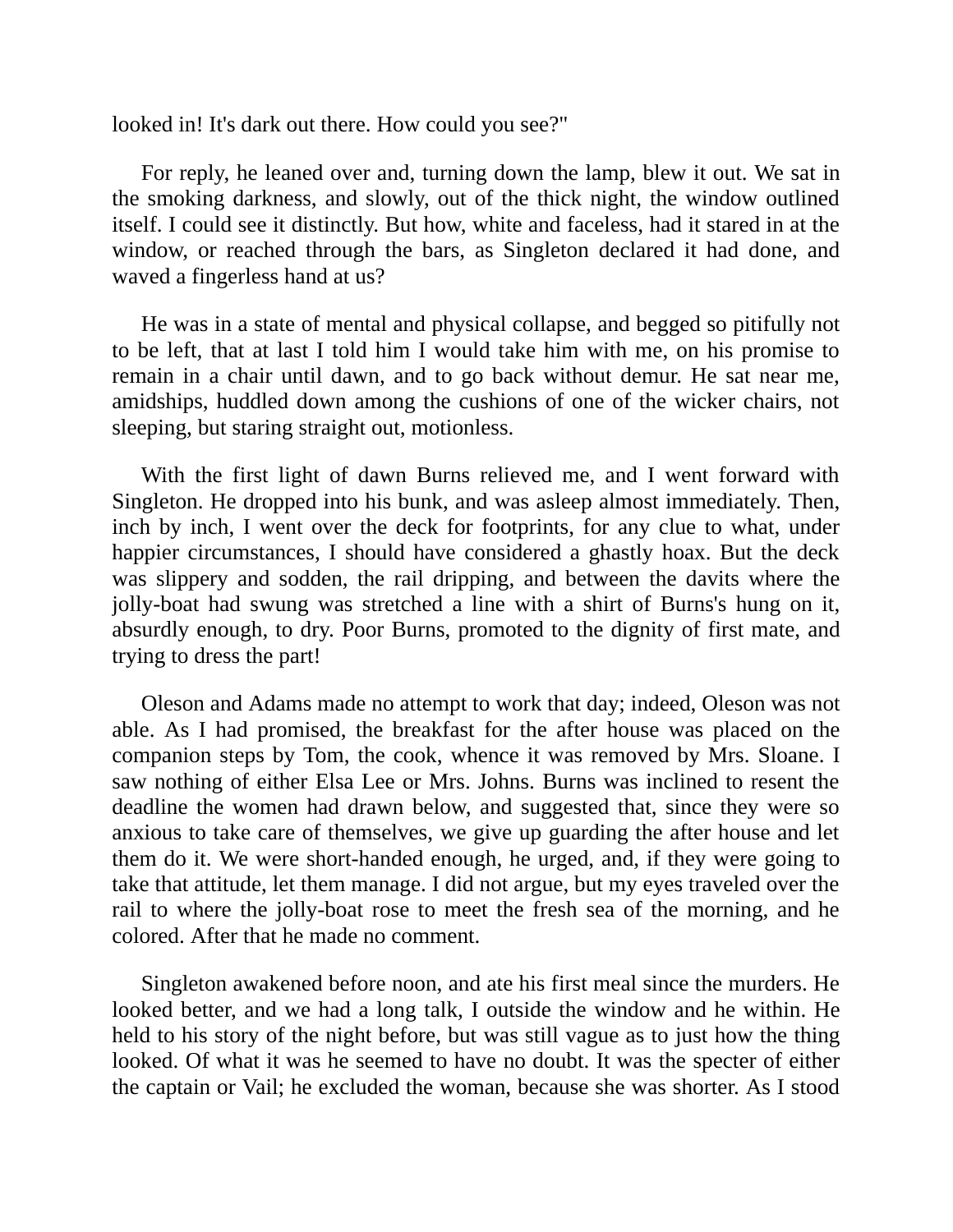looked in! It's dark out there. How could you see?"

For reply, he leaned over and, turning down the lamp, blew it out. We sat in the smoking darkness, and slowly, out of the thick night, the window outlined itself. I could see it distinctly. But how, white and faceless, had it stared in at the window, or reached through the bars, as Singleton declared it had done, and waved a fingerless hand at us?

He was in a state of mental and physical collapse, and begged so pitifully not to be left, that at last I told him I would take him with me, on his promise to remain in a chair until dawn, and to go back without demur. He sat near me, amidships, huddled down among the cushions of one of the wicker chairs, not sleeping, but staring straight out, motionless.

With the first light of dawn Burns relieved me, and I went forward with Singleton. He dropped into his bunk, and was asleep almost immediately. Then, inch by inch, I went over the deck for footprints, for any clue to what, under happier circumstances, I should have considered a ghastly hoax. But the deck was slippery and sodden, the rail dripping, and between the davits where the jolly-boat had swung was stretched a line with a shirt of Burns's hung on it, absurdly enough, to dry. Poor Burns, promoted to the dignity of first mate, and trying to dress the part!

Oleson and Adams made no attempt to work that day; indeed, Oleson was not able. As I had promised, the breakfast for the after house was placed on the companion steps by Tom, the cook, whence it was removed by Mrs. Sloane. I saw nothing of either Elsa Lee or Mrs. Johns. Burns was inclined to resent the deadline the women had drawn below, and suggested that, since they were so anxious to take care of themselves, we give up guarding the after house and let them do it. We were short-handed enough, he urged, and, if they were going to take that attitude, let them manage. I did not argue, but my eyes traveled over the rail to where the jolly-boat rose to meet the fresh sea of the morning, and he colored. After that he made no comment.

Singleton awakened before noon, and ate his first meal since the murders. He looked better, and we had a long talk, I outside the window and he within. He held to his story of the night before, but was still vague as to just how the thing looked. Of what it was he seemed to have no doubt. It was the specter of either the captain or Vail; he excluded the woman, because she was shorter. As I stood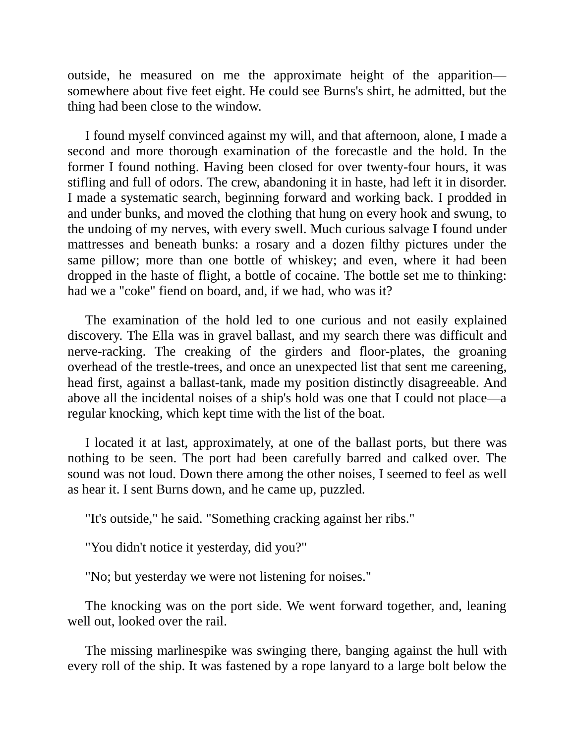outside, he measured on me the approximate height of the apparition—somewhere about five feet eight. He could see Burns's shirt, he admitted, but the thing had been close to the window.

I found myself convinced against my will, and that afternoon, alone, I made a second and more thorough examination of the forecastle and the hold. In the former I found nothing. Having been closed for over twenty-four hours, it was stifling and full of odors. The crew, abandoning it in haste, had left it in disorder. I made a systematic search, beginning forward and working back. I prodded in and under bunks, and moved the clothing that hung on every hook and swung, to the undoing of my nerves, with every swell. Much curious salvage I found under mattresses and beneath bunks: a rosary and a dozen filthy pictures under the same pillow; more than one bottle of whiskey; and even, where it had been dropped in the haste of flight, a bottle of cocaine. The bottle set me to thinking: had we a "coke" fiend on board, and, if we had, who was it?

The examination of the hold led to one curious and not easily explained discovery. The Ella was in gravel ballast, and my search there was difficult and nerve-racking. The creaking of the girders and floor-plates, the groaning overhead of the trestle-trees, and once an unexpected list that sent me careening, head first, against a ballast-tank, made my position distinctly disagreeable. And above all the incidental noises of a ship's hold was one that I could not place—a regular knocking, which kept time with the list of the boat.

I located it at last, approximately, at one of the ballast ports, but there was nothing to be seen. The port had been carefully barred and calked over. The sound was not loud. Down there among the other noises, I seemed to feel as well as hear it. I sent Burns down, and he came up, puzzled.

"It's outside," he said. "Something cracking against her ribs."

"You didn't notice it yesterday, did you?"

"No; but yesterday we were not listening for noises."

The knocking was on the port side. We went forward together, and, leaning well out, looked over the rail.

The missing marlinespike was swinging there, banging against the hull with every roll of the ship. It was fastened by a rope lanyard to a large bolt below the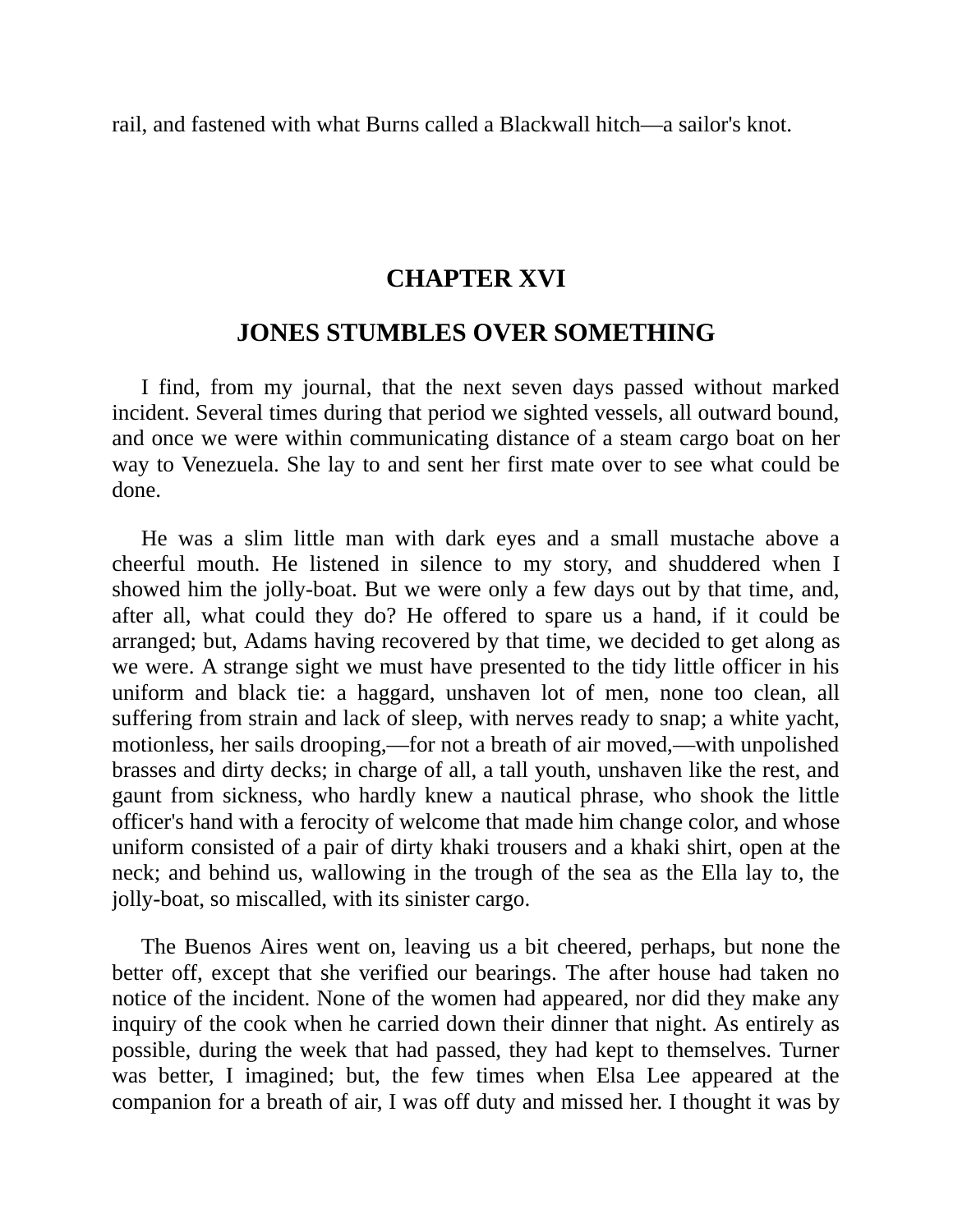rail, and fastened with what Burns called a Blackwall hitch—a sailor's knot.

## CHAPTER XVI

## JONES STUMBLES OVER SOMETHING

I find, from my journal, that the next seven days passed without marked incident. Several times during that period we sighted vessels, all outward bound, and once we were within communicating distance of a steam cargo boat on her way to Venezuela. She lay to and sent her first mate over to see what could be done.

He was a slim little man with dark eyes and a small mustache above a cheerful mouth. He listened in silence to my story, and shuddered when I showed him the jolly-boat. But we were only a few days out by that time, and, after all, what could they do? He offered to spare us a hand, if it could be arranged; but, Adams having recovered by that time, we decided to get along as we were. A strange sight we must have presented to the tidy little officer in his uniform and black tie: a haggard, unshaven lot of men, none too clean, all suffering from strain and lack of sleep, with nerves ready to snap; a white yacht, motionless, her sails drooping,—for not a breath of air moved,—with unpolished brasses and dirty decks; in charge of all, a tall youth, unshaven like the rest, and gaunt from sickness, who hardly knew a nautical phrase, who shook the little officer's hand with a ferocity of welcome that made him change color, and whose uniform consisted of a pair of dirty khaki trousers and a khaki shirt, open at the neck; and behind us, wallowing in the trough of the sea as the Ella lay to, the jolly-boat, so miscalled, with its sinister cargo.

The Buenos Aires went on, leaving us a bit cheered, perhaps, but none the better off, except that she verified our bearings. The after house had taken no notice of the incident. None of the women had appeared, nor did they make any inquiry of the cook when he carried down their dinner that night. As entirely as possible, during the week that had passed, they had kept to themselves. Turner was better, I imagined; but, the few times when Elsa Lee appeared at the companion for a breath of air, I was off duty and missed her. I thought it was by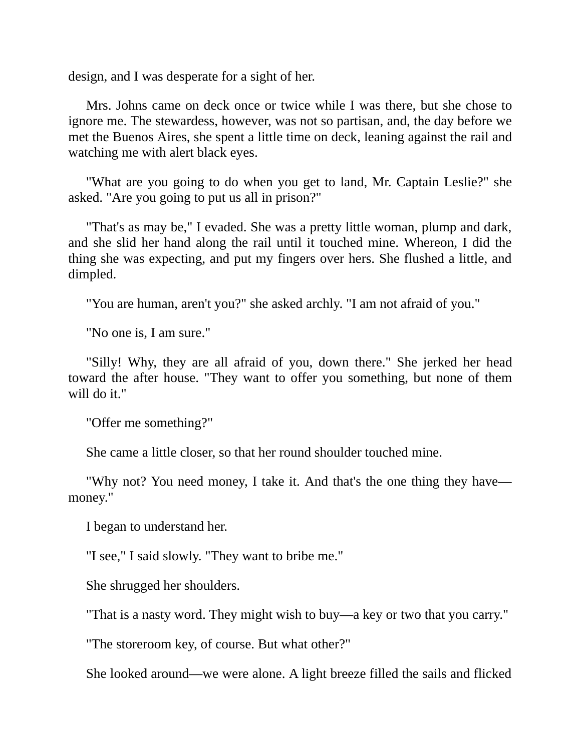design, and I was desperate for a sight of her.

Mrs. Johns came on deck once or twice while I was there, but she chose to ignore me. The stewardess, however, was not so partisan, and, the day before we met the Buenos Aires, she spent a little time on deck, leaning against the rail and watching me with alert black eyes.

"What are you going to do when you get to land, Mr. Captain Leslie?" she asked. "Are you going to put us all in prison?"

"That's as may be," I evaded. She was a pretty little woman, plump and dark, and she slid her hand along the rail until it touched mine. Whereon, I did the thing she was expecting, and put my fingers over hers. She flushed a little, and dimpled.

"You are human, aren't you?" she asked archly. "I am not afraid of you."

"No one is, I am sure."

"Silly! Why, they are all afraid of you, down there." She jerked her head toward the after house. "They want to offer you something, but none of them will do it."

"Offer me something?"

She came a little closer, so that her round shoulder touched mine.

"Why not? You need money, I take it. And that's the one thing they have—money."

I began to understand her.

"I see," I said slowly. "They want to bribe me."

She shrugged her shoulders.

"That is a nasty word. They might wish to buy—a key or two that you carry."

"The storeroom key, of course. But what other?"

She looked around—we were alone. A light breeze filled the sails and flicked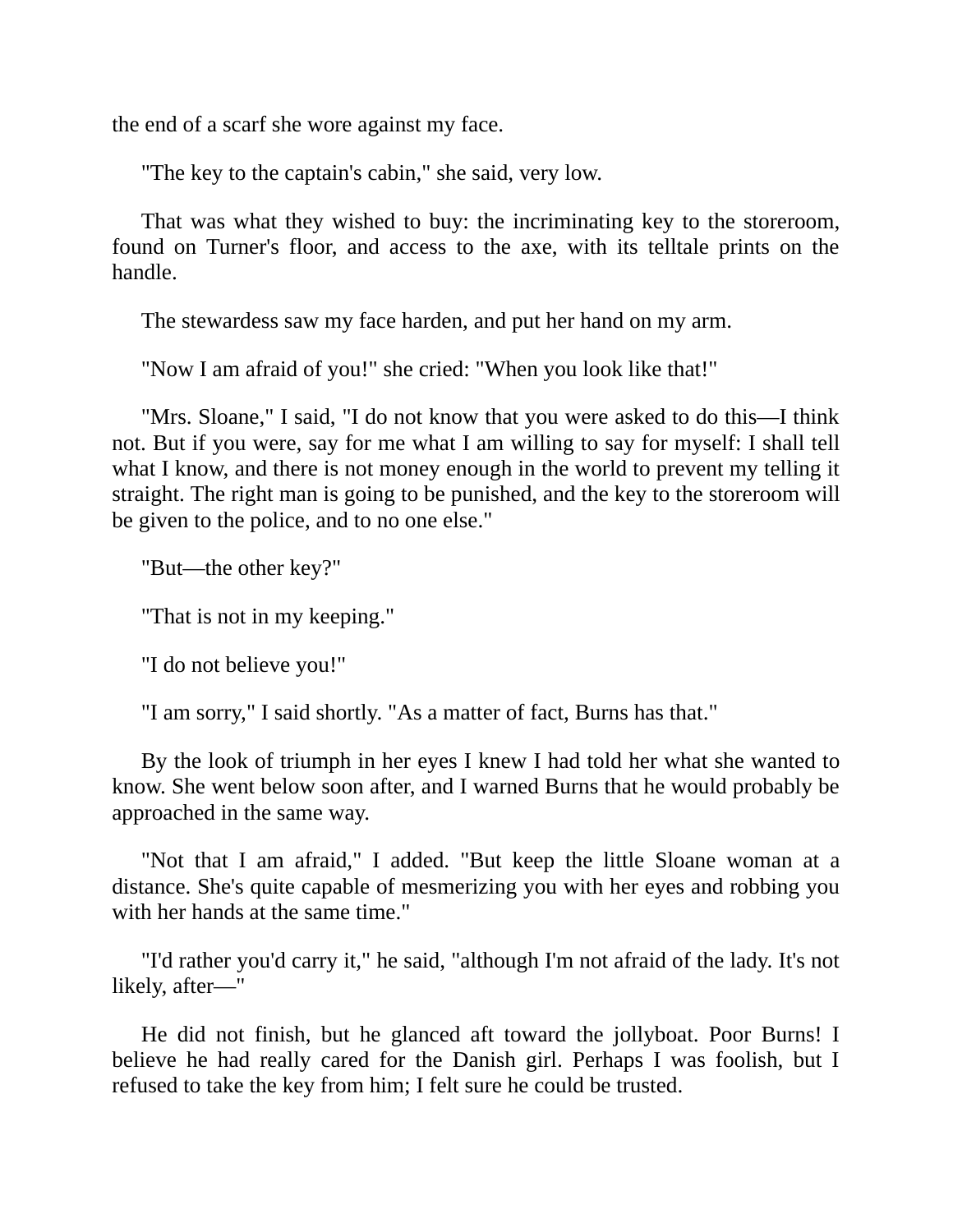the end of a scarf she wore against my face.

"The key to the captain's cabin," she said, very low.

That was what they wished to buy: the incriminating key to the storeroom, found on Turner's floor, and access to the axe, with its telltale prints on the handle.

The stewardess saw my face harden, and put her hand on my arm.

"Now I am afraid of you!" she cried: "When you look like that!"

"Mrs. Sloane," I said, "I do not know that you were asked to do this—I think not. But if you were, say for me what I am willing to say for myself: I shall tell what I know, and there is not money enough in the world to prevent my telling it straight. The right man is going to be punished, and the key to the storeroom will be given to the police, and to no one else."

"But—the other key?"

"That is not in my keeping."

"I do not believe you!"

"I am sorry," I said shortly. "As a matter of fact, Burns has that."

By the look of triumph in her eyes I knew I had told her what she wanted to know. She went below soon after, and I warned Burns that he would probably be approached in the same way.

"Not that I am afraid," I added. "But keep the little Sloane woman at a distance. She's quite capable of mesmerizing you with her eyes and robbing you with her hands at the same time."

"I'd rather you'd carry it," he said, "although I'm not afraid of the lady. It's not likely, after—"

He did not finish, but he glanced aft toward the jollyboat. Poor Burns! I believe he had really cared for the Danish girl. Perhaps I was foolish, but I refused to take the key from him; I felt sure he could be trusted.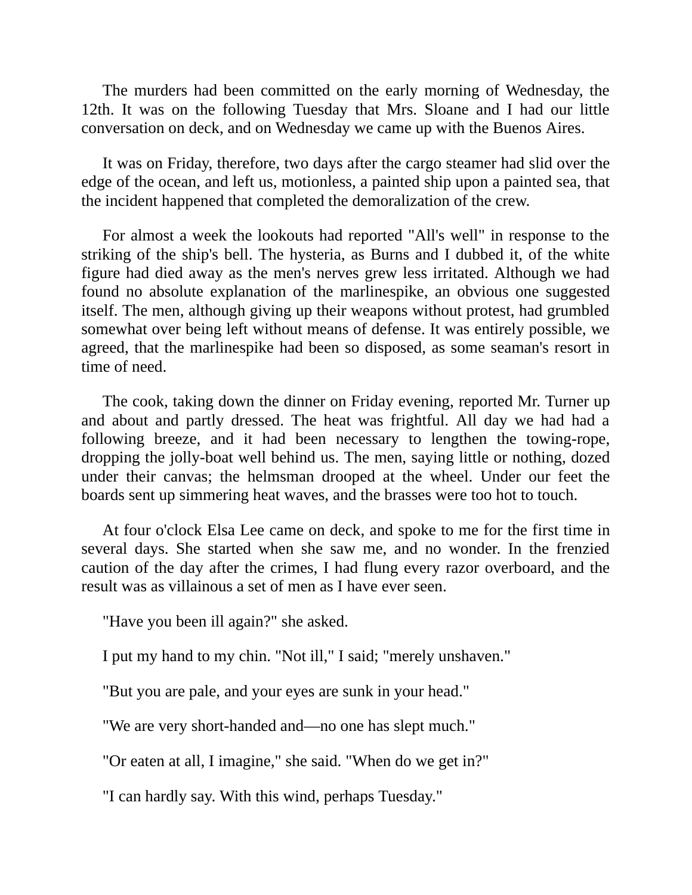The murders had been committed on the early morning of Wednesday, the 12th. It was on the following Tuesday that Mrs. Sloane and I had our little conversation on deck, and on Wednesday we came up with the Buenos Aires.

It was on Friday, therefore, two days after the cargo steamer had slid over the edge of the ocean, and left us, motionless, a painted ship upon a painted sea, that the incident happened that completed the demoralization of the crew.

For almost a week the lookouts had reported "All's well" in response to the striking of the ship's bell. The hysteria, as Burns and I dubbed it, of the white figure had died away as the men's nerves grew less irritated. Although we had found no absolute explanation of the marlinespike, an obvious one suggested itself. The men, although giving up their weapons without protest, had grumbled somewhat over being left without means of defense. It was entirely possible, we agreed, that the marlinespike had been so disposed, as some seaman's resort in time of need.

The cook, taking down the dinner on Friday evening, reported Mr. Turner up and about and partly dressed. The heat was frightful. All day we had had a following breeze, and it had been necessary to lengthen the towing-rope, dropping the jolly-boat well behind us. The men, saying little or nothing, dozed under their canvas; the helmsman drooped at the wheel. Under our feet the boards sent up simmering heat waves, and the brasses were too hot to touch.

At four o'clock Elsa Lee came on deck, and spoke to me for the first time in several days. She started when she saw me, and no wonder. In the frenzied caution of the day after the crimes, I had flung every razor overboard, and the result was as villainous a set of men as I have ever seen.

"Have you been ill again?" she asked.

I put my hand to my chin. "Not ill," I said; "merely unshaven."

"But you are pale, and your eyes are sunk in your head."

"We are very short-handed and—no one has slept much."

"Or eaten at all, I imagine," she said. "When do we get in?"

"I can hardly say. With this wind, perhaps Tuesday."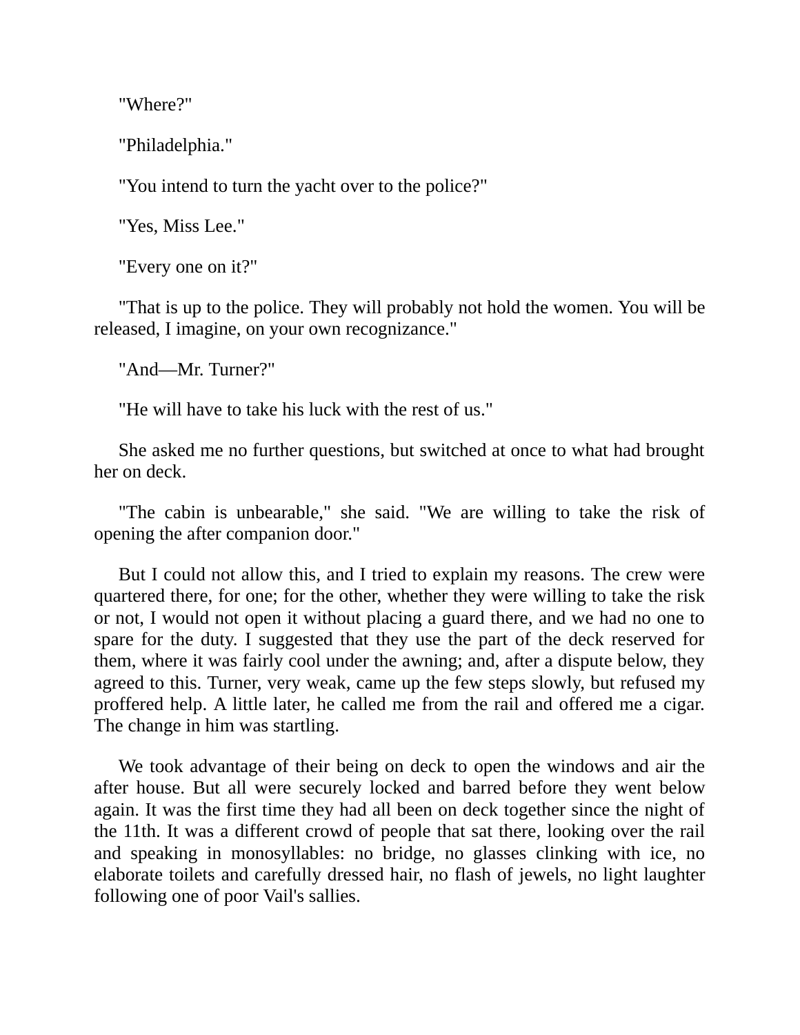"Where?"

"Philadelphia."

"You intend to turn the yacht over to the police?"

"Yes, Miss Lee."

"Every one on it?"

"That is up to the police. They will probably not hold the women. You will be released, I imagine, on your own recognizance."

"And—Mr. Turner?"

"He will have to take his luck with the rest of us."

She asked me no further questions, but switched at once to what had brought her on deck.

"The cabin is unbearable," she said. "We are willing to take the risk of opening the after companion door."

But I could not allow this, and I tried to explain my reasons. The crew were quartered there, for one; for the other, whether they were willing to take the risk or not, I would not open it without placing a guard there, and we had no one to spare for the duty. I suggested that they use the part of the deck reserved for them, where it was fairly cool under the awning; and, after a dispute below, they agreed to this. Turner, very weak, came up the few steps slowly, but refused my proffered help. A little later, he called me from the rail and offered me a cigar. The change in him was startling.

We took advantage of their being on deck to open the windows and air the after house. But all were securely locked and barred before they went below again. It was the first time they had all been on deck together since the night of the 11th. It was a different crowd of people that sat there, looking over the rail and speaking in monosyllables: no bridge, no glasses clinking with ice, no elaborate toilets and carefully dressed hair, no flash of jewels, no light laughter following one of poor Vail's sallies.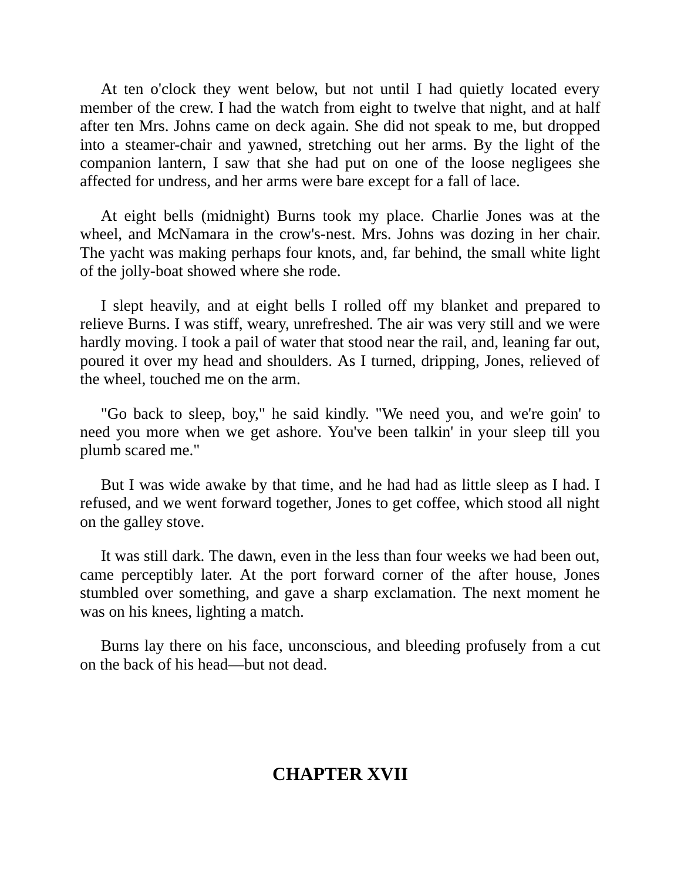At ten o'clock they went below, but not until I had quietly located every member of the crew. I had the watch from eight to twelve that night, and at half after ten Mrs. Johns came on deck again. She did not speak to me, but dropped into a steamer-chair and yawned, stretching out her arms. By the light of the companion lantern, I saw that she had put on one of the loose negligees she affected for undress, and her arms were bare except for a fall of lace.

At eight bells (midnight) Burns took my place. Charlie Jones was at the wheel, and McNamara in the crow's-nest. Mrs. Johns was dozing in her chair. The yacht was making perhaps four knots, and, far behind, the small white light of the jolly-boat showed where she rode.

I slept heavily, and at eight bells I rolled off my blanket and prepared to relieve Burns. I was stiff, weary, unrefreshed. The air was very still and we were hardly moving. I took a pail of water that stood near the rail, and, leaning far out, poured it over my head and shoulders. As I turned, dripping, Jones, relieved of the wheel, touched me on the arm.

"Go back to sleep, boy," he said kindly. "We need you, and we're goin' to need you more when we get ashore. You've been talkin' in your sleep till you plumb scared me."

But I was wide awake by that time, and he had had as little sleep as I had. I refused, and we went forward together, Jones to get coffee, which stood all night on the galley stove.

It was still dark. The dawn, even in the less than four weeks we had been out, came perceptibly later. At the port forward corner of the after house, Jones stumbled over something, and gave a sharp exclamation. The next moment he was on his knees, lighting a match.

Burns lay there on his face, unconscious, and bleeding profusely from a cut on the back of his head—but not dead.

## CHAPTER XVII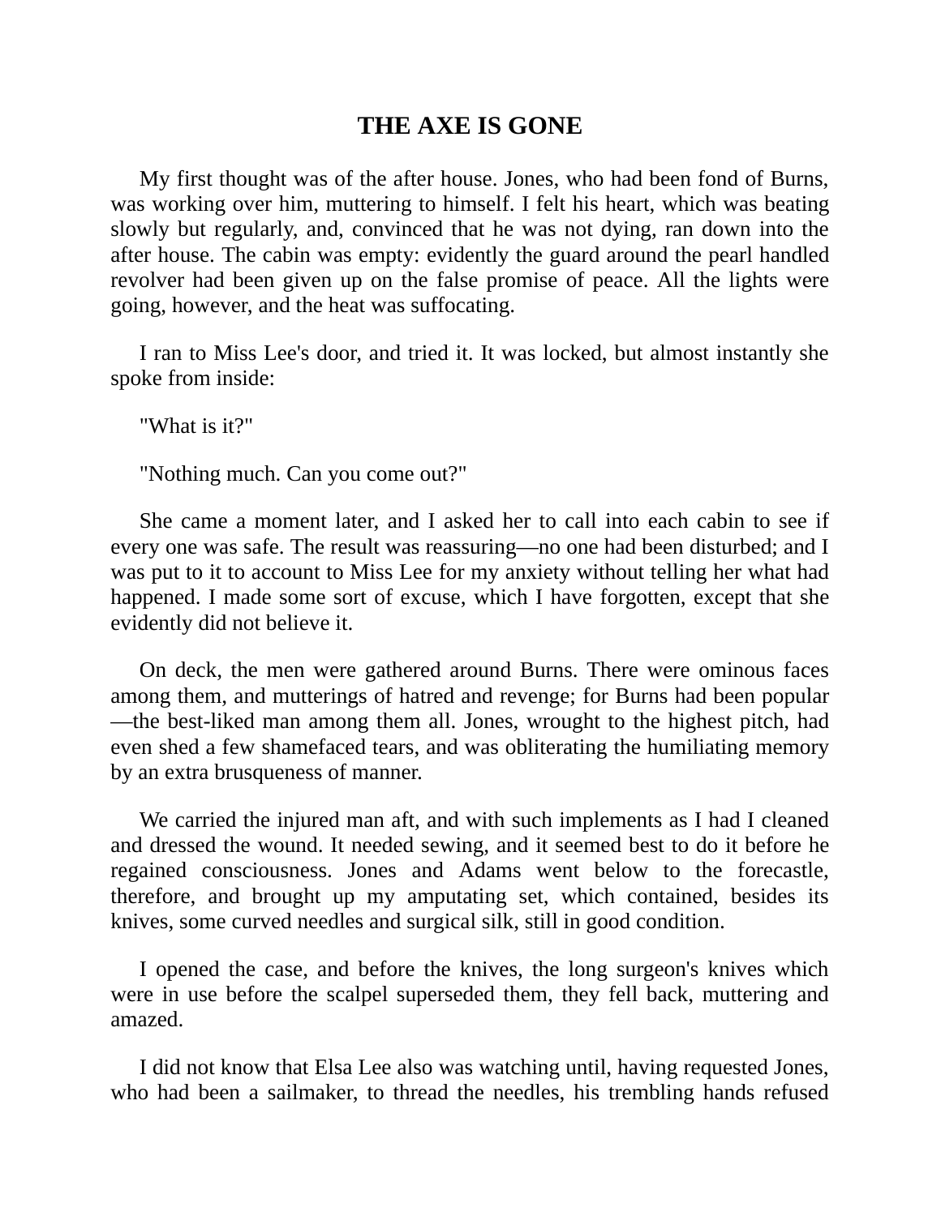# THE AXE IS GONE

My first thought was of the after house. Jones, who had been fond of Burns, was working over him, muttering to himself. I felt his heart, which was beating slowly but regularly, and, convinced that he was not dying, ran down into the after house. The cabin was empty: evidently the guard around the pearl handled revolver had been given up on the false promise of peace. All the lights were going, however, and the heat was suffocating.

I ran to Miss Lee's door, and tried it. It was locked, but almost instantly she spoke from inside:

"What is it?"

"Nothing much. Can you come out?"

She came a moment later, and I asked her to call into each cabin to see if every one was safe. The result was reassuring—no one had been disturbed; and I was put to it to account to Miss Lee for my anxiety without telling her what had happened. I made some sort of excuse, which I have forgotten, except that she evidently did not believe it.

On deck, the men were gathered around Burns. There were ominous faces among them, and mutterings of hatred and revenge; for Burns had been popular—the best-liked man among them all. Jones, wrought to the highest pitch, had even shed a few shamefaced tears, and was obliterating the humiliating memory by an extra brusqueness of manner.

We carried the injured man aft, and with such implements as I had I cleaned and dressed the wound. It needed sewing, and it seemed best to do it before he regained consciousness. Jones and Adams went below to the forecastle, therefore, and brought up my amputating set, which contained, besides its knives, some curved needles and surgical silk, still in good condition.

I opened the case, and before the knives, the long surgeon's knives which were in use before the scalpel superseded them, they fell back, muttering and amazed.

I did not know that Elsa Lee also was watching until, having requested Jones, who had been a sailmaker, to thread the needles, his trembling hands refused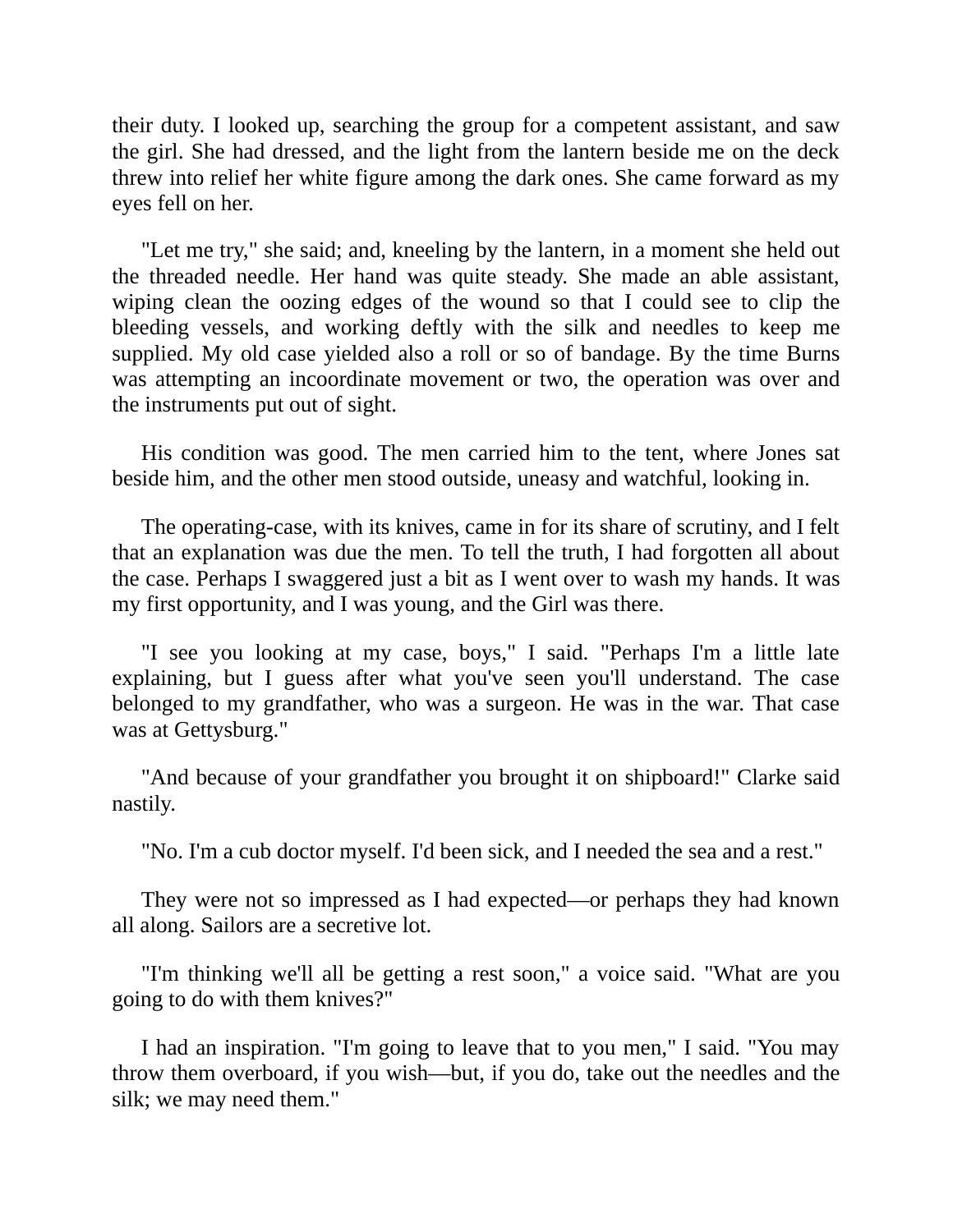their duty. I looked up, searching the group for a competent assistant, and saw the girl. She had dressed, and the light from the lantern beside me on the deck threw into relief her white figure among the dark ones. She came forward as my eyes fell on her.

"Let me try," she said; and, kneeling by the lantern, in a moment she held out the threaded needle. Her hand was quite steady. She made an able assistant, wiping clean the oozing edges of the wound so that I could see to clip the bleeding vessels, and working deftly with the silk and needles to keep me supplied. My old case yielded also a roll or so of bandage. By the time Burns was attempting an incoordinate movement or two, the operation was over and the instruments put out of sight.

His condition was good. The men carried him to the tent, where Jones sat beside him, and the other men stood outside, uneasy and watchful, looking in.

The operating-case, with its knives, came in for its share of scrutiny, and I felt that an explanation was due the men. To tell the truth, I had forgotten all about the case. Perhaps I swaggered just a bit as I went over to wash my hands. It was my first opportunity, and I was young, and the Girl was there.

"I see you looking at my case, boys," I said. "Perhaps I'm a little late explaining, but I guess after what you've seen you'll understand. The case belonged to my grandfather, who was a surgeon. He was in the war. That case was at Gettysburg."

"And because of your grandfather you brought it on shipboard!" Clarke said nastily.

"No. I'm a cub doctor myself. I'd been sick, and I needed the sea and a rest."

They were not so impressed as I had expected—or perhaps they had known all along. Sailors are a secretive lot.

"I'm thinking we'll all be getting a rest soon," a voice said. "What are you going to do with them knives?"

I had an inspiration. "I'm going to leave that to you men," I said. "You may throw them overboard, if you wish—but, if you do, take out the needles and the silk; we may need them."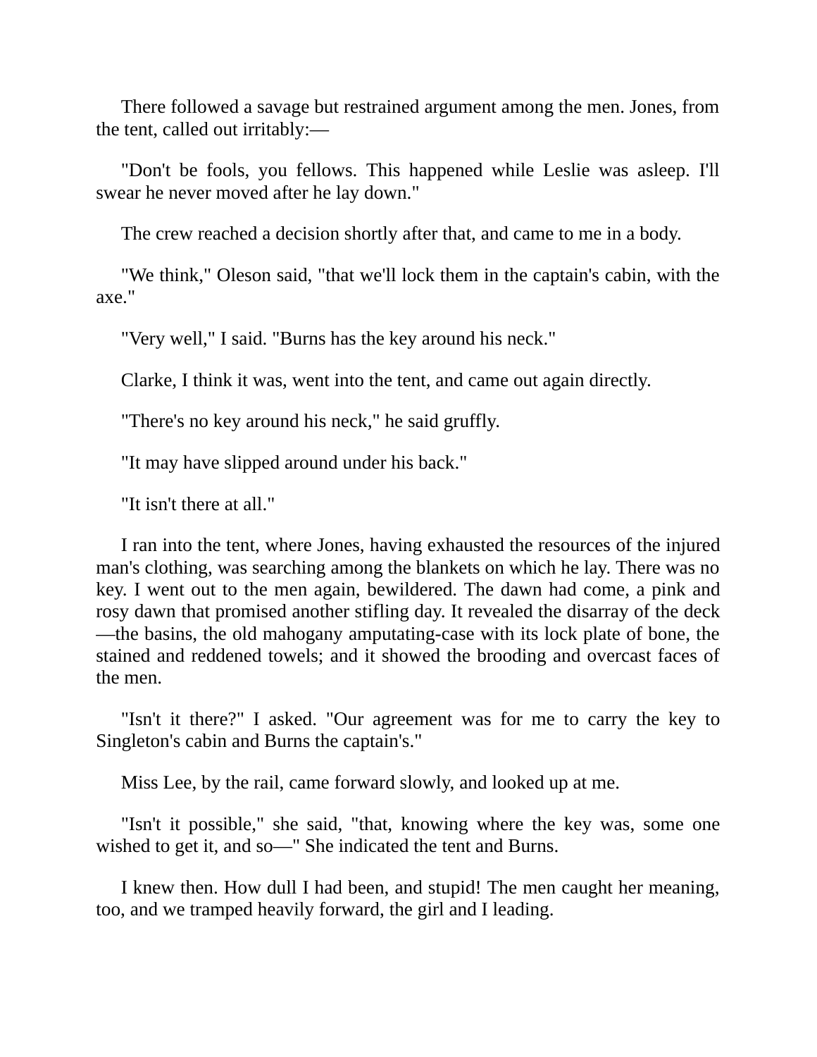There followed a savage but restrained argument among the men. Jones, from the tent, called out irritably:—

"Don't be fools, you fellows. This happened while Leslie was asleep. I'll swear he never moved after he lay down."

The crew reached a decision shortly after that, and came to me in a body.

"We think," Oleson said, "that we'll lock them in the captain's cabin, with the axe."

"Very well," I said. "Burns has the key around his neck."

Clarke, I think it was, went into the tent, and came out again directly.

"There's no key around his neck," he said gruffly.

"It may have slipped around under his back."

"It isn't there at all."

I ran into the tent, where Jones, having exhausted the resources of the injured man's clothing, was searching among the blankets on which he lay. There was no key. I went out to the men again, bewildered. The dawn had come, a pink and rosy dawn that promised another stifling day. It revealed the disarray of the deck—the basins, the old mahogany amputating-case with its lock plate of bone, the stained and reddened towels; and it showed the brooding and overcast faces of the men.

"Isn't it there?" I asked. "Our agreement was for me to carry the key to Singleton's cabin and Burns the captain's."

Miss Lee, by the rail, came forward slowly, and looked up at me.

"Isn't it possible," she said, "that, knowing where the key was, some one wished to get it, and so—" She indicated the tent and Burns.

I knew then. How dull I had been, and stupid! The men caught her meaning, too, and we tramped heavily forward, the girl and I leading.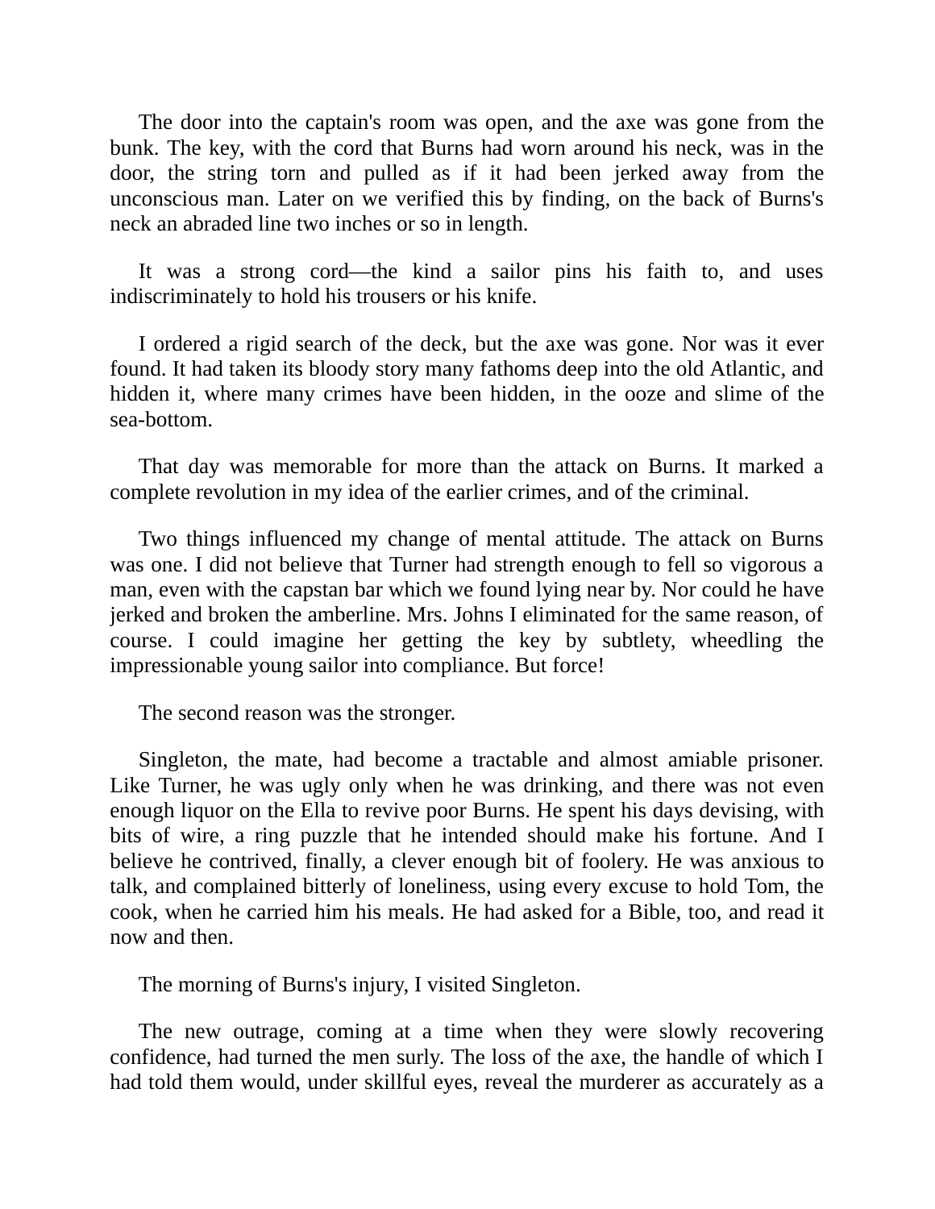The door into the captain's room was open, and the axe was gone from the bunk. The key, with the cord that Burns had worn around his neck, was in the door, the string torn and pulled as if it had been jerked away from the unconscious man. Later on we verified this by finding, on the back of Burns's neck an abraded line two inches or so in length.

It was a strong cord—the kind a sailor pins his faith to, and uses indiscriminately to hold his trousers or his knife.

I ordered a rigid search of the deck, but the axe was gone. Nor was it ever found. It had taken its bloody story many fathoms deep into the old Atlantic, and hidden it, where many crimes have been hidden, in the ooze and slime of the sea-bottom.

That day was memorable for more than the attack on Burns. It marked a complete revolution in my idea of the earlier crimes, and of the criminal.

Two things influenced my change of mental attitude. The attack on Burns was one. I did not believe that Turner had strength enough to fell so vigorous a man, even with the capstan bar which we found lying near by. Nor could he have jerked and broken the amberline. Mrs. Johns I eliminated for the same reason, of course. I could imagine her getting the key by subtlety, wheedling the impressionable young sailor into compliance. But force!

The second reason was the stronger.

Singleton, the mate, had become a tractable and almost amiable prisoner. Like Turner, he was ugly only when he was drinking, and there was not even enough liquor on the Ella to revive poor Burns. He spent his days devising, with bits of wire, a ring puzzle that he intended should make his fortune. And I believe he contrived, finally, a clever enough bit of foolery. He was anxious to talk, and complained bitterly of loneliness, using every excuse to hold Tom, the cook, when he carried him his meals. He had asked for a Bible, too, and read it now and then.

The morning of Burns's injury, I visited Singleton.

The new outrage, coming at a time when they were slowly recovering confidence, had turned the men surly. The loss of the axe, the handle of which I had told them would, under skillful eyes, reveal the murderer as accurately as a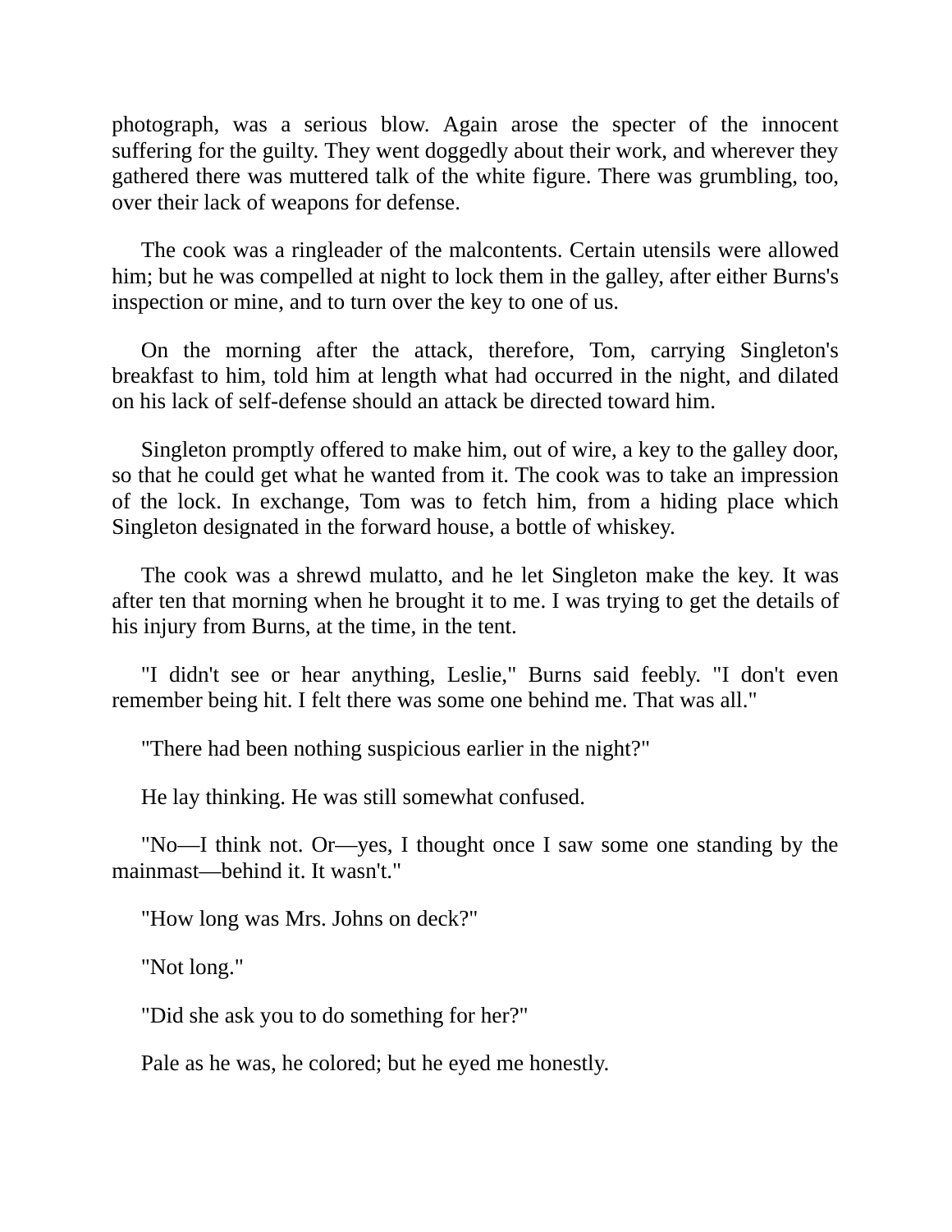photograph, was a serious blow. Again arose the specter of the innocent suffering for the guilty. They went doggedly about their work, and wherever they gathered there was muttered talk of the white figure. There was grumbling, too, over their lack of weapons for defense.

The cook was a ringleader of the malcontents. Certain utensils were allowed him; but he was compelled at night to lock them in the galley, after either Burns's inspection or mine, and to turn over the key to one of us.

On the morning after the attack, therefore, Tom, carrying Singleton's breakfast to him, told him at length what had occurred in the night, and dilated on his lack of self-defense should an attack be directed toward him.

Singleton promptly offered to make him, out of wire, a key to the galley door, so that he could get what he wanted from it. The cook was to take an impression of the lock. In exchange, Tom was to fetch him, from a hiding place which Singleton designated in the forward house, a bottle of whiskey.

The cook was a shrewd mulatto, and he let Singleton make the key. It was after ten that morning when he brought it to me. I was trying to get the details of his injury from Burns, at the time, in the tent.

"I didn't see or hear anything, Leslie," Burns said feebly. "I don't even remember being hit. I felt there was some one behind me. That was all."

"There had been nothing suspicious earlier in the night?"

He lay thinking. He was still somewhat confused.

"No—I think not. Or—yes, I thought once I saw some one standing by the mainmast—behind it. It wasn't."

"How long was Mrs. Johns on deck?"

"Not long."

"Did she ask you to do something for her?"

Pale as he was, he colored; but he eyed me honestly.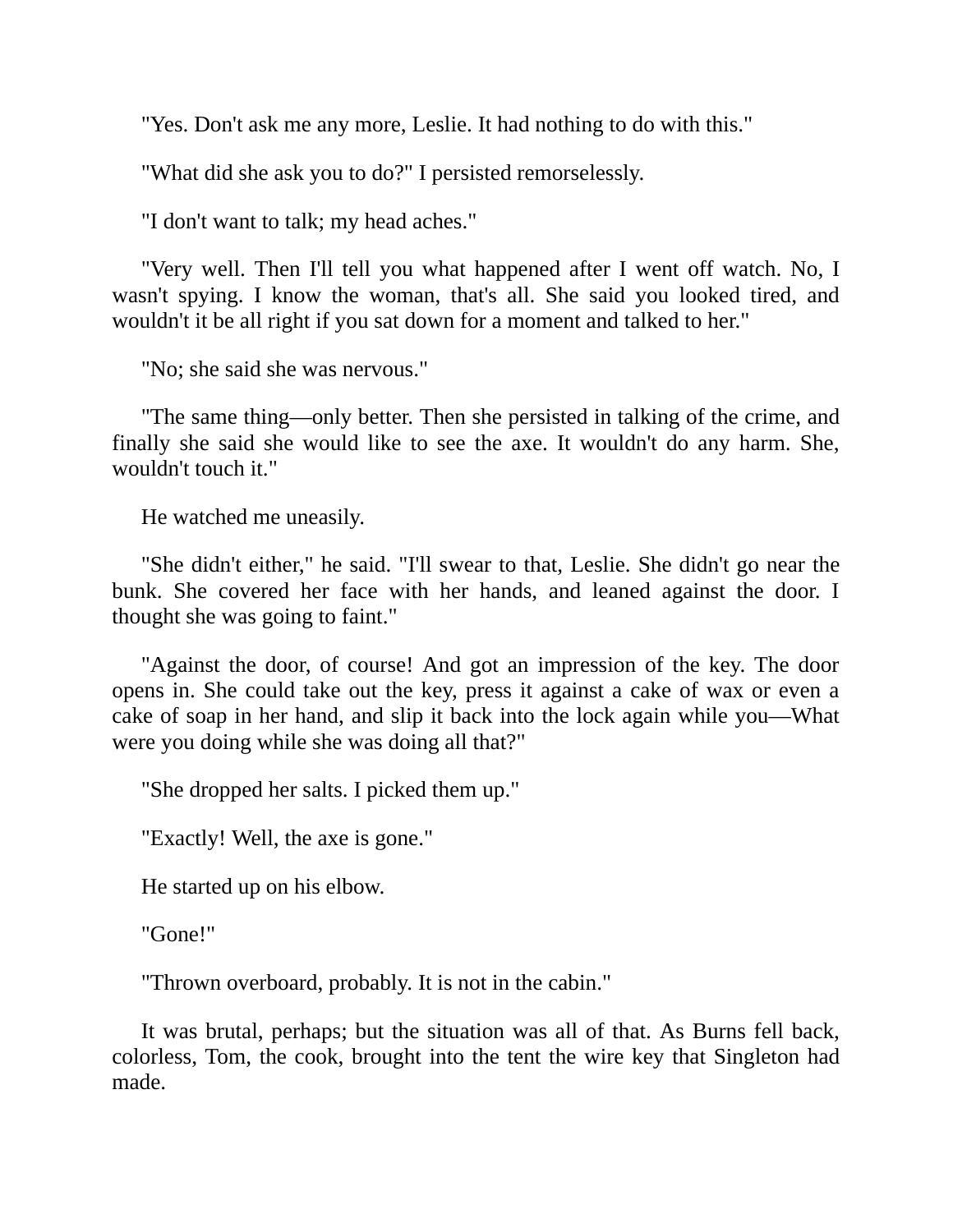"Yes. Don't ask me any more, Leslie. It had nothing to do with this."

"What did she ask you to do?" I persisted remorselessly.

"I don't want to talk; my head aches."

"Very well. Then I'll tell you what happened after I went off watch. No, I wasn't spying. I know the woman, that's all. She said you looked tired, and wouldn't it be all right if you sat down for a moment and talked to her."

"No; she said she was nervous."

"The same thing—only better. Then she persisted in talking of the crime, and finally she said she would like to see the axe. It wouldn't do any harm. She, wouldn't touch it."

He watched me uneasily.

"She didn't either," he said. "I'll swear to that, Leslie. She didn't go near the bunk. She covered her face with her hands, and leaned against the door. I thought she was going to faint."

"Against the door, of course! And got an impression of the key. The door opens in. She could take out the key, press it against a cake of wax or even a cake of soap in her hand, and slip it back into the lock again while you—What were you doing while she was doing all that?"

"She dropped her salts. I picked them up."

"Exactly! Well, the axe is gone."

He started up on his elbow.

"Gone!"

"Thrown overboard, probably. It is not in the cabin."

It was brutal, perhaps; but the situation was all of that. As Burns fell back, colorless, Tom, the cook, brought into the tent the wire key that Singleton had made.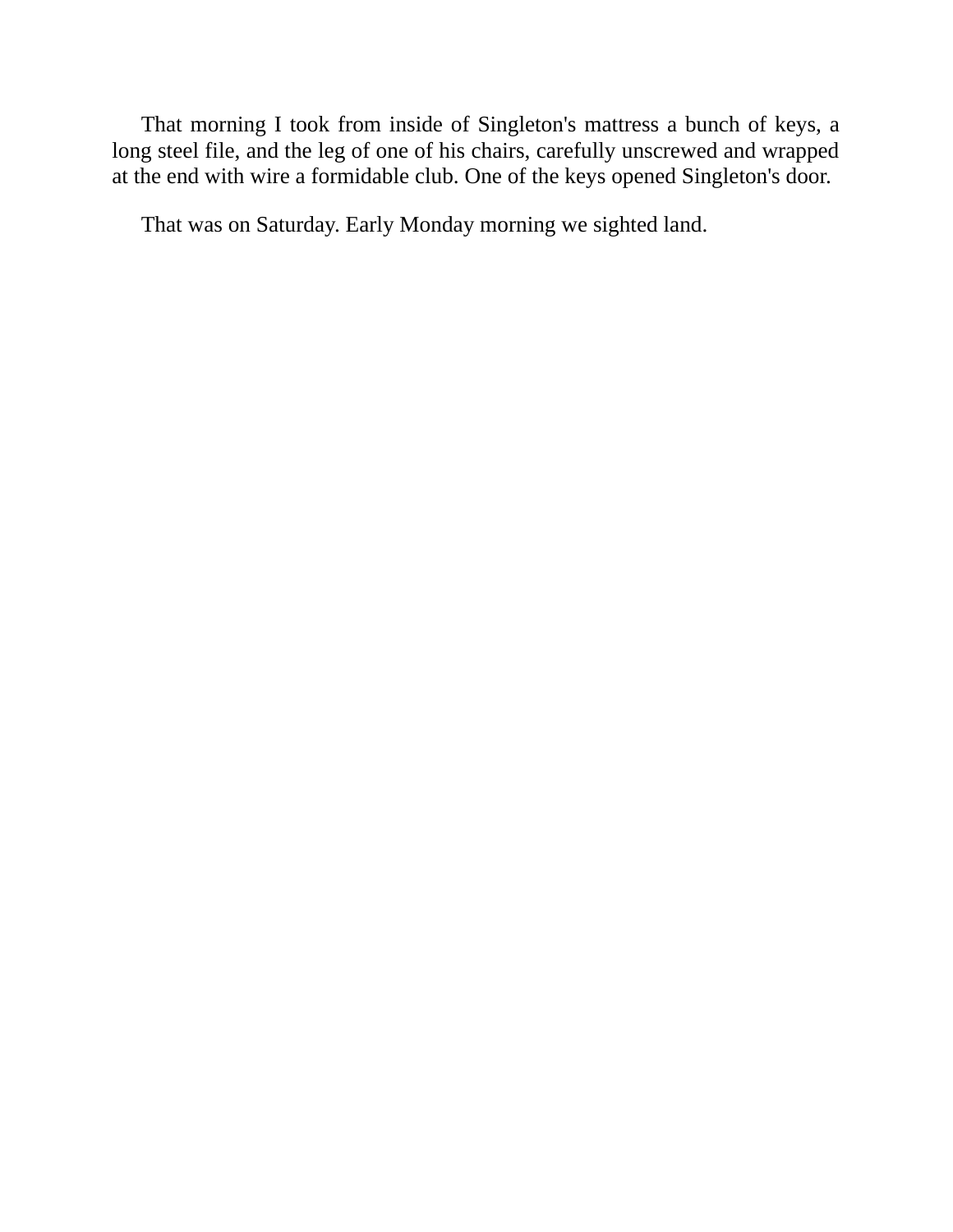That morning I took from inside of Singleton's mattress a bunch of keys, a long steel file, and the leg of one of his chairs, carefully unscrewed and wrapped at the end with wire a formidable club. One of the keys opened Singleton's door.

That was on Saturday. Early Monday morning we sighted land.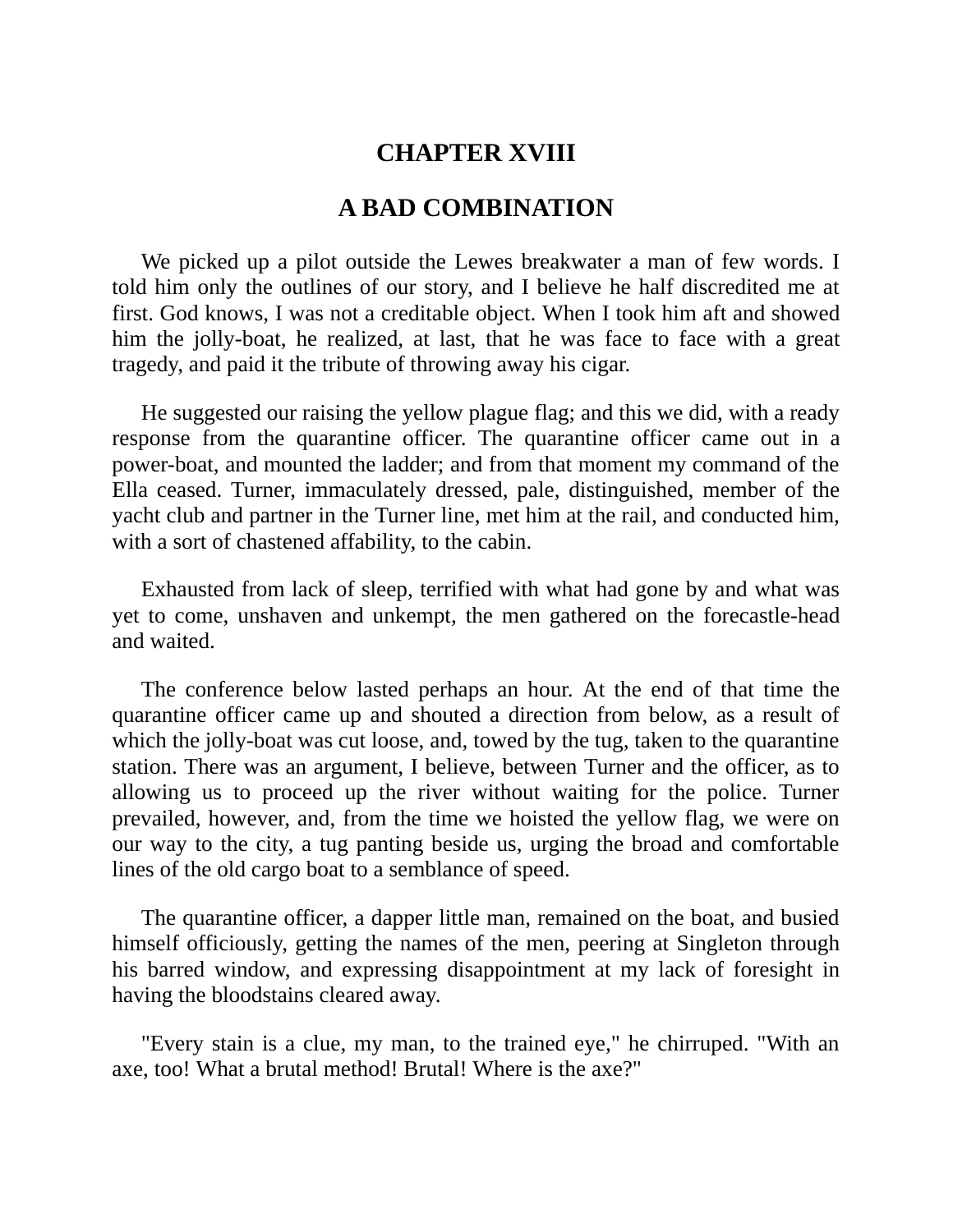# CHAPTER XVIII

## A BAD COMBINATION

We picked up a pilot outside the Lewes breakwater a man of few words. I told him only the outlines of our story, and I believe he half discredited me at first. God knows, I was not a creditable object. When I took him aft and showed him the jolly-boat, he realized, at last, that he was face to face with a great tragedy, and paid it the tribute of throwing away his cigar.

He suggested our raising the yellow plague flag; and this we did, with a ready response from the quarantine officer. The quarantine officer came out in a power-boat, and mounted the ladder; and from that moment my command of the Ella ceased. Turner, immaculately dressed, pale, distinguished, member of the yacht club and partner in the Turner line, met him at the rail, and conducted him, with a sort of chastened affability, to the cabin.

Exhausted from lack of sleep, terrified with what had gone by and what was yet to come, unshaven and unkempt, the men gathered on the forecastle-head and waited.

The conference below lasted perhaps an hour. At the end of that time the quarantine officer came up and shouted a direction from below, as a result of which the jolly-boat was cut loose, and, towed by the tug, taken to the quarantine station. There was an argument, I believe, between Turner and the officer, as to allowing us to proceed up the river without waiting for the police. Turner prevailed, however, and, from the time we hoisted the yellow flag, we were on our way to the city, a tug panting beside us, urging the broad and comfortable lines of the old cargo boat to a semblance of speed.

The quarantine officer, a dapper little man, remained on the boat, and busied himself officiously, getting the names of the men, peering at Singleton through his barred window, and expressing disappointment at my lack of foresight in having the bloodstains cleared away.

"Every stain is a clue, my man, to the trained eye," he chirruped. "With an axe, too! What a brutal method! Brutal! Where is the axe?"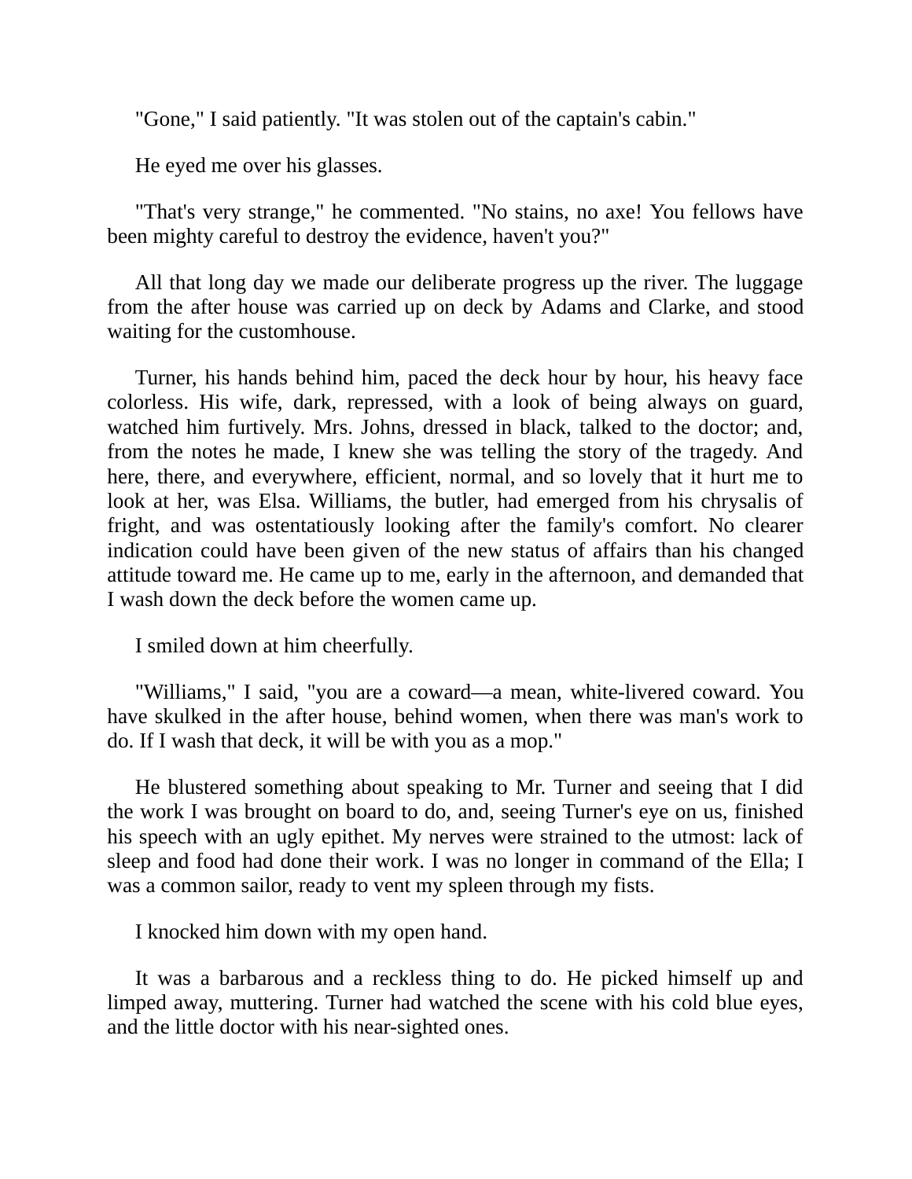"Gone," I said patiently. "It was stolen out of the captain's cabin."

He eyed me over his glasses.

"That's very strange," he commented. "No stains, no axe! You fellows have been mighty careful to destroy the evidence, haven't you?"

All that long day we made our deliberate progress up the river. The luggage from the after house was carried up on deck by Adams and Clarke, and stood waiting for the customhouse.

Turner, his hands behind him, paced the deck hour by hour, his heavy face colorless. His wife, dark, repressed, with a look of being always on guard, watched him furtively. Mrs. Johns, dressed in black, talked to the doctor; and, from the notes he made, I knew she was telling the story of the tragedy. And here, there, and everywhere, efficient, normal, and so lovely that it hurt me to look at her, was Elsa. Williams, the butler, had emerged from his chrysalis of fright, and was ostentatiously looking after the family's comfort. No clearer indication could have been given of the new status of affairs than his changed attitude toward me. He came up to me, early in the afternoon, and demanded that I wash down the deck before the women came up.

I smiled down at him cheerfully.

"Williams," I said, "you are a coward—a mean, white-livered coward. You have skulked in the after house, behind women, when there was man's work to do. If I wash that deck, it will be with you as a mop."

He blustered something about speaking to Mr. Turner and seeing that I did the work I was brought on board to do, and, seeing Turner's eye on us, finished his speech with an ugly epithet. My nerves were strained to the utmost: lack of sleep and food had done their work. I was no longer in command of the Ella; I was a common sailor, ready to vent my spleen through my fists.

I knocked him down with my open hand.

It was a barbarous and a reckless thing to do. He picked himself up and limped away, muttering. Turner had watched the scene with his cold blue eyes, and the little doctor with his near-sighted ones.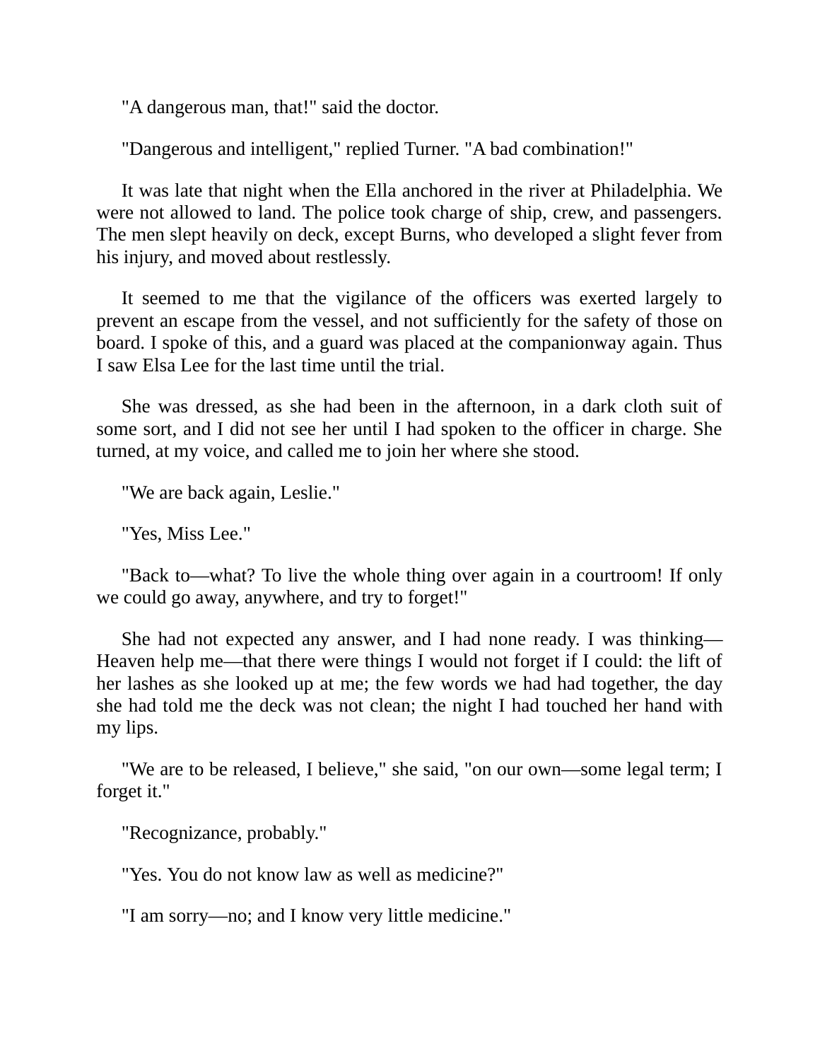"A dangerous man, that!" said the doctor.

"Dangerous and intelligent," replied Turner. "A bad combination!"

It was late that night when the Ella anchored in the river at Philadelphia. We were not allowed to land. The police took charge of ship, crew, and passengers. The men slept heavily on deck, except Burns, who developed a slight fever from his injury, and moved about restlessly.

It seemed to me that the vigilance of the officers was exerted largely to prevent an escape from the vessel, and not sufficiently for the safety of those on board. I spoke of this, and a guard was placed at the companionway again. Thus I saw Elsa Lee for the last time until the trial.

She was dressed, as she had been in the afternoon, in a dark cloth suit of some sort, and I did not see her until I had spoken to the officer in charge. She turned, at my voice, and called me to join her where she stood.

"We are back again, Leslie."

"Yes, Miss Lee."

"Back to—what? To live the whole thing over again in a courtroom! If only we could go away, anywhere, and try to forget!"

She had not expected any answer, and I had none ready. I was thinking—Heaven help me—that there were things I would not forget if I could: the lift of her lashes as she looked up at me; the few words we had had together, the day she had told me the deck was not clean; the night I had touched her hand with my lips.

"We are to be released, I believe," she said, "on our own—some legal term; I forget it."

"Recognizance, probably."

"Yes. You do not know law as well as medicine?"

"I am sorry—no; and I know very little medicine."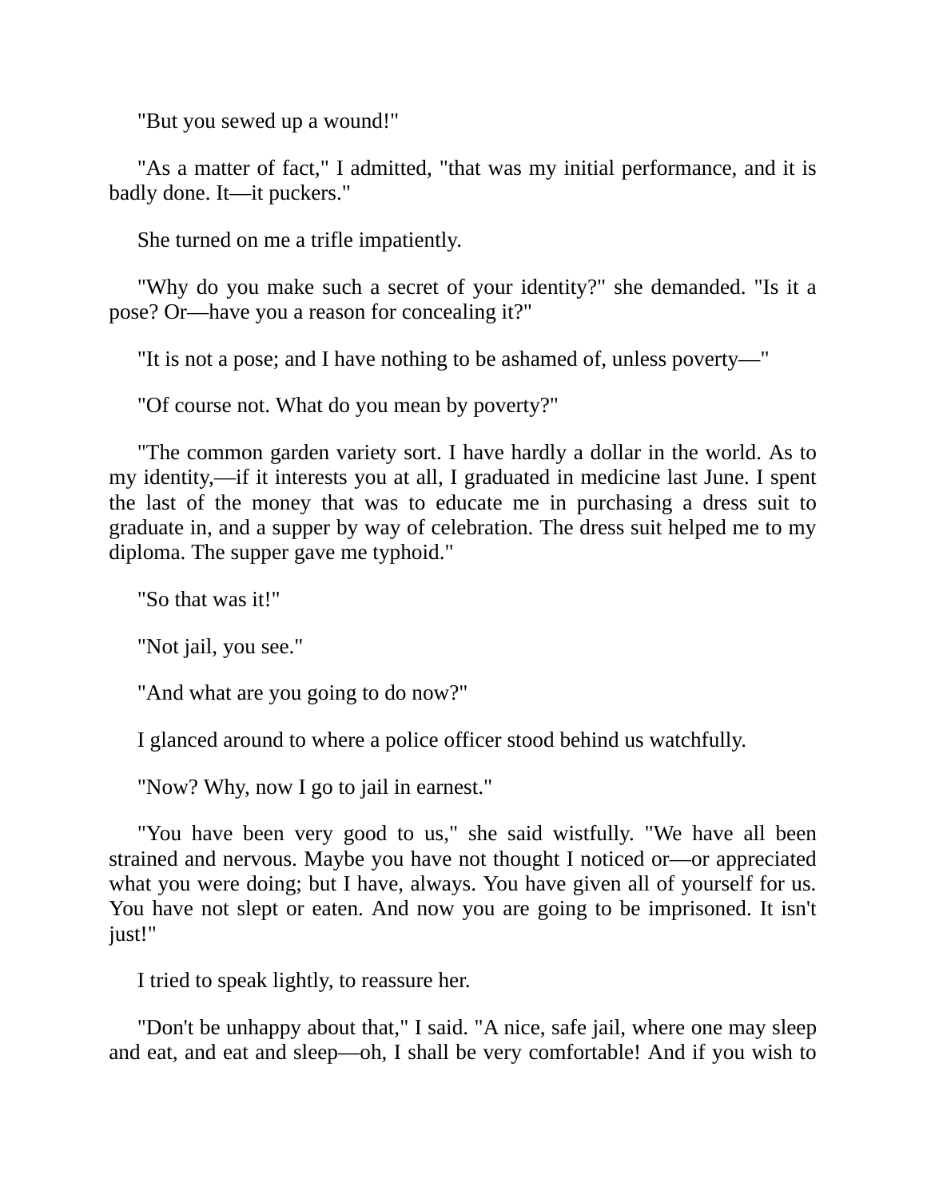"But you sewed up a wound!"

"As a matter of fact," I admitted, "that was my initial performance, and it is badly done. It—it puckers."

She turned on me a trifle impatiently.

"Why do you make such a secret of your identity?" she demanded. "Is it a pose? Or—have you a reason for concealing it?"

"It is not a pose; and I have nothing to be ashamed of, unless poverty—"

"Of course not. What do you mean by poverty?"

"The common garden variety sort. I have hardly a dollar in the world. As to my identity,—if it interests you at all, I graduated in medicine last June. I spent the last of the money that was to educate me in purchasing a dress suit to graduate in, and a supper by way of celebration. The dress suit helped me to my diploma. The supper gave me typhoid."

"So that was it!"

"Not jail, you see."

"And what are you going to do now?"

I glanced around to where a police officer stood behind us watchfully.

"Now? Why, now I go to jail in earnest."

"You have been very good to us," she said wistfully. "We have all been strained and nervous. Maybe you have not thought I noticed or—or appreciated what you were doing; but I have, always. You have given all of yourself for us. You have not slept or eaten. And now you are going to be imprisoned. It isn't just!"

I tried to speak lightly, to reassure her.

"Don't be unhappy about that," I said. "A nice, safe jail, where one may sleep and eat, and eat and sleep—oh, I shall be very comfortable! And if you wish to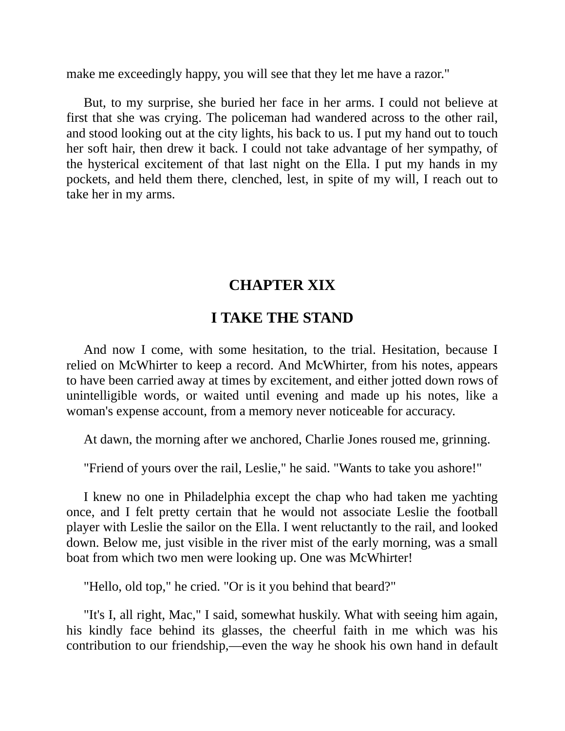make me exceedingly happy, you will see that they let me have a razor."

But, to my surprise, she buried her face in her arms. I could not believe at first that she was crying. The policeman had wandered across to the other rail, and stood looking out at the city lights, his back to us. I put my hand out to touch her soft hair, then drew it back. I could not take advantage of her sympathy, of the hysterical excitement of that last night on the Ella. I put my hands in my pockets, and held them there, clenched, lest, in spite of my will, I reach out to take her in my arms.

## CHAPTER XIX

## I TAKE THE STAND

And now I come, with some hesitation, to the trial. Hesitation, because I relied on McWhirter to keep a record. And McWhirter, from his notes, appears to have been carried away at times by excitement, and either jotted down rows of unintelligible words, or waited until evening and made up his notes, like a woman's expense account, from a memory never noticeable for accuracy.

At dawn, the morning after we anchored, Charlie Jones roused me, grinning.

"Friend of yours over the rail, Leslie," he said. "Wants to take you ashore!"

I knew no one in Philadelphia except the chap who had taken me yachting once, and I felt pretty certain that he would not associate Leslie the football player with Leslie the sailor on the Ella. I went reluctantly to the rail, and looked down. Below me, just visible in the river mist of the early morning, was a small boat from which two men were looking up. One was McWhirter!

"Hello, old top," he cried. "Or is it you behind that beard?"

"It's I, all right, Mac," I said, somewhat huskily. What with seeing him again, his kindly face behind its glasses, the cheerful faith in me which was his contribution to our friendship,—even the way he shook his own hand in default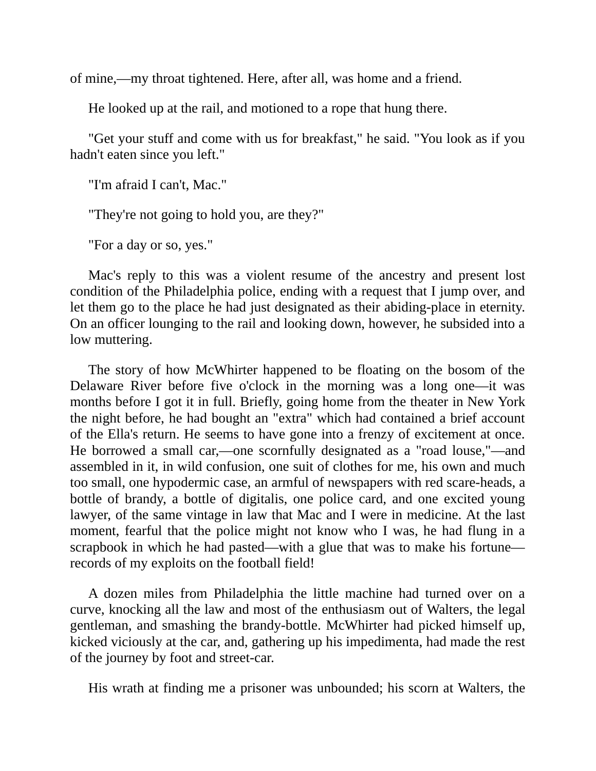of mine,—my throat tightened. Here, after all, was home and a friend.

He looked up at the rail, and motioned to a rope that hung there.

"Get your stuff and come with us for breakfast," he said. "You look as if you hadn't eaten since you left."

"I'm afraid I can't, Mac."

"They're not going to hold you, are they?"

"For a day or so, yes."

Mac's reply to this was a violent resume of the ancestry and present lost condition of the Philadelphia police, ending with a request that I jump over, and let them go to the place he had just designated as their abiding-place in eternity. On an officer lounging to the rail and looking down, however, he subsided into a low muttering.

The story of how McWhirter happened to be floating on the bosom of the Delaware River before five o'clock in the morning was a long one—it was months before I got it in full. Briefly, going home from the theater in New York the night before, he had bought an "extra" which had contained a brief account of the Ella's return. He seems to have gone into a frenzy of excitement at once. He borrowed a small car,—one scornfully designated as a "road louse,"—and assembled in it, in wild confusion, one suit of clothes for me, his own and much too small, one hypodermic case, an armful of newspapers with red scare-heads, a bottle of brandy, a bottle of digitalis, one police card, and one excited young lawyer, of the same vintage in law that Mac and I were in medicine. At the last moment, fearful that the police might not know who I was, he had flung in a scrapbook in which he had pasted—with a glue that was to make his fortune—records of my exploits on the football field!

A dozen miles from Philadelphia the little machine had turned over on a curve, knocking all the law and most of the enthusiasm out of Walters, the legal gentleman, and smashing the brandy-bottle. McWhirter had picked himself up, kicked viciously at the car, and, gathering up his impedimenta, had made the rest of the journey by foot and street-car.

His wrath at finding me a prisoner was unbounded; his scorn at Walters, the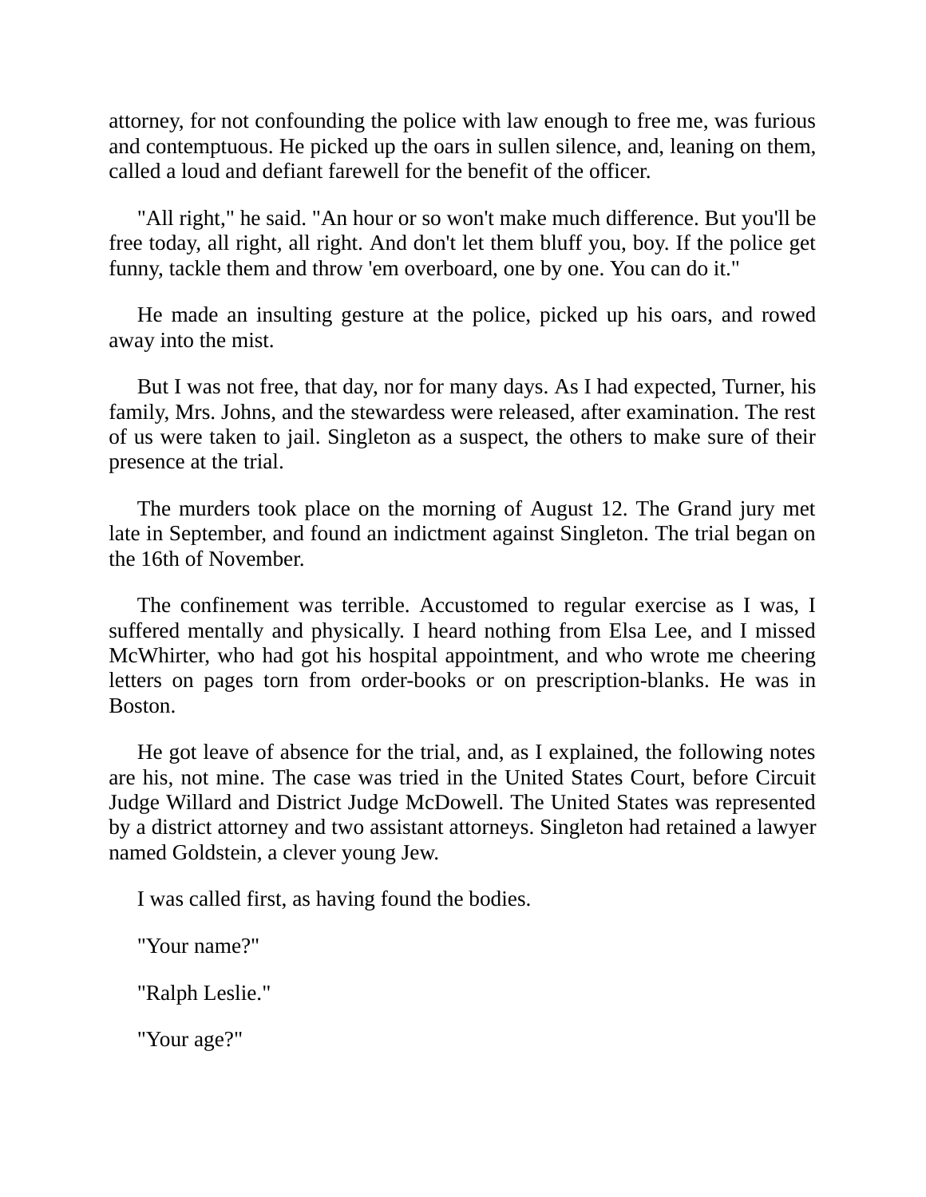attorney, for not confounding the police with law enough to free me, was furious and contemptuous. He picked up the oars in sullen silence, and, leaning on them, called a loud and defiant farewell for the benefit of the officer.

"All right," he said. "An hour or so won't make much difference. But you'll be free today, all right, all right. And don't let them bluff you, boy. If the police get funny, tackle them and throw 'em overboard, one by one. You can do it."

He made an insulting gesture at the police, picked up his oars, and rowed away into the mist.

But I was not free, that day, nor for many days. As I had expected, Turner, his family, Mrs. Johns, and the stewardess were released, after examination. The rest of us were taken to jail. Singleton as a suspect, the others to make sure of their presence at the trial.

The murders took place on the morning of August 12. The Grand jury met late in September, and found an indictment against Singleton. The trial began on the 16th of November.

The confinement was terrible. Accustomed to regular exercise as I was, I suffered mentally and physically. I heard nothing from Elsa Lee, and I missed McWhirter, who had got his hospital appointment, and who wrote me cheering letters on pages torn from order-books or on prescription-blanks. He was in Boston.

He got leave of absence for the trial, and, as I explained, the following notes are his, not mine. The case was tried in the United States Court, before Circuit Judge Willard and District Judge McDowell. The United States was represented by a district attorney and two assistant attorneys. Singleton had retained a lawyer named Goldstein, a clever young Jew.

I was called first, as having found the bodies.

"Your name?"

"Ralph Leslie."

"Your age?"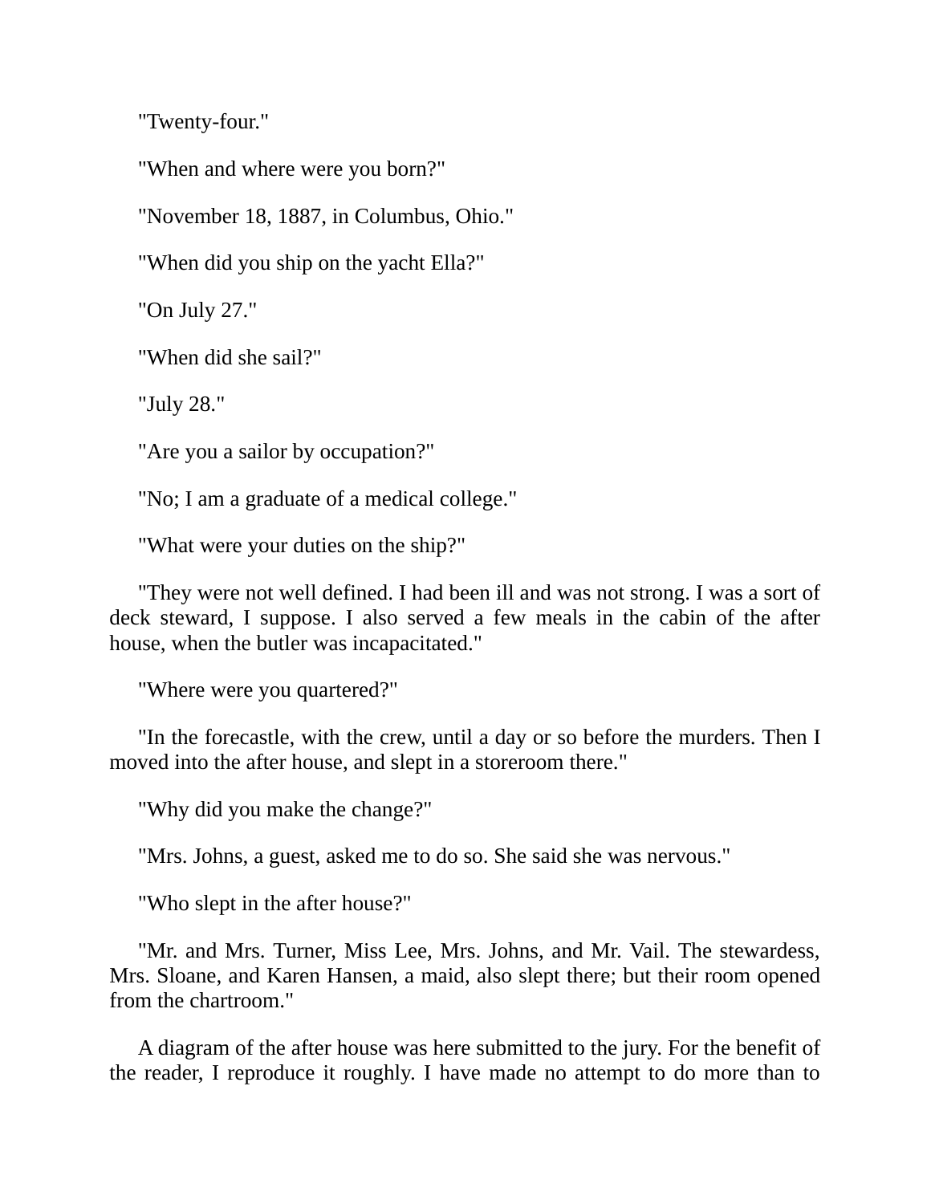"Twenty-four."

"When and where were you born?"

"November 18, 1887, in Columbus, Ohio."

"When did you ship on the yacht Ella?"

"On July 27."

"When did she sail?"

"July 28."

"Are you a sailor by occupation?"

"No; I am a graduate of a medical college."

"What were your duties on the ship?"

"They were not well defined. I had been ill and was not strong. I was a sort of deck steward, I suppose. I also served a few meals in the cabin of the after house, when the butler was incapacitated."

"Where were you quartered?"

"In the forecastle, with the crew, until a day or so before the murders. Then I moved into the after house, and slept in a storeroom there."

"Why did you make the change?"

"Mrs. Johns, a guest, asked me to do so. She said she was nervous."

"Who slept in the after house?"

"Mr. and Mrs. Turner, Miss Lee, Mrs. Johns, and Mr. Vail. The stewardess, Mrs. Sloane, and Karen Hansen, a maid, also slept there; but their room opened from the chartroom."

A diagram of the after house was here submitted to the jury. For the benefit of the reader, I reproduce it roughly. I have made no attempt to do more than to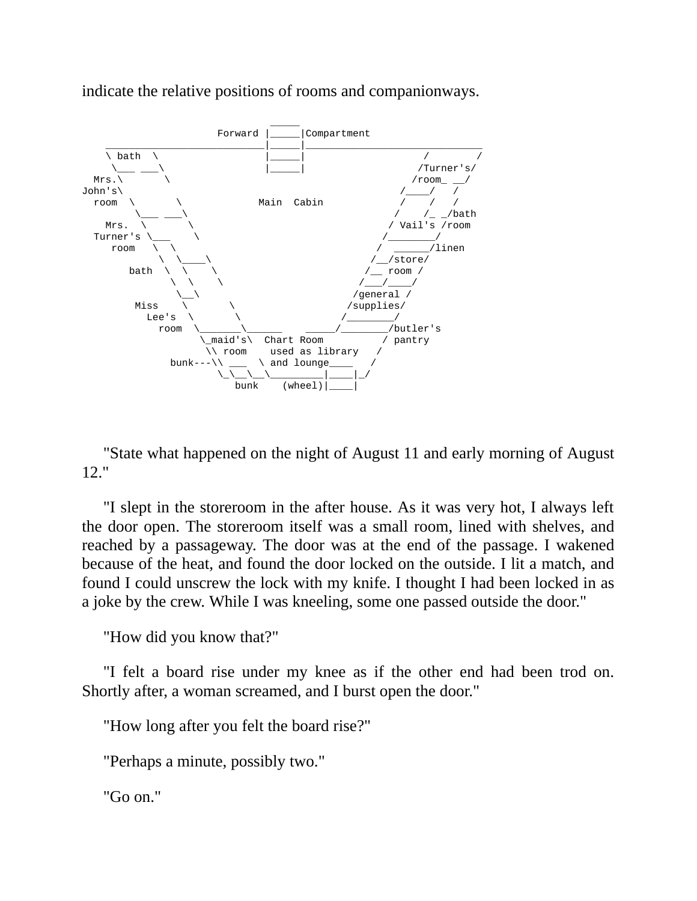indicate the relative positions of rooms and companionways.

```
                                  _____
                   Forward |_____|Compartment
    ___________________________|_____|______________________________
    \ bath  \                  |_____|                    /        /
     \___ ___\                 |_____|                   /Turner's/
  Mrs.\       \                                         /room_ __/
John's\                                                /____/   /
  room  \       \            Main  Cabin              /    /   /
         \___ ___\                                   /    /_ _/bath
    Mrs.  \       \                                 / Vail's /room
  Turner's \___    \                               /________/
     room   \  \                                  /  ______/linen
             \  \____\                           /__/store/
       bath  \  \    \                          /__ room /
               \  \    \                        /___/____/
                \__\                           /general /
        Miss    \       \                     /supplies/
          Lee's  \       \                   /________/
            room  \_______\______    _____/________/butler's
                   \_maid's\  Chart Room          / pantry
                    \\ room    used as library   /
              bunk---\\ ___  \ and lounge____   /
                      \_\__\__\_________|____|_/
                         bunk    (wheel)|____|
```

"State what happened on the night of August 11 and early morning of August 12."

"I slept in the storeroom in the after house. As it was very hot, I always left the door open. The storeroom itself was a small room, lined with shelves, and reached by a passageway. The door was at the end of the passage. I wakened because of the heat, and found the door locked on the outside. I lit a match, and found I could unscrew the lock with my knife. I thought I had been locked in as a joke by the crew. While I was kneeling, some one passed outside the door."

"How did you know that?"

"I felt a board rise under my knee as if the other end had been trod on. Shortly after, a woman screamed, and I burst open the door."

"How long after you felt the board rise?"

"Perhaps a minute, possibly two."

"Go on."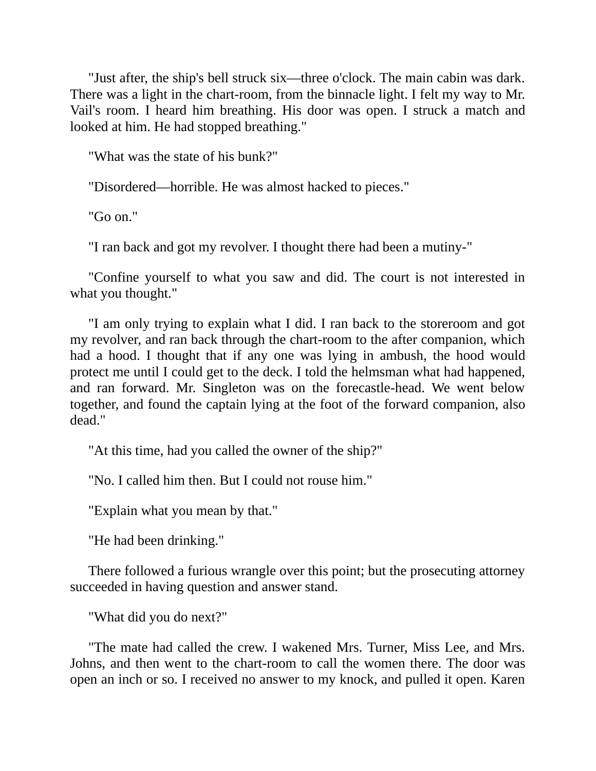"Just after, the ship's bell struck six—three o'clock. The main cabin was dark. There was a light in the chart-room, from the binnacle light. I felt my way to Mr. Vail's room. I heard him breathing. His door was open. I struck a match and looked at him. He had stopped breathing."

"What was the state of his bunk?"

"Disordered—horrible. He was almost hacked to pieces."

"Go on."

"I ran back and got my revolver. I thought there had been a mutiny-"

"Confine yourself to what you saw and did. The court is not interested in what you thought."

"I am only trying to explain what I did. I ran back to the storeroom and got my revolver, and ran back through the chart-room to the after companion, which had a hood. I thought that if any one was lying in ambush, the hood would protect me until I could get to the deck. I told the helmsman what had happened, and ran forward. Mr. Singleton was on the forecastle-head. We went below together, and found the captain lying at the foot of the forward companion, also dead."

"At this time, had you called the owner of the ship?"

"No. I called him then. But I could not rouse him."

"Explain what you mean by that."

"He had been drinking."

There followed a furious wrangle over this point; but the prosecuting attorney succeeded in having question and answer stand.

"What did you do next?"

"The mate had called the crew. I wakened Mrs. Turner, Miss Lee, and Mrs. Johns, and then went to the chart-room to call the women there. The door was open an inch or so. I received no answer to my knock, and pulled it open. Karen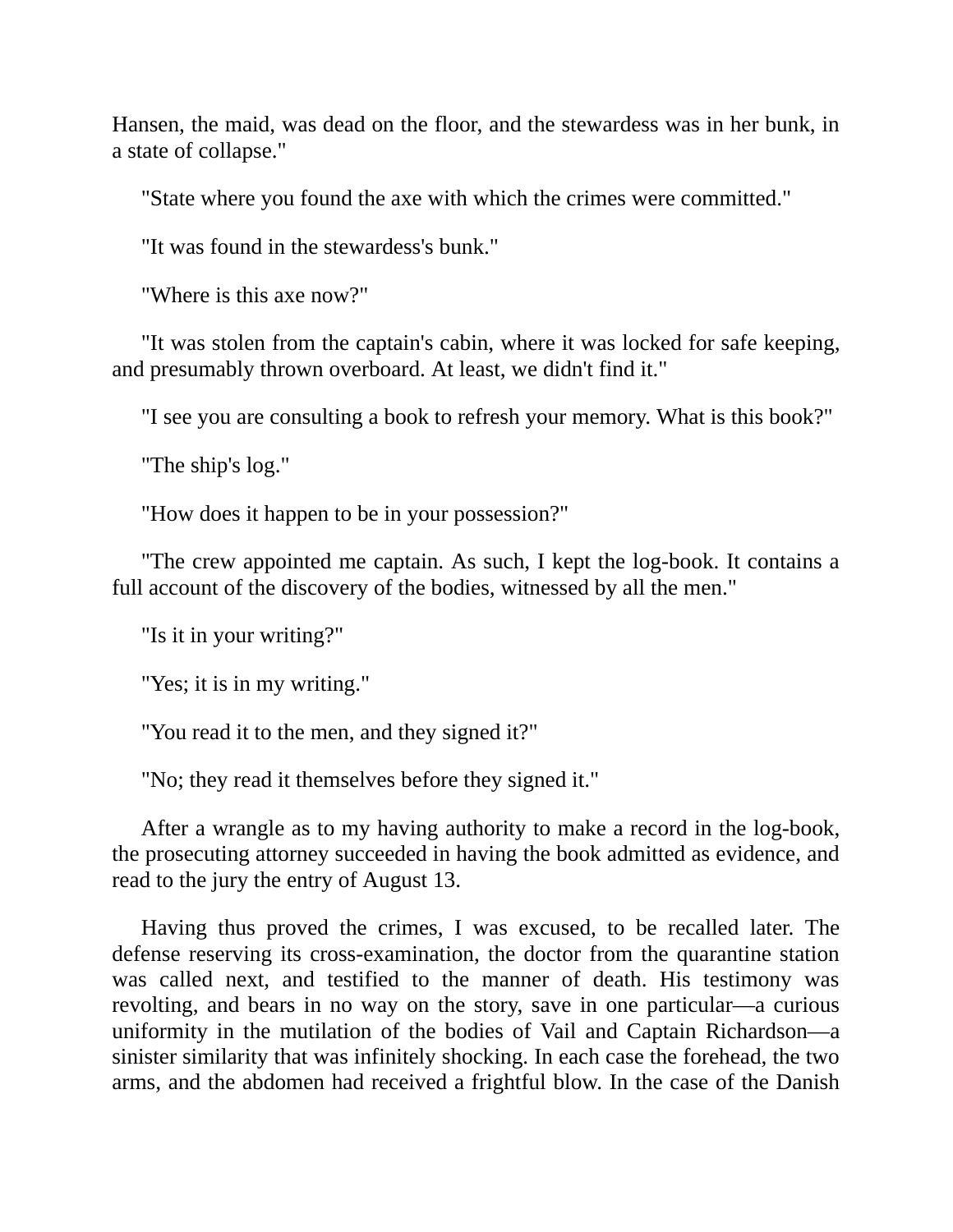Hansen, the maid, was dead on the floor, and the stewardess was in her bunk, in a state of collapse."

"State where you found the axe with which the crimes were committed."

"It was found in the stewardess's bunk."

"Where is this axe now?"

"It was stolen from the captain's cabin, where it was locked for safe keeping, and presumably thrown overboard. At least, we didn't find it."

"I see you are consulting a book to refresh your memory. What is this book?"

"The ship's log."

"How does it happen to be in your possession?"

"The crew appointed me captain. As such, I kept the log-book. It contains a full account of the discovery of the bodies, witnessed by all the men."

"Is it in your writing?"

"Yes; it is in my writing."

"You read it to the men, and they signed it?"

"No; they read it themselves before they signed it."

After a wrangle as to my having authority to make a record in the log-book, the prosecuting attorney succeeded in having the book admitted as evidence, and read to the jury the entry of August 13.

Having thus proved the crimes, I was excused, to be recalled later. The defense reserving its cross-examination, the doctor from the quarantine station was called next, and testified to the manner of death. His testimony was revolting, and bears in no way on the story, save in one particular—a curious uniformity in the mutilation of the bodies of Vail and Captain Richardson—a sinister similarity that was infinitely shocking. In each case the forehead, the two arms, and the abdomen had received a frightful blow. In the case of the Danish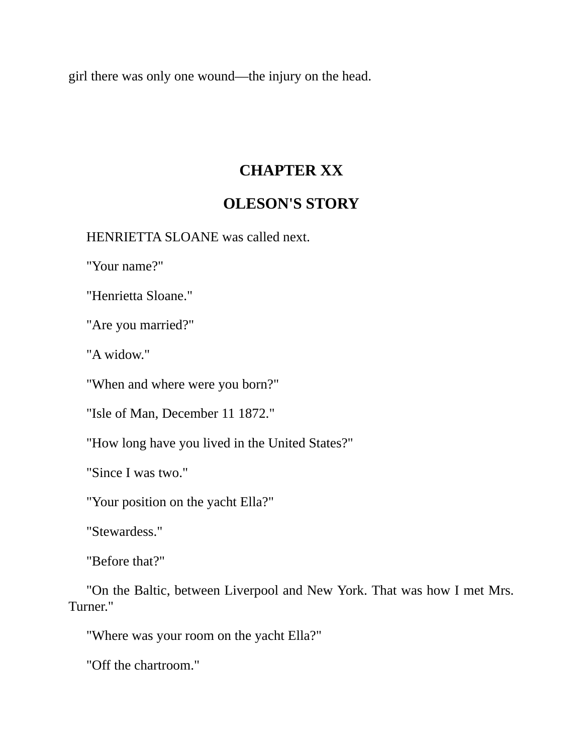girl there was only one wound—the injury on the head.

## CHAPTER XX

## OLESON'S STORY

HENRIETTA SLOANE was called next.

"Your name?"

"Henrietta Sloane."

"Are you married?"

"A widow."

"When and where were you born?"

"Isle of Man, December 11 1872."

"How long have you lived in the United States?"

"Since I was two."

"Your position on the yacht Ella?"

"Stewardess."

"Before that?"

"On the Baltic, between Liverpool and New York. That was how I met Mrs. Turner."

"Where was your room on the yacht Ella?"

"Off the chartroom."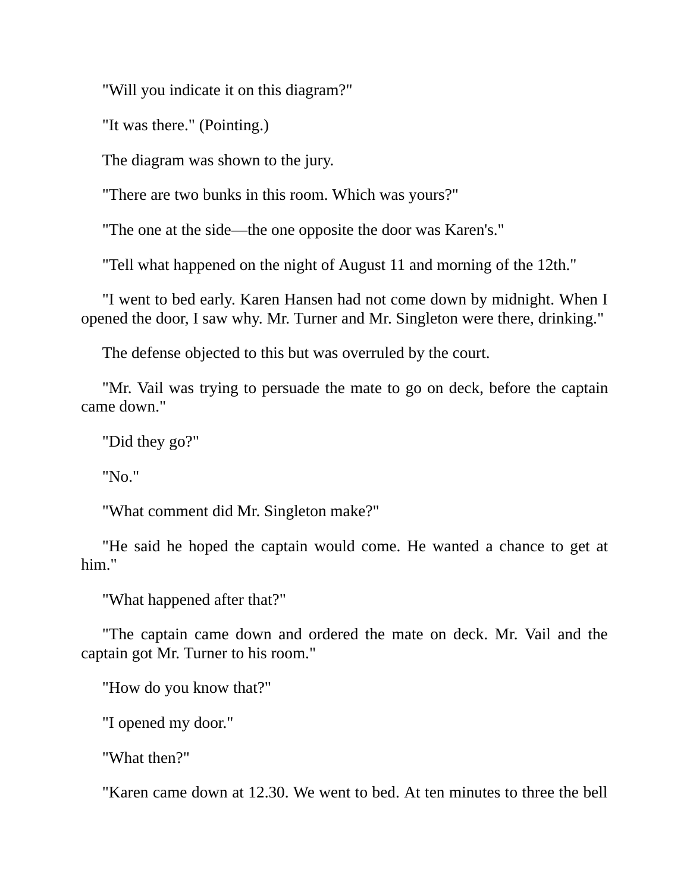"Will you indicate it on this diagram?"

"It was there." (Pointing.)

The diagram was shown to the jury.

"There are two bunks in this room. Which was yours?"

"The one at the side—the one opposite the door was Karen's."

"Tell what happened on the night of August 11 and morning of the 12th."

"I went to bed early. Karen Hansen had not come down by midnight. When I opened the door, I saw why. Mr. Turner and Mr. Singleton were there, drinking."

The defense objected to this but was overruled by the court.

"Mr. Vail was trying to persuade the mate to go on deck, before the captain came down."

"Did they go?"

"No."

"What comment did Mr. Singleton make?"

"He said he hoped the captain would come. He wanted a chance to get at him."

"What happened after that?"

"The captain came down and ordered the mate on deck. Mr. Vail and the captain got Mr. Turner to his room."

"How do you know that?"

"I opened my door."

"What then?"

"Karen came down at 12.30. We went to bed. At ten minutes to three the bell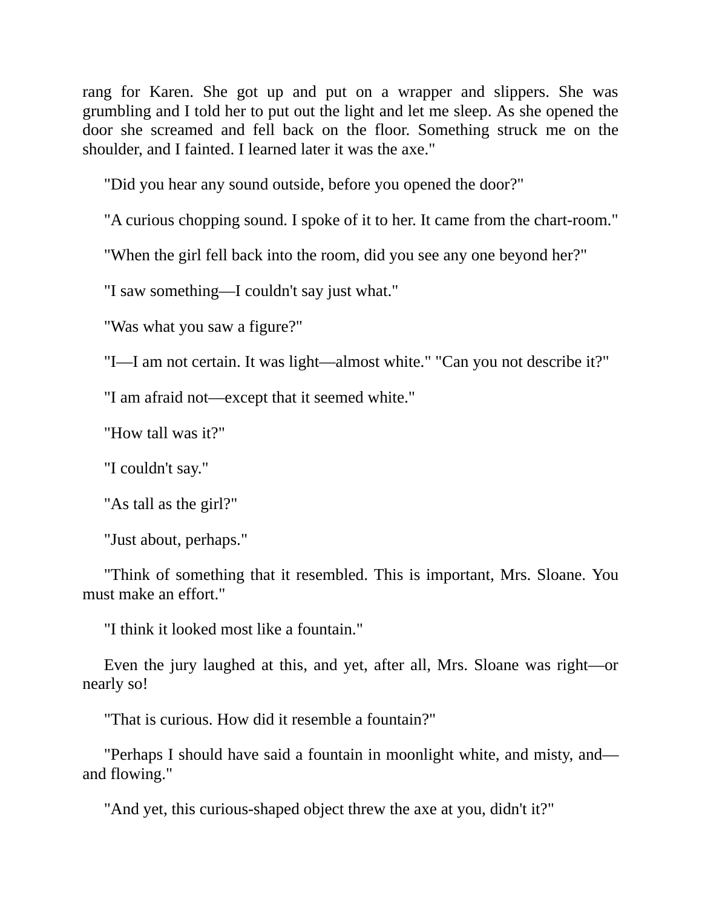rang for Karen. She got up and put on a wrapper and slippers. She was grumbling and I told her to put out the light and let me sleep. As she opened the door she screamed and fell back on the floor. Something struck me on the shoulder, and I fainted. I learned later it was the axe."

"Did you hear any sound outside, before you opened the door?"

"A curious chopping sound. I spoke of it to her. It came from the chart-room."

"When the girl fell back into the room, did you see any one beyond her?"

"I saw something—I couldn't say just what."

"Was what you saw a figure?"

"I—I am not certain. It was light—almost white." "Can you not describe it?"

"I am afraid not—except that it seemed white."

"How tall was it?"

"I couldn't say."

"As tall as the girl?"

"Just about, perhaps."

"Think of something that it resembled. This is important, Mrs. Sloane. You must make an effort."

"I think it looked most like a fountain."

Even the jury laughed at this, and yet, after all, Mrs. Sloane was right—or nearly so!

"That is curious. How did it resemble a fountain?"

"Perhaps I should have said a fountain in moonlight white, and misty, and—and flowing."

"And yet, this curious-shaped object threw the axe at you, didn't it?"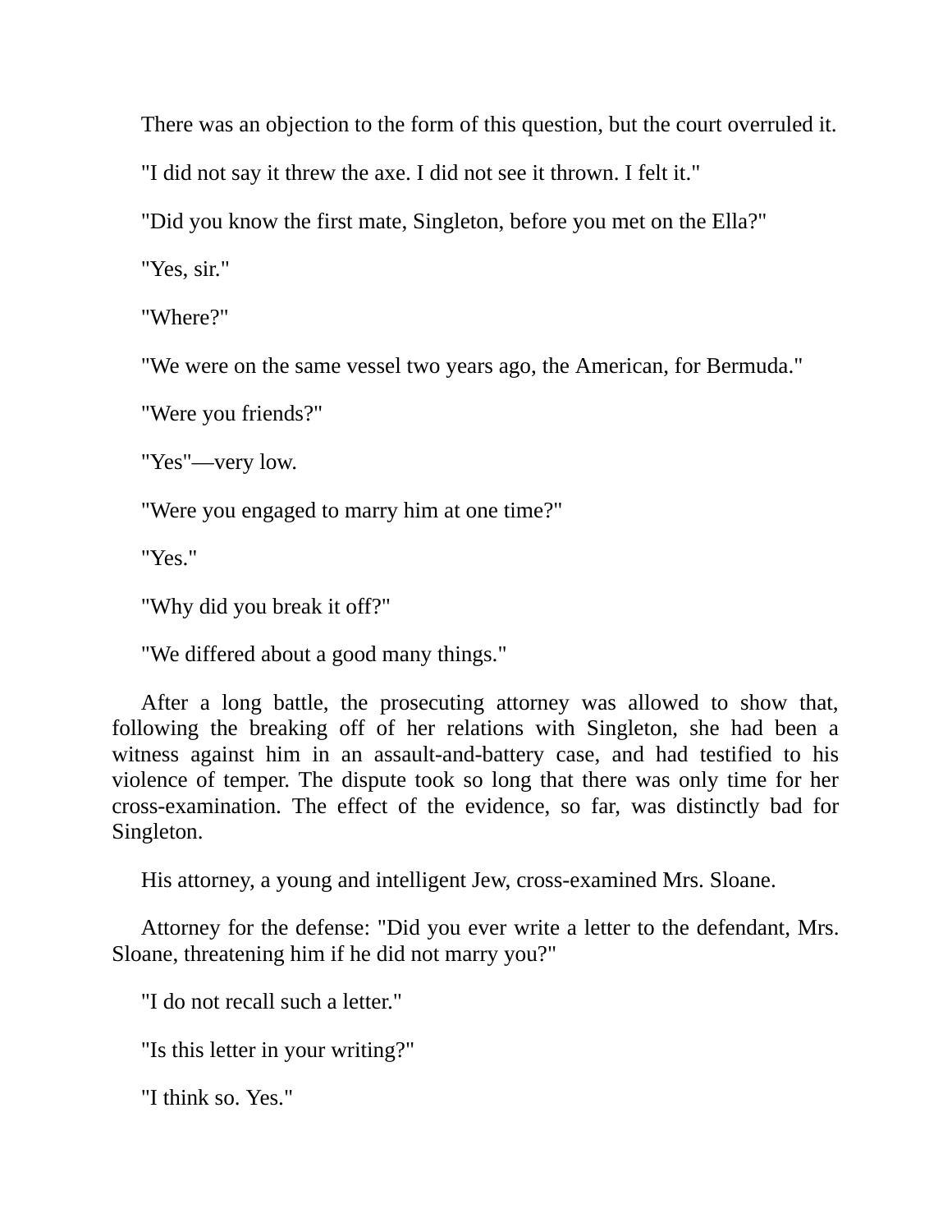There was an objection to the form of this question, but the court overruled it.

"I did not say it threw the axe. I did not see it thrown. I felt it."

"Did you know the first mate, Singleton, before you met on the Ella?"

"Yes, sir."

"Where?"

"We were on the same vessel two years ago, the American, for Bermuda."

"Were you friends?"

"Yes"—very low.

"Were you engaged to marry him at one time?"

"Yes."

"Why did you break it off?"

"We differed about a good many things."

After a long battle, the prosecuting attorney was allowed to show that, following the breaking off of her relations with Singleton, she had been a witness against him in an assault-and-battery case, and had testified to his violence of temper. The dispute took so long that there was only time for her cross-examination. The effect of the evidence, so far, was distinctly bad for Singleton.

His attorney, a young and intelligent Jew, cross-examined Mrs. Sloane.

Attorney for the defense: "Did you ever write a letter to the defendant, Mrs. Sloane, threatening him if he did not marry you?"

"I do not recall such a letter."

"Is this letter in your writing?"

"I think so. Yes."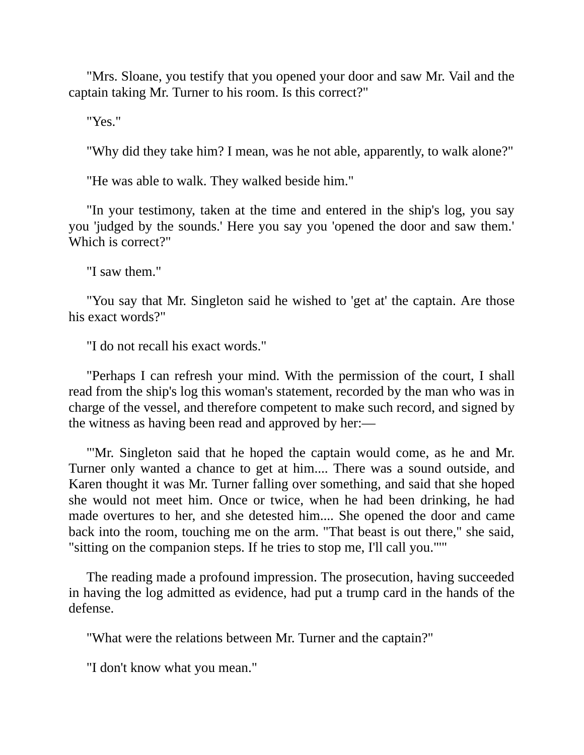"Mrs. Sloane, you testify that you opened your door and saw Mr. Vail and the captain taking Mr. Turner to his room. Is this correct?"

"Yes."

"Why did they take him? I mean, was he not able, apparently, to walk alone?"

"He was able to walk. They walked beside him."

"In your testimony, taken at the time and entered in the ship's log, you say you 'judged by the sounds.' Here you say you 'opened the door and saw them.' Which is correct?"

"I saw them."

"You say that Mr. Singleton said he wished to 'get at' the captain. Are those his exact words?"

"I do not recall his exact words."

"Perhaps I can refresh your mind. With the permission of the court, I shall read from the ship's log this woman's statement, recorded by the man who was in charge of the vessel, and therefore competent to make such record, and signed by the witness as having been read and approved by her:—

"'Mr. Singleton said that he hoped the captain would come, as he and Mr. Turner only wanted a chance to get at him.... There was a sound outside, and Karen thought it was Mr. Turner falling over something, and said that she hoped she would not meet him. Once or twice, when he had been drinking, he had made overtures to her, and she detested him.... She opened the door and came back into the room, touching me on the arm. "That beast is out there," she said, "sitting on the companion steps. If he tries to stop me, I'll call you."'"

The reading made a profound impression. The prosecution, having succeeded in having the log admitted as evidence, had put a trump card in the hands of the defense.

"What were the relations between Mr. Turner and the captain?"

"I don't know what you mean."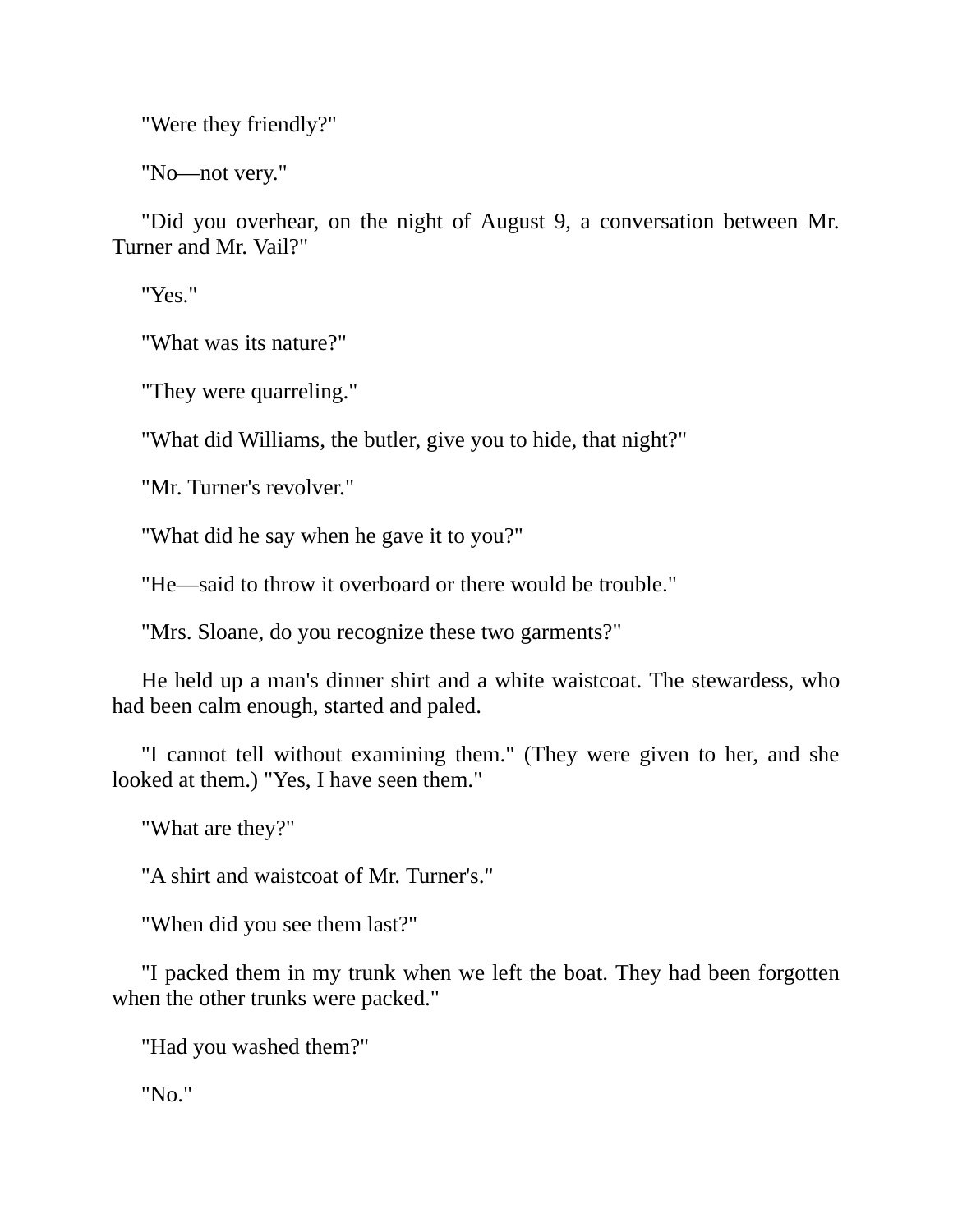"Were they friendly?"

"No—not very."

"Did you overhear, on the night of August 9, a conversation between Mr. Turner and Mr. Vail?"

"Yes."

"What was its nature?"

"They were quarreling."

"What did Williams, the butler, give you to hide, that night?"

"Mr. Turner's revolver."

"What did he say when he gave it to you?"

"He—said to throw it overboard or there would be trouble."

"Mrs. Sloane, do you recognize these two garments?"

He held up a man's dinner shirt and a white waistcoat. The stewardess, who had been calm enough, started and paled.

"I cannot tell without examining them." (They were given to her, and she looked at them.) "Yes, I have seen them."

"What are they?"

"A shirt and waistcoat of Mr. Turner's."

"When did you see them last?"

"I packed them in my trunk when we left the boat. They had been forgotten when the other trunks were packed."

"Had you washed them?"

"No."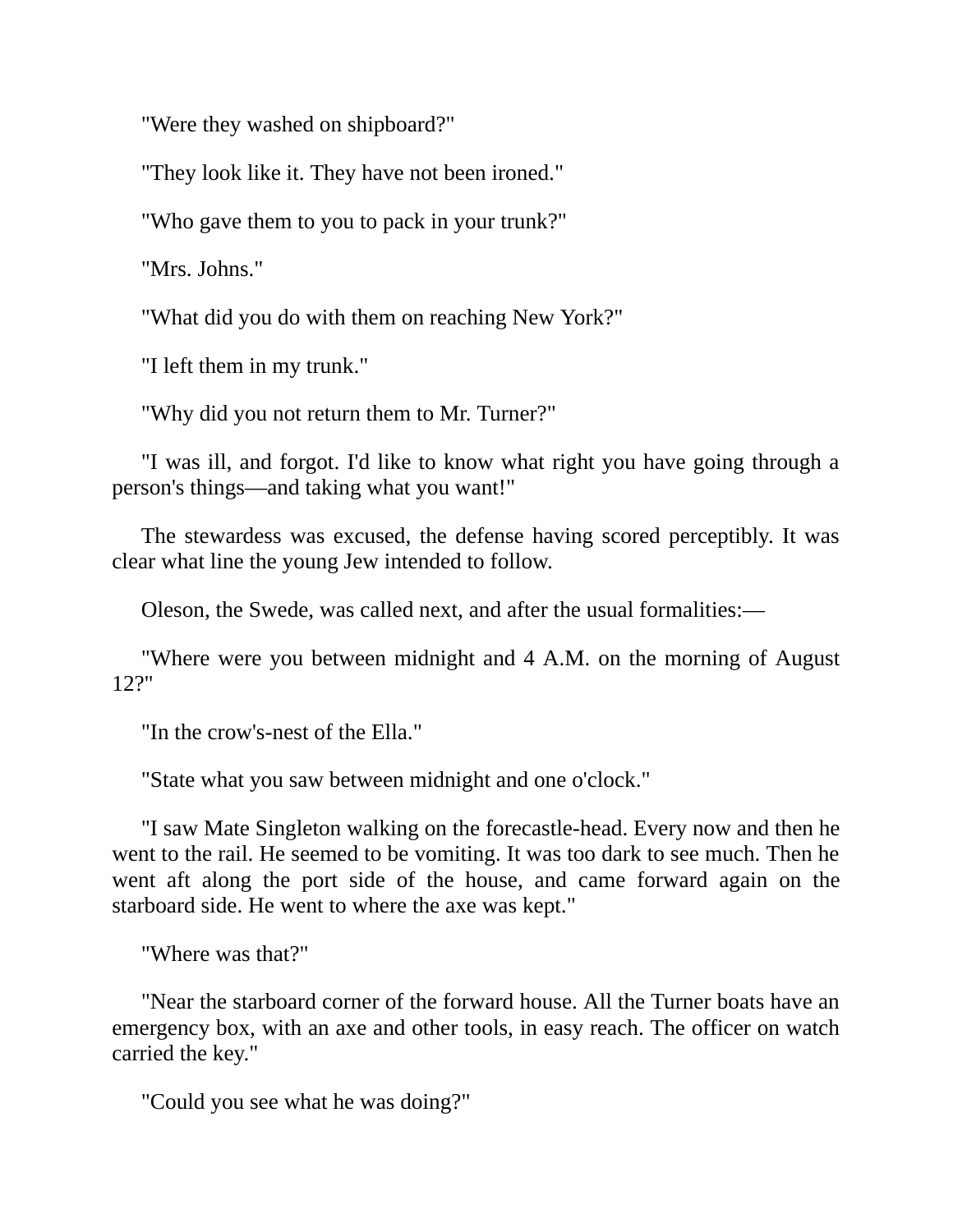"Were they washed on shipboard?"

"They look like it. They have not been ironed."

"Who gave them to you to pack in your trunk?"

"Mrs. Johns."

"What did you do with them on reaching New York?"

"I left them in my trunk."

"Why did you not return them to Mr. Turner?"

"I was ill, and forgot. I'd like to know what right you have going through a person's things—and taking what you want!"

The stewardess was excused, the defense having scored perceptibly. It was clear what line the young Jew intended to follow.

Oleson, the Swede, was called next, and after the usual formalities:—

"Where were you between midnight and 4 A.M. on the morning of August 12?"

"In the crow's-nest of the Ella."

"State what you saw between midnight and one o'clock."

"I saw Mate Singleton walking on the forecastle-head. Every now and then he went to the rail. He seemed to be vomiting. It was too dark to see much. Then he went aft along the port side of the house, and came forward again on the starboard side. He went to where the axe was kept."

"Where was that?"

"Near the starboard corner of the forward house. All the Turner boats have an emergency box, with an axe and other tools, in easy reach. The officer on watch carried the key."

"Could you see what he was doing?"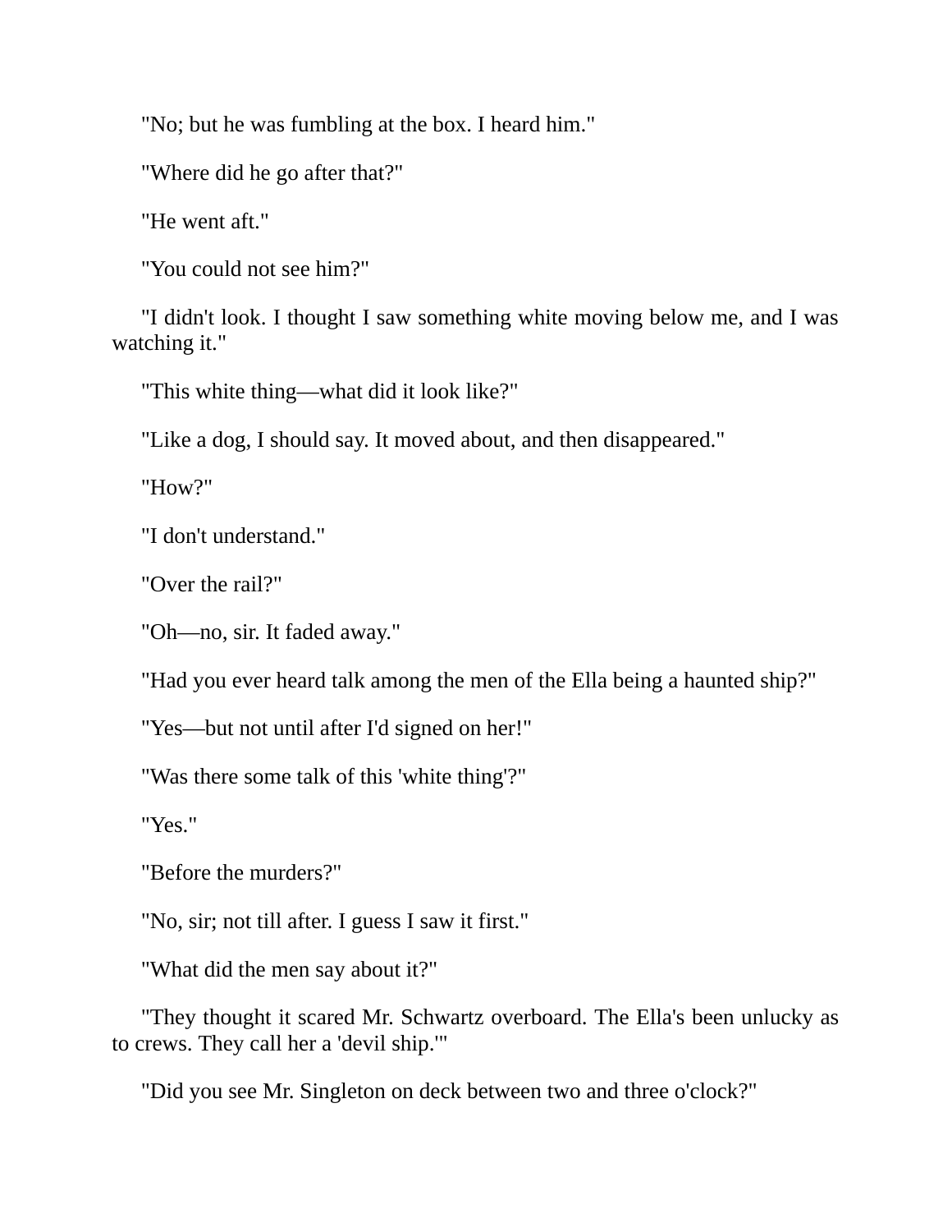"No; but he was fumbling at the box. I heard him."

"Where did he go after that?"

"He went aft."

"You could not see him?"

"I didn't look. I thought I saw something white moving below me, and I was watching it."

"This white thing—what did it look like?"

"Like a dog, I should say. It moved about, and then disappeared."

"How?"

"I don't understand."

"Over the rail?"

"Oh—no, sir. It faded away."

"Had you ever heard talk among the men of the Ella being a haunted ship?"

"Yes—but not until after I'd signed on her!"

"Was there some talk of this 'white thing'?"

"Yes."

"Before the murders?"

"No, sir; not till after. I guess I saw it first."

"What did the men say about it?"

"They thought it scared Mr. Schwartz overboard. The Ella's been unlucky as to crews. They call her a 'devil ship.'"

"Did you see Mr. Singleton on deck between two and three o'clock?"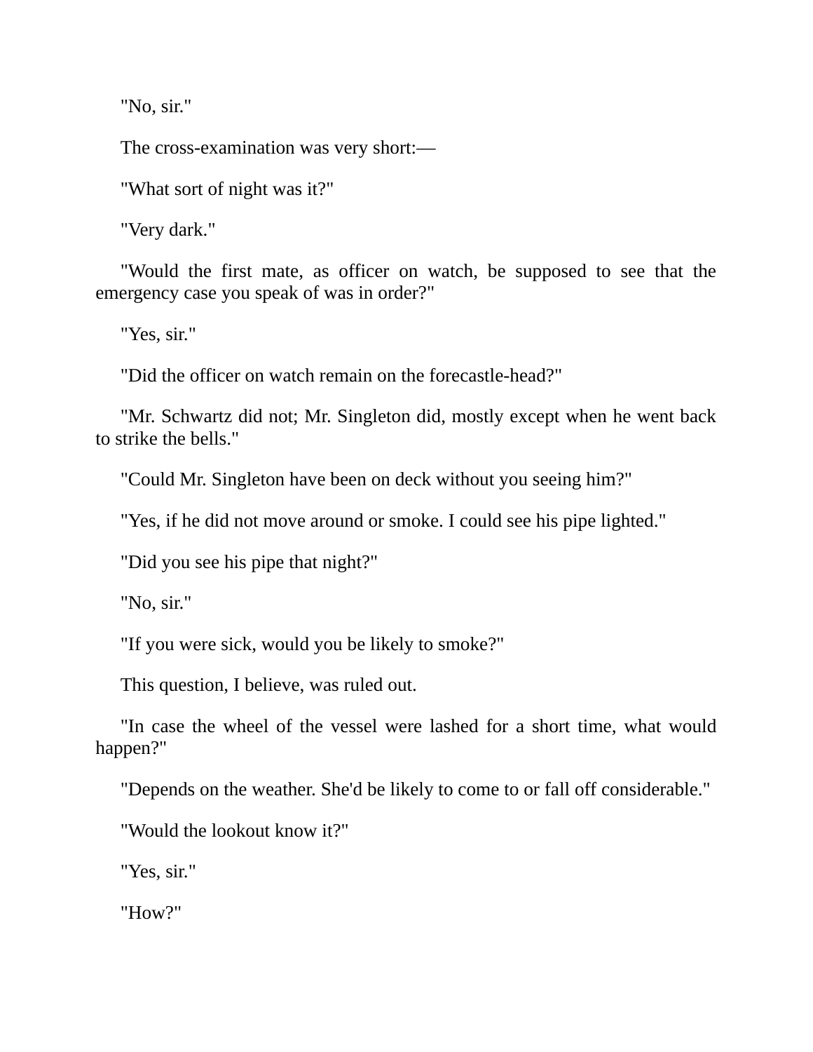"No, sir."

The cross-examination was very short:—

"What sort of night was it?"

"Very dark."

"Would the first mate, as officer on watch, be supposed to see that the emergency case you speak of was in order?"

"Yes, sir."

"Did the officer on watch remain on the forecastle-head?"

"Mr. Schwartz did not; Mr. Singleton did, mostly except when he went back to strike the bells."

"Could Mr. Singleton have been on deck without you seeing him?"

"Yes, if he did not move around or smoke. I could see his pipe lighted."

"Did you see his pipe that night?"

"No, sir."

"If you were sick, would you be likely to smoke?"

This question, I believe, was ruled out.

"In case the wheel of the vessel were lashed for a short time, what would happen?"

"Depends on the weather. She'd be likely to come to or fall off considerable."

"Would the lookout know it?"

"Yes, sir."

"How?"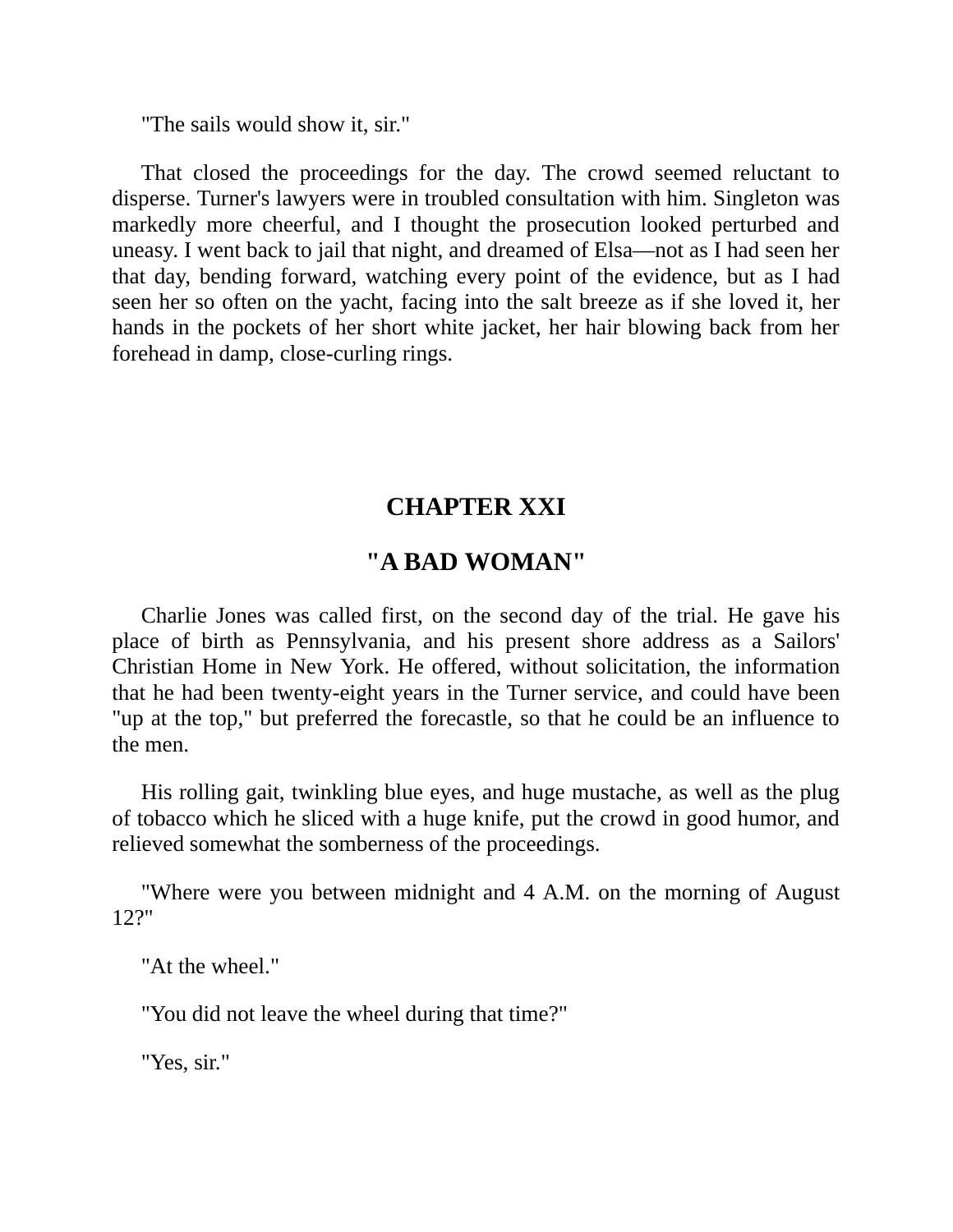"The sails would show it, sir."

That closed the proceedings for the day. The crowd seemed reluctant to disperse. Turner's lawyers were in troubled consultation with him. Singleton was markedly more cheerful, and I thought the prosecution looked perturbed and uneasy. I went back to jail that night, and dreamed of Elsa—not as I had seen her that day, bending forward, watching every point of the evidence, but as I had seen her so often on the yacht, facing into the salt breeze as if she loved it, her hands in the pockets of her short white jacket, her hair blowing back from her forehead in damp, close-curling rings.

## CHAPTER XXI

## "A BAD WOMAN"

Charlie Jones was called first, on the second day of the trial. He gave his place of birth as Pennsylvania, and his present shore address as a Sailors' Christian Home in New York. He offered, without solicitation, the information that he had been twenty-eight years in the Turner service, and could have been "up at the top," but preferred the forecastle, so that he could be an influence to the men.

His rolling gait, twinkling blue eyes, and huge mustache, as well as the plug of tobacco which he sliced with a huge knife, put the crowd in good humor, and relieved somewhat the somberness of the proceedings.

"Where were you between midnight and 4 A.M. on the morning of August 12?"

"At the wheel."

"You did not leave the wheel during that time?"

"Yes, sir."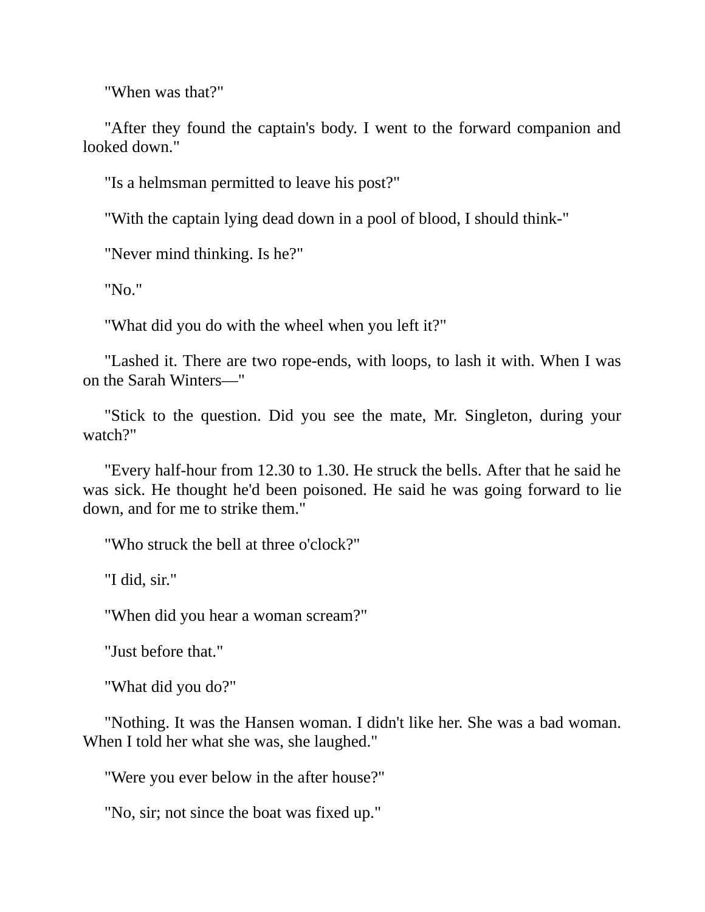"When was that?"

"After they found the captain's body. I went to the forward companion and looked down."

"Is a helmsman permitted to leave his post?"

"With the captain lying dead down in a pool of blood, I should think-"

"Never mind thinking. Is he?"

"No."

"What did you do with the wheel when you left it?"

"Lashed it. There are two rope-ends, with loops, to lash it with. When I was on the Sarah Winters—"

"Stick to the question. Did you see the mate, Mr. Singleton, during your watch?"

"Every half-hour from 12.30 to 1.30. He struck the bells. After that he said he was sick. He thought he'd been poisoned. He said he was going forward to lie down, and for me to strike them."

"Who struck the bell at three o'clock?"

"I did, sir."

"When did you hear a woman scream?"

"Just before that."

"What did you do?"

"Nothing. It was the Hansen woman. I didn't like her. She was a bad woman. When I told her what she was, she laughed."

"Were you ever below in the after house?"

"No, sir; not since the boat was fixed up."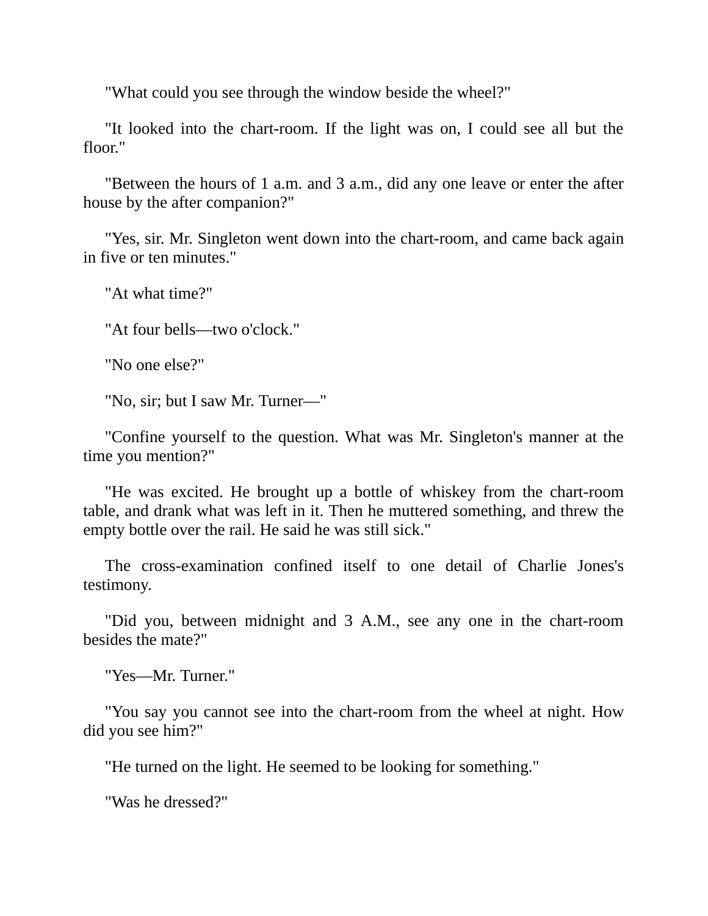"What could you see through the window beside the wheel?"

"It looked into the chart-room. If the light was on, I could see all but the floor."

"Between the hours of 1 a.m. and 3 a.m., did any one leave or enter the after house by the after companion?"

"Yes, sir. Mr. Singleton went down into the chart-room, and came back again in five or ten minutes."

"At what time?"

"At four bells—two o'clock."

"No one else?"

"No, sir; but I saw Mr. Turner—"

"Confine yourself to the question. What was Mr. Singleton's manner at the time you mention?"

"He was excited. He brought up a bottle of whiskey from the chart-room table, and drank what was left in it. Then he muttered something, and threw the empty bottle over the rail. He said he was still sick."

The cross-examination confined itself to one detail of Charlie Jones's testimony.

"Did you, between midnight and 3 A.M., see any one in the chart-room besides the mate?"

"Yes—Mr. Turner."

"You say you cannot see into the chart-room from the wheel at night. How did you see him?"

"He turned on the light. He seemed to be looking for something."

"Was he dressed?"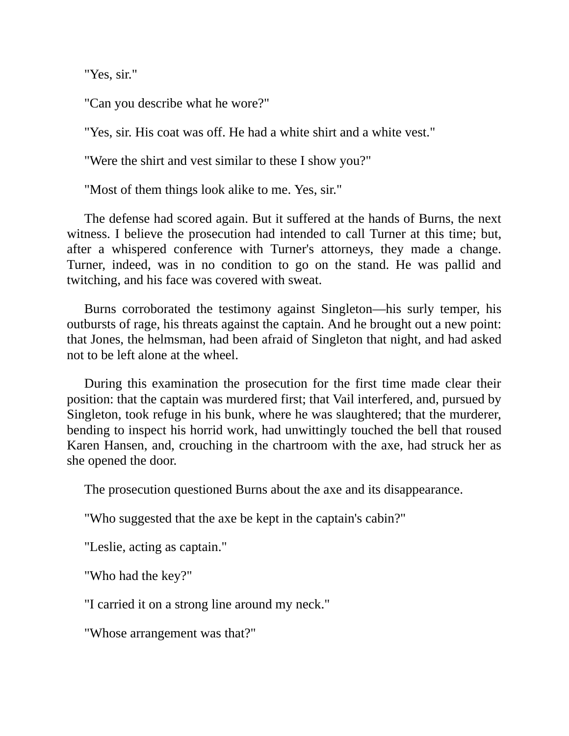"Yes, sir."

"Can you describe what he wore?"

"Yes, sir. His coat was off. He had a white shirt and a white vest."

"Were the shirt and vest similar to these I show you?"

"Most of them things look alike to me. Yes, sir."

The defense had scored again. But it suffered at the hands of Burns, the next witness. I believe the prosecution had intended to call Turner at this time; but, after a whispered conference with Turner's attorneys, they made a change. Turner, indeed, was in no condition to go on the stand. He was pallid and twitching, and his face was covered with sweat.

Burns corroborated the testimony against Singleton—his surly temper, his outbursts of rage, his threats against the captain. And he brought out a new point: that Jones, the helmsman, had been afraid of Singleton that night, and had asked not to be left alone at the wheel.

During this examination the prosecution for the first time made clear their position: that the captain was murdered first; that Vail interfered, and, pursued by Singleton, took refuge in his bunk, where he was slaughtered; that the murderer, bending to inspect his horrid work, had unwittingly touched the bell that roused Karen Hansen, and, crouching in the chartroom with the axe, had struck her as she opened the door.

The prosecution questioned Burns about the axe and its disappearance.

"Who suggested that the axe be kept in the captain's cabin?"

"Leslie, acting as captain."

"Who had the key?"

"I carried it on a strong line around my neck."

"Whose arrangement was that?"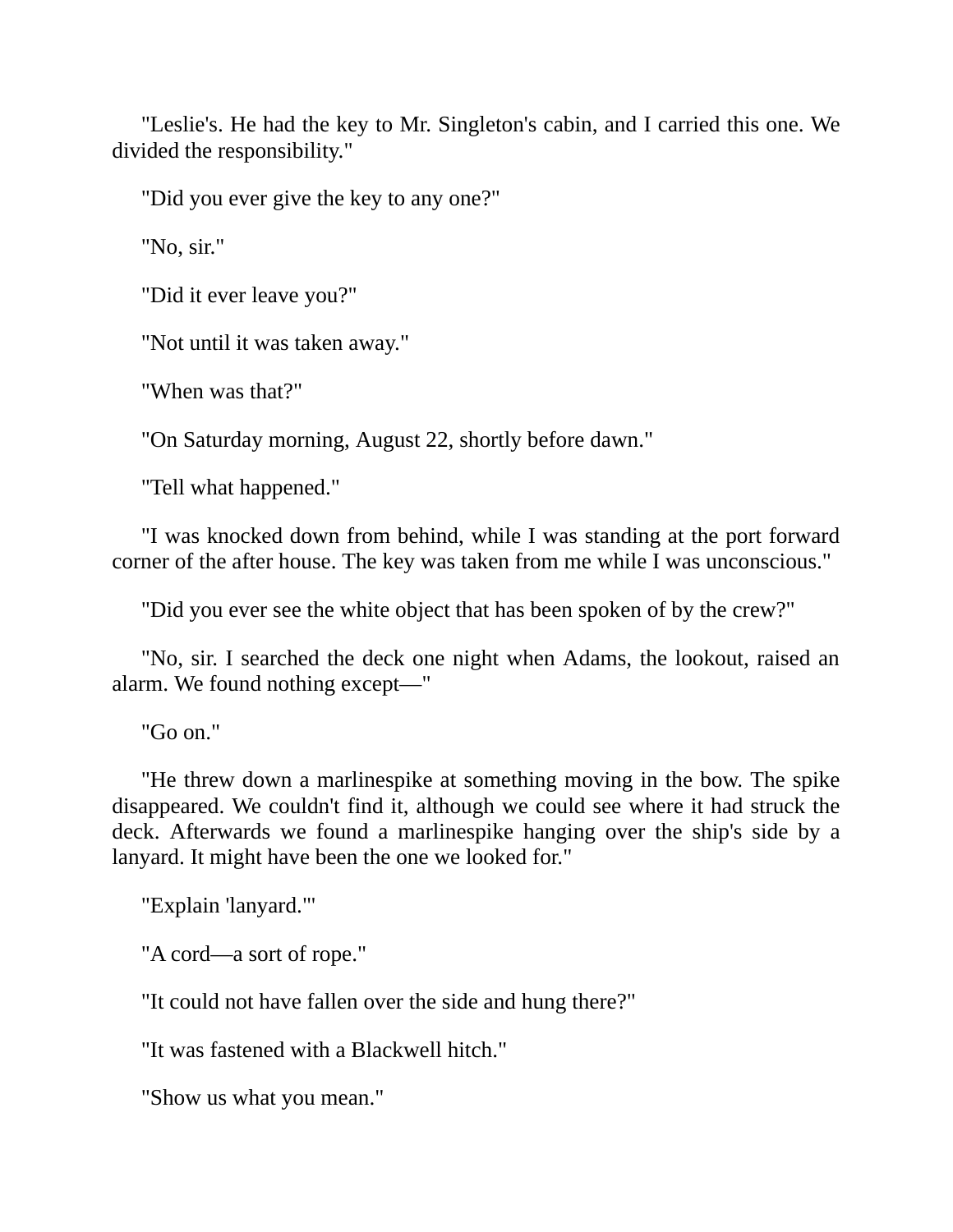"Leslie's. He had the key to Mr. Singleton's cabin, and I carried this one. We divided the responsibility."

"Did you ever give the key to any one?"

"No, sir."

"Did it ever leave you?"

"Not until it was taken away."

"When was that?"

"On Saturday morning, August 22, shortly before dawn."

"Tell what happened."

"I was knocked down from behind, while I was standing at the port forward corner of the after house. The key was taken from me while I was unconscious."

"Did you ever see the white object that has been spoken of by the crew?"

"No, sir. I searched the deck one night when Adams, the lookout, raised an alarm. We found nothing except—"

"Go on."

"He threw down a marlinespike at something moving in the bow. The spike disappeared. We couldn't find it, although we could see where it had struck the deck. Afterwards we found a marlinespike hanging over the ship's side by a lanyard. It might have been the one we looked for."

"Explain 'lanyard.'"

"A cord—a sort of rope."

"It could not have fallen over the side and hung there?"

"It was fastened with a Blackwell hitch."

"Show us what you mean."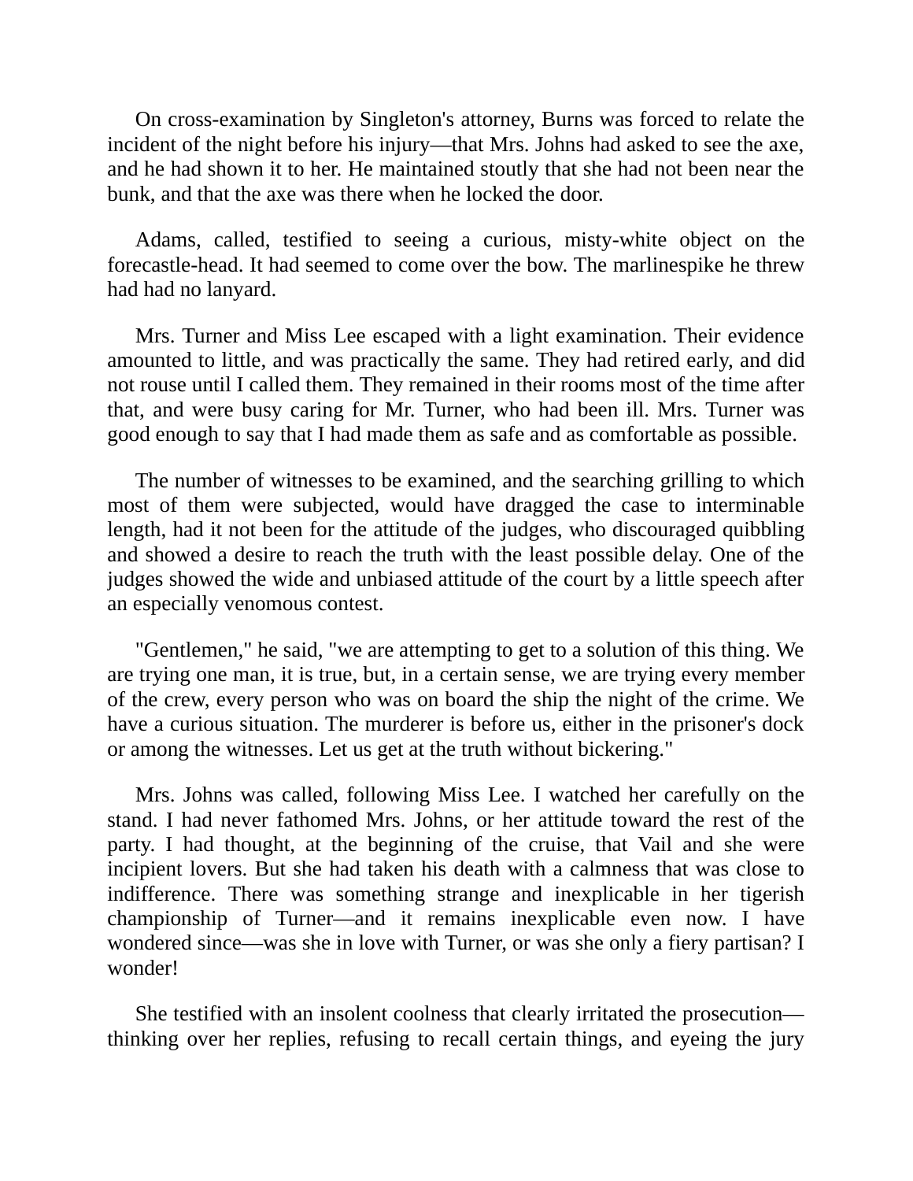On cross-examination by Singleton's attorney, Burns was forced to relate the incident of the night before his injury—that Mrs. Johns had asked to see the axe, and he had shown it to her. He maintained stoutly that she had not been near the bunk, and that the axe was there when he locked the door.

Adams, called, testified to seeing a curious, misty-white object on the forecastle-head. It had seemed to come over the bow. The marlinespike he threw had had no lanyard.

Mrs. Turner and Miss Lee escaped with a light examination. Their evidence amounted to little, and was practically the same. They had retired early, and did not rouse until I called them. They remained in their rooms most of the time after that, and were busy caring for Mr. Turner, who had been ill. Mrs. Turner was good enough to say that I had made them as safe and as comfortable as possible.

The number of witnesses to be examined, and the searching grilling to which most of them were subjected, would have dragged the case to interminable length, had it not been for the attitude of the judges, who discouraged quibbling and showed a desire to reach the truth with the least possible delay. One of the judges showed the wide and unbiased attitude of the court by a little speech after an especially venomous contest.

"Gentlemen," he said, "we are attempting to get to a solution of this thing. We are trying one man, it is true, but, in a certain sense, we are trying every member of the crew, every person who was on board the ship the night of the crime. We have a curious situation. The murderer is before us, either in the prisoner's dock or among the witnesses. Let us get at the truth without bickering."

Mrs. Johns was called, following Miss Lee. I watched her carefully on the stand. I had never fathomed Mrs. Johns, or her attitude toward the rest of the party. I had thought, at the beginning of the cruise, that Vail and she were incipient lovers. But she had taken his death with a calmness that was close to indifference. There was something strange and inexplicable in her tigerish championship of Turner—and it remains inexplicable even now. I have wondered since—was she in love with Turner, or was she only a fiery partisan? I wonder!

She testified with an insolent coolness that clearly irritated the prosecution—thinking over her replies, refusing to recall certain things, and eyeing the jury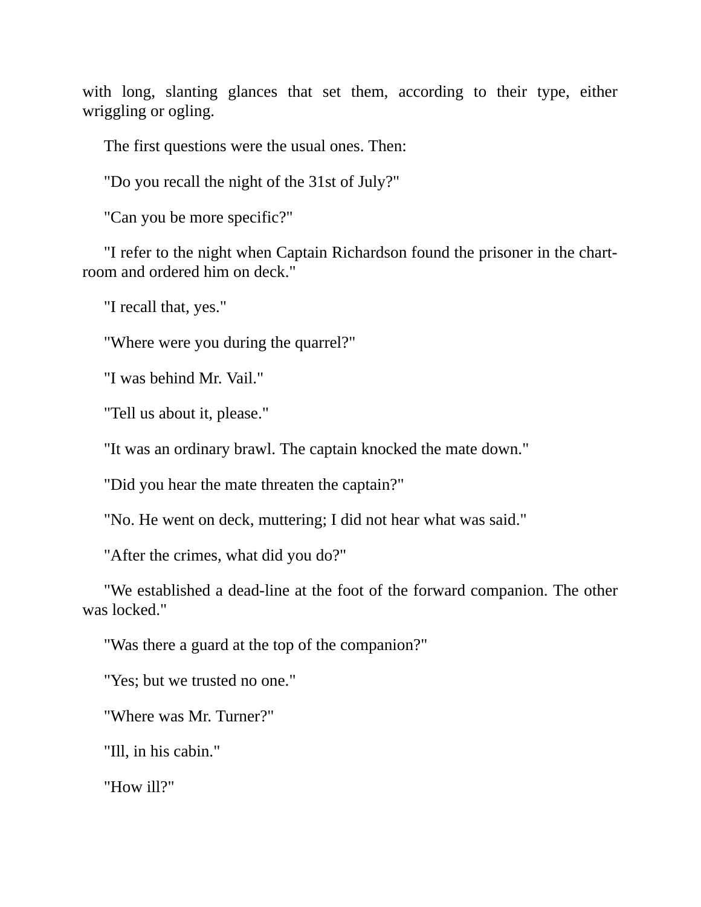with long, slanting glances that set them, according to their type, either wriggling or ogling.

The first questions were the usual ones. Then:

"Do you recall the night of the 31st of July?"

"Can you be more specific?"

"I refer to the night when Captain Richardson found the prisoner in the chart-room and ordered him on deck."

"I recall that, yes."

"Where were you during the quarrel?"

"I was behind Mr. Vail."

"Tell us about it, please."

"It was an ordinary brawl. The captain knocked the mate down."

"Did you hear the mate threaten the captain?"

"No. He went on deck, muttering; I did not hear what was said."

"After the crimes, what did you do?"

"We established a dead-line at the foot of the forward companion. The other was locked."

"Was there a guard at the top of the companion?"

"Yes; but we trusted no one."

"Where was Mr. Turner?"

"Ill, in his cabin."

"How ill?"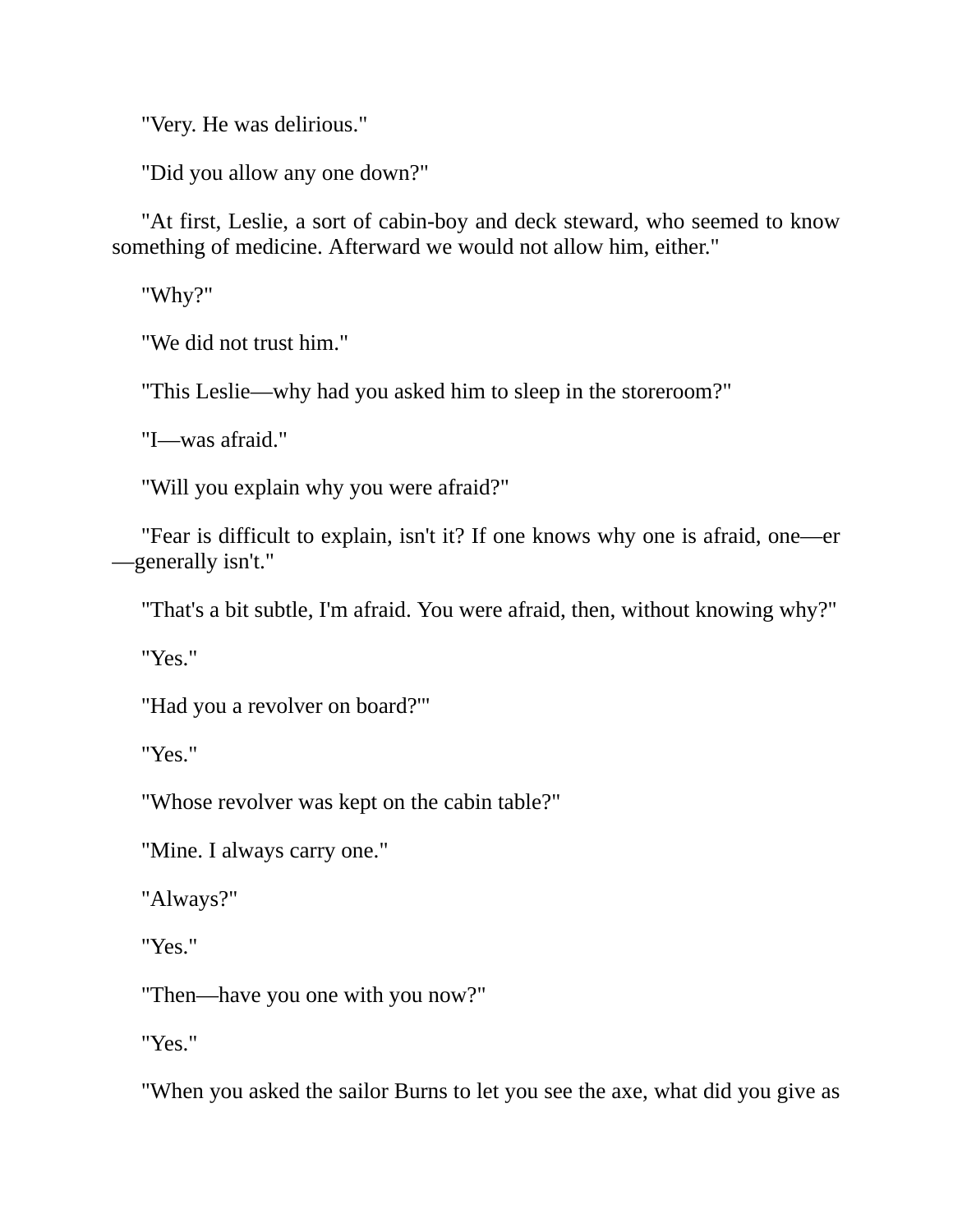"Very. He was delirious."

"Did you allow any one down?"

"At first, Leslie, a sort of cabin-boy and deck steward, who seemed to know something of medicine. Afterward we would not allow him, either."

"Why?"

"We did not trust him."

"This Leslie—why had you asked him to sleep in the storeroom?"

"I—was afraid."

"Will you explain why you were afraid?"

"Fear is difficult to explain, isn't it? If one knows why one is afraid, one—er—generally isn't."

"That's a bit subtle, I'm afraid. You were afraid, then, without knowing why?"

"Yes."

"Had you a revolver on board?'"

"Yes."

"Whose revolver was kept on the cabin table?"

"Mine. I always carry one."

"Always?"

"Yes."

"Then—have you one with you now?"

"Yes."

"When you asked the sailor Burns to let you see the axe, what did you give as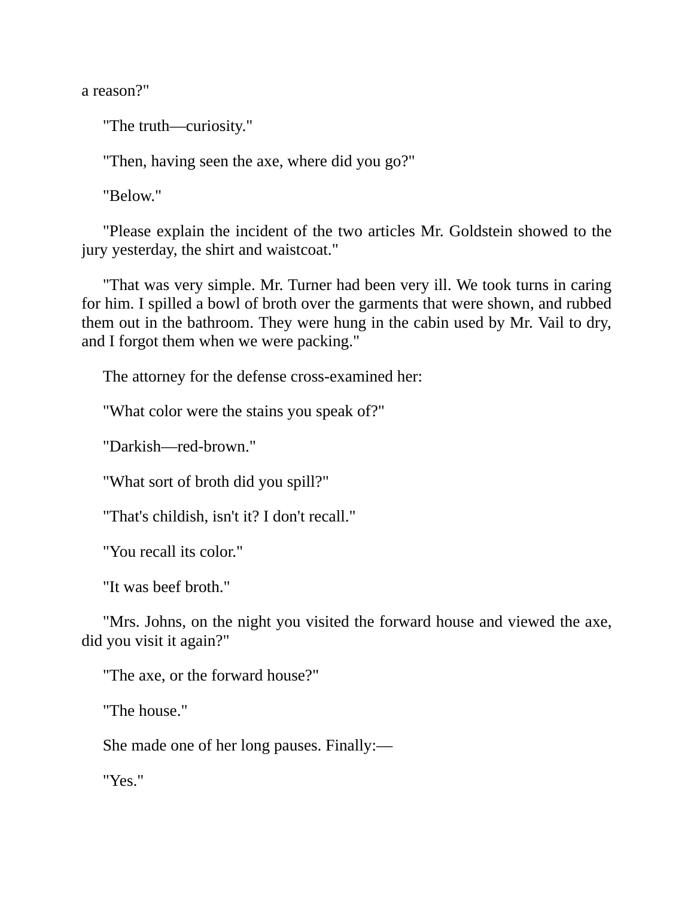a reason?"

"The truth—curiosity."

"Then, having seen the axe, where did you go?"

"Below."

"Please explain the incident of the two articles Mr. Goldstein showed to the jury yesterday, the shirt and waistcoat."

"That was very simple. Mr. Turner had been very ill. We took turns in caring for him. I spilled a bowl of broth over the garments that were shown, and rubbed them out in the bathroom. They were hung in the cabin used by Mr. Vail to dry, and I forgot them when we were packing."

The attorney for the defense cross-examined her:

"What color were the stains you speak of?"

"Darkish—red-brown."

"What sort of broth did you spill?"

"That's childish, isn't it? I don't recall."

"You recall its color."

"It was beef broth."

"Mrs. Johns, on the night you visited the forward house and viewed the axe, did you visit it again?"

"The axe, or the forward house?"

"The house."

She made one of her long pauses. Finally:—

"Yes."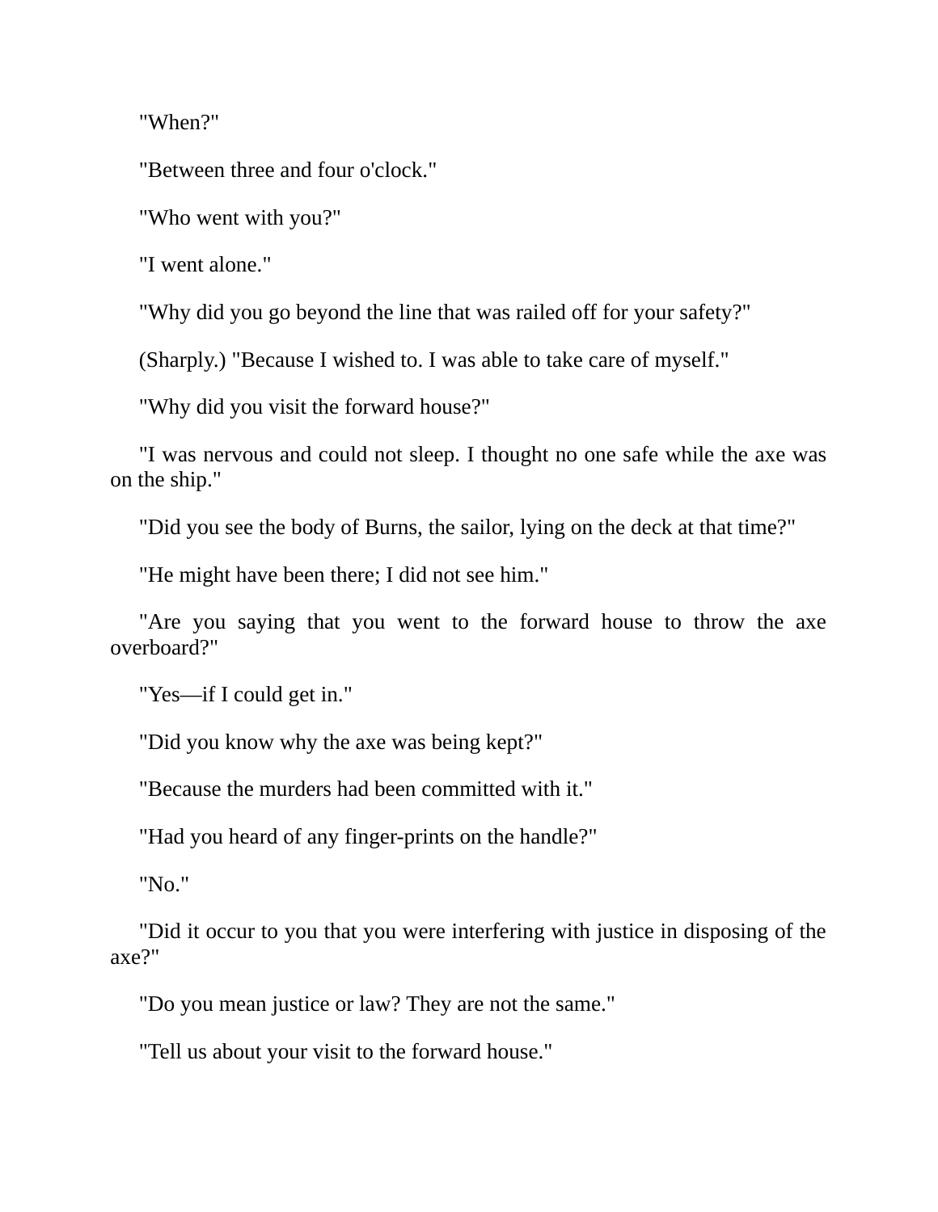"When?"

"Between three and four o'clock."

"Who went with you?"

"I went alone."

"Why did you go beyond the line that was railed off for your safety?"

(Sharply.) "Because I wished to. I was able to take care of myself."

"Why did you visit the forward house?"

"I was nervous and could not sleep. I thought no one safe while the axe was on the ship."

"Did you see the body of Burns, the sailor, lying on the deck at that time?"

"He might have been there; I did not see him."

"Are you saying that you went to the forward house to throw the axe overboard?"

"Yes—if I could get in."

"Did you know why the axe was being kept?"

"Because the murders had been committed with it."

"Had you heard of any finger-prints on the handle?"

"No."

"Did it occur to you that you were interfering with justice in disposing of the axe?"

"Do you mean justice or law? They are not the same."

"Tell us about your visit to the forward house."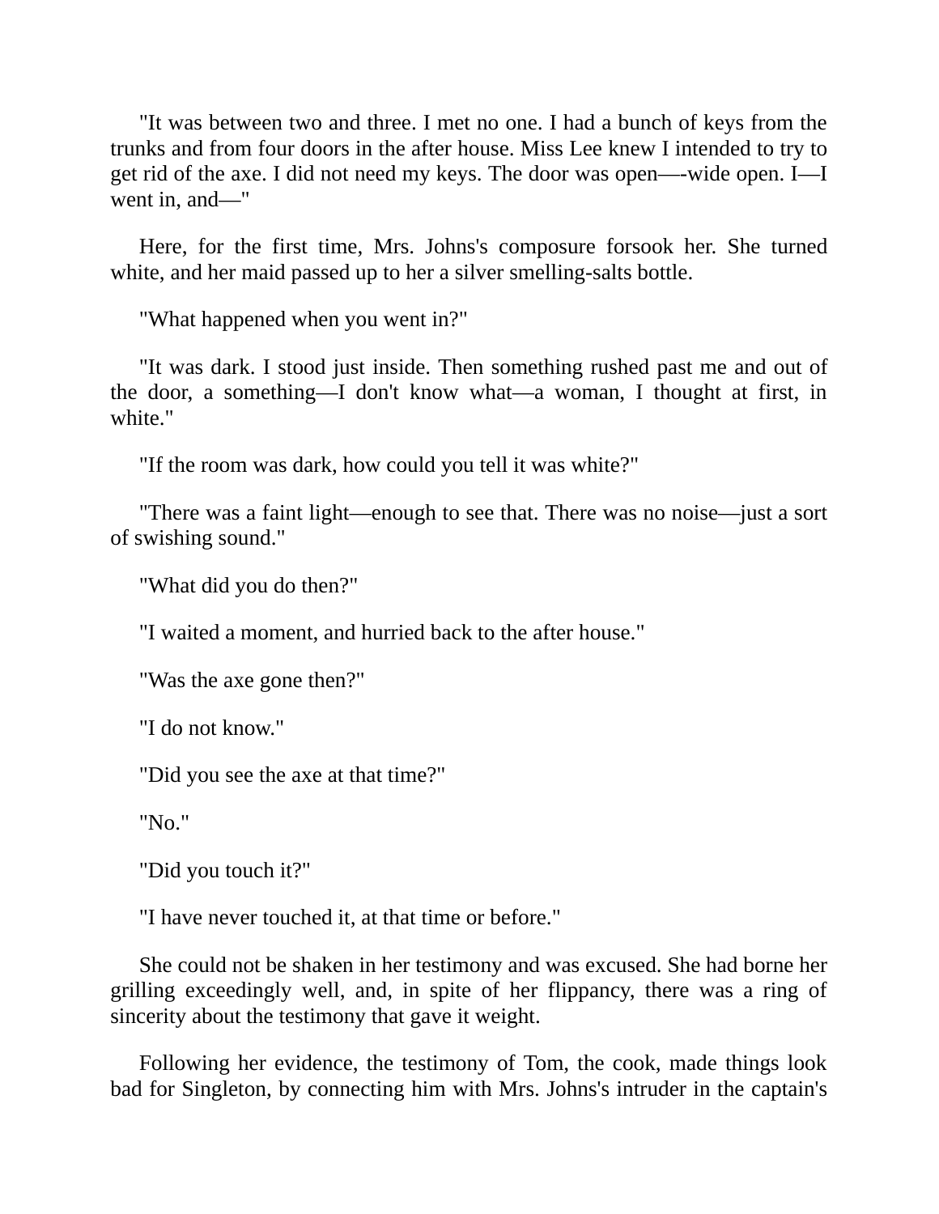"It was between two and three. I met no one. I had a bunch of keys from the trunks and from four doors in the after house. Miss Lee knew I intended to try to get rid of the axe. I did not need my keys. The door was open—-wide open. I—I went in, and—"

Here, for the first time, Mrs. Johns's composure forsook her. She turned white, and her maid passed up to her a silver smelling-salts bottle.

"What happened when you went in?"

"It was dark. I stood just inside. Then something rushed past me and out of the door, a something—I don't know what—a woman, I thought at first, in white."

"If the room was dark, how could you tell it was white?"

"There was a faint light—enough to see that. There was no noise—just a sort of swishing sound."

"What did you do then?"

"I waited a moment, and hurried back to the after house."

"Was the axe gone then?"

"I do not know."

"Did you see the axe at that time?"

"No."

"Did you touch it?"

"I have never touched it, at that time or before."

She could not be shaken in her testimony and was excused. She had borne her grilling exceedingly well, and, in spite of her flippancy, there was a ring of sincerity about the testimony that gave it weight.

Following her evidence, the testimony of Tom, the cook, made things look bad for Singleton, by connecting him with Mrs. Johns's intruder in the captain's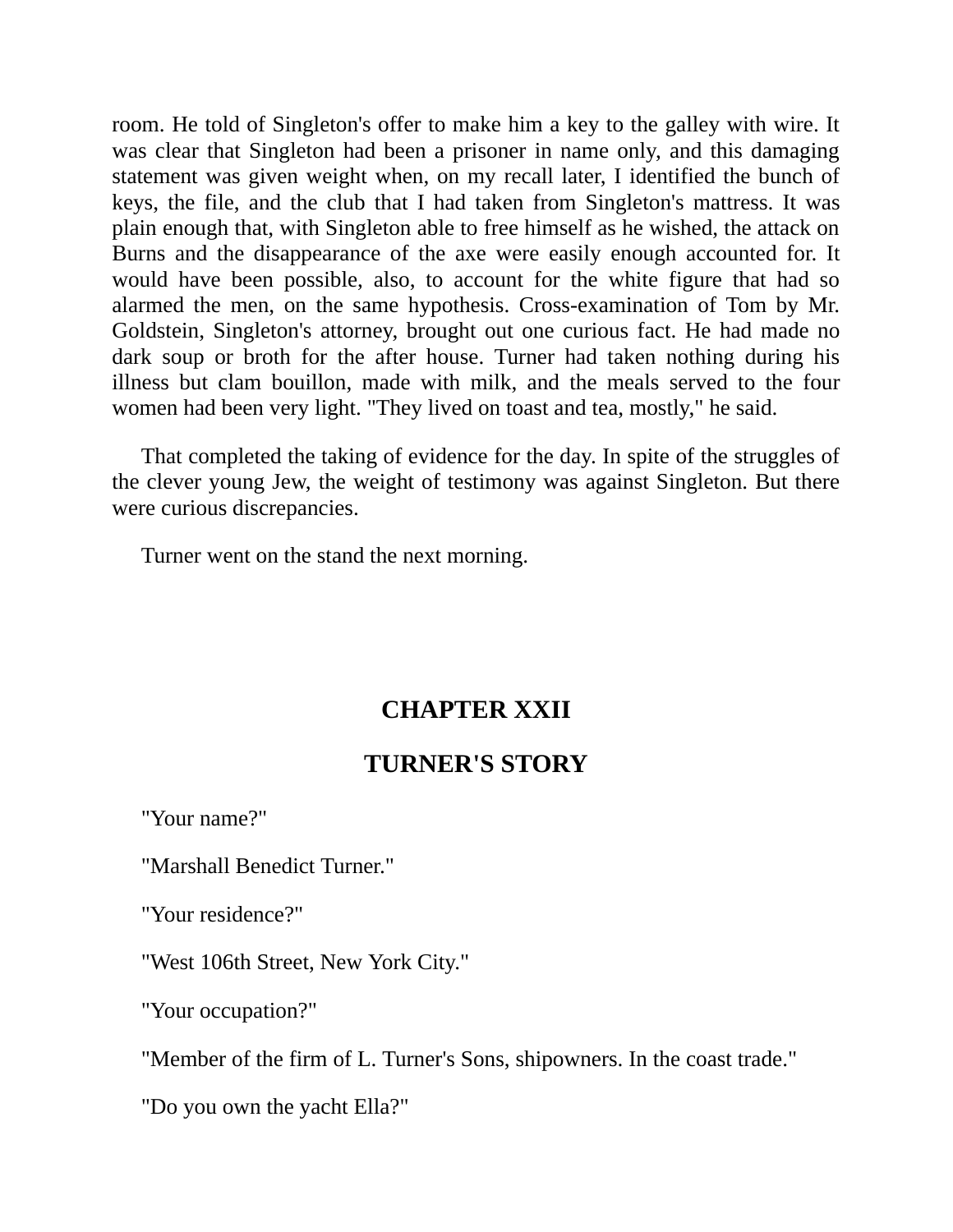room. He told of Singleton's offer to make him a key to the galley with wire. It was clear that Singleton had been a prisoner in name only, and this damaging statement was given weight when, on my recall later, I identified the bunch of keys, the file, and the club that I had taken from Singleton's mattress. It was plain enough that, with Singleton able to free himself as he wished, the attack on Burns and the disappearance of the axe were easily enough accounted for. It would have been possible, also, to account for the white figure that had so alarmed the men, on the same hypothesis. Cross-examination of Tom by Mr. Goldstein, Singleton's attorney, brought out one curious fact. He had made no dark soup or broth for the after house. Turner had taken nothing during his illness but clam bouillon, made with milk, and the meals served to the four women had been very light. "They lived on toast and tea, mostly," he said.

That completed the taking of evidence for the day. In spite of the struggles of the clever young Jew, the weight of testimony was against Singleton. But there were curious discrepancies.

Turner went on the stand the next morning.

## CHAPTER XXII

## TURNER'S STORY

"Your name?"

"Marshall Benedict Turner."

"Your residence?"

"West 106th Street, New York City."

"Your occupation?"

"Member of the firm of L. Turner's Sons, shipowners. In the coast trade."

"Do you own the yacht Ella?"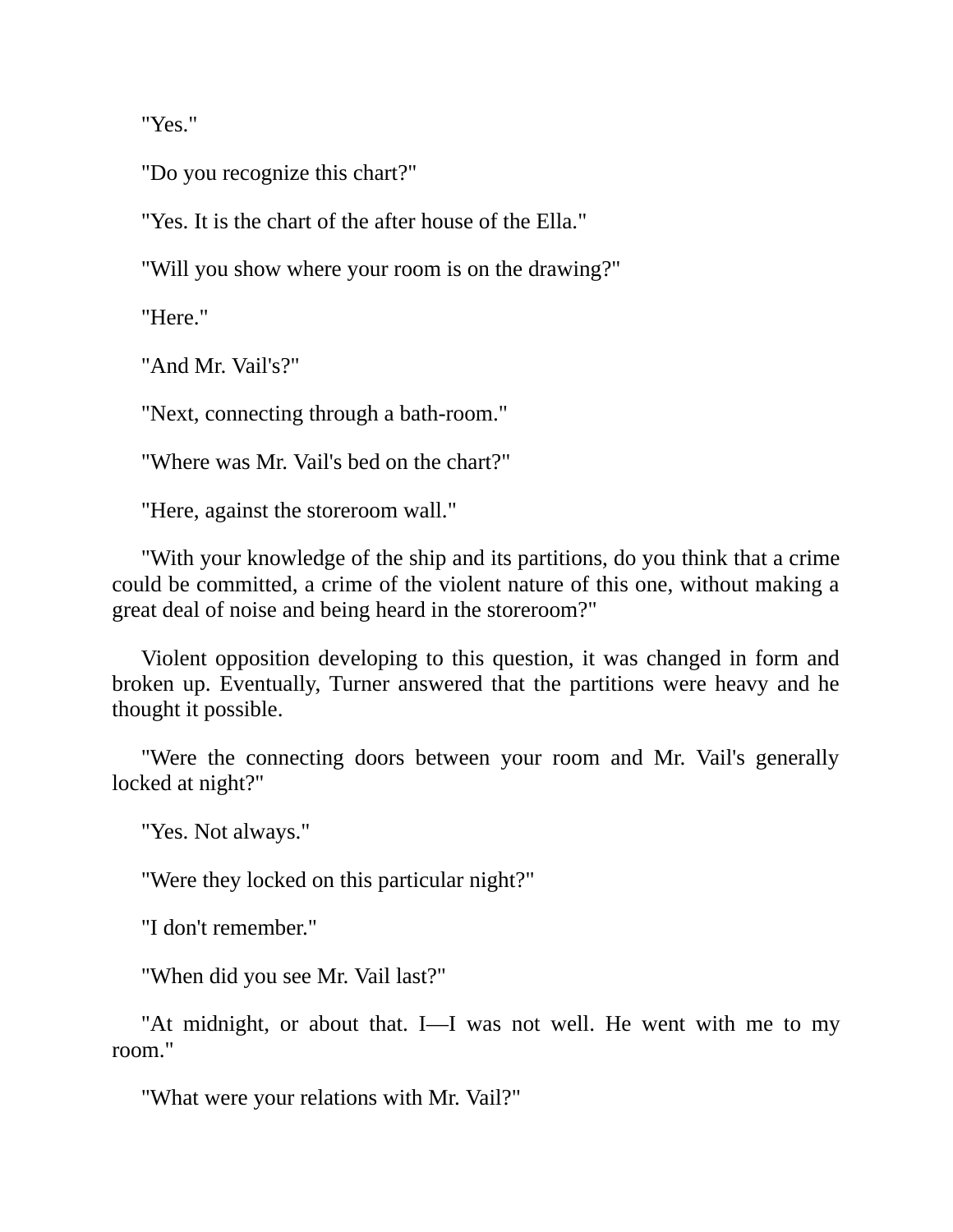"Yes."

"Do you recognize this chart?"

"Yes. It is the chart of the after house of the Ella."

"Will you show where your room is on the drawing?"

"Here."

"And Mr. Vail's?"

"Next, connecting through a bath-room."

"Where was Mr. Vail's bed on the chart?"

"Here, against the storeroom wall."

"With your knowledge of the ship and its partitions, do you think that a crime could be committed, a crime of the violent nature of this one, without making a great deal of noise and being heard in the storeroom?"

Violent opposition developing to this question, it was changed in form and broken up. Eventually, Turner answered that the partitions were heavy and he thought it possible.

"Were the connecting doors between your room and Mr. Vail's generally locked at night?"

"Yes. Not always."

"Were they locked on this particular night?"

"I don't remember."

"When did you see Mr. Vail last?"

"At midnight, or about that. I—I was not well. He went with me to my room."

"What were your relations with Mr. Vail?"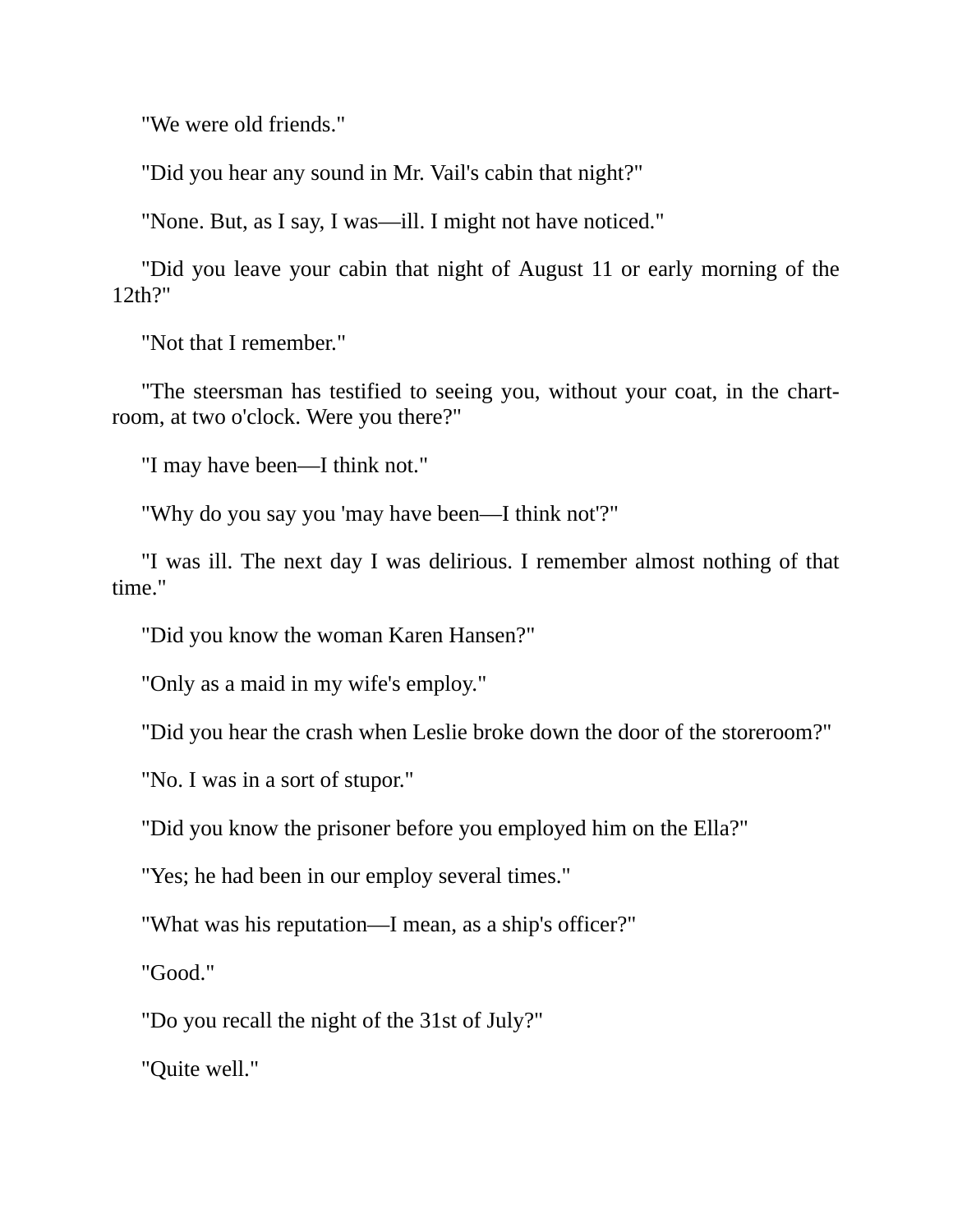"We were old friends."

"Did you hear any sound in Mr. Vail's cabin that night?"

"None. But, as I say, I was—ill. I might not have noticed."

"Did you leave your cabin that night of August 11 or early morning of the 12th?"

"Not that I remember."

"The steersman has testified to seeing you, without your coat, in the chart-room, at two o'clock. Were you there?"

"I may have been—I think not."

"Why do you say you 'may have been—I think not'?"

"I was ill. The next day I was delirious. I remember almost nothing of that time."

"Did you know the woman Karen Hansen?"

"Only as a maid in my wife's employ."

"Did you hear the crash when Leslie broke down the door of the storeroom?"

"No. I was in a sort of stupor."

"Did you know the prisoner before you employed him on the Ella?"

"Yes; he had been in our employ several times."

"What was his reputation—I mean, as a ship's officer?"

"Good."

"Do you recall the night of the 31st of July?"

"Quite well."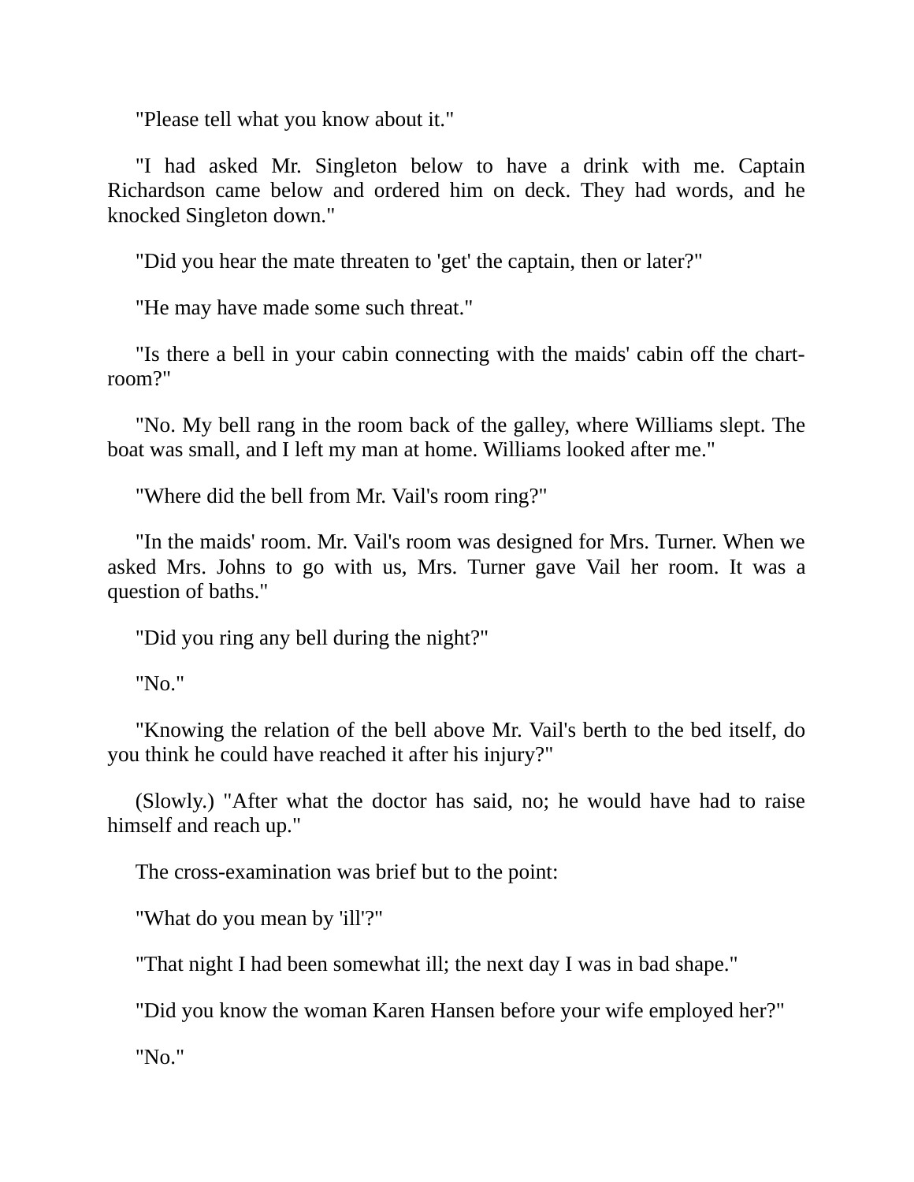"Please tell what you know about it."

"I had asked Mr. Singleton below to have a drink with me. Captain Richardson came below and ordered him on deck. They had words, and he knocked Singleton down."

"Did you hear the mate threaten to 'get' the captain, then or later?"

"He may have made some such threat."

"Is there a bell in your cabin connecting with the maids' cabin off the chart-room?"

"No. My bell rang in the room back of the galley, where Williams slept. The boat was small, and I left my man at home. Williams looked after me."

"Where did the bell from Mr. Vail's room ring?"

"In the maids' room. Mr. Vail's room was designed for Mrs. Turner. When we asked Mrs. Johns to go with us, Mrs. Turner gave Vail her room. It was a question of baths."

"Did you ring any bell during the night?"

"No."

"Knowing the relation of the bell above Mr. Vail's berth to the bed itself, do you think he could have reached it after his injury?"

(Slowly.) "After what the doctor has said, no; he would have had to raise himself and reach up."

The cross-examination was brief but to the point:

"What do you mean by 'ill'?"

"That night I had been somewhat ill; the next day I was in bad shape."

"Did you know the woman Karen Hansen before your wife employed her?"

"No."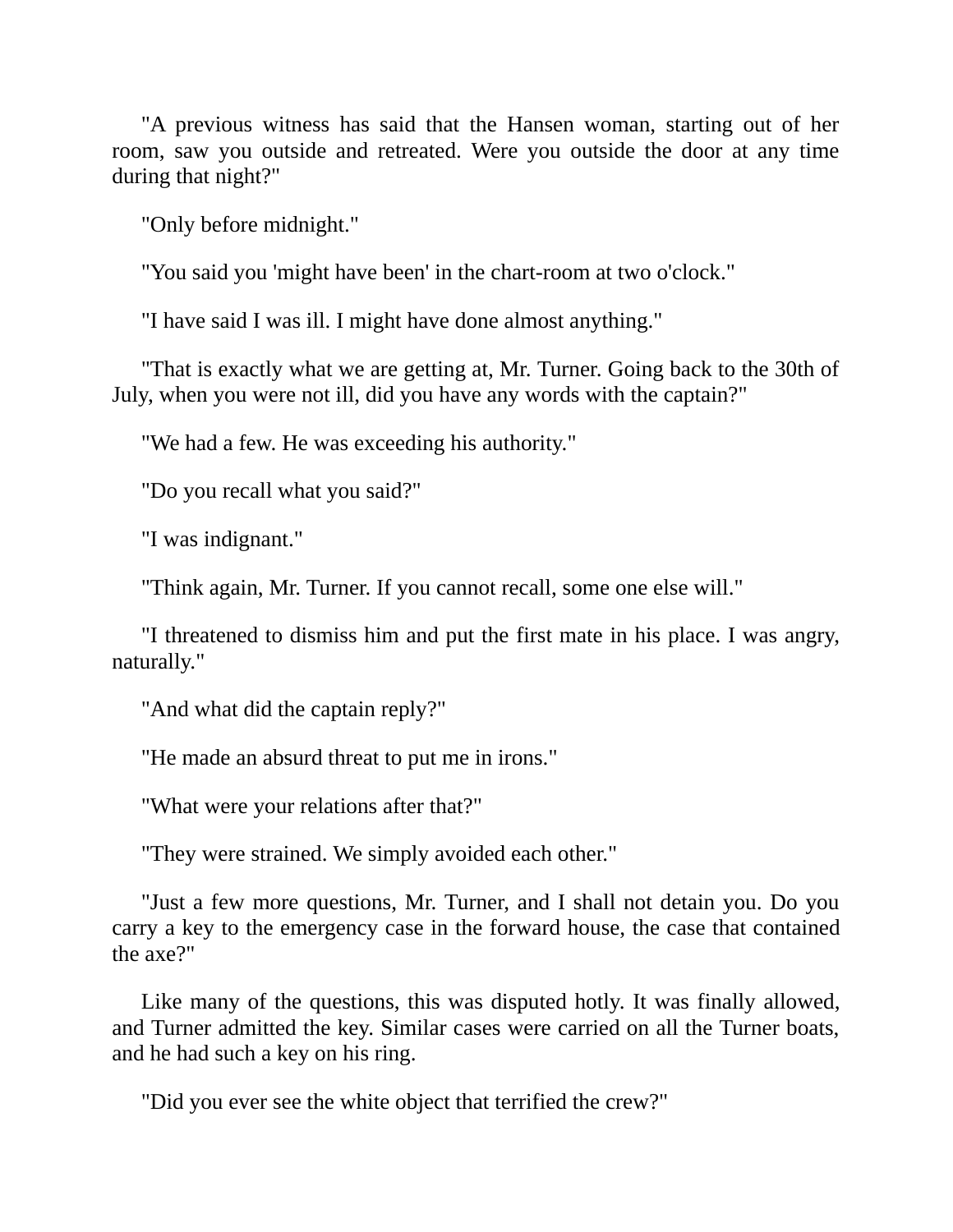"A previous witness has said that the Hansen woman, starting out of her room, saw you outside and retreated. Were you outside the door at any time during that night?"

"Only before midnight."

"You said you 'might have been' in the chart-room at two o'clock."

"I have said I was ill. I might have done almost anything."

"That is exactly what we are getting at, Mr. Turner. Going back to the 30th of July, when you were not ill, did you have any words with the captain?"

"We had a few. He was exceeding his authority."

"Do you recall what you said?"

"I was indignant."

"Think again, Mr. Turner. If you cannot recall, some one else will."

"I threatened to dismiss him and put the first mate in his place. I was angry, naturally."

"And what did the captain reply?"

"He made an absurd threat to put me in irons."

"What were your relations after that?"

"They were strained. We simply avoided each other."

"Just a few more questions, Mr. Turner, and I shall not detain you. Do you carry a key to the emergency case in the forward house, the case that contained the axe?"

Like many of the questions, this was disputed hotly. It was finally allowed, and Turner admitted the key. Similar cases were carried on all the Turner boats, and he had such a key on his ring.

"Did you ever see the white object that terrified the crew?"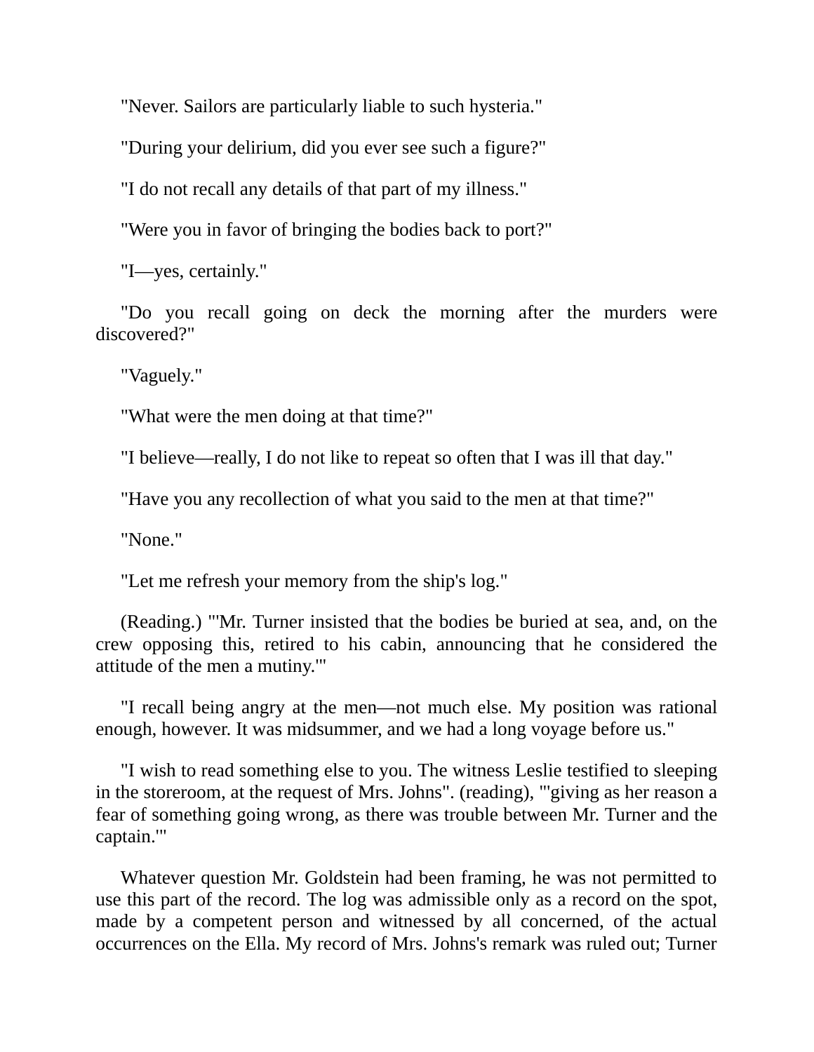"Never. Sailors are particularly liable to such hysteria."

"During your delirium, did you ever see such a figure?"

"I do not recall any details of that part of my illness."

"Were you in favor of bringing the bodies back to port?"

"I—yes, certainly."

"Do you recall going on deck the morning after the murders were discovered?"

"Vaguely."

"What were the men doing at that time?"

"I believe—really, I do not like to repeat so often that I was ill that day."

"Have you any recollection of what you said to the men at that time?"

"None."

"Let me refresh your memory from the ship's log."

(Reading.) "'Mr. Turner insisted that the bodies be buried at sea, and, on the crew opposing this, retired to his cabin, announcing that he considered the attitude of the men a mutiny.'"

"I recall being angry at the men—not much else. My position was rational enough, however. It was midsummer, and we had a long voyage before us."

"I wish to read something else to you. The witness Leslie testified to sleeping in the storeroom, at the request of Mrs. Johns". (reading), "'giving as her reason a fear of something going wrong, as there was trouble between Mr. Turner and the captain.'"

Whatever question Mr. Goldstein had been framing, he was not permitted to use this part of the record. The log was admissible only as a record on the spot, made by a competent person and witnessed by all concerned, of the actual occurrences on the Ella. My record of Mrs. Johns's remark was ruled out; Turner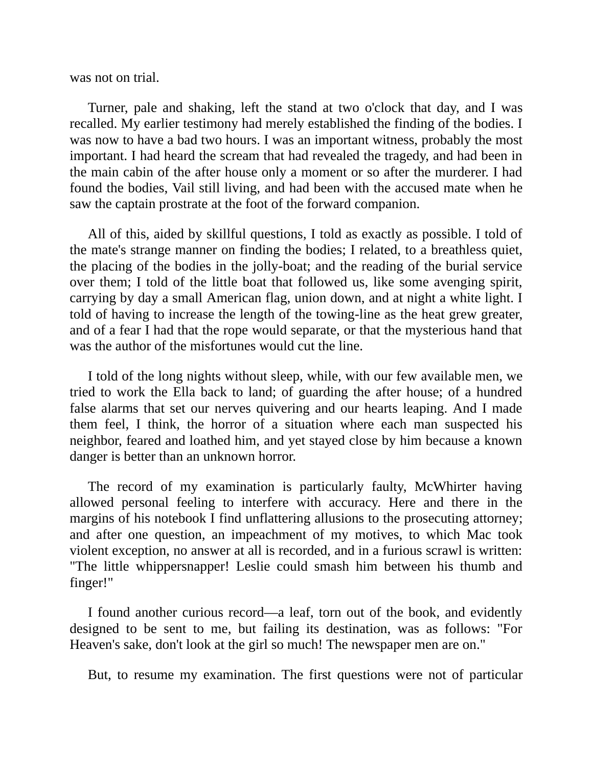was not on trial.

Turner, pale and shaking, left the stand at two o'clock that day, and I was recalled. My earlier testimony had merely established the finding of the bodies. I was now to have a bad two hours. I was an important witness, probably the most important. I had heard the scream that had revealed the tragedy, and had been in the main cabin of the after house only a moment or so after the murderer. I had found the bodies, Vail still living, and had been with the accused mate when he saw the captain prostrate at the foot of the forward companion.

All of this, aided by skillful questions, I told as exactly as possible. I told of the mate's strange manner on finding the bodies; I related, to a breathless quiet, the placing of the bodies in the jolly-boat; and the reading of the burial service over them; I told of the little boat that followed us, like some avenging spirit, carrying by day a small American flag, union down, and at night a white light. I told of having to increase the length of the towing-line as the heat grew greater, and of a fear I had that the rope would separate, or that the mysterious hand that was the author of the misfortunes would cut the line.

I told of the long nights without sleep, while, with our few available men, we tried to work the Ella back to land; of guarding the after house; of a hundred false alarms that set our nerves quivering and our hearts leaping. And I made them feel, I think, the horror of a situation where each man suspected his neighbor, feared and loathed him, and yet stayed close by him because a known danger is better than an unknown horror.

The record of my examination is particularly faulty, McWhirter having allowed personal feeling to interfere with accuracy. Here and there in the margins of his notebook I find unflattering allusions to the prosecuting attorney; and after one question, an impeachment of my motives, to which Mac took violent exception, no answer at all is recorded, and in a furious scrawl is written: "The little whippersnapper! Leslie could smash him between his thumb and finger!"

I found another curious record—a leaf, torn out of the book, and evidently designed to be sent to me, but failing its destination, was as follows: "For Heaven's sake, don't look at the girl so much! The newspaper men are on."

But, to resume my examination. The first questions were not of particular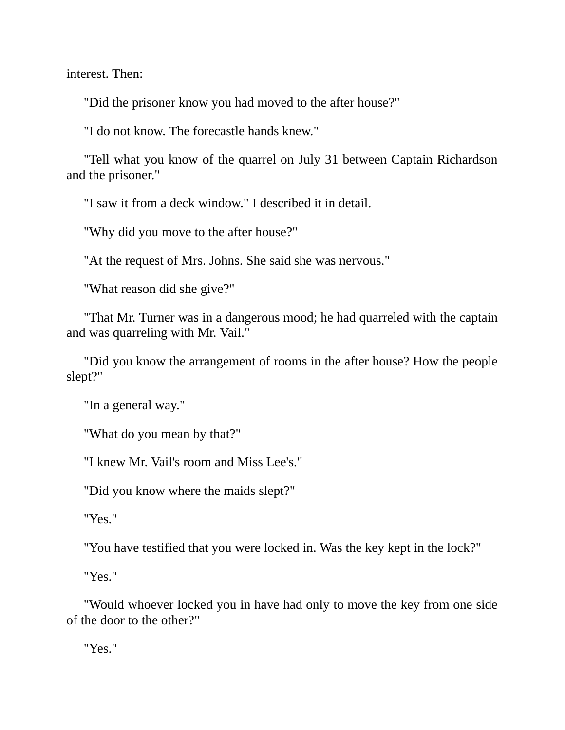interest. Then:

"Did the prisoner know you had moved to the after house?"

"I do not know. The forecastle hands knew."

"Tell what you know of the quarrel on July 31 between Captain Richardson and the prisoner."

"I saw it from a deck window." I described it in detail.

"Why did you move to the after house?"

"At the request of Mrs. Johns. She said she was nervous."

"What reason did she give?"

"That Mr. Turner was in a dangerous mood; he had quarreled with the captain and was quarreling with Mr. Vail."

"Did you know the arrangement of rooms in the after house? How the people slept?"

"In a general way."

"What do you mean by that?"

"I knew Mr. Vail's room and Miss Lee's."

"Did you know where the maids slept?"

"Yes."

"You have testified that you were locked in. Was the key kept in the lock?"

"Yes."

"Would whoever locked you in have had only to move the key from one side of the door to the other?"

"Yes."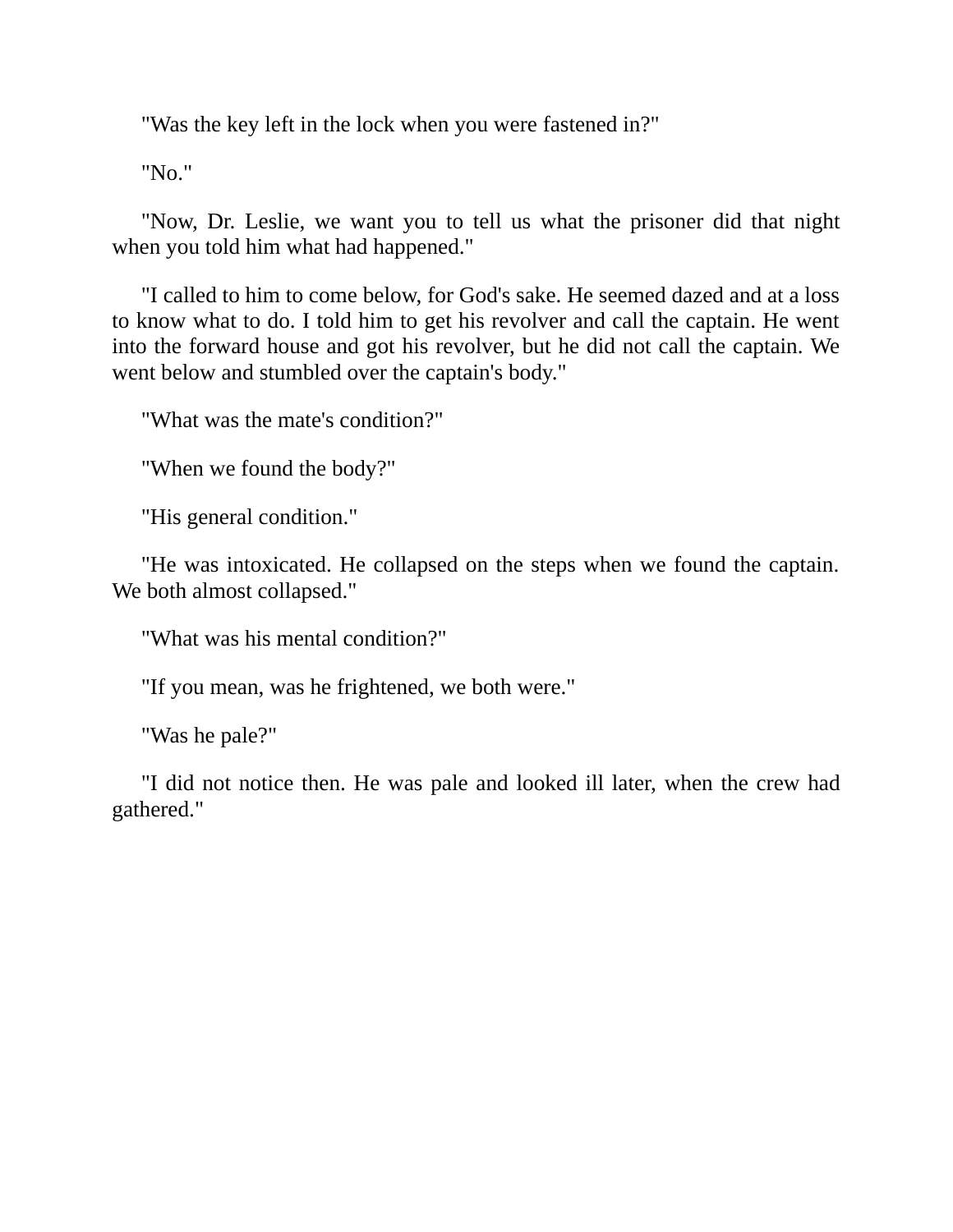"Was the key left in the lock when you were fastened in?"

"No."

"Now, Dr. Leslie, we want you to tell us what the prisoner did that night when you told him what had happened."

"I called to him to come below, for God's sake. He seemed dazed and at a loss to know what to do. I told him to get his revolver and call the captain. He went into the forward house and got his revolver, but he did not call the captain. We went below and stumbled over the captain's body."

"What was the mate's condition?"

"When we found the body?"

"His general condition."

"He was intoxicated. He collapsed on the steps when we found the captain. We both almost collapsed."

"What was his mental condition?"

"If you mean, was he frightened, we both were."

"Was he pale?"

"I did not notice then. He was pale and looked ill later, when the crew had gathered."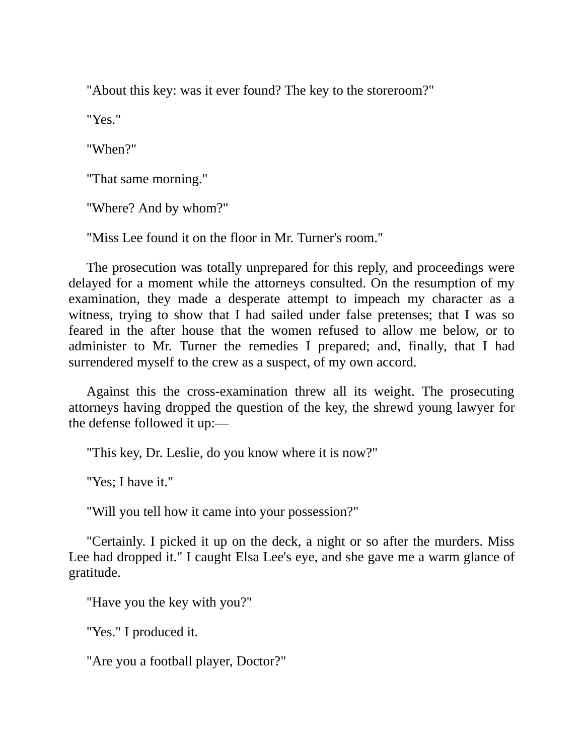"About this key: was it ever found? The key to the storeroom?"

"Yes."

"When?"

"That same morning."

"Where? And by whom?"

"Miss Lee found it on the floor in Mr. Turner's room."

The prosecution was totally unprepared for this reply, and proceedings were delayed for a moment while the attorneys consulted. On the resumption of my examination, they made a desperate attempt to impeach my character as a witness, trying to show that I had sailed under false pretenses; that I was so feared in the after house that the women refused to allow me below, or to administer to Mr. Turner the remedies I prepared; and, finally, that I had surrendered myself to the crew as a suspect, of my own accord.

Against this the cross-examination threw all its weight. The prosecuting attorneys having dropped the question of the key, the shrewd young lawyer for the defense followed it up:—

"This key, Dr. Leslie, do you know where it is now?"

"Yes; I have it."

"Will you tell how it came into your possession?"

"Certainly. I picked it up on the deck, a night or so after the murders. Miss Lee had dropped it." I caught Elsa Lee's eye, and she gave me a warm glance of gratitude.

"Have you the key with you?"

"Yes." I produced it.

"Are you a football player, Doctor?"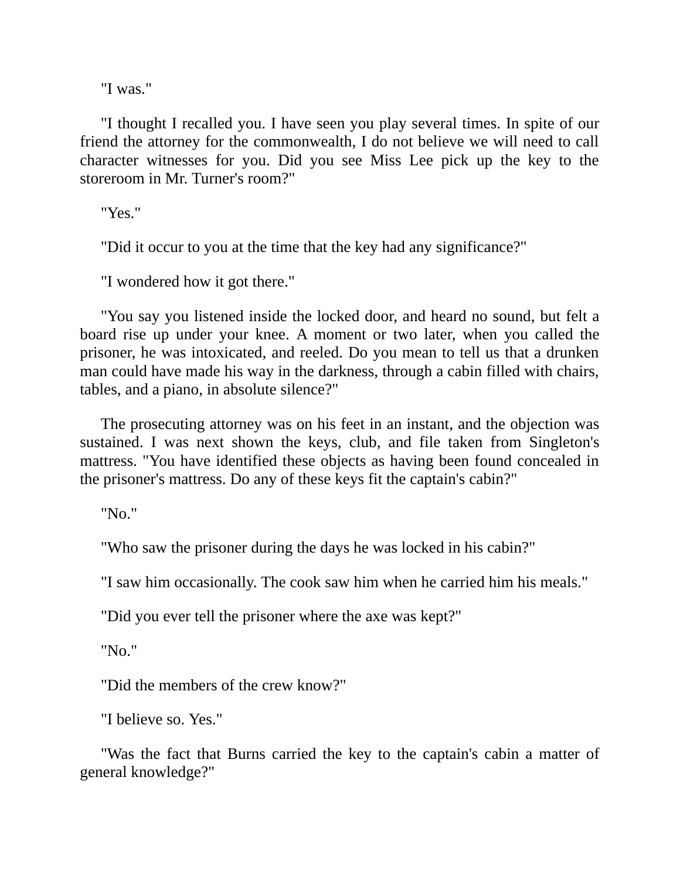"I was."

"I thought I recalled you. I have seen you play several times. In spite of our friend the attorney for the commonwealth, I do not believe we will need to call character witnesses for you. Did you see Miss Lee pick up the key to the storeroom in Mr. Turner's room?"

"Yes."

"Did it occur to you at the time that the key had any significance?"

"I wondered how it got there."

"You say you listened inside the locked door, and heard no sound, but felt a board rise up under your knee. A moment or two later, when you called the prisoner, he was intoxicated, and reeled. Do you mean to tell us that a drunken man could have made his way in the darkness, through a cabin filled with chairs, tables, and a piano, in absolute silence?"

The prosecuting attorney was on his feet in an instant, and the objection was sustained. I was next shown the keys, club, and file taken from Singleton's mattress. "You have identified these objects as having been found concealed in the prisoner's mattress. Do any of these keys fit the captain's cabin?"

"No."

"Who saw the prisoner during the days he was locked in his cabin?"

"I saw him occasionally. The cook saw him when he carried him his meals."

"Did you ever tell the prisoner where the axe was kept?"

"No."

"Did the members of the crew know?"

"I believe so. Yes."

"Was the fact that Burns carried the key to the captain's cabin a matter of general knowledge?"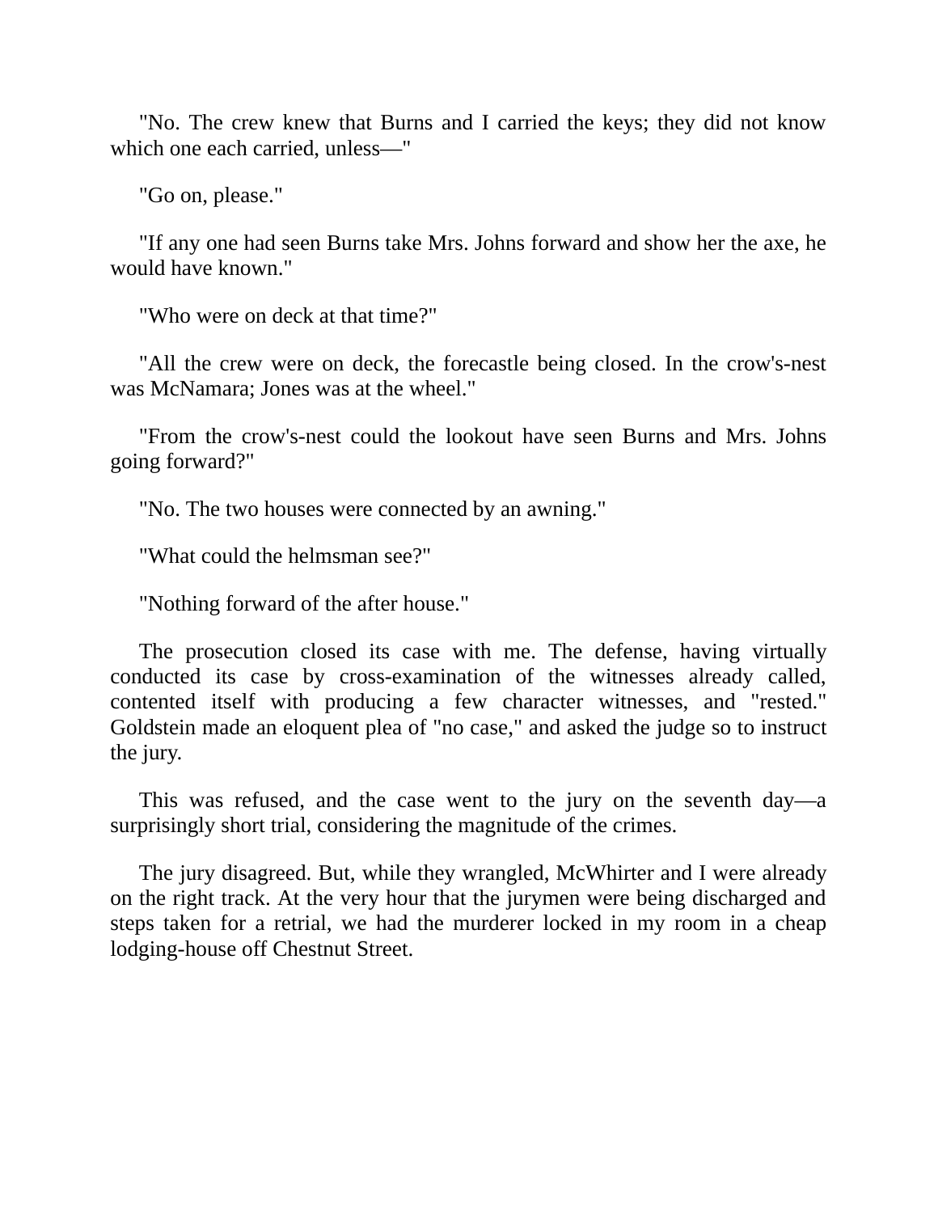"No. The crew knew that Burns and I carried the keys; they did not know which one each carried, unless—"

"Go on, please."

"If any one had seen Burns take Mrs. Johns forward and show her the axe, he would have known."

"Who were on deck at that time?"

"All the crew were on deck, the forecastle being closed. In the crow's-nest was McNamara; Jones was at the wheel."

"From the crow's-nest could the lookout have seen Burns and Mrs. Johns going forward?"

"No. The two houses were connected by an awning."

"What could the helmsman see?"

"Nothing forward of the after house."

The prosecution closed its case with me. The defense, having virtually conducted its case by cross-examination of the witnesses already called, contented itself with producing a few character witnesses, and "rested." Goldstein made an eloquent plea of "no case," and asked the judge so to instruct the jury.

This was refused, and the case went to the jury on the seventh day—a surprisingly short trial, considering the magnitude of the crimes.

The jury disagreed. But, while they wrangled, McWhirter and I were already on the right track. At the very hour that the jurymen were being discharged and steps taken for a retrial, we had the murderer locked in my room in a cheap lodging-house off Chestnut Street.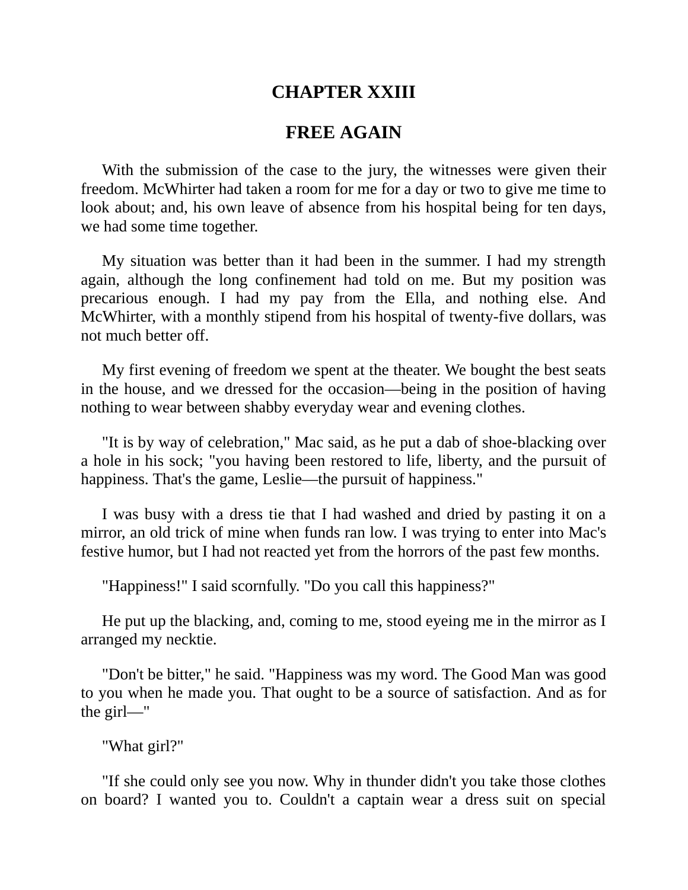## CHAPTER XXIII

## FREE AGAIN

With the submission of the case to the jury, the witnesses were given their freedom. McWhirter had taken a room for me for a day or two to give me time to look about; and, his own leave of absence from his hospital being for ten days, we had some time together.

My situation was better than it had been in the summer. I had my strength again, although the long confinement had told on me. But my position was precarious enough. I had my pay from the Ella, and nothing else. And McWhirter, with a monthly stipend from his hospital of twenty-five dollars, was not much better off.

My first evening of freedom we spent at the theater. We bought the best seats in the house, and we dressed for the occasion—being in the position of having nothing to wear between shabby everyday wear and evening clothes.

"It is by way of celebration," Mac said, as he put a dab of shoe-blacking over a hole in his sock; "you having been restored to life, liberty, and the pursuit of happiness. That's the game, Leslie—the pursuit of happiness."

I was busy with a dress tie that I had washed and dried by pasting it on a mirror, an old trick of mine when funds ran low. I was trying to enter into Mac's festive humor, but I had not reacted yet from the horrors of the past few months.

"Happiness!" I said scornfully. "Do you call this happiness?"

He put up the blacking, and, coming to me, stood eyeing me in the mirror as I arranged my necktie.

"Don't be bitter," he said. "Happiness was my word. The Good Man was good to you when he made you. That ought to be a source of satisfaction. And as for the girl—"

"What girl?"

"If she could only see you now. Why in thunder didn't you take those clothes on board? I wanted you to. Couldn't a captain wear a dress suit on special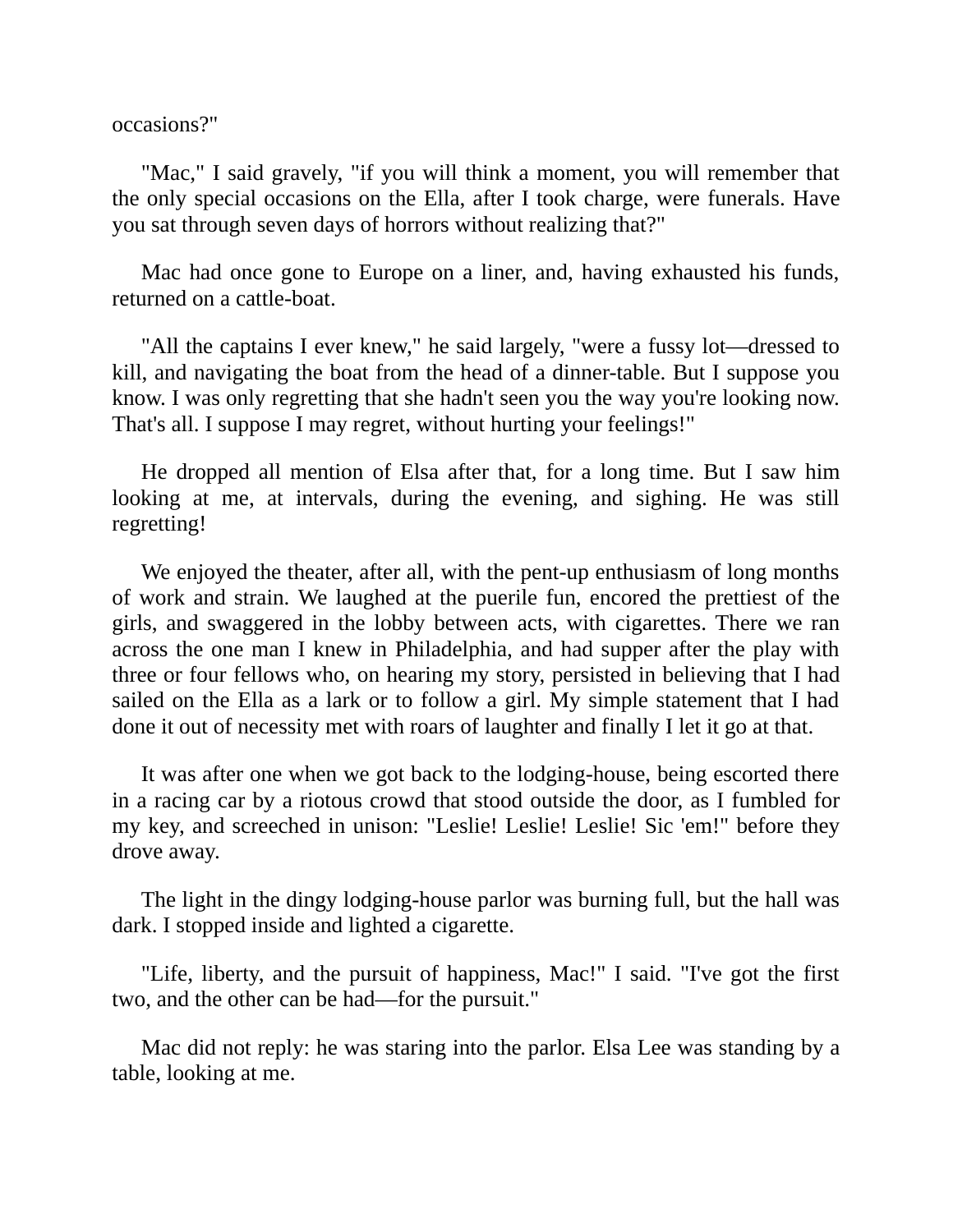occasions?"

"Mac," I said gravely, "if you will think a moment, you will remember that the only special occasions on the Ella, after I took charge, were funerals. Have you sat through seven days of horrors without realizing that?"

Mac had once gone to Europe on a liner, and, having exhausted his funds, returned on a cattle-boat.

"All the captains I ever knew," he said largely, "were a fussy lot—dressed to kill, and navigating the boat from the head of a dinner-table. But I suppose you know. I was only regretting that she hadn't seen you the way you're looking now. That's all. I suppose I may regret, without hurting your feelings!"

He dropped all mention of Elsa after that, for a long time. But I saw him looking at me, at intervals, during the evening, and sighing. He was still regretting!

We enjoyed the theater, after all, with the pent-up enthusiasm of long months of work and strain. We laughed at the puerile fun, encored the prettiest of the girls, and swaggered in the lobby between acts, with cigarettes. There we ran across the one man I knew in Philadelphia, and had supper after the play with three or four fellows who, on hearing my story, persisted in believing that I had sailed on the Ella as a lark or to follow a girl. My simple statement that I had done it out of necessity met with roars of laughter and finally I let it go at that.

It was after one when we got back to the lodging-house, being escorted there in a racing car by a riotous crowd that stood outside the door, as I fumbled for my key, and screeched in unison: "Leslie! Leslie! Leslie! Sic 'em!" before they drove away.

The light in the dingy lodging-house parlor was burning full, but the hall was dark. I stopped inside and lighted a cigarette.

"Life, liberty, and the pursuit of happiness, Mac!" I said. "I've got the first two, and the other can be had—for the pursuit."

Mac did not reply: he was staring into the parlor. Elsa Lee was standing by a table, looking at me.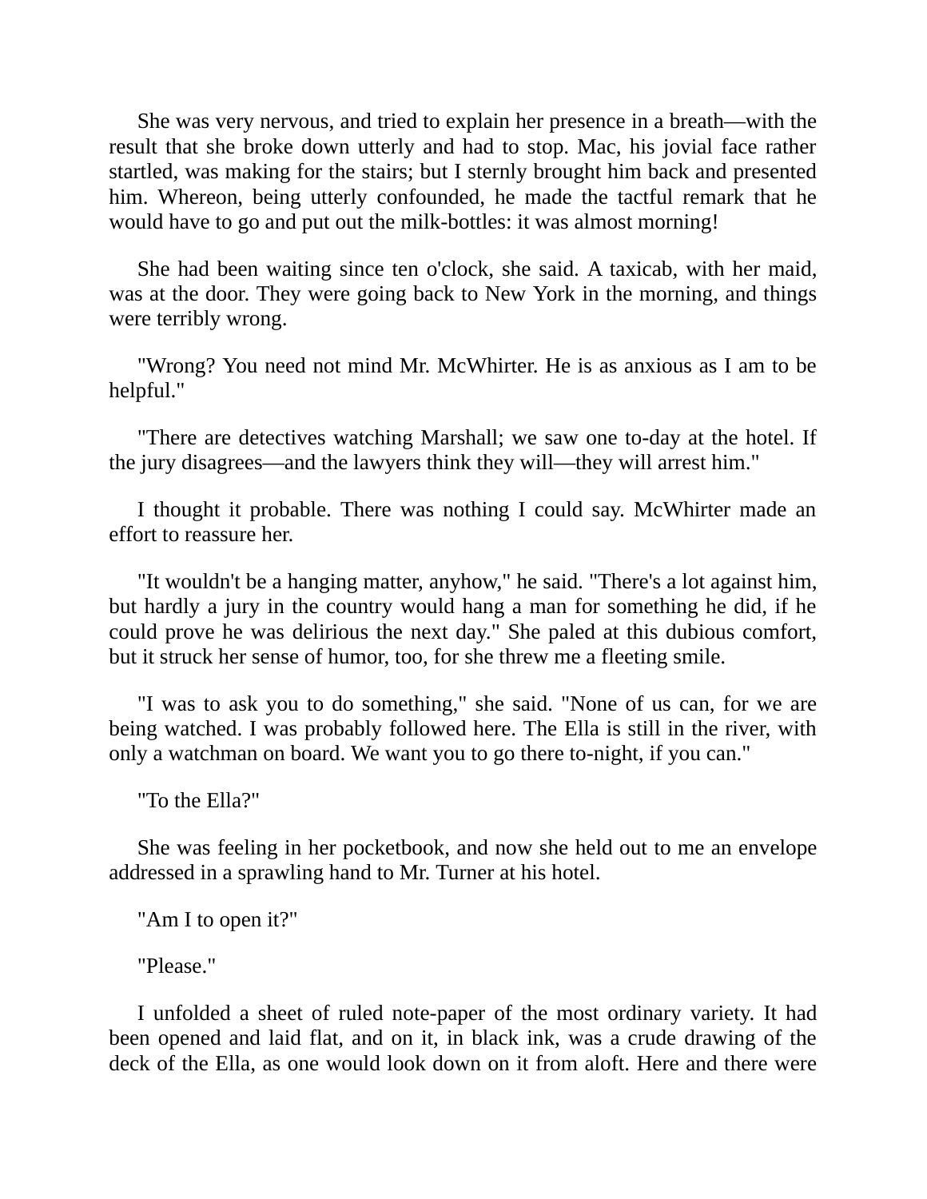She was very nervous, and tried to explain her presence in a breath—with the result that she broke down utterly and had to stop. Mac, his jovial face rather startled, was making for the stairs; but I sternly brought him back and presented him. Whereon, being utterly confounded, he made the tactful remark that he would have to go and put out the milk-bottles: it was almost morning!

She had been waiting since ten o'clock, she said. A taxicab, with her maid, was at the door. They were going back to New York in the morning, and things were terribly wrong.

"Wrong? You need not mind Mr. McWhirter. He is as anxious as I am to be helpful."

"There are detectives watching Marshall; we saw one to-day at the hotel. If the jury disagrees—and the lawyers think they will—they will arrest him."

I thought it probable. There was nothing I could say. McWhirter made an effort to reassure her.

"It wouldn't be a hanging matter, anyhow," he said. "There's a lot against him, but hardly a jury in the country would hang a man for something he did, if he could prove he was delirious the next day." She paled at this dubious comfort, but it struck her sense of humor, too, for she threw me a fleeting smile.

"I was to ask you to do something," she said. "None of us can, for we are being watched. I was probably followed here. The Ella is still in the river, with only a watchman on board. We want you to go there to-night, if you can."

"To the Ella?"

She was feeling in her pocketbook, and now she held out to me an envelope addressed in a sprawling hand to Mr. Turner at his hotel.

"Am I to open it?"

"Please."

I unfolded a sheet of ruled note-paper of the most ordinary variety. It had been opened and laid flat, and on it, in black ink, was a crude drawing of the deck of the Ella, as one would look down on it from aloft. Here and there were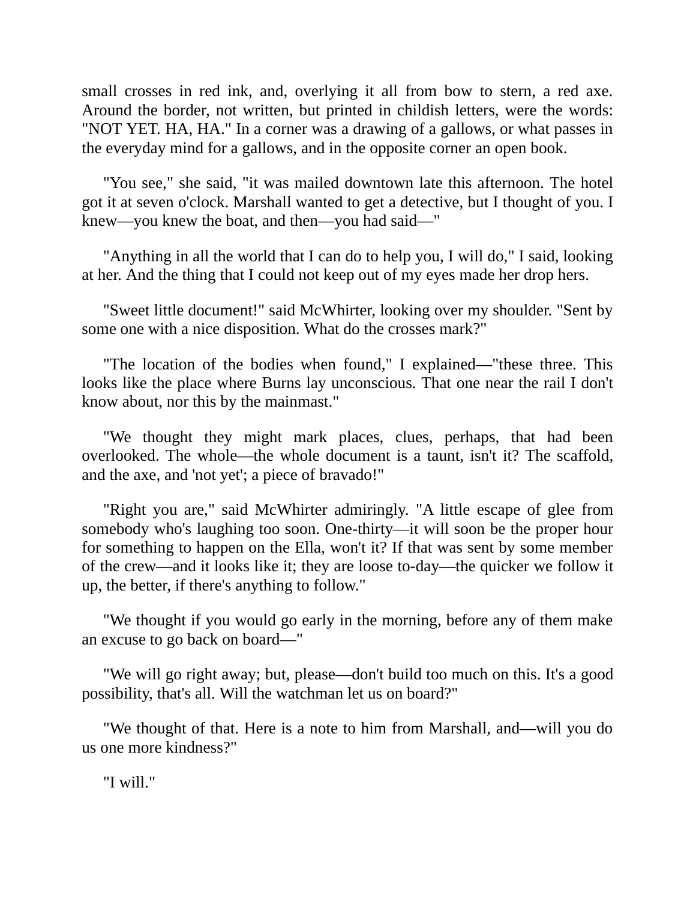small crosses in red ink, and, overlying it all from bow to stern, a red axe. Around the border, not written, but printed in childish letters, were the words: "NOT YET. HA, HA." In a corner was a drawing of a gallows, or what passes in the everyday mind for a gallows, and in the opposite corner an open book.

"You see," she said, "it was mailed downtown late this afternoon. The hotel got it at seven o'clock. Marshall wanted to get a detective, but I thought of you. I knew—you knew the boat, and then—you had said—"

"Anything in all the world that I can do to help you, I will do," I said, looking at her. And the thing that I could not keep out of my eyes made her drop hers.

"Sweet little document!" said McWhirter, looking over my shoulder. "Sent by some one with a nice disposition. What do the crosses mark?"

"The location of the bodies when found," I explained—"these three. This looks like the place where Burns lay unconscious. That one near the rail I don't know about, nor this by the mainmast."

"We thought they might mark places, clues, perhaps, that had been overlooked. The whole—the whole document is a taunt, isn't it? The scaffold, and the axe, and 'not yet'; a piece of bravado!"

"Right you are," said McWhirter admiringly. "A little escape of glee from somebody who's laughing too soon. One-thirty—it will soon be the proper hour for something to happen on the Ella, won't it? If that was sent by some member of the crew—and it looks like it; they are loose to-day—the quicker we follow it up, the better, if there's anything to follow."

"We thought if you would go early in the morning, before any of them make an excuse to go back on board—"

"We will go right away; but, please—don't build too much on this. It's a good possibility, that's all. Will the watchman let us on board?"

"We thought of that. Here is a note to him from Marshall, and—will you do us one more kindness?"

"I will."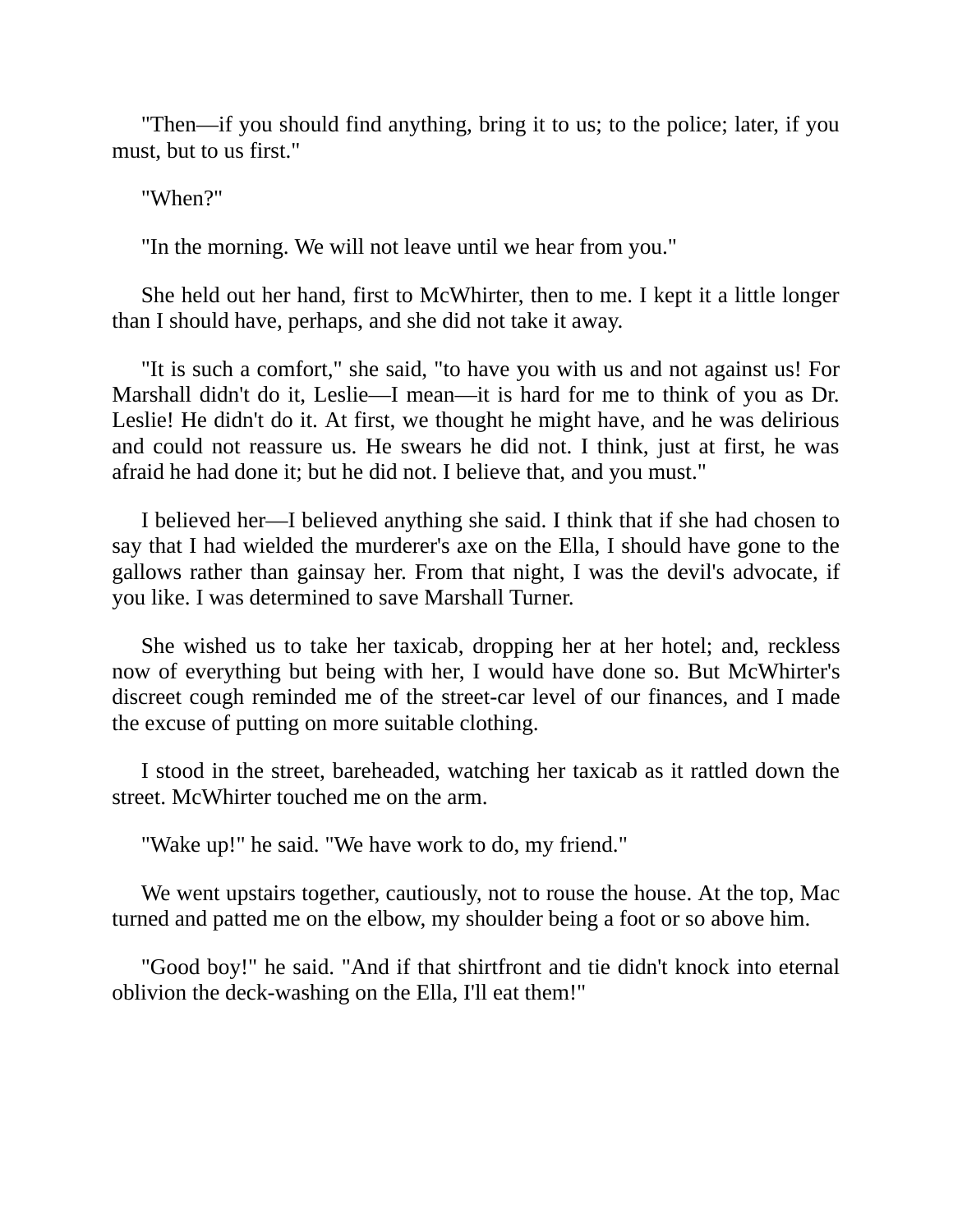"Then—if you should find anything, bring it to us; to the police; later, if you must, but to us first."

"When?"

"In the morning. We will not leave until we hear from you."

She held out her hand, first to McWhirter, then to me. I kept it a little longer than I should have, perhaps, and she did not take it away.

"It is such a comfort," she said, "to have you with us and not against us! For Marshall didn't do it, Leslie—I mean—it is hard for me to think of you as Dr. Leslie! He didn't do it. At first, we thought he might have, and he was delirious and could not reassure us. He swears he did not. I think, just at first, he was afraid he had done it; but he did not. I believe that, and you must."

I believed her—I believed anything she said. I think that if she had chosen to say that I had wielded the murderer's axe on the Ella, I should have gone to the gallows rather than gainsay her. From that night, I was the devil's advocate, if you like. I was determined to save Marshall Turner.

She wished us to take her taxicab, dropping her at her hotel; and, reckless now of everything but being with her, I would have done so. But McWhirter's discreet cough reminded me of the street-car level of our finances, and I made the excuse of putting on more suitable clothing.

I stood in the street, bareheaded, watching her taxicab as it rattled down the street. McWhirter touched me on the arm.

"Wake up!" he said. "We have work to do, my friend."

We went upstairs together, cautiously, not to rouse the house. At the top, Mac turned and patted me on the elbow, my shoulder being a foot or so above him.

"Good boy!" he said. "And if that shirtfront and tie didn't knock into eternal oblivion the deck-washing on the Ella, I'll eat them!"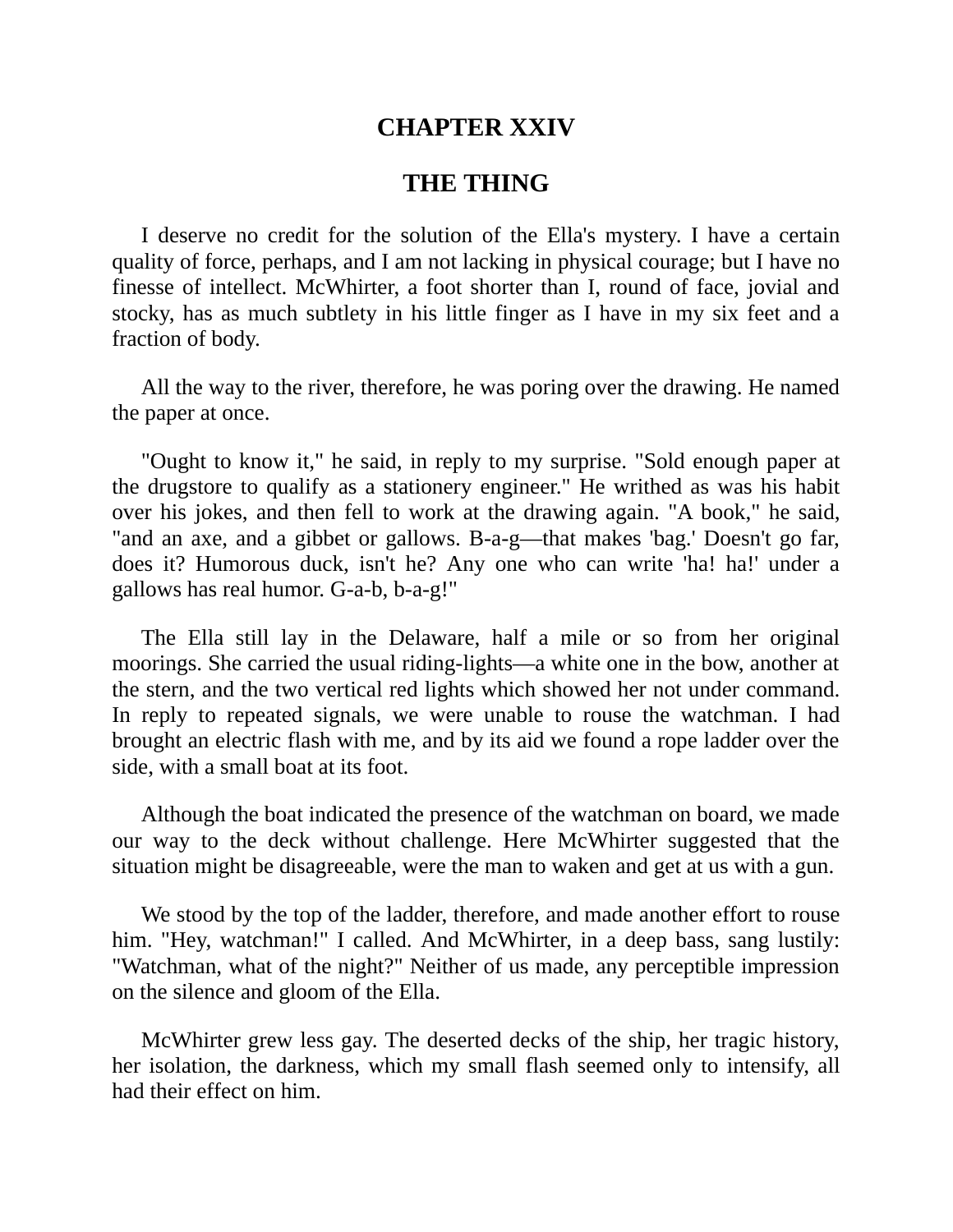# CHAPTER XXIV

## THE THING

I deserve no credit for the solution of the Ella's mystery. I have a certain quality of force, perhaps, and I am not lacking in physical courage; but I have no finesse of intellect. McWhirter, a foot shorter than I, round of face, jovial and stocky, has as much subtlety in his little finger as I have in my six feet and a fraction of body.

All the way to the river, therefore, he was poring over the drawing. He named the paper at once.

"Ought to know it," he said, in reply to my surprise. "Sold enough paper at the drugstore to qualify as a stationery engineer." He writhed as was his habit over his jokes, and then fell to work at the drawing again. "A book," he said, "and an axe, and a gibbet or gallows. B-a-g—that makes 'bag.' Doesn't go far, does it? Humorous duck, isn't he? Any one who can write 'ha! ha!' under a gallows has real humor. G-a-b, b-a-g!"

The Ella still lay in the Delaware, half a mile or so from her original moorings. She carried the usual riding-lights—a white one in the bow, another at the stern, and the two vertical red lights which showed her not under command. In reply to repeated signals, we were unable to rouse the watchman. I had brought an electric flash with me, and by its aid we found a rope ladder over the side, with a small boat at its foot.

Although the boat indicated the presence of the watchman on board, we made our way to the deck without challenge. Here McWhirter suggested that the situation might be disagreeable, were the man to waken and get at us with a gun.

We stood by the top of the ladder, therefore, and made another effort to rouse him. "Hey, watchman!" I called. And McWhirter, in a deep bass, sang lustily: "Watchman, what of the night?" Neither of us made, any perceptible impression on the silence and gloom of the Ella.

McWhirter grew less gay. The deserted decks of the ship, her tragic history, her isolation, the darkness, which my small flash seemed only to intensify, all had their effect on him.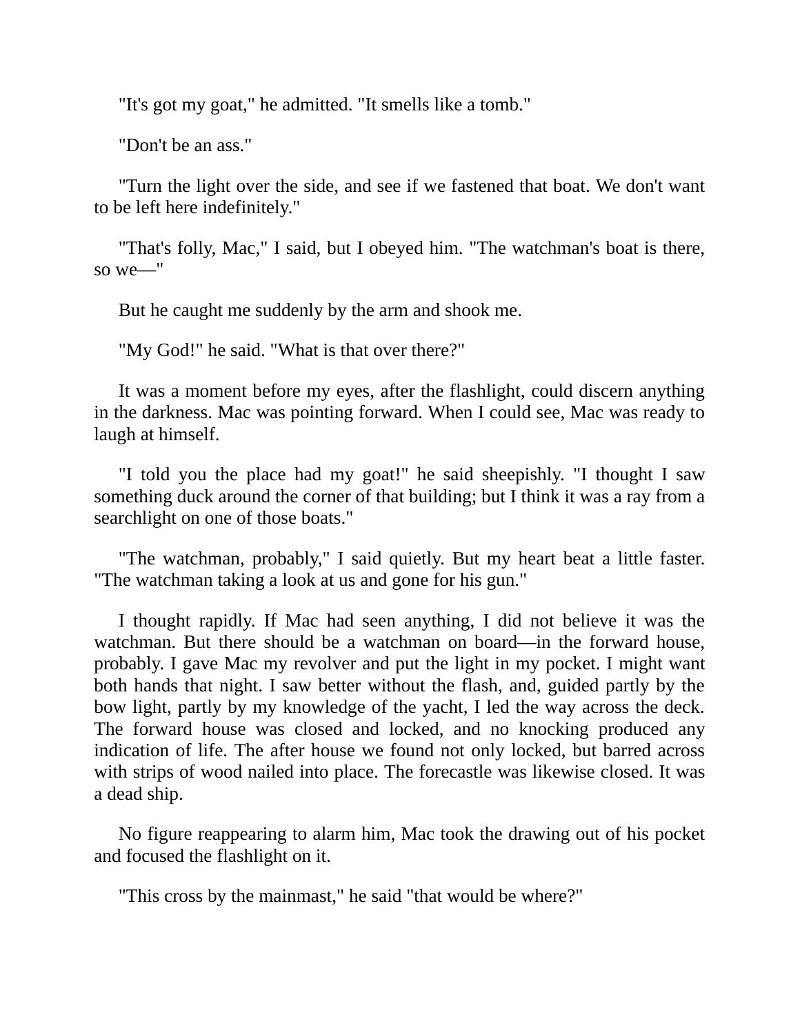"It's got my goat," he admitted. "It smells like a tomb."

"Don't be an ass."

"Turn the light over the side, and see if we fastened that boat. We don't want to be left here indefinitely."

"That's folly, Mac," I said, but I obeyed him. "The watchman's boat is there, so we—"

But he caught me suddenly by the arm and shook me.

"My God!" he said. "What is that over there?"

It was a moment before my eyes, after the flashlight, could discern anything in the darkness. Mac was pointing forward. When I could see, Mac was ready to laugh at himself.

"I told you the place had my goat!" he said sheepishly. "I thought I saw something duck around the corner of that building; but I think it was a ray from a searchlight on one of those boats."

"The watchman, probably," I said quietly. But my heart beat a little faster. "The watchman taking a look at us and gone for his gun."

I thought rapidly. If Mac had seen anything, I did not believe it was the watchman. But there should be a watchman on board—in the forward house, probably. I gave Mac my revolver and put the light in my pocket. I might want both hands that night. I saw better without the flash, and, guided partly by the bow light, partly by my knowledge of the yacht, I led the way across the deck. The forward house was closed and locked, and no knocking produced any indication of life. The after house we found not only locked, but barred across with strips of wood nailed into place. The forecastle was likewise closed. It was a dead ship.

No figure reappearing to alarm him, Mac took the drawing out of his pocket and focused the flashlight on it.

"This cross by the mainmast," he said "that would be where?"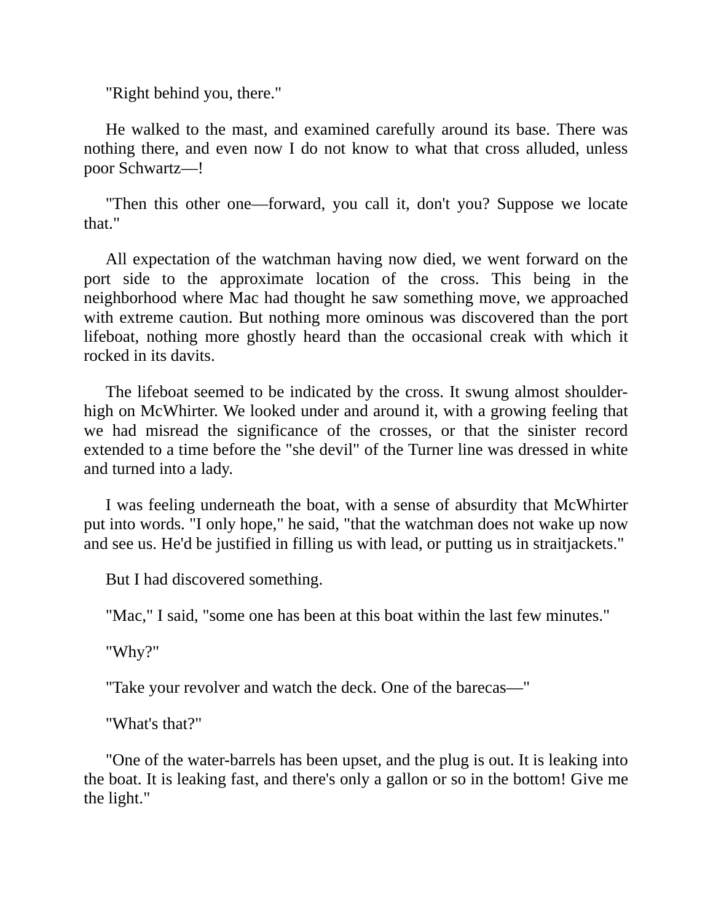"Right behind you, there."

He walked to the mast, and examined carefully around its base. There was nothing there, and even now I do not know to what that cross alluded, unless poor Schwartz—!

"Then this other one—forward, you call it, don't you? Suppose we locate that."

All expectation of the watchman having now died, we went forward on the port side to the approximate location of the cross. This being in the neighborhood where Mac had thought he saw something move, we approached with extreme caution. But nothing more ominous was discovered than the port lifeboat, nothing more ghostly heard than the occasional creak with which it rocked in its davits.

The lifeboat seemed to be indicated by the cross. It swung almost shoulder-high on McWhirter. We looked under and around it, with a growing feeling that we had misread the significance of the crosses, or that the sinister record extended to a time before the "she devil" of the Turner line was dressed in white and turned into a lady.

I was feeling underneath the boat, with a sense of absurdity that McWhirter put into words. "I only hope," he said, "that the watchman does not wake up now and see us. He'd be justified in filling us with lead, or putting us in straitjackets."

But I had discovered something.

"Mac," I said, "some one has been at this boat within the last few minutes."

"Why?"

"Take your revolver and watch the deck. One of the barecas—"

"What's that?"

"One of the water-barrels has been upset, and the plug is out. It is leaking into the boat. It is leaking fast, and there's only a gallon or so in the bottom! Give me the light."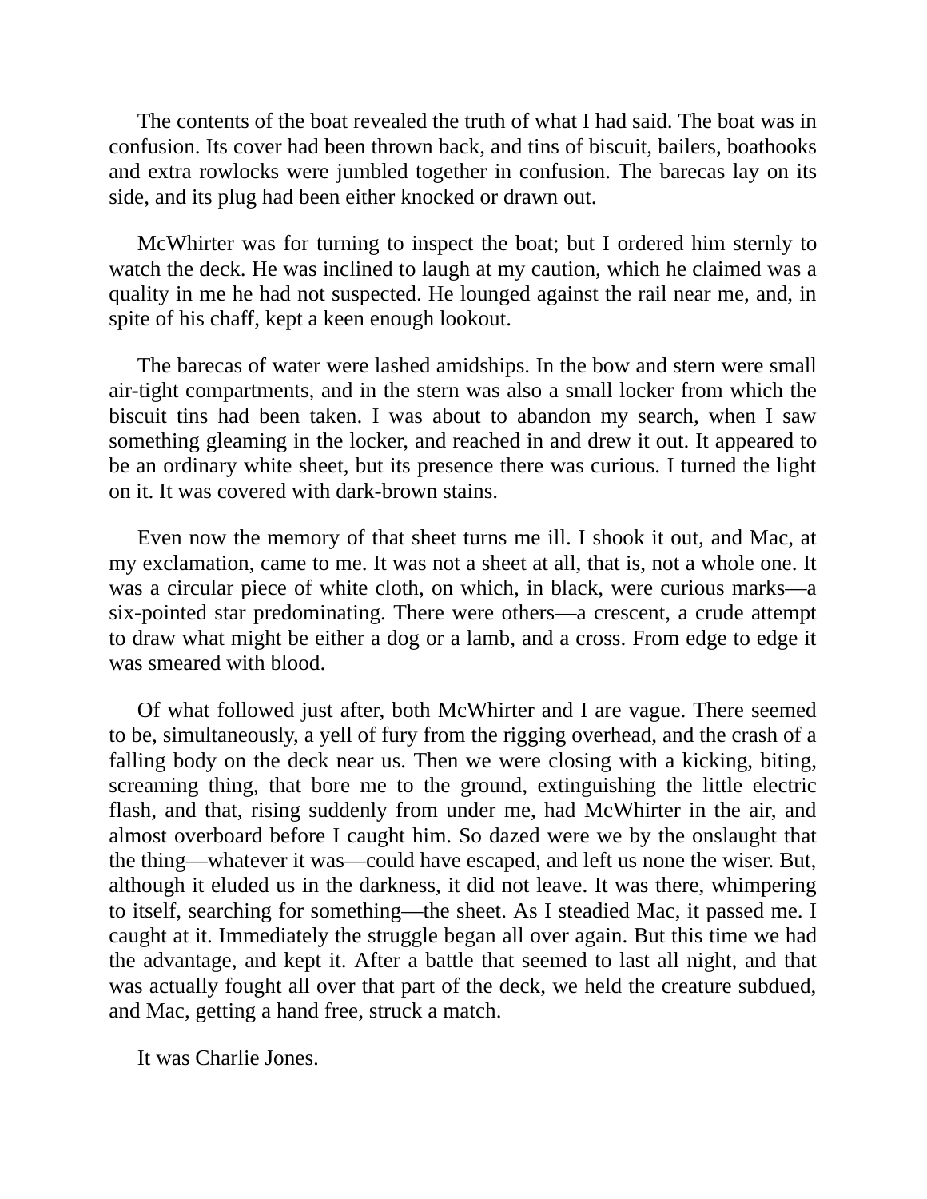The contents of the boat revealed the truth of what I had said. The boat was in confusion. Its cover had been thrown back, and tins of biscuit, bailers, boathooks and extra rowlocks were jumbled together in confusion. The barecas lay on its side, and its plug had been either knocked or drawn out.

McWhirter was for turning to inspect the boat; but I ordered him sternly to watch the deck. He was inclined to laugh at my caution, which he claimed was a quality in me he had not suspected. He lounged against the rail near me, and, in spite of his chaff, kept a keen enough lookout.

The barecas of water were lashed amidships. In the bow and stern were small air-tight compartments, and in the stern was also a small locker from which the biscuit tins had been taken. I was about to abandon my search, when I saw something gleaming in the locker, and reached in and drew it out. It appeared to be an ordinary white sheet, but its presence there was curious. I turned the light on it. It was covered with dark-brown stains.

Even now the memory of that sheet turns me ill. I shook it out, and Mac, at my exclamation, came to me. It was not a sheet at all, that is, not a whole one. It was a circular piece of white cloth, on which, in black, were curious marks—a six-pointed star predominating. There were others—a crescent, a crude attempt to draw what might be either a dog or a lamb, and a cross. From edge to edge it was smeared with blood.

Of what followed just after, both McWhirter and I are vague. There seemed to be, simultaneously, a yell of fury from the rigging overhead, and the crash of a falling body on the deck near us. Then we were closing with a kicking, biting, screaming thing, that bore me to the ground, extinguishing the little electric flash, and that, rising suddenly from under me, had McWhirter in the air, and almost overboard before I caught him. So dazed were we by the onslaught that the thing—whatever it was—could have escaped, and left us none the wiser. But, although it eluded us in the darkness, it did not leave. It was there, whimpering to itself, searching for something—the sheet. As I steadied Mac, it passed me. I caught at it. Immediately the struggle began all over again. But this time we had the advantage, and kept it. After a battle that seemed to last all night, and that was actually fought all over that part of the deck, we held the creature subdued, and Mac, getting a hand free, struck a match.

It was Charlie Jones.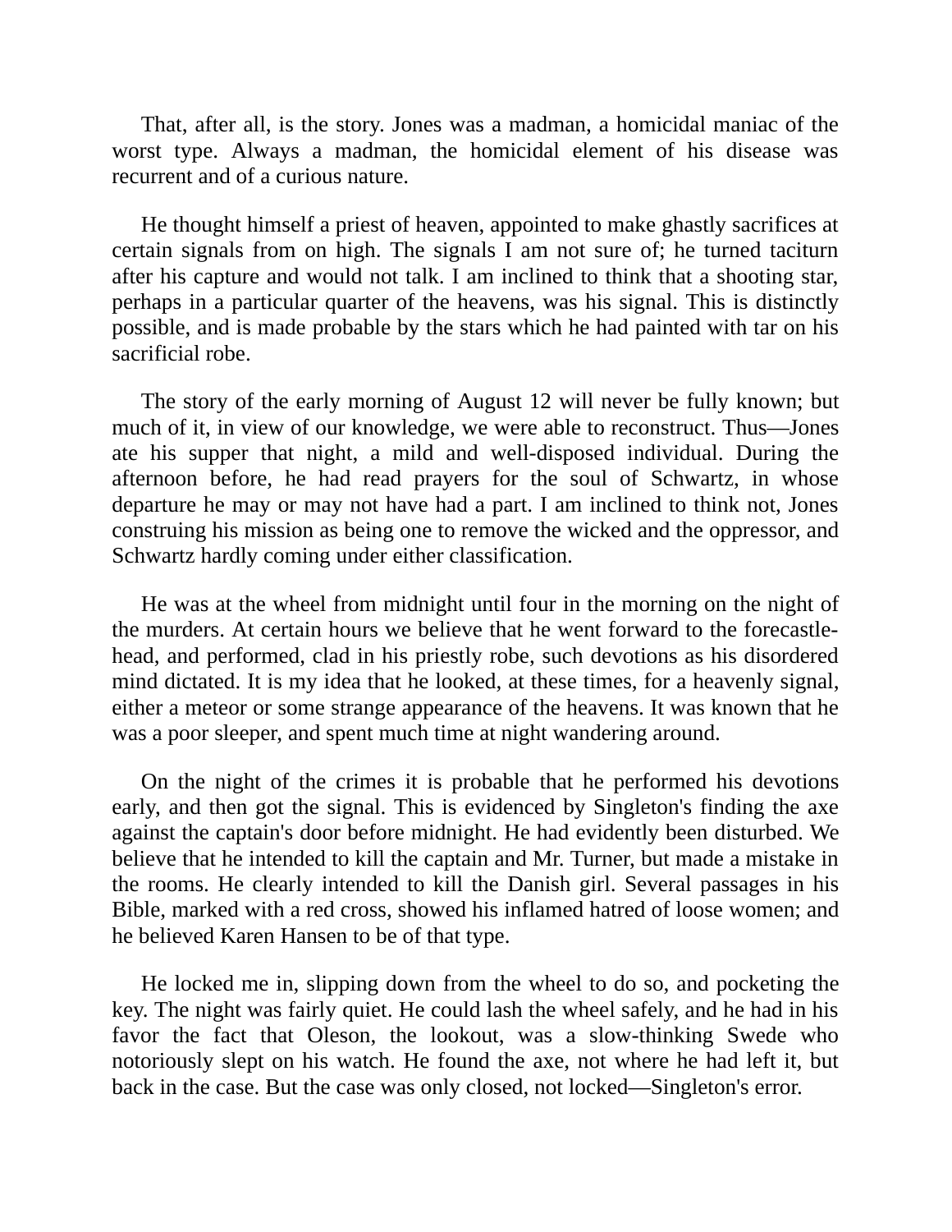That, after all, is the story. Jones was a madman, a homicidal maniac of the worst type. Always a madman, the homicidal element of his disease was recurrent and of a curious nature.

He thought himself a priest of heaven, appointed to make ghastly sacrifices at certain signals from on high. The signals I am not sure of; he turned taciturn after his capture and would not talk. I am inclined to think that a shooting star, perhaps in a particular quarter of the heavens, was his signal. This is distinctly possible, and is made probable by the stars which he had painted with tar on his sacrificial robe.

The story of the early morning of August 12 will never be fully known; but much of it, in view of our knowledge, we were able to reconstruct. Thus—Jones ate his supper that night, a mild and well-disposed individual. During the afternoon before, he had read prayers for the soul of Schwartz, in whose departure he may or may not have had a part. I am inclined to think not, Jones construing his mission as being one to remove the wicked and the oppressor, and Schwartz hardly coming under either classification.

He was at the wheel from midnight until four in the morning on the night of the murders. At certain hours we believe that he went forward to the forecastle-head, and performed, clad in his priestly robe, such devotions as his disordered mind dictated. It is my idea that he looked, at these times, for a heavenly signal, either a meteor or some strange appearance of the heavens. It was known that he was a poor sleeper, and spent much time at night wandering around.

On the night of the crimes it is probable that he performed his devotions early, and then got the signal. This is evidenced by Singleton's finding the axe against the captain's door before midnight. He had evidently been disturbed. We believe that he intended to kill the captain and Mr. Turner, but made a mistake in the rooms. He clearly intended to kill the Danish girl. Several passages in his Bible, marked with a red cross, showed his inflamed hatred of loose women; and he believed Karen Hansen to be of that type.

He locked me in, slipping down from the wheel to do so, and pocketing the key. The night was fairly quiet. He could lash the wheel safely, and he had in his favor the fact that Oleson, the lookout, was a slow-thinking Swede who notoriously slept on his watch. He found the axe, not where he had left it, but back in the case. But the case was only closed, not locked—Singleton's error.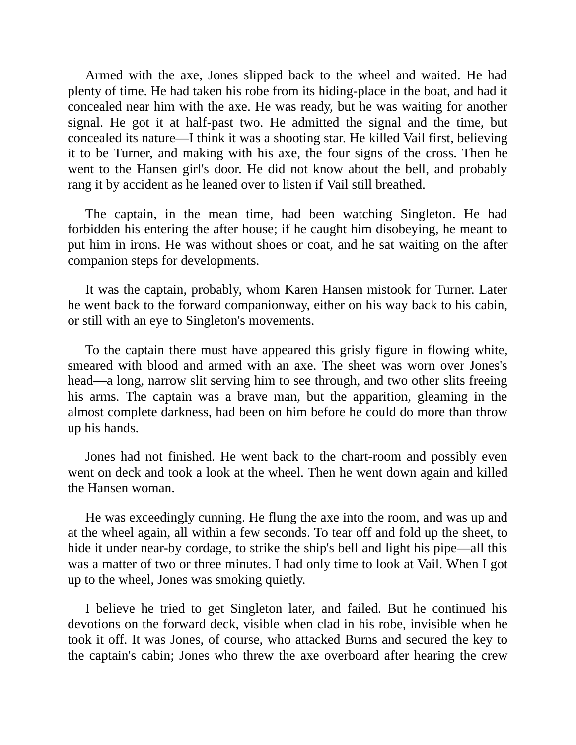Armed with the axe, Jones slipped back to the wheel and waited. He had plenty of time. He had taken his robe from its hiding-place in the boat, and had it concealed near him with the axe. He was ready, but he was waiting for another signal. He got it at half-past two. He admitted the signal and the time, but concealed its nature—I think it was a shooting star. He killed Vail first, believing it to be Turner, and making with his axe, the four signs of the cross. Then he went to the Hansen girl's door. He did not know about the bell, and probably rang it by accident as he leaned over to listen if Vail still breathed.

The captain, in the mean time, had been watching Singleton. He had forbidden his entering the after house; if he caught him disobeying, he meant to put him in irons. He was without shoes or coat, and he sat waiting on the after companion steps for developments.

It was the captain, probably, whom Karen Hansen mistook for Turner. Later he went back to the forward companionway, either on his way back to his cabin, or still with an eye to Singleton's movements.

To the captain there must have appeared this grisly figure in flowing white, smeared with blood and armed with an axe. The sheet was worn over Jones's head—a long, narrow slit serving him to see through, and two other slits freeing his arms. The captain was a brave man, but the apparition, gleaming in the almost complete darkness, had been on him before he could do more than throw up his hands.

Jones had not finished. He went back to the chart-room and possibly even went on deck and took a look at the wheel. Then he went down again and killed the Hansen woman.

He was exceedingly cunning. He flung the axe into the room, and was up and at the wheel again, all within a few seconds. To tear off and fold up the sheet, to hide it under near-by cordage, to strike the ship's bell and light his pipe—all this was a matter of two or three minutes. I had only time to look at Vail. When I got up to the wheel, Jones was smoking quietly.

I believe he tried to get Singleton later, and failed. But he continued his devotions on the forward deck, visible when clad in his robe, invisible when he took it off. It was Jones, of course, who attacked Burns and secured the key to the captain's cabin; Jones who threw the axe overboard after hearing the crew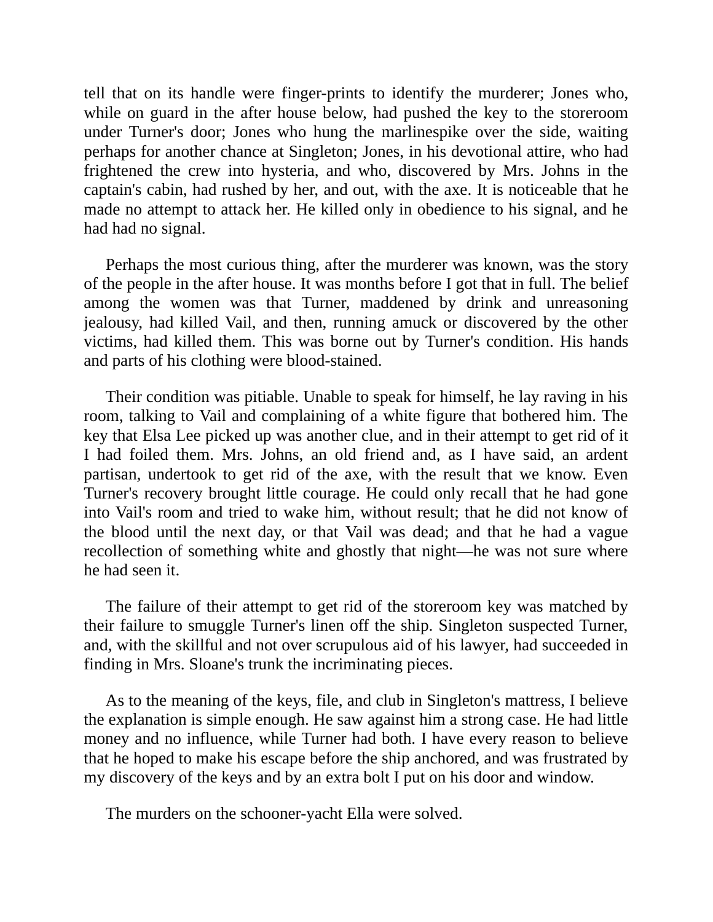tell that on its handle were finger-prints to identify the murderer; Jones who, while on guard in the after house below, had pushed the key to the storeroom under Turner's door; Jones who hung the marlinespike over the side, waiting perhaps for another chance at Singleton; Jones, in his devotional attire, who had frightened the crew into hysteria, and who, discovered by Mrs. Johns in the captain's cabin, had rushed by her, and out, with the axe. It is noticeable that he made no attempt to attack her. He killed only in obedience to his signal, and he had had no signal.

Perhaps the most curious thing, after the murderer was known, was the story of the people in the after house. It was months before I got that in full. The belief among the women was that Turner, maddened by drink and unreasoning jealousy, had killed Vail, and then, running amuck or discovered by the other victims, had killed them. This was borne out by Turner's condition. His hands and parts of his clothing were blood-stained.

Their condition was pitiable. Unable to speak for himself, he lay raving in his room, talking to Vail and complaining of a white figure that bothered him. The key that Elsa Lee picked up was another clue, and in their attempt to get rid of it I had foiled them. Mrs. Johns, an old friend and, as I have said, an ardent partisan, undertook to get rid of the axe, with the result that we know. Even Turner's recovery brought little courage. He could only recall that he had gone into Vail's room and tried to wake him, without result; that he did not know of the blood until the next day, or that Vail was dead; and that he had a vague recollection of something white and ghostly that night—he was not sure where he had seen it.

The failure of their attempt to get rid of the storeroom key was matched by their failure to smuggle Turner's linen off the ship. Singleton suspected Turner, and, with the skillful and not over scrupulous aid of his lawyer, had succeeded in finding in Mrs. Sloane's trunk the incriminating pieces.

As to the meaning of the keys, file, and club in Singleton's mattress, I believe the explanation is simple enough. He saw against him a strong case. He had little money and no influence, while Turner had both. I have every reason to believe that he hoped to make his escape before the ship anchored, and was frustrated by my discovery of the keys and by an extra bolt I put on his door and window.

The murders on the schooner-yacht Ella were solved.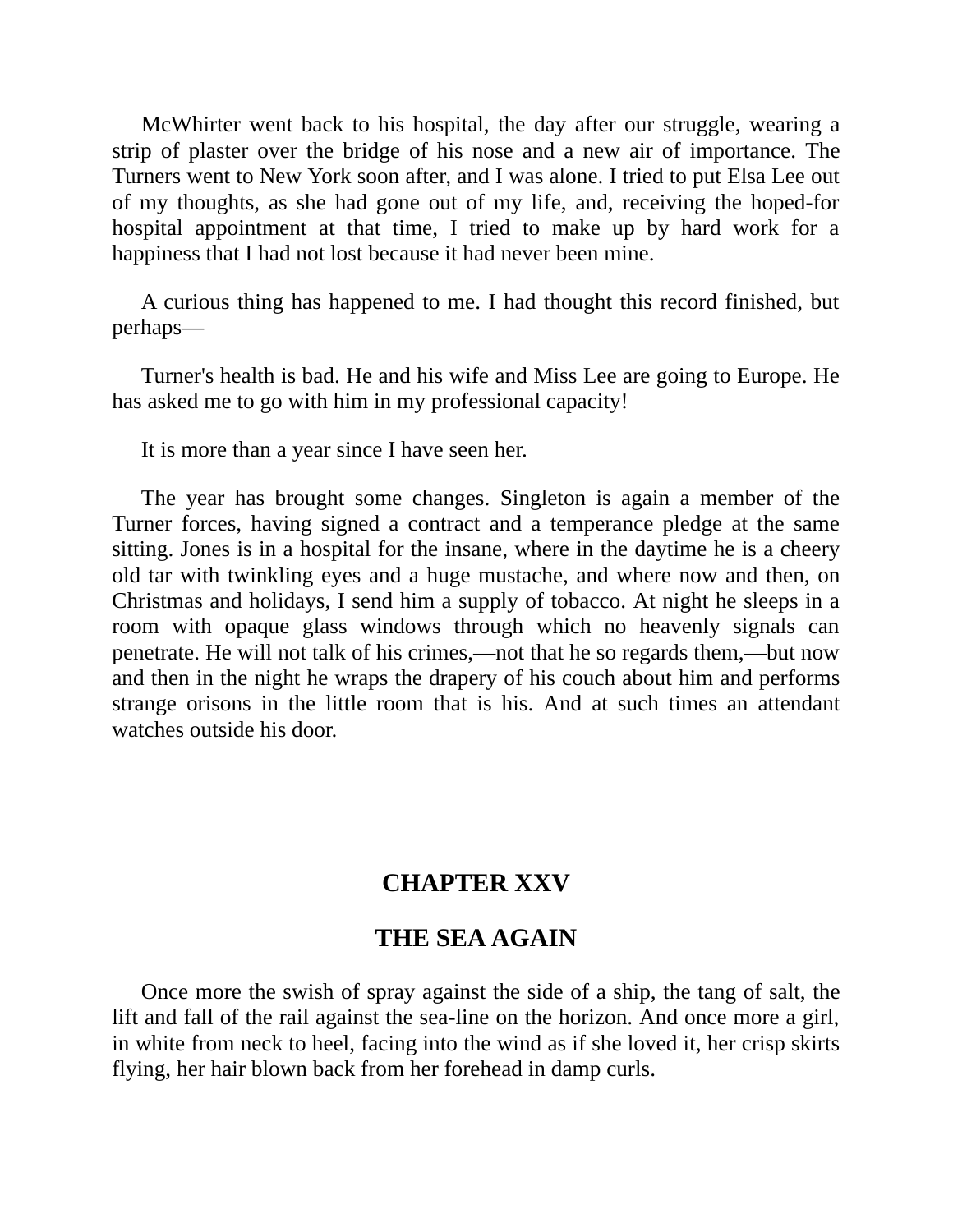McWhirter went back to his hospital, the day after our struggle, wearing a strip of plaster over the bridge of his nose and a new air of importance. The Turners went to New York soon after, and I was alone. I tried to put Elsa Lee out of my thoughts, as she had gone out of my life, and, receiving the hoped-for hospital appointment at that time, I tried to make up by hard work for a happiness that I had not lost because it had never been mine.

A curious thing has happened to me. I had thought this record finished, but perhaps—

Turner's health is bad. He and his wife and Miss Lee are going to Europe. He has asked me to go with him in my professional capacity!

It is more than a year since I have seen her.

The year has brought some changes. Singleton is again a member of the Turner forces, having signed a contract and a temperance pledge at the same sitting. Jones is in a hospital for the insane, where in the daytime he is a cheery old tar with twinkling eyes and a huge mustache, and where now and then, on Christmas and holidays, I send him a supply of tobacco. At night he sleeps in a room with opaque glass windows through which no heavenly signals can penetrate. He will not talk of his crimes,—not that he so regards them,—but now and then in the night he wraps the drapery of his couch about him and performs strange orisons in the little room that is his. And at such times an attendant watches outside his door.

## CHAPTER XXV

## THE SEA AGAIN

Once more the swish of spray against the side of a ship, the tang of salt, the lift and fall of the rail against the sea-line on the horizon. And once more a girl, in white from neck to heel, facing into the wind as if she loved it, her crisp skirts flying, her hair blown back from her forehead in damp curls.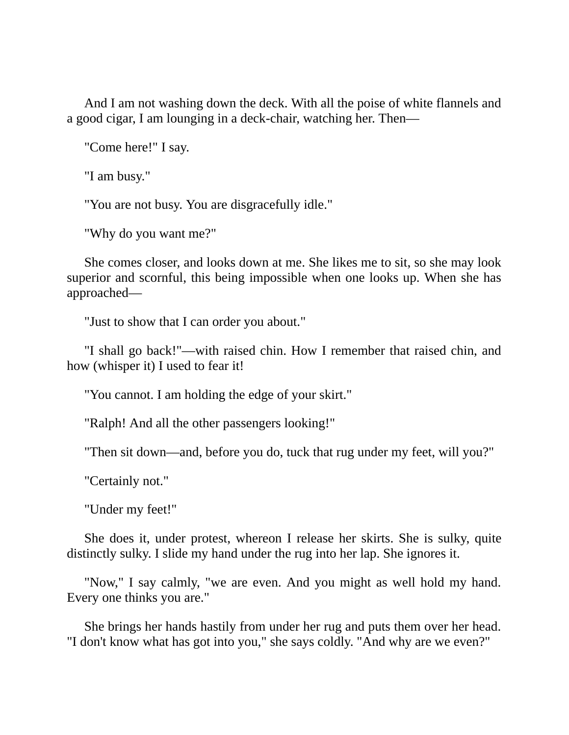And I am not washing down the deck. With all the poise of white flannels and a good cigar, I am lounging in a deck-chair, watching her. Then—

"Come here!" I say.

"I am busy."

"You are not busy. You are disgracefully idle."

"Why do you want me?"

She comes closer, and looks down at me. She likes me to sit, so she may look superior and scornful, this being impossible when one looks up. When she has approached—

"Just to show that I can order you about."

"I shall go back!"—with raised chin. How I remember that raised chin, and how (whisper it) I used to fear it!

"You cannot. I am holding the edge of your skirt."

"Ralph! And all the other passengers looking!"

"Then sit down—and, before you do, tuck that rug under my feet, will you?"

"Certainly not."

"Under my feet!"

She does it, under protest, whereon I release her skirts. She is sulky, quite distinctly sulky. I slide my hand under the rug into her lap. She ignores it.

"Now," I say calmly, "we are even. And you might as well hold my hand. Every one thinks you are."

She brings her hands hastily from under her rug and puts them over her head. "I don't know what has got into you," she says coldly. "And why are we even?"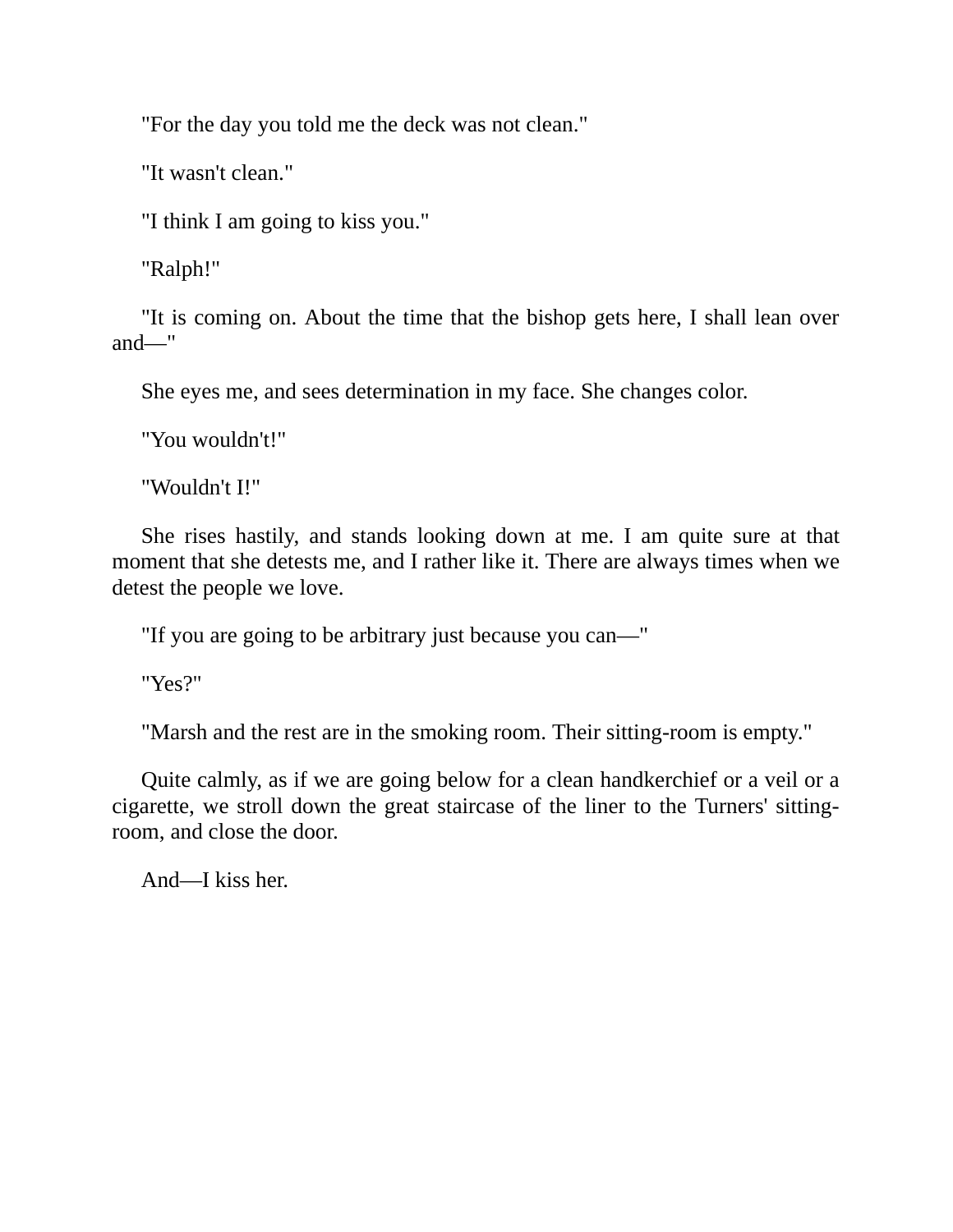"For the day you told me the deck was not clean."

"It wasn't clean."

"I think I am going to kiss you."

"Ralph!"

"It is coming on. About the time that the bishop gets here, I shall lean over and—"

She eyes me, and sees determination in my face. She changes color.

"You wouldn't!"

"Wouldn't I!"

She rises hastily, and stands looking down at me. I am quite sure at that moment that she detests me, and I rather like it. There are always times when we detest the people we love.

"If you are going to be arbitrary just because you can—"

"Yes?"

"Marsh and the rest are in the smoking room. Their sitting-room is empty."

Quite calmly, as if we are going below for a clean handkerchief or a veil or a cigarette, we stroll down the great staircase of the liner to the Turners' sitting-room, and close the door.

And—I kiss her.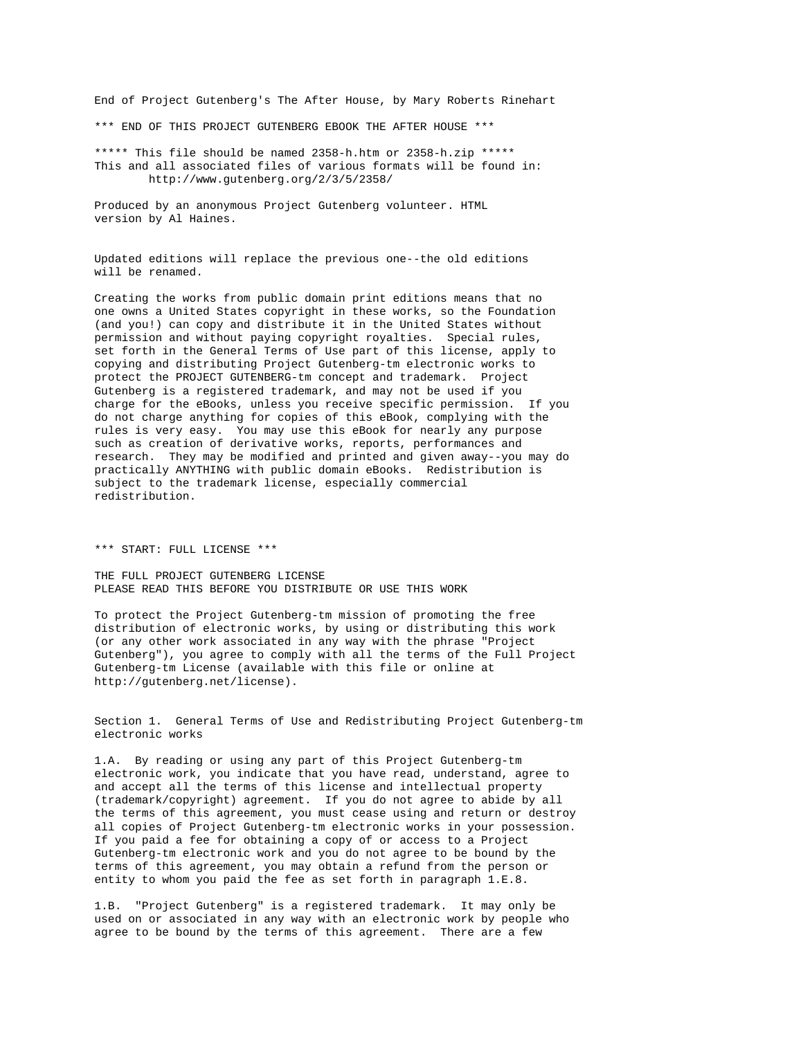End of Project Gutenberg's The After House, by Mary Roberts Rinehart

*** END OF THIS PROJECT GUTENBERG EBOOK THE AFTER HOUSE ***

***** This file should be named 2358-h.htm or 2358-h.zip *****
This and all associated files of various formats will be found in:
        http://www.gutenberg.org/2/3/5/2358/

Produced by an anonymous Project Gutenberg volunteer. HTML
version by Al Haines.

Updated editions will replace the previous one--the old editions
will be renamed.

Creating the works from public domain print editions means that no
one owns a United States copyright in these works, so the Foundation
(and you!) can copy and distribute it in the United States without
permission and without paying copyright royalties.  Special rules,
set forth in the General Terms of Use part of this license, apply to
copying and distributing Project Gutenberg-tm electronic works to
protect the PROJECT GUTENBERG-tm concept and trademark.  Project
Gutenberg is a registered trademark, and may not be used if you
charge for the eBooks, unless you receive specific permission.  If you
do not charge anything for copies of this eBook, complying with the
rules is very easy.  You may use this eBook for nearly any purpose
such as creation of derivative works, reports, performances and
research.  They may be modified and printed and given away--you may do
practically ANYTHING with public domain eBooks.  Redistribution is
subject to the trademark license, especially commercial
redistribution.

*** START: FULL LICENSE ***

THE FULL PROJECT GUTENBERG LICENSE
PLEASE READ THIS BEFORE YOU DISTRIBUTE OR USE THIS WORK

To protect the Project Gutenberg-tm mission of promoting the free
distribution of electronic works, by using or distributing this work
(or any other work associated in any way with the phrase "Project
Gutenberg"), you agree to comply with all the terms of the Full Project
Gutenberg-tm License (available with this file or online at
http://gutenberg.net/license).

Section 1.  General Terms of Use and Redistributing Project Gutenberg-tm
electronic works

1.A.  By reading or using any part of this Project Gutenberg-tm
electronic work, you indicate that you have read, understand, agree to
and accept all the terms of this license and intellectual property
(trademark/copyright) agreement.  If you do not agree to abide by all
the terms of this agreement, you must cease using and return or destroy
all copies of Project Gutenberg-tm electronic works in your possession.
If you paid a fee for obtaining a copy of or access to a Project
Gutenberg-tm electronic work and you do not agree to be bound by the
terms of this agreement, you may obtain a refund from the person or
entity to whom you paid the fee as set forth in paragraph 1.E.8.

1.B.  "Project Gutenberg" is a registered trademark.  It may only be
used on or associated in any way with an electronic work by people who
agree to be bound by the terms of this agreement.  There are a few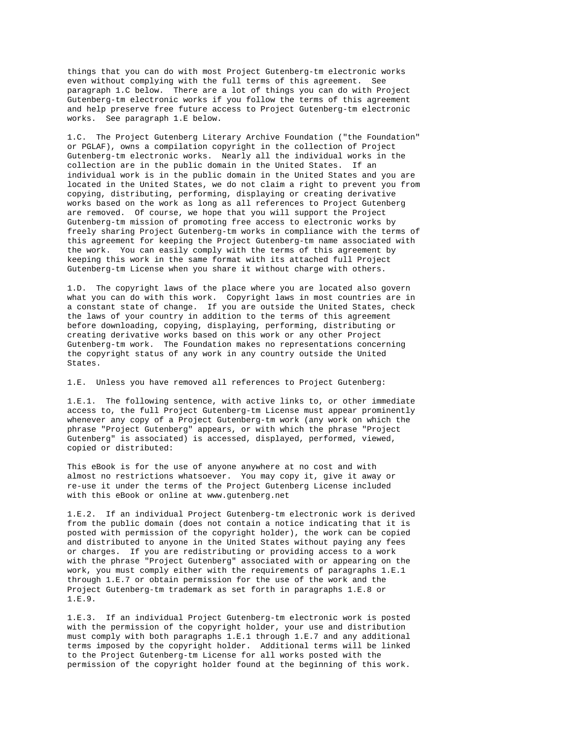things that you can do with most Project Gutenberg-tm electronic works even without complying with the full terms of this agreement. See paragraph 1.C below. There are a lot of things you can do with Project Gutenberg-tm electronic works if you follow the terms of this agreement and help preserve free future access to Project Gutenberg-tm electronic works. See paragraph 1.E below.

1.C. The Project Gutenberg Literary Archive Foundation ("the Foundation" or PGLAF), owns a compilation copyright in the collection of Project Gutenberg-tm electronic works. Nearly all the individual works in the collection are in the public domain in the United States. If an individual work is in the public domain in the United States and you are located in the United States, we do not claim a right to prevent you from copying, distributing, performing, displaying or creating derivative works based on the work as long as all references to Project Gutenberg are removed. Of course, we hope that you will support the Project Gutenberg-tm mission of promoting free access to electronic works by freely sharing Project Gutenberg-tm works in compliance with the terms of this agreement for keeping the Project Gutenberg-tm name associated with the work. You can easily comply with the terms of this agreement by keeping this work in the same format with its attached full Project Gutenberg-tm License when you share it without charge with others.

1.D. The copyright laws of the place where you are located also govern what you can do with this work. Copyright laws in most countries are in a constant state of change. If you are outside the United States, check the laws of your country in addition to the terms of this agreement before downloading, copying, displaying, performing, distributing or creating derivative works based on this work or any other Project Gutenberg-tm work. The Foundation makes no representations concerning the copyright status of any work in any country outside the United States.

1.E. Unless you have removed all references to Project Gutenberg:

1.E.1. The following sentence, with active links to, or other immediate access to, the full Project Gutenberg-tm License must appear prominently whenever any copy of a Project Gutenberg-tm work (any work on which the phrase "Project Gutenberg" appears, or with which the phrase "Project Gutenberg" is associated) is accessed, displayed, performed, viewed, copied or distributed:

This eBook is for the use of anyone anywhere at no cost and with almost no restrictions whatsoever. You may copy it, give it away or re-use it under the terms of the Project Gutenberg License included with this eBook or online at www.gutenberg.net

1.E.2. If an individual Project Gutenberg-tm electronic work is derived from the public domain (does not contain a notice indicating that it is posted with permission of the copyright holder), the work can be copied and distributed to anyone in the United States without paying any fees or charges. If you are redistributing or providing access to a work with the phrase "Project Gutenberg" associated with or appearing on the work, you must comply either with the requirements of paragraphs 1.E.1 through 1.E.7 or obtain permission for the use of the work and the Project Gutenberg-tm trademark as set forth in paragraphs 1.E.8 or 1.E.9.

1.E.3. If an individual Project Gutenberg-tm electronic work is posted with the permission of the copyright holder, your use and distribution must comply with both paragraphs 1.E.1 through 1.E.7 and any additional terms imposed by the copyright holder. Additional terms will be linked to the Project Gutenberg-tm License for all works posted with the permission of the copyright holder found at the beginning of this work.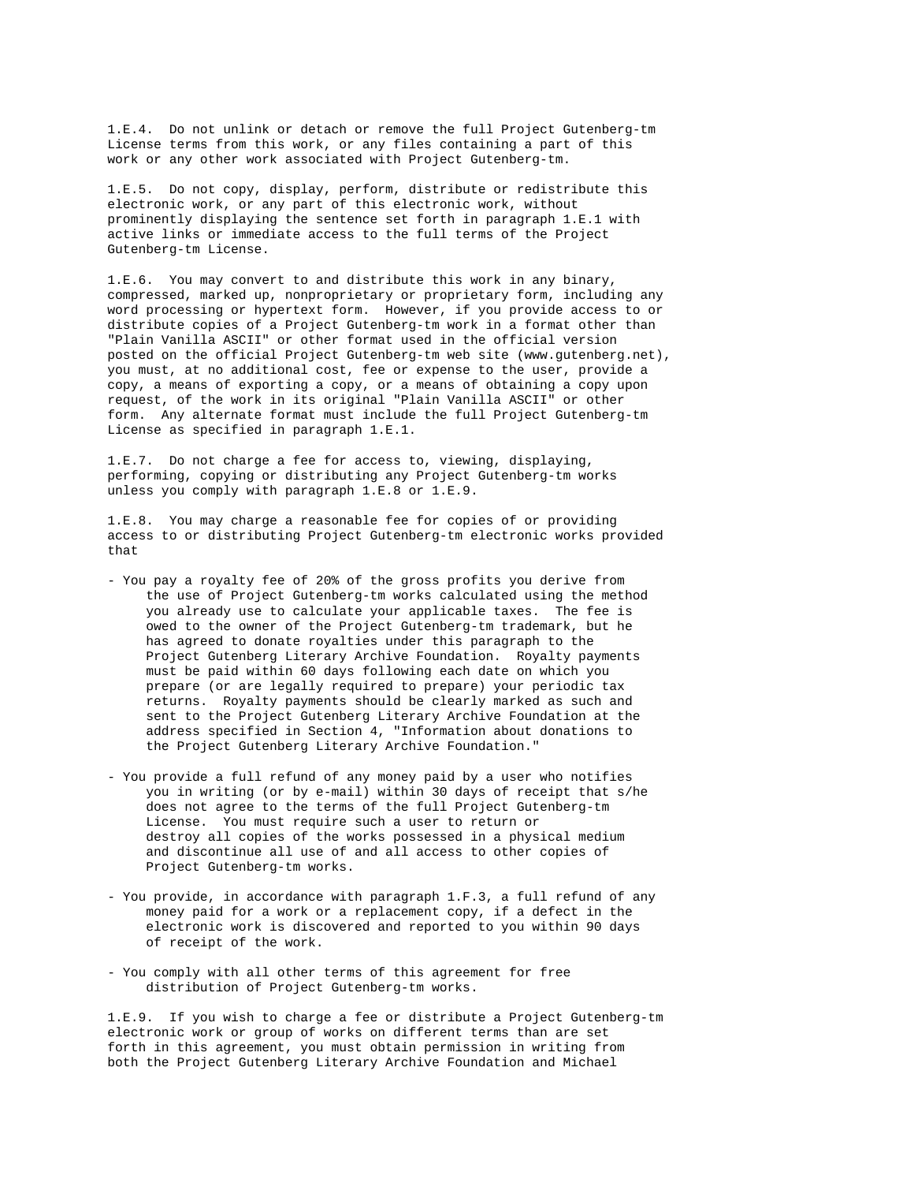1.E.4. Do not unlink or detach or remove the full Project Gutenberg-tm License terms from this work, or any files containing a part of this work or any other work associated with Project Gutenberg-tm.

1.E.5. Do not copy, display, perform, distribute or redistribute this electronic work, or any part of this electronic work, without prominently displaying the sentence set forth in paragraph 1.E.1 with active links or immediate access to the full terms of the Project Gutenberg-tm License.

1.E.6. You may convert to and distribute this work in any binary, compressed, marked up, nonproprietary or proprietary form, including any word processing or hypertext form. However, if you provide access to or distribute copies of a Project Gutenberg-tm work in a format other than "Plain Vanilla ASCII" or other format used in the official version posted on the official Project Gutenberg-tm web site (www.gutenberg.net), you must, at no additional cost, fee or expense to the user, provide a copy, a means of exporting a copy, or a means of obtaining a copy upon request, of the work in its original "Plain Vanilla ASCII" or other form. Any alternate format must include the full Project Gutenberg-tm License as specified in paragraph 1.E.1.

1.E.7. Do not charge a fee for access to, viewing, displaying, performing, copying or distributing any Project Gutenberg-tm works unless you comply with paragraph 1.E.8 or 1.E.9.

1.E.8. You may charge a reasonable fee for copies of or providing access to or distributing Project Gutenberg-tm electronic works provided that

- You pay a royalty fee of 20% of the gross profits you derive from the use of Project Gutenberg-tm works calculated using the method you already use to calculate your applicable taxes. The fee is owed to the owner of the Project Gutenberg-tm trademark, but he has agreed to donate royalties under this paragraph to the Project Gutenberg Literary Archive Foundation. Royalty payments must be paid within 60 days following each date on which you prepare (or are legally required to prepare) your periodic tax returns. Royalty payments should be clearly marked as such and sent to the Project Gutenberg Literary Archive Foundation at the address specified in Section 4, "Information about donations to the Project Gutenberg Literary Archive Foundation."

- You provide a full refund of any money paid by a user who notifies you in writing (or by e-mail) within 30 days of receipt that s/he does not agree to the terms of the full Project Gutenberg-tm License. You must require such a user to return or destroy all copies of the works possessed in a physical medium and discontinue all use of and all access to other copies of Project Gutenberg-tm works.

- You provide, in accordance with paragraph 1.F.3, a full refund of any money paid for a work or a replacement copy, if a defect in the electronic work is discovered and reported to you within 90 days of receipt of the work.

- You comply with all other terms of this agreement for free distribution of Project Gutenberg-tm works.

1.E.9. If you wish to charge a fee or distribute a Project Gutenberg-tm electronic work or group of works on different terms than are set forth in this agreement, you must obtain permission in writing from both the Project Gutenberg Literary Archive Foundation and Michael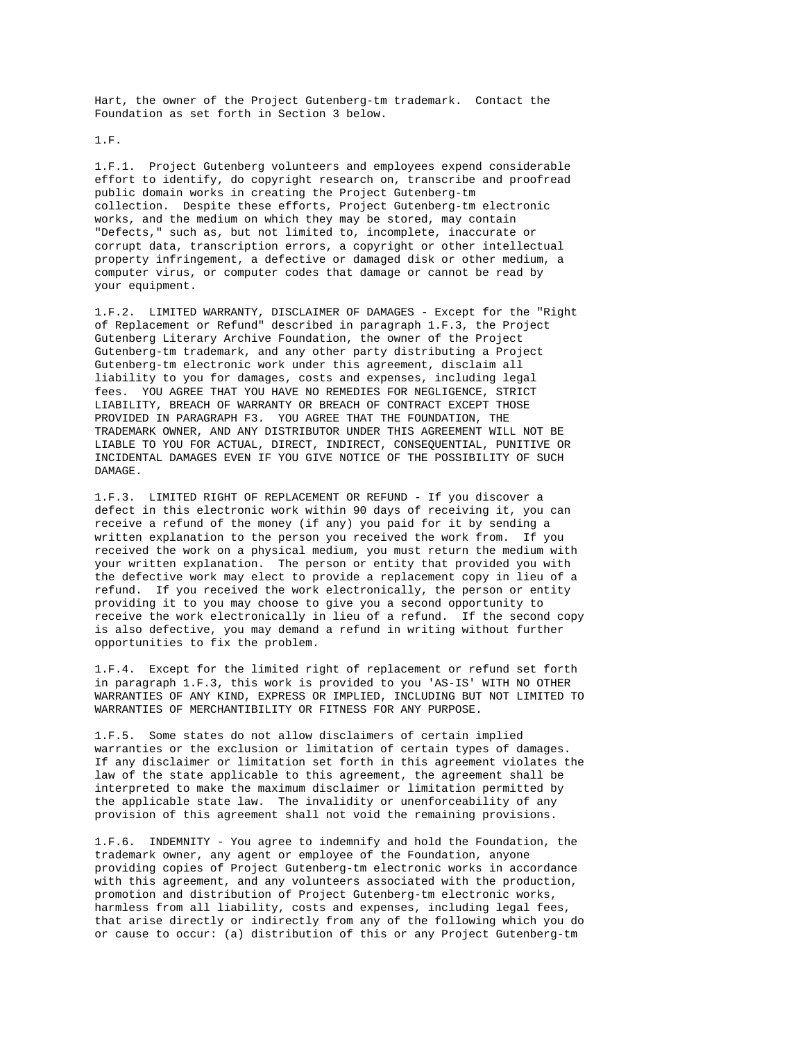Hart, the owner of the Project Gutenberg-tm trademark.  Contact the Foundation as set forth in Section 3 below.

1.F.

1.F.1.  Project Gutenberg volunteers and employees expend considerable effort to identify, do copyright research on, transcribe and proofread public domain works in creating the Project Gutenberg-tm collection.  Despite these efforts, Project Gutenberg-tm electronic works, and the medium on which they may be stored, may contain "Defects," such as, but not limited to, incomplete, inaccurate or corrupt data, transcription errors, a copyright or other intellectual property infringement, a defective or damaged disk or other medium, a computer virus, or computer codes that damage or cannot be read by your equipment.

1.F.2.  LIMITED WARRANTY, DISCLAIMER OF DAMAGES - Except for the "Right of Replacement or Refund" described in paragraph 1.F.3, the Project Gutenberg Literary Archive Foundation, the owner of the Project Gutenberg-tm trademark, and any other party distributing a Project Gutenberg-tm electronic work under this agreement, disclaim all liability to you for damages, costs and expenses, including legal fees.  YOU AGREE THAT YOU HAVE NO REMEDIES FOR NEGLIGENCE, STRICT LIABILITY, BREACH OF WARRANTY OR BREACH OF CONTRACT EXCEPT THOSE PROVIDED IN PARAGRAPH F3.  YOU AGREE THAT THE FOUNDATION, THE TRADEMARK OWNER, AND ANY DISTRIBUTOR UNDER THIS AGREEMENT WILL NOT BE LIABLE TO YOU FOR ACTUAL, DIRECT, INDIRECT, CONSEQUENTIAL, PUNITIVE OR INCIDENTAL DAMAGES EVEN IF YOU GIVE NOTICE OF THE POSSIBILITY OF SUCH DAMAGE.

1.F.3.  LIMITED RIGHT OF REPLACEMENT OR REFUND - If you discover a defect in this electronic work within 90 days of receiving it, you can receive a refund of the money (if any) you paid for it by sending a written explanation to the person you received the work from.  If you received the work on a physical medium, you must return the medium with your written explanation.  The person or entity that provided you with the defective work may elect to provide a replacement copy in lieu of a refund.  If you received the work electronically, the person or entity providing it to you may choose to give you a second opportunity to receive the work electronically in lieu of a refund.  If the second copy is also defective, you may demand a refund in writing without further opportunities to fix the problem.

1.F.4.  Except for the limited right of replacement or refund set forth in paragraph 1.F.3, this work is provided to you 'AS-IS' WITH NO OTHER WARRANTIES OF ANY KIND, EXPRESS OR IMPLIED, INCLUDING BUT NOT LIMITED TO WARRANTIES OF MERCHANTIBILITY OR FITNESS FOR ANY PURPOSE.

1.F.5.  Some states do not allow disclaimers of certain implied warranties or the exclusion or limitation of certain types of damages. If any disclaimer or limitation set forth in this agreement violates the law of the state applicable to this agreement, the agreement shall be interpreted to make the maximum disclaimer or limitation permitted by the applicable state law.  The invalidity or unenforceability of any provision of this agreement shall not void the remaining provisions.

1.F.6.  INDEMNITY - You agree to indemnify and hold the Foundation, the trademark owner, any agent or employee of the Foundation, anyone providing copies of Project Gutenberg-tm electronic works in accordance with this agreement, and any volunteers associated with the production, promotion and distribution of Project Gutenberg-tm electronic works, harmless from all liability, costs and expenses, including legal fees, that arise directly or indirectly from any of the following which you do or cause to occur: (a) distribution of this or any Project Gutenberg-tm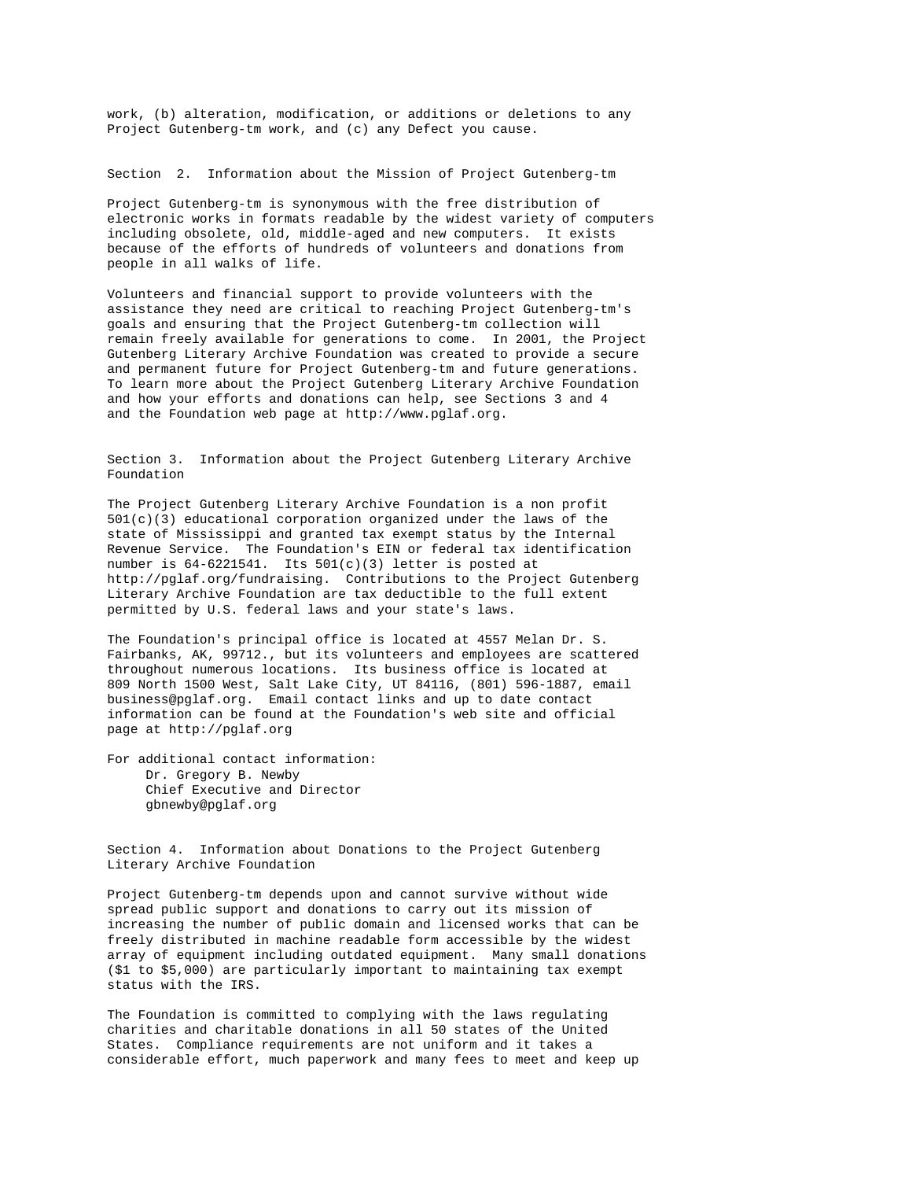work, (b) alteration, modification, or additions or deletions to any Project Gutenberg-tm work, and (c) any Defect you cause.

Section 2. Information about the Mission of Project Gutenberg-tm

Project Gutenberg-tm is synonymous with the free distribution of electronic works in formats readable by the widest variety of computers including obsolete, old, middle-aged and new computers. It exists because of the efforts of hundreds of volunteers and donations from people in all walks of life.

Volunteers and financial support to provide volunteers with the assistance they need are critical to reaching Project Gutenberg-tm's goals and ensuring that the Project Gutenberg-tm collection will remain freely available for generations to come. In 2001, the Project Gutenberg Literary Archive Foundation was created to provide a secure and permanent future for Project Gutenberg-tm and future generations. To learn more about the Project Gutenberg Literary Archive Foundation and how your efforts and donations can help, see Sections 3 and 4 and the Foundation web page at http://www.pglaf.org.

Section 3. Information about the Project Gutenberg Literary Archive Foundation

The Project Gutenberg Literary Archive Foundation is a non profit 501(c)(3) educational corporation organized under the laws of the state of Mississippi and granted tax exempt status by the Internal Revenue Service. The Foundation's EIN or federal tax identification number is 64-6221541. Its 501(c)(3) letter is posted at http://pglaf.org/fundraising. Contributions to the Project Gutenberg Literary Archive Foundation are tax deductible to the full extent permitted by U.S. federal laws and your state's laws.

The Foundation's principal office is located at 4557 Melan Dr. S. Fairbanks, AK, 99712., but its volunteers and employees are scattered throughout numerous locations. Its business office is located at 809 North 1500 West, Salt Lake City, UT 84116, (801) 596-1887, email business@pglaf.org. Email contact links and up to date contact information can be found at the Foundation's web site and official page at http://pglaf.org

For additional contact information:
Dr. Gregory B. Newby
Chief Executive and Director
gbnewby@pglaf.org

Section 4. Information about Donations to the Project Gutenberg Literary Archive Foundation

Project Gutenberg-tm depends upon and cannot survive without wide spread public support and donations to carry out its mission of increasing the number of public domain and licensed works that can be freely distributed in machine readable form accessible by the widest array of equipment including outdated equipment. Many small donations ($1 to $5,000) are particularly important to maintaining tax exempt status with the IRS.

The Foundation is committed to complying with the laws regulating charities and charitable donations in all 50 states of the United States. Compliance requirements are not uniform and it takes a considerable effort, much paperwork and many fees to meet and keep up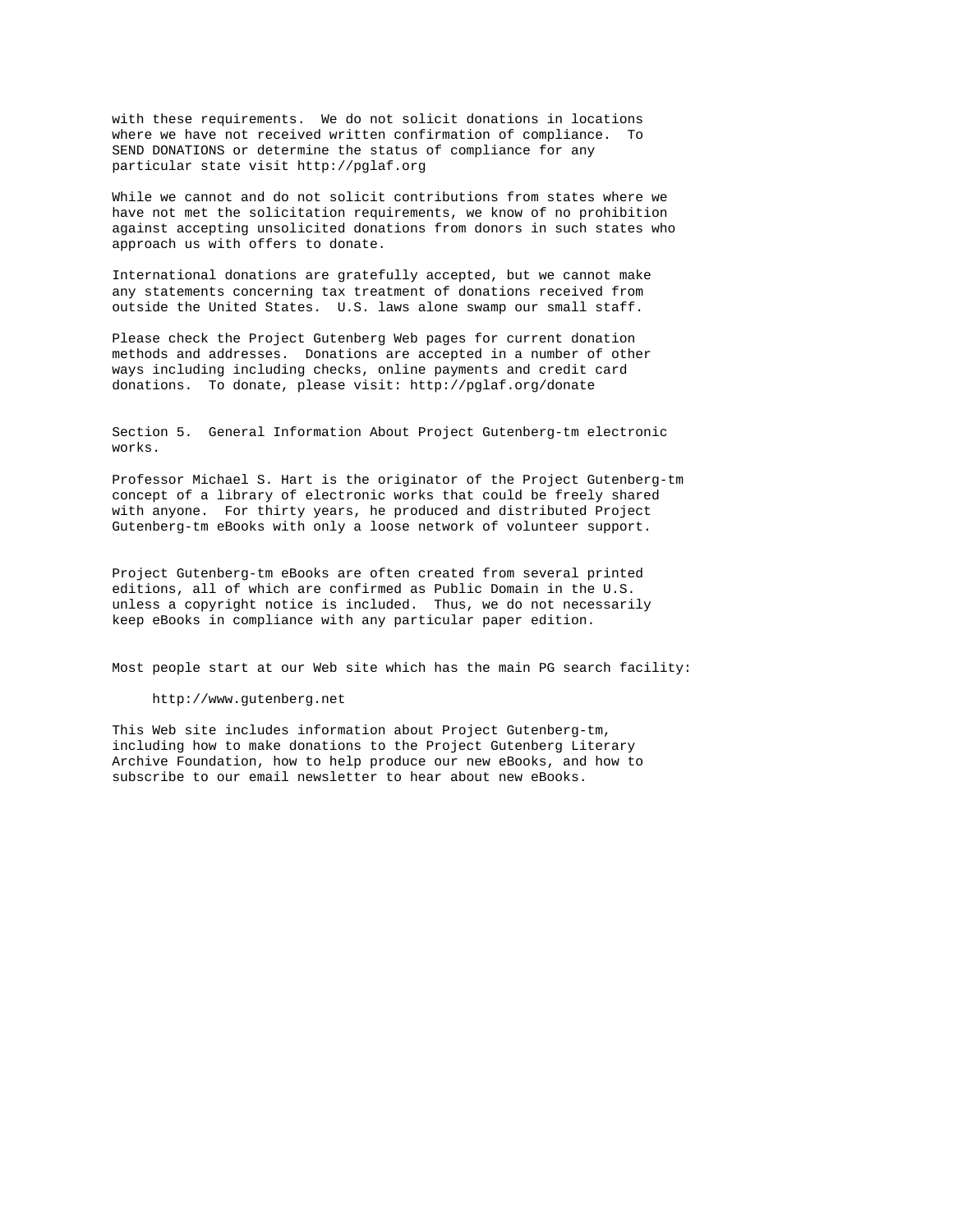with these requirements. We do not solicit donations in locations where we have not received written confirmation of compliance. To SEND DONATIONS or determine the status of compliance for any particular state visit http://pglaf.org

While we cannot and do not solicit contributions from states where we have not met the solicitation requirements, we know of no prohibition against accepting unsolicited donations from donors in such states who approach us with offers to donate.

International donations are gratefully accepted, but we cannot make any statements concerning tax treatment of donations received from outside the United States. U.S. laws alone swamp our small staff.

Please check the Project Gutenberg Web pages for current donation methods and addresses. Donations are accepted in a number of other ways including including checks, online payments and credit card donations. To donate, please visit: http://pglaf.org/donate

Section 5. General Information About Project Gutenberg-tm electronic works.

Professor Michael S. Hart is the originator of the Project Gutenberg-tm concept of a library of electronic works that could be freely shared with anyone. For thirty years, he produced and distributed Project Gutenberg-tm eBooks with only a loose network of volunteer support.

Project Gutenberg-tm eBooks are often created from several printed editions, all of which are confirmed as Public Domain in the U.S. unless a copyright notice is included. Thus, we do not necessarily keep eBooks in compliance with any particular paper edition.

Most people start at our Web site which has the main PG search facility:

http://www.gutenberg.net

This Web site includes information about Project Gutenberg-tm, including how to make donations to the Project Gutenberg Literary Archive Foundation, how to help produce our new eBooks, and how to subscribe to our email newsletter to hear about new eBooks.